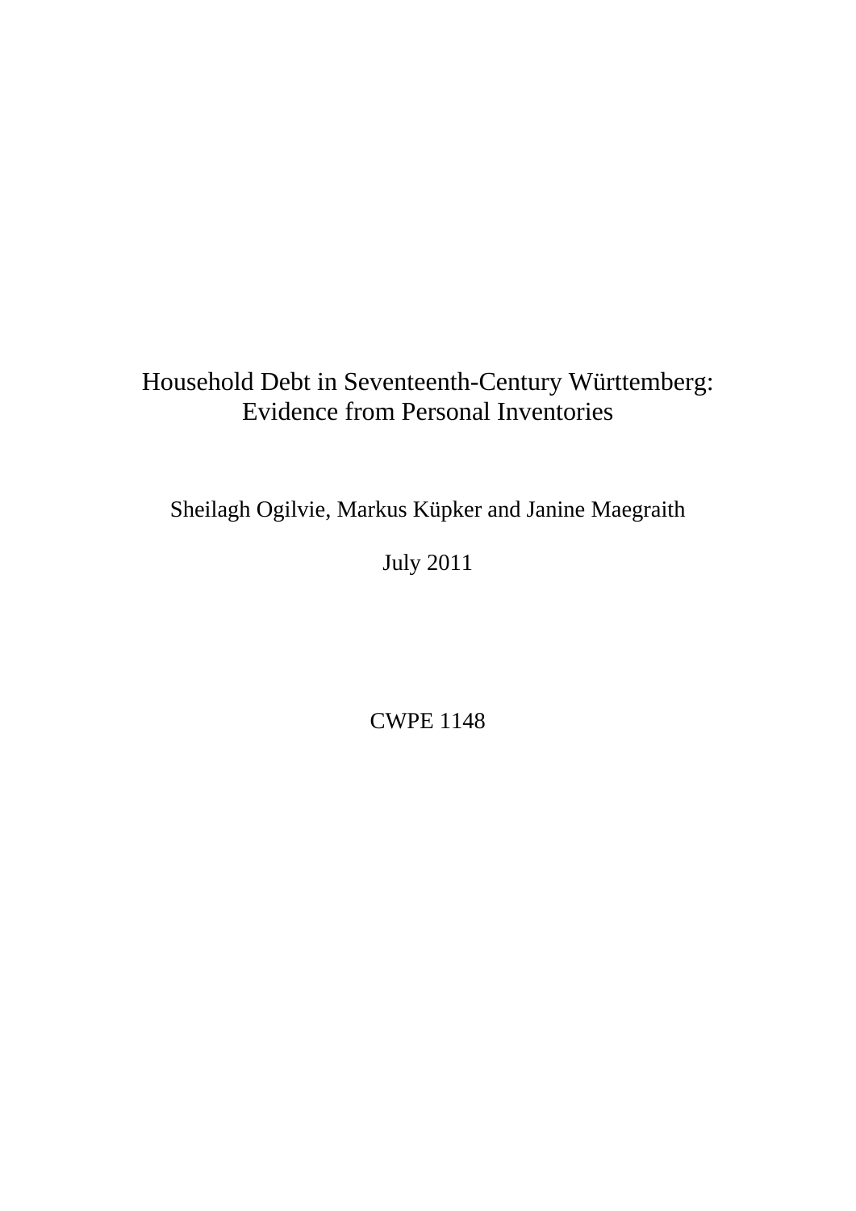# Household Debt in Seventeenth-Century Württemberg: Evidence from Personal Inventories

Sheilagh Ogilvie, Markus Küpker and Janine Maegraith

July 2011

CWPE 1148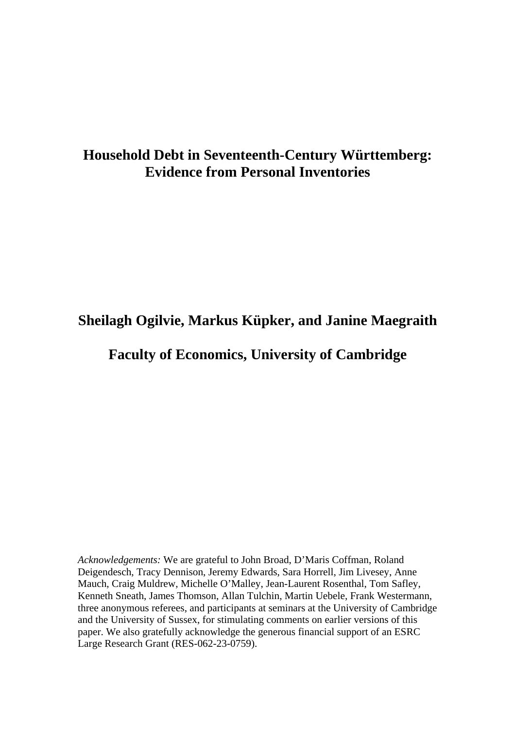# Household Debt in Seventeenth-Century Württemberg: Evidence from Personal Inventories

**Sheilagh Ogilvie, Markus Küpker, and Janine Maegraith**

**Faculty of Economics, University of Cambridge**

*Acknowledgements:* We are grateful to John Broad, D'Maris Coffman, Roland Deigendesch, Tracy Dennison, Jeremy Edwards, Sara Horrell, Jim Livesey, Anne Mauch, Craig Muldrew, Michelle O'Malley, Jean-Laurent Rosenthal, Tom Safley, Kenneth Sneath, James Thomson, Allan Tulchin, Martin Uebele, Frank Westermann, three anonymous referees, and participants at seminars at the University of Cambridge and the University of Sussex, for stimulating comments on earlier versions of this paper. We also gratefully acknowledge the generous financial support of an ESRC Large Research Grant (RES-062-23-0759).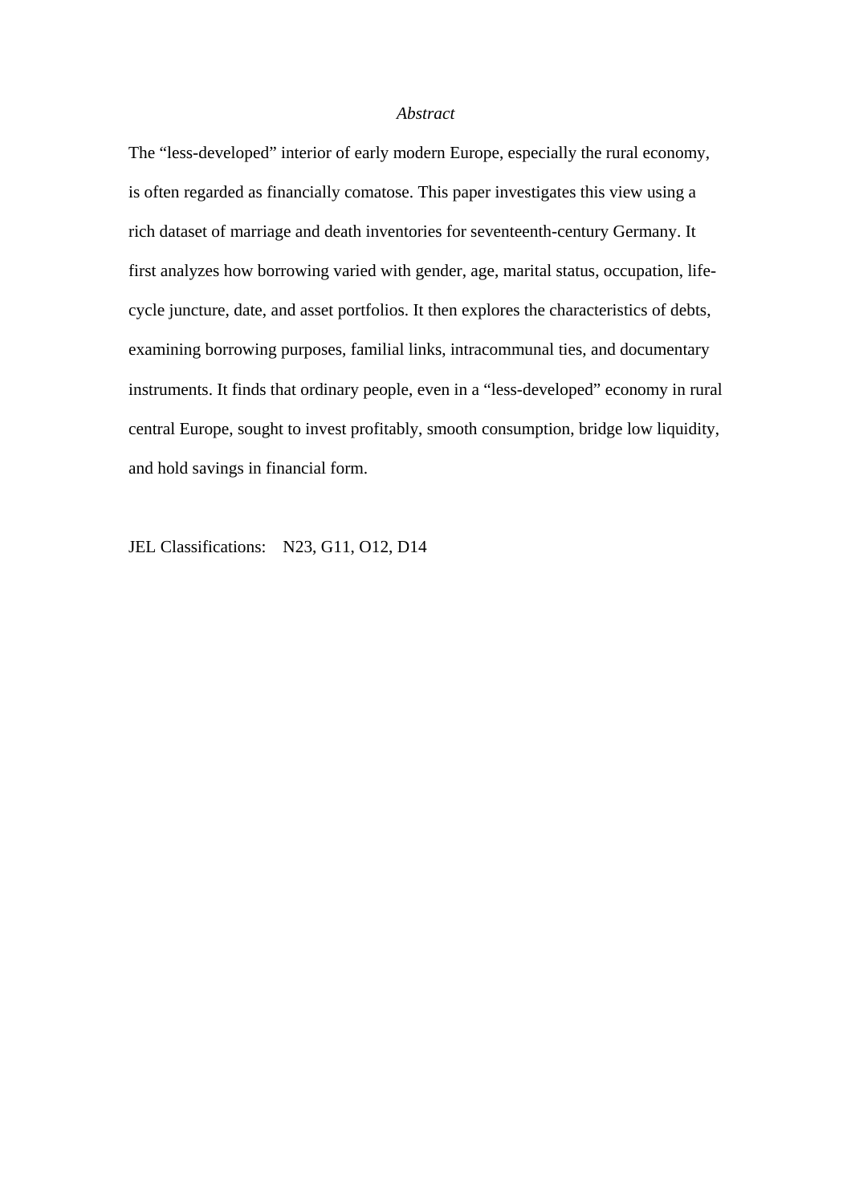*Abstract*

The "less-developed" interior of early modern Europe, especially the rural economy, is often regarded as financially comatose. This paper investigates this view using a rich dataset of marriage and death inventories for seventeenth-century Germany. It first analyzes how borrowing varied with gender, age, marital status, occupation, life-cycle juncture, date, and asset portfolios. It then explores the characteristics of debts, examining borrowing purposes, familial links, intracommunal ties, and documentary instruments. It finds that ordinary people, even in a "less-developed" economy in rural central Europe, sought to invest profitably, smooth consumption, bridge low liquidity, and hold savings in financial form.

JEL Classifications: N23, G11, O12, D14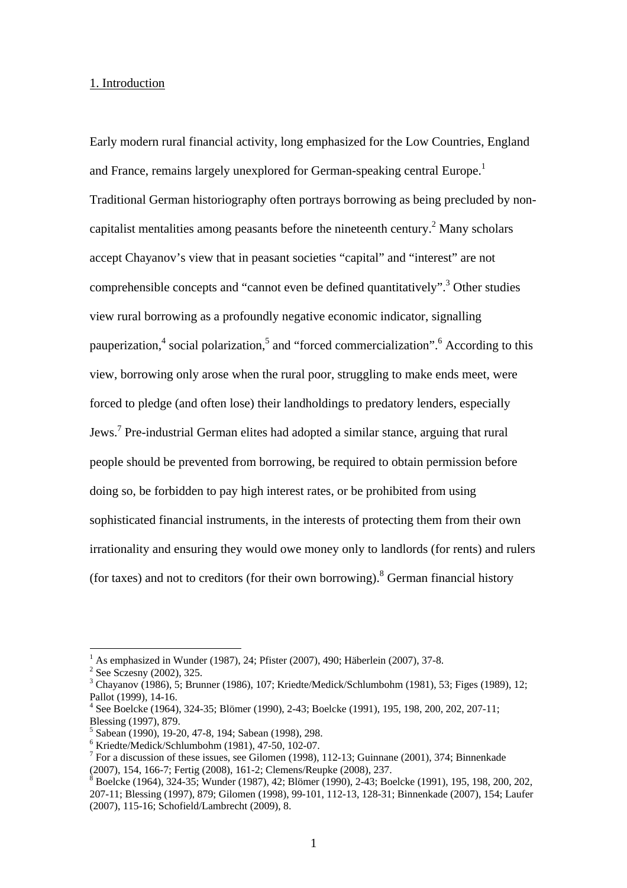## 1. Introduction

Early modern rural financial activity, long emphasized for the Low Countries, England and France, remains largely unexplored for German-speaking central Europe.[1] Traditional German historiography often portrays borrowing as being precluded by non-capitalist mentalities among peasants before the nineteenth century.[2] Many scholars accept Chayanov's view that in peasant societies "capital" and "interest" are not comprehensible concepts and "cannot even be defined quantitatively".[3] Other studies view rural borrowing as a profoundly negative economic indicator, signalling pauperization,[4] social polarization,[5] and "forced commercialization".[6] According to this view, borrowing only arose when the rural poor, struggling to make ends meet, were forced to pledge (and often lose) their landholdings to predatory lenders, especially Jews.[7] Pre-industrial German elites had adopted a similar stance, arguing that rural people should be prevented from borrowing, be required to obtain permission before doing so, be forbidden to pay high interest rates, or be prohibited from using sophisticated financial instruments, in the interests of protecting them from their own irrationality and ensuring they would owe money only to landlords (for rents) and rulers (for taxes) and not to creditors (for their own borrowing).[8] German financial history

---

[1] As emphasized in Wunder (1987), 24; Pfister (2007), 490; Häberlein (2007), 37-8.

[2] See Sczesny (2002), 325.

[3] Chayanov (1986), 5; Brunner (1986), 107; Kriedte/Medick/Schlumbohm (1981), 53; Figes (1989), 12; Pallot (1999), 14-16.

[4] See Boelcke (1964), 324-35; Blömer (1990), 2-43; Boelcke (1991), 195, 198, 200, 202, 207-11; Blessing (1997), 879.

[5] Sabean (1990), 19-20, 47-8, 194; Sabean (1998), 298.

[6] Kriedte/Medick/Schlumbohm (1981), 47-50, 102-07.

[7] For a discussion of these issues, see Gilomen (1998), 112-13; Guinnane (2001), 374; Binnenkade (2007), 154, 166-7; Fertig (2008), 161-2; Clemens/Reupke (2008), 237.

[8] Boelcke (1964), 324-35; Wunder (1987), 42; Blömer (1990), 2-43; Boelcke (1991), 195, 198, 200, 202, 207-11; Blessing (1997), 879; Gilomen (1998), 99-101, 112-13, 128-31; Binnenkade (2007), 154; Laufer (2007), 115-16; Schofield/Lambrecht (2009), 8.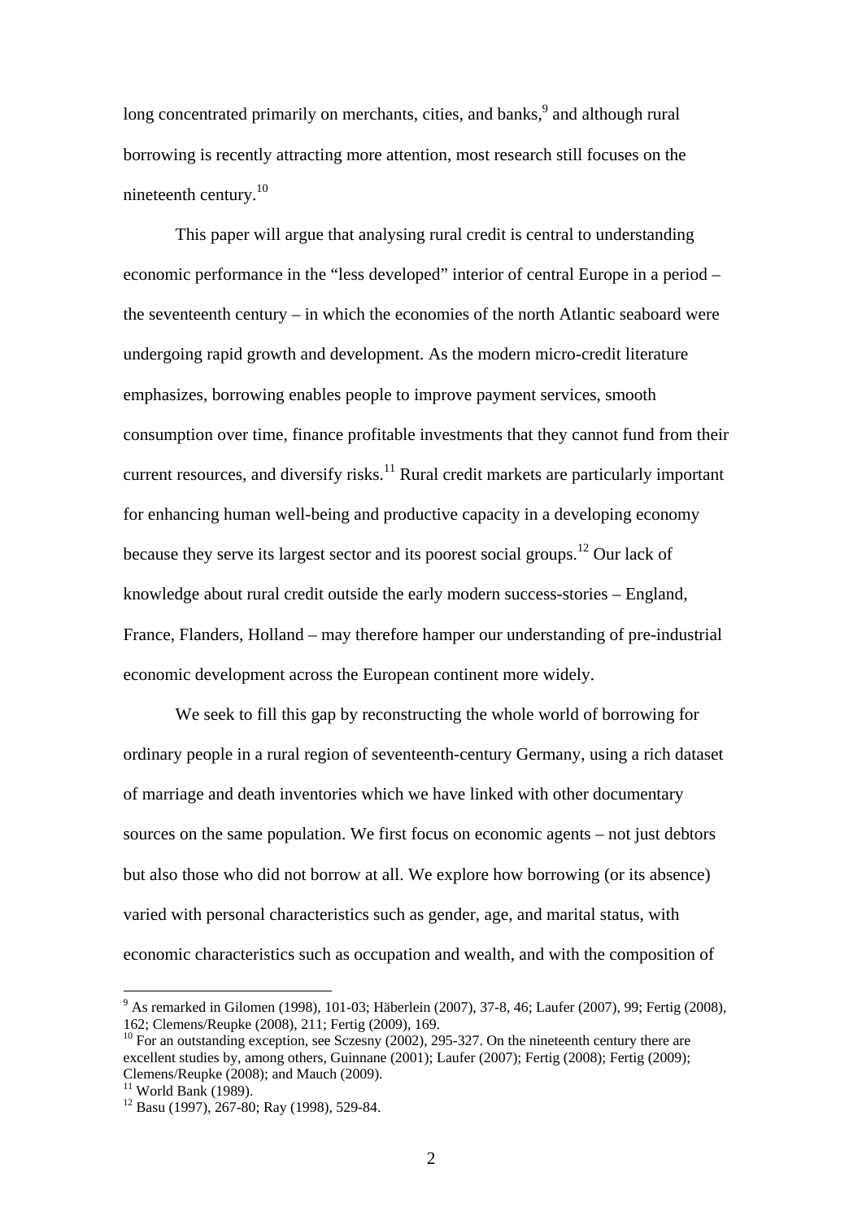long concentrated primarily on merchants, cities, and banks,[9] and although rural borrowing is recently attracting more attention, most research still focuses on the nineteenth century.[10]

This paper will argue that analysing rural credit is central to understanding economic performance in the "less developed" interior of central Europe in a period – the seventeenth century – in which the economies of the north Atlantic seaboard were undergoing rapid growth and development. As the modern micro-credit literature emphasizes, borrowing enables people to improve payment services, smooth consumption over time, finance profitable investments that they cannot fund from their current resources, and diversify risks.[11] Rural credit markets are particularly important for enhancing human well-being and productive capacity in a developing economy because they serve its largest sector and its poorest social groups.[12] Our lack of knowledge about rural credit outside the early modern success-stories – England, France, Flanders, Holland – may therefore hamper our understanding of pre-industrial economic development across the European continent more widely.

We seek to fill this gap by reconstructing the whole world of borrowing for ordinary people in a rural region of seventeenth-century Germany, using a rich dataset of marriage and death inventories which we have linked with other documentary sources on the same population. We first focus on economic agents – not just debtors but also those who did not borrow at all. We explore how borrowing (or its absence) varied with personal characteristics such as gender, age, and marital status, with economic characteristics such as occupation and wealth, and with the composition of

---

[9] As remarked in Gilomen (1998), 101-03; Häberlein (2007), 37-8, 46; Laufer (2007), 99; Fertig (2008), 162; Clemens/Reupke (2008), 211; Fertig (2009), 169.

[10] For an outstanding exception, see Sczesny (2002), 295-327. On the nineteenth century there are excellent studies by, among others, Guinnane (2001); Laufer (2007); Fertig (2008); Fertig (2009); Clemens/Reupke (2008); and Mauch (2009).

[11] World Bank (1989).

[12] Basu (1997), 267-80; Ray (1998), 529-84.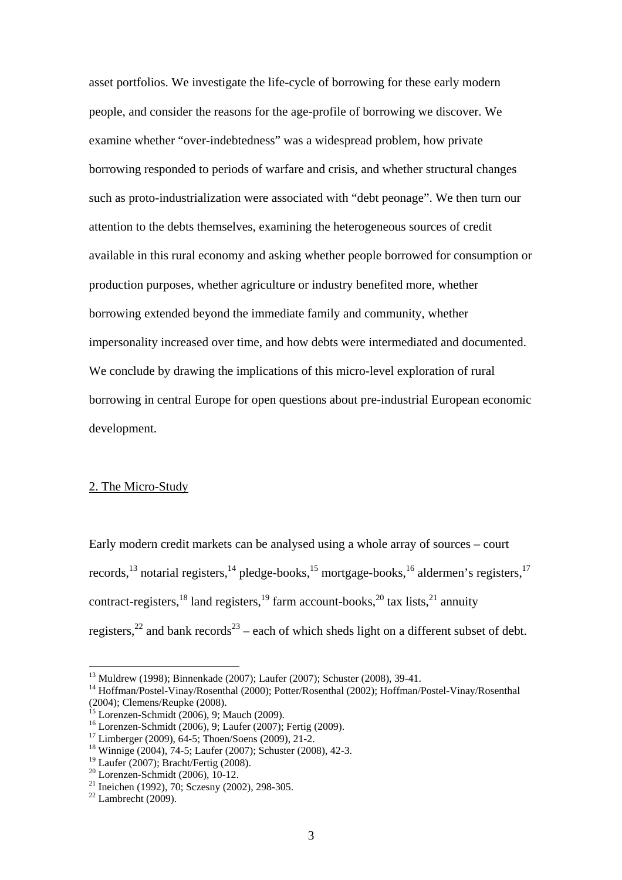asset portfolios. We investigate the life-cycle of borrowing for these early modern people, and consider the reasons for the age-profile of borrowing we discover. We examine whether "over-indebtedness" was a widespread problem, how private borrowing responded to periods of warfare and crisis, and whether structural changes such as proto-industrialization were associated with "debt peonage". We then turn our attention to the debts themselves, examining the heterogeneous sources of credit available in this rural economy and asking whether people borrowed for consumption or production purposes, whether agriculture or industry benefited more, whether borrowing extended beyond the immediate family and community, whether impersonality increased over time, and how debts were intermediated and documented. We conclude by drawing the implications of this micro-level exploration of rural borrowing in central Europe for open questions about pre-industrial European economic development.

## 2. The Micro-Study

Early modern credit markets can be analysed using a whole array of sources – court records,[13] notarial registers,[14] pledge-books,[15] mortgage-books,[16] aldermen's registers,[17] contract-registers,[18] land registers,[19] farm account-books,[20] tax lists,[21] annuity registers,[22] and bank records[23] – each of which sheds light on a different subset of debt.

---

[13] Muldrew (1998); Binnenkade (2007); Laufer (2007); Schuster (2008), 39-41.

[14] Hoffman/Postel-Vinay/Rosenthal (2000); Potter/Rosenthal (2002); Hoffman/Postel-Vinay/Rosenthal (2004); Clemens/Reupke (2008).

[15] Lorenzen-Schmidt (2006), 9; Mauch (2009).

[16] Lorenzen-Schmidt (2006), 9; Laufer (2007); Fertig (2009).

[17] Limberger (2009), 64-5; Thoen/Soens (2009), 21-2.

[18] Winnige (2004), 74-5; Laufer (2007); Schuster (2008), 42-3.

[19] Laufer (2007); Bracht/Fertig (2008).

[20] Lorenzen-Schmidt (2006), 10-12.

[21] Ineichen (1992), 70; Sczesny (2002), 298-305.

[22] Lambrecht (2009).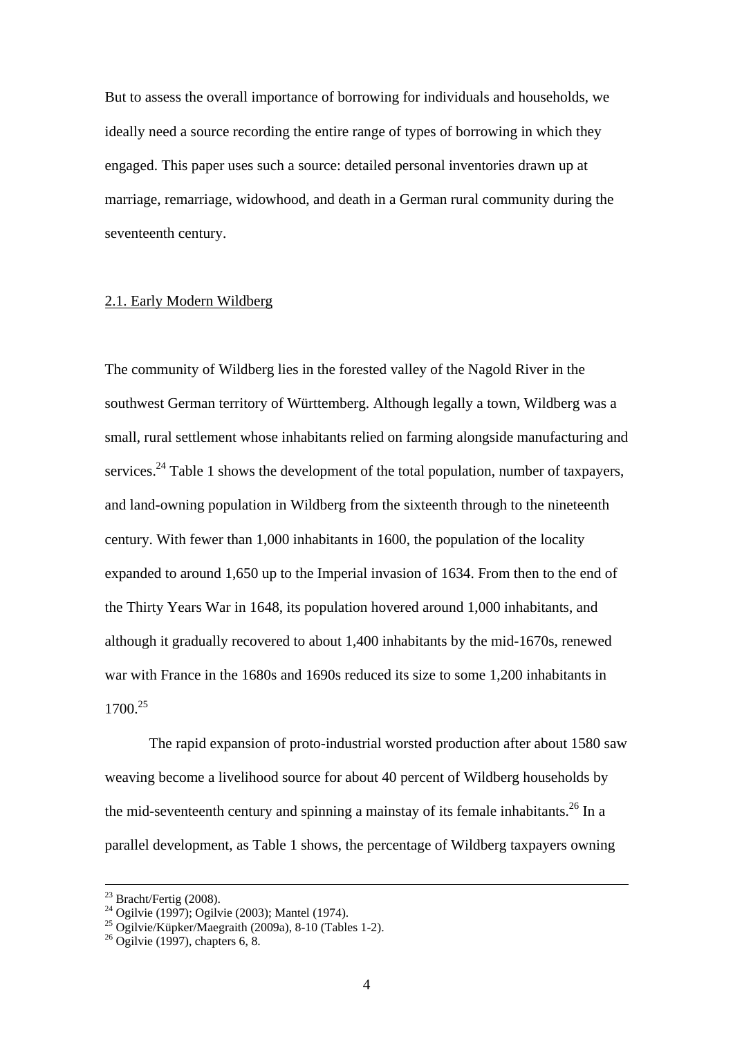But to assess the overall importance of borrowing for individuals and households, we ideally need a source recording the entire range of types of borrowing in which they engaged. This paper uses such a source: detailed personal inventories drawn up at marriage, remarriage, widowhood, and death in a German rural community during the seventeenth century.

## 2.1. Early Modern Wildberg

The community of Wildberg lies in the forested valley of the Nagold River in the southwest German territory of Württemberg. Although legally a town, Wildberg was a small, rural settlement whose inhabitants relied on farming alongside manufacturing and services.[24] Table 1 shows the development of the total population, number of taxpayers, and land-owning population in Wildberg from the sixteenth through to the nineteenth century. With fewer than 1,000 inhabitants in 1600, the population of the locality expanded to around 1,650 up to the Imperial invasion of 1634. From then to the end of the Thirty Years War in 1648, its population hovered around 1,000 inhabitants, and although it gradually recovered to about 1,400 inhabitants by the mid-1670s, renewed war with France in the 1680s and 1690s reduced its size to some 1,200 inhabitants in 1700.[25]

The rapid expansion of proto-industrial worsted production after about 1580 saw weaving become a livelihood source for about 40 percent of Wildberg households by the mid-seventeenth century and spinning a mainstay of its female inhabitants.[26] In a parallel development, as Table 1 shows, the percentage of Wildberg taxpayers owning

---

[23] Bracht/Fertig (2008).

[24] Ogilvie (1997); Ogilvie (2003); Mantel (1974).

[25] Ogilvie/Küpker/Maegraith (2009a), 8-10 (Tables 1-2).

[26] Ogilvie (1997), chapters 6, 8.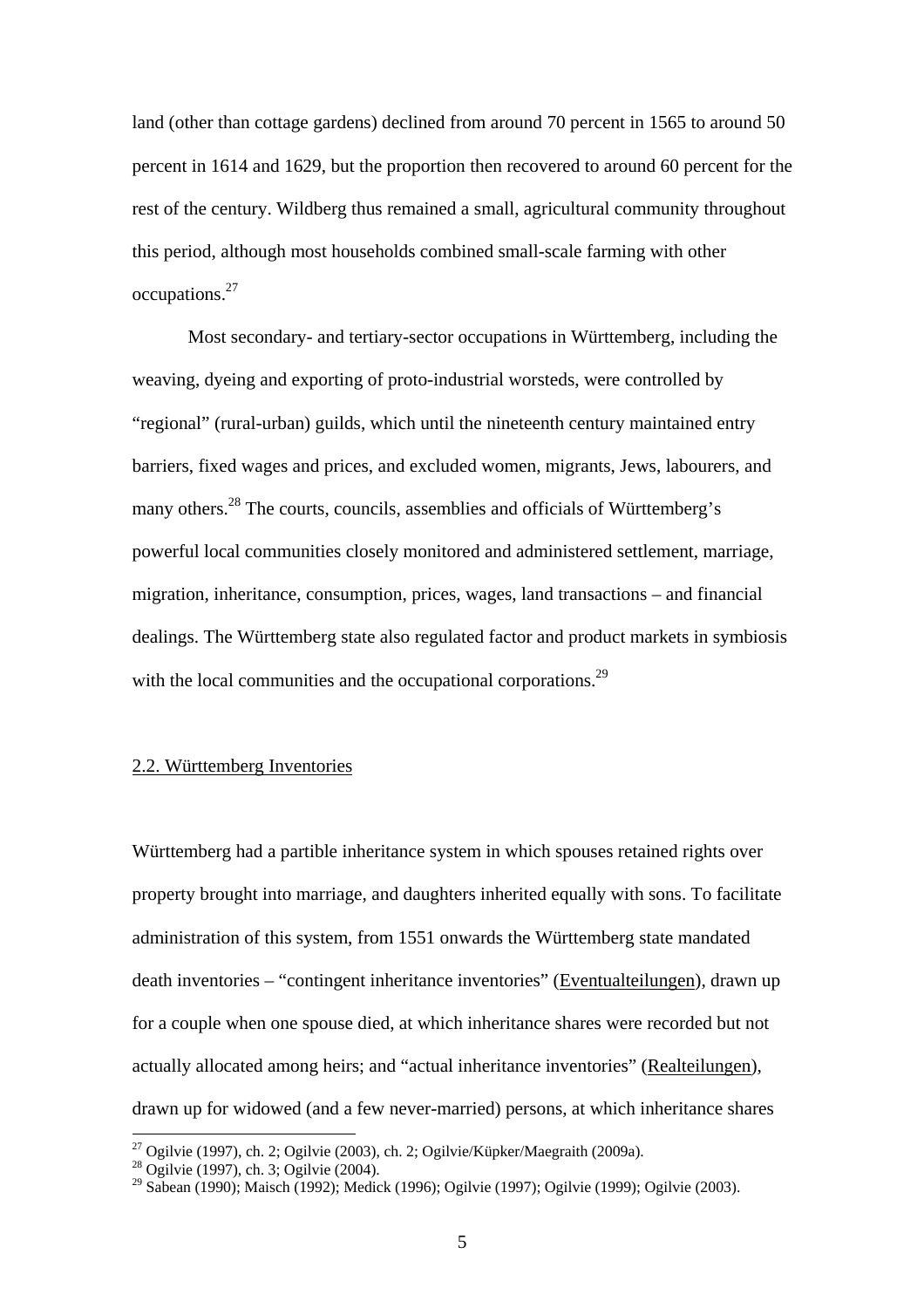land (other than cottage gardens) declined from around 70 percent in 1565 to around 50 percent in 1614 and 1629, but the proportion then recovered to around 60 percent for the rest of the century. Wildberg thus remained a small, agricultural community throughout this period, although most households combined small-scale farming with other occupations.[27]

Most secondary- and tertiary-sector occupations in Württemberg, including the weaving, dyeing and exporting of proto-industrial worsteds, were controlled by "regional" (rural-urban) guilds, which until the nineteenth century maintained entry barriers, fixed wages and prices, and excluded women, migrants, Jews, labourers, and many others.[28] The courts, councils, assemblies and officials of Württemberg's powerful local communities closely monitored and administered settlement, marriage, migration, inheritance, consumption, prices, wages, land transactions – and financial dealings. The Württemberg state also regulated factor and product markets in symbiosis with the local communities and the occupational corporations.[29]

## 2.2. Württemberg Inventories

Württemberg had a partible inheritance system in which spouses retained rights over property brought into marriage, and daughters inherited equally with sons. To facilitate administration of this system, from 1551 onwards the Württemberg state mandated death inventories – "contingent inheritance inventories" (Eventualteilungen), drawn up for a couple when one spouse died, at which inheritance shares were recorded but not actually allocated among heirs; and "actual inheritance inventories" (Realteilungen), drawn up for widowed (and a few never-married) persons, at which inheritance shares

[27] Ogilvie (1997), ch. 2; Ogilvie (2003), ch. 2; Ogilvie/Küpker/Maegraith (2009a).

[28] Ogilvie (1997), ch. 3; Ogilvie (2004).

[29] Sabean (1990); Maisch (1992); Medick (1996); Ogilvie (1997); Ogilvie (1999); Ogilvie (2003).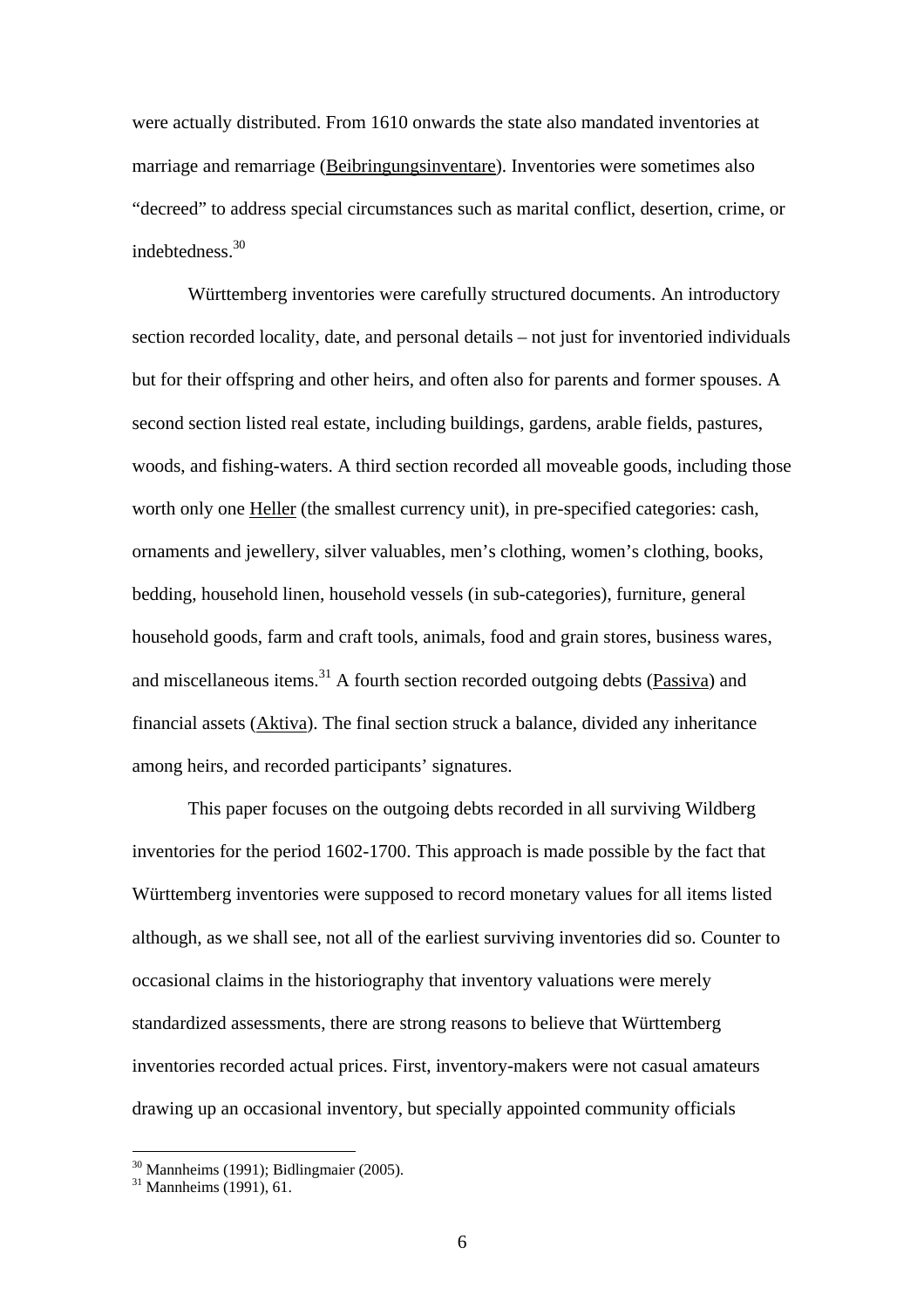were actually distributed. From 1610 onwards the state also mandated inventories at marriage and remarriage (Beibringungsinventare). Inventories were sometimes also "decreed" to address special circumstances such as marital conflict, desertion, crime, or indebtedness.[30]

Württemberg inventories were carefully structured documents. An introductory section recorded locality, date, and personal details – not just for inventoried individuals but for their offspring and other heirs, and often also for parents and former spouses. A second section listed real estate, including buildings, gardens, arable fields, pastures, woods, and fishing-waters. A third section recorded all moveable goods, including those worth only one Heller (the smallest currency unit), in pre-specified categories: cash, ornaments and jewellery, silver valuables, men's clothing, women's clothing, books, bedding, household linen, household vessels (in sub-categories), furniture, general household goods, farm and craft tools, animals, food and grain stores, business wares, and miscellaneous items.[31] A fourth section recorded outgoing debts (Passiva) and financial assets (Aktiva). The final section struck a balance, divided any inheritance among heirs, and recorded participants' signatures.

This paper focuses on the outgoing debts recorded in all surviving Wildberg inventories for the period 1602-1700. This approach is made possible by the fact that Württemberg inventories were supposed to record monetary values for all items listed although, as we shall see, not all of the earliest surviving inventories did so. Counter to occasional claims in the historiography that inventory valuations were merely standardized assessments, there are strong reasons to believe that Württemberg inventories recorded actual prices. First, inventory-makers were not casual amateurs drawing up an occasional inventory, but specially appointed community officials

[30] Mannheims (1991); Bidlingmaier (2005).

[31] Mannheims (1991), 61.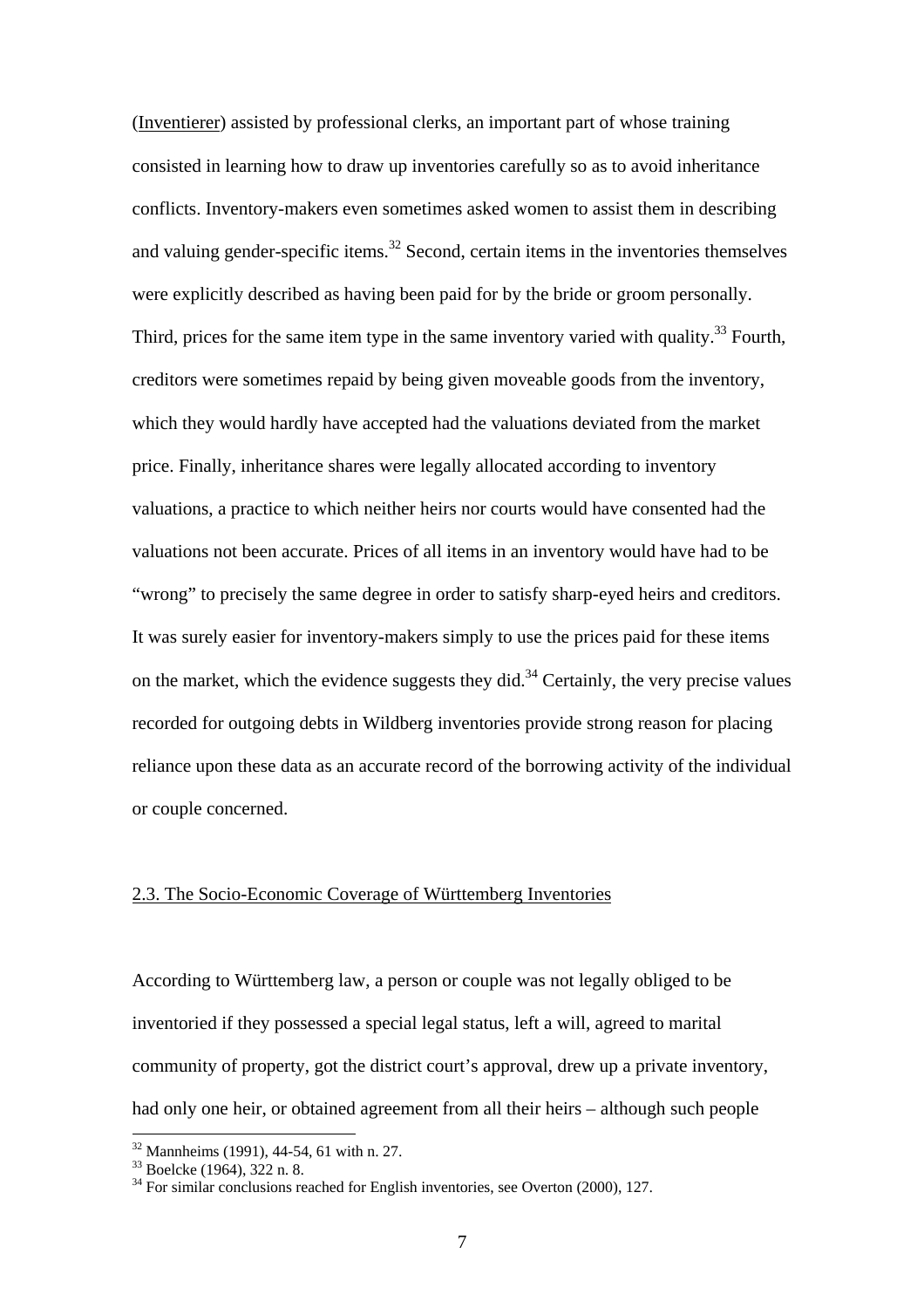(Inventierer) assisted by professional clerks, an important part of whose training consisted in learning how to draw up inventories carefully so as to avoid inheritance conflicts. Inventory-makers even sometimes asked women to assist them in describing and valuing gender-specific items.[32] Second, certain items in the inventories themselves were explicitly described as having been paid for by the bride or groom personally. Third, prices for the same item type in the same inventory varied with quality.[33] Fourth, creditors were sometimes repaid by being given moveable goods from the inventory, which they would hardly have accepted had the valuations deviated from the market price. Finally, inheritance shares were legally allocated according to inventory valuations, a practice to which neither heirs nor courts would have consented had the valuations not been accurate. Prices of all items in an inventory would have had to be "wrong" to precisely the same degree in order to satisfy sharp-eyed heirs and creditors. It was surely easier for inventory-makers simply to use the prices paid for these items on the market, which the evidence suggests they did.[34] Certainly, the very precise values recorded for outgoing debts in Wildberg inventories provide strong reason for placing reliance upon these data as an accurate record of the borrowing activity of the individual or couple concerned.

## 2.3. The Socio-Economic Coverage of Württemberg Inventories

According to Württemberg law, a person or couple was not legally obliged to be inventoried if they possessed a special legal status, left a will, agreed to marital community of property, got the district court's approval, drew up a private inventory, had only one heir, or obtained agreement from all their heirs – although such people

[32] Mannheims (1991), 44-54, 61 with n. 27.

[33] Boelcke (1964), 322 n. 8.

[34] For similar conclusions reached for English inventories, see Overton (2000), 127.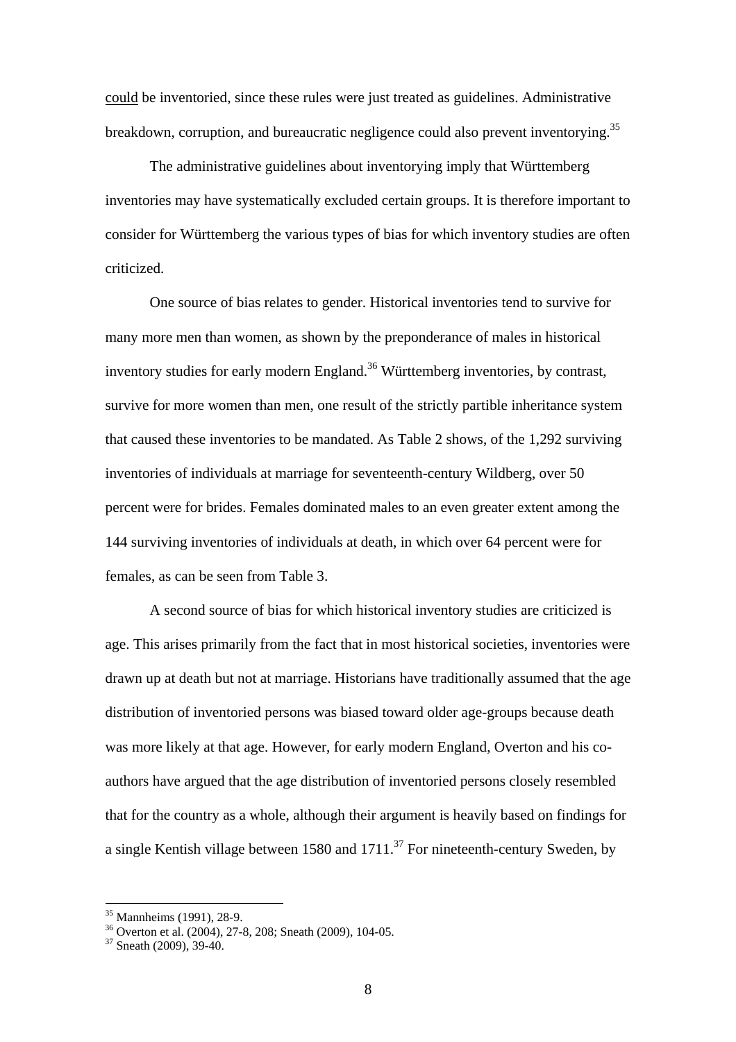could be inventoried, since these rules were just treated as guidelines. Administrative breakdown, corruption, and bureaucratic negligence could also prevent inventorying.[35]

The administrative guidelines about inventorying imply that Württemberg inventories may have systematically excluded certain groups. It is therefore important to consider for Württemberg the various types of bias for which inventory studies are often criticized.

One source of bias relates to gender. Historical inventories tend to survive for many more men than women, as shown by the preponderance of males in historical inventory studies for early modern England.[36] Württemberg inventories, by contrast, survive for more women than men, one result of the strictly partible inheritance system that caused these inventories to be mandated. As Table 2 shows, of the 1,292 surviving inventories of individuals at marriage for seventeenth-century Wildberg, over 50 percent were for brides. Females dominated males to an even greater extent among the 144 surviving inventories of individuals at death, in which over 64 percent were for females, as can be seen from Table 3.

A second source of bias for which historical inventory studies are criticized is age. This arises primarily from the fact that in most historical societies, inventories were drawn up at death but not at marriage. Historians have traditionally assumed that the age distribution of inventoried persons was biased toward older age-groups because death was more likely at that age. However, for early modern England, Overton and his co-authors have argued that the age distribution of inventoried persons closely resembled that for the country as a whole, although their argument is heavily based on findings for a single Kentish village between 1580 and 1711.[37] For nineteenth-century Sweden, by

---

[35] Mannheims (1991), 28-9.

[36] Overton et al. (2004), 27-8, 208; Sneath (2009), 104-05.

[37] Sneath (2009), 39-40.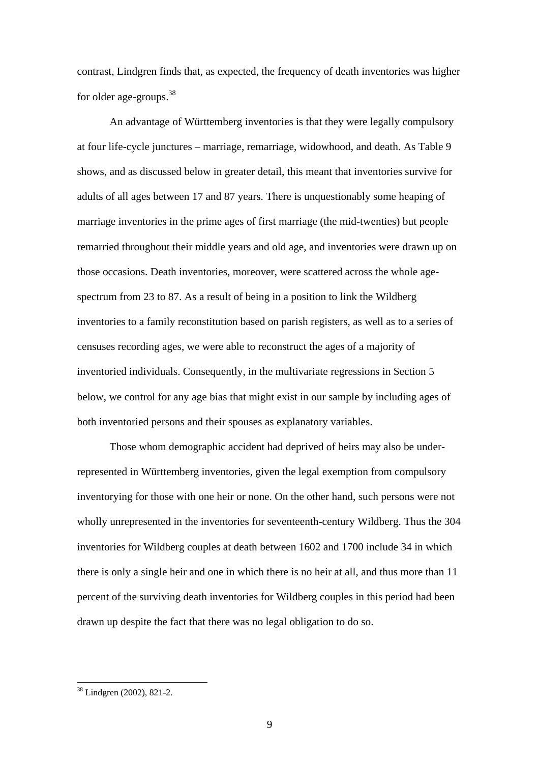contrast, Lindgren finds that, as expected, the frequency of death inventories was higher for older age-groups.[38]

An advantage of Württemberg inventories is that they were legally compulsory at four life-cycle junctures – marriage, remarriage, widowhood, and death. As Table 9 shows, and as discussed below in greater detail, this meant that inventories survive for adults of all ages between 17 and 87 years. There is unquestionably some heaping of marriage inventories in the prime ages of first marriage (the mid-twenties) but people remarried throughout their middle years and old age, and inventories were drawn up on those occasions. Death inventories, moreover, were scattered across the whole age-spectrum from 23 to 87. As a result of being in a position to link the Wildberg inventories to a family reconstitution based on parish registers, as well as to a series of censuses recording ages, we were able to reconstruct the ages of a majority of inventoried individuals. Consequently, in the multivariate regressions in Section 5 below, we control for any age bias that might exist in our sample by including ages of both inventoried persons and their spouses as explanatory variables.

Those whom demographic accident had deprived of heirs may also be under-represented in Württemberg inventories, given the legal exemption from compulsory inventorying for those with one heir or none. On the other hand, such persons were not wholly unrepresented in the inventories for seventeenth-century Wildberg. Thus the 304 inventories for Wildberg couples at death between 1602 and 1700 include 34 in which there is only a single heir and one in which there is no heir at all, and thus more than 11 percent of the surviving death inventories for Wildberg couples in this period had been drawn up despite the fact that there was no legal obligation to do so.

[38] Lindgren (2002), 821-2.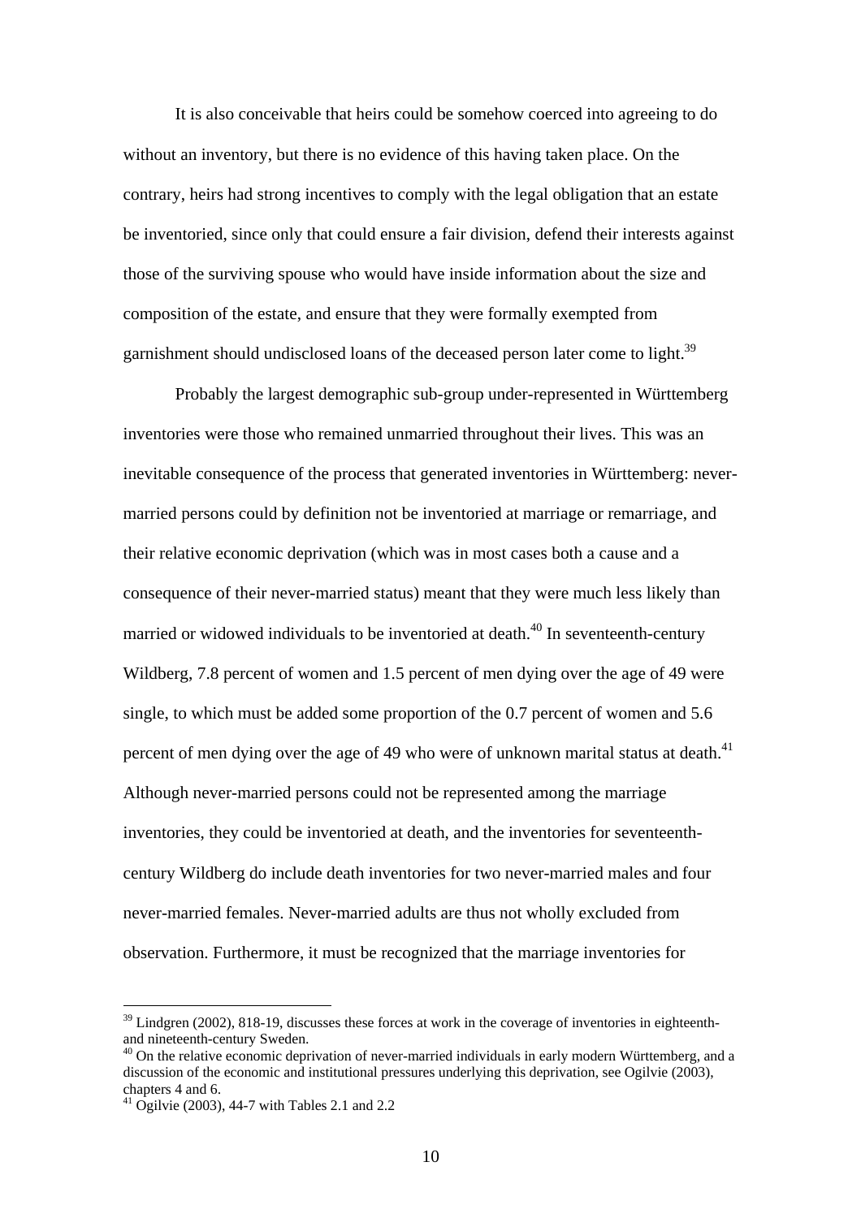It is also conceivable that heirs could be somehow coerced into agreeing to do without an inventory, but there is no evidence of this having taken place. On the contrary, heirs had strong incentives to comply with the legal obligation that an estate be inventoried, since only that could ensure a fair division, defend their interests against those of the surviving spouse who would have inside information about the size and composition of the estate, and ensure that they were formally exempted from garnishment should undisclosed loans of the deceased person later come to light.[39]

Probably the largest demographic sub-group under-represented in Württemberg inventories were those who remained unmarried throughout their lives. This was an inevitable consequence of the process that generated inventories in Württemberg: never-married persons could by definition not be inventoried at marriage or remarriage, and their relative economic deprivation (which was in most cases both a cause and a consequence of their never-married status) meant that they were much less likely than married or widowed individuals to be inventoried at death.[40] In seventeenth-century Wildberg, 7.8 percent of women and 1.5 percent of men dying over the age of 49 were single, to which must be added some proportion of the 0.7 percent of women and 5.6 percent of men dying over the age of 49 who were of unknown marital status at death.[41] Although never-married persons could not be represented among the marriage inventories, they could be inventoried at death, and the inventories for seventeenth-century Wildberg do include death inventories for two never-married males and four never-married females. Never-married adults are thus not wholly excluded from observation. Furthermore, it must be recognized that the marriage inventories for

---

[39] Lindgren (2002), 818-19, discusses these forces at work in the coverage of inventories in eighteenth- and nineteenth-century Sweden.

[40] On the relative economic deprivation of never-married individuals in early modern Württemberg, and a discussion of the economic and institutional pressures underlying this deprivation, see Ogilvie (2003), chapters 4 and 6.

[41] Ogilvie (2003), 44-7 with Tables 2.1 and 2.2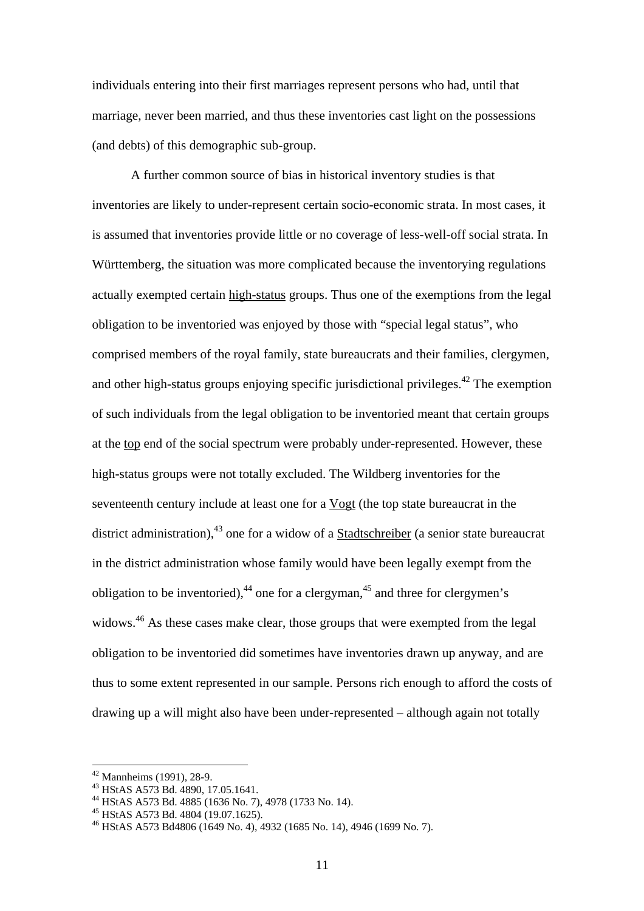individuals entering into their first marriages represent persons who had, until that marriage, never been married, and thus these inventories cast light on the possessions (and debts) of this demographic sub-group.

A further common source of bias in historical inventory studies is that inventories are likely to under-represent certain socio-economic strata. In most cases, it is assumed that inventories provide little or no coverage of less-well-off social strata. In Württemberg, the situation was more complicated because the inventorying regulations actually exempted certain <u>high-status</u> groups. Thus one of the exemptions from the legal obligation to be inventoried was enjoyed by those with "special legal status", who comprised members of the royal family, state bureaucrats and their families, clergymen, and other high-status groups enjoying specific jurisdictional privileges.[42] The exemption of such individuals from the legal obligation to be inventoried meant that certain groups at the <u>top</u> end of the social spectrum were probably under-represented. However, these high-status groups were not totally excluded. The Wildberg inventories for the seventeenth century include at least one for a <u>Vogt</u> (the top state bureaucrat in the district administration),[43] one for a widow of a <u>Stadtschreiber</u> (a senior state bureaucrat in the district administration whose family would have been legally exempt from the obligation to be inventoried),[44] one for a clergyman,[45] and three for clergymen's widows.[46] As these cases make clear, those groups that were exempted from the legal obligation to be inventoried did sometimes have inventories drawn up anyway, and are thus to some extent represented in our sample. Persons rich enough to afford the costs of drawing up a will might also have been under-represented – although again not totally

---

[42] Mannheims (1991), 28-9.

[43] HStAS A573 Bd. 4890, 17.05.1641.

[44] HStAS A573 Bd. 4885 (1636 No. 7), 4978 (1733 No. 14).

[45] HStAS A573 Bd. 4804 (19.07.1625).

[46] HStAS A573 Bd4806 (1649 No. 4), 4932 (1685 No. 14), 4946 (1699 No. 7).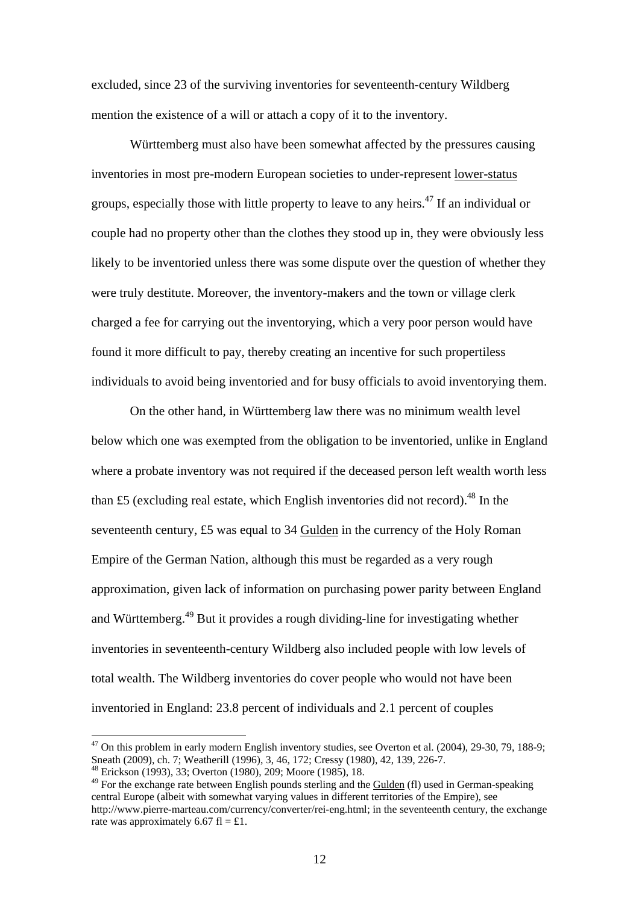excluded, since 23 of the surviving inventories for seventeenth-century Wildberg mention the existence of a will or attach a copy of it to the inventory.

Württemberg must also have been somewhat affected by the pressures causing inventories in most pre-modern European societies to under-represent lower-status groups, especially those with little property to leave to any heirs.[47] If an individual or couple had no property other than the clothes they stood up in, they were obviously less likely to be inventoried unless there was some dispute over the question of whether they were truly destitute. Moreover, the inventory-makers and the town or village clerk charged a fee for carrying out the inventorying, which a very poor person would have found it more difficult to pay, thereby creating an incentive for such propertiless individuals to avoid being inventoried and for busy officials to avoid inventorying them.

On the other hand, in Württemberg law there was no minimum wealth level below which one was exempted from the obligation to be inventoried, unlike in England where a probate inventory was not required if the deceased person left wealth worth less than £5 (excluding real estate, which English inventories did not record).[48] In the seventeenth century, £5 was equal to 34 Gulden in the currency of the Holy Roman Empire of the German Nation, although this must be regarded as a very rough approximation, given lack of information on purchasing power parity between England and Württemberg.[49] But it provides a rough dividing-line for investigating whether inventories in seventeenth-century Wildberg also included people with low levels of total wealth. The Wildberg inventories do cover people who would not have been inventoried in England: 23.8 percent of individuals and 2.1 percent of couples

---

[47] On this problem in early modern English inventory studies, see Overton et al. (2004), 29-30, 79, 188-9; Sneath (2009), ch. 7; Weatherill (1996), 3, 46, 172; Cressy (1980), 42, 139, 226-7.

[48] Erickson (1993), 33; Overton (1980), 209; Moore (1985), 18.

[49] For the exchange rate between English pounds sterling and the Gulden (fl) used in German-speaking central Europe (albeit with somewhat varying values in different territories of the Empire), see http://www.pierre-marteau.com/currency/converter/rei-eng.html; in the seventeenth century, the exchange rate was approximately 6.67 fl = £1.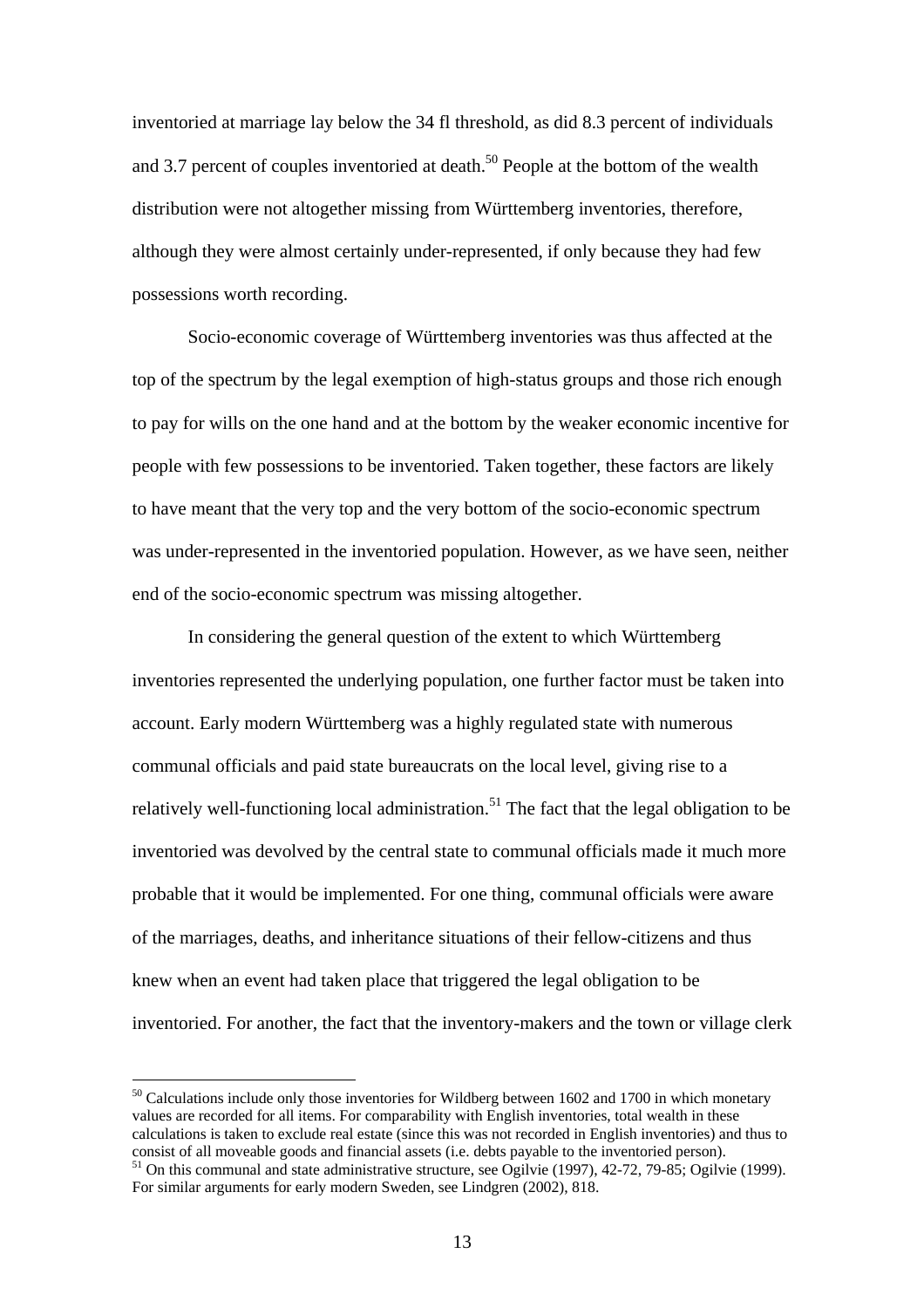inventoried at marriage lay below the 34 fl threshold, as did 8.3 percent of individuals and 3.7 percent of couples inventoried at death.[50] People at the bottom of the wealth distribution were not altogether missing from Württemberg inventories, therefore, although they were almost certainly under-represented, if only because they had few possessions worth recording.

Socio-economic coverage of Württemberg inventories was thus affected at the top of the spectrum by the legal exemption of high-status groups and those rich enough to pay for wills on the one hand and at the bottom by the weaker economic incentive for people with few possessions to be inventoried. Taken together, these factors are likely to have meant that the very top and the very bottom of the socio-economic spectrum was under-represented in the inventoried population. However, as we have seen, neither end of the socio-economic spectrum was missing altogether.

In considering the general question of the extent to which Württemberg inventories represented the underlying population, one further factor must be taken into account. Early modern Württemberg was a highly regulated state with numerous communal officials and paid state bureaucrats on the local level, giving rise to a relatively well-functioning local administration.[51] The fact that the legal obligation to be inventoried was devolved by the central state to communal officials made it much more probable that it would be implemented. For one thing, communal officials were aware of the marriages, deaths, and inheritance situations of their fellow-citizens and thus knew when an event had taken place that triggered the legal obligation to be inventoried. For another, the fact that the inventory-makers and the town or village clerk

---

[50] Calculations include only those inventories for Wildberg between 1602 and 1700 in which monetary values are recorded for all items. For comparability with English inventories, total wealth in these calculations is taken to exclude real estate (since this was not recorded in English inventories) and thus to consist of all moveable goods and financial assets (i.e. debts payable to the inventoried person).

[51] On this communal and state administrative structure, see Ogilvie (1997), 42-72, 79-85; Ogilvie (1999). For similar arguments for early modern Sweden, see Lindgren (2002), 818.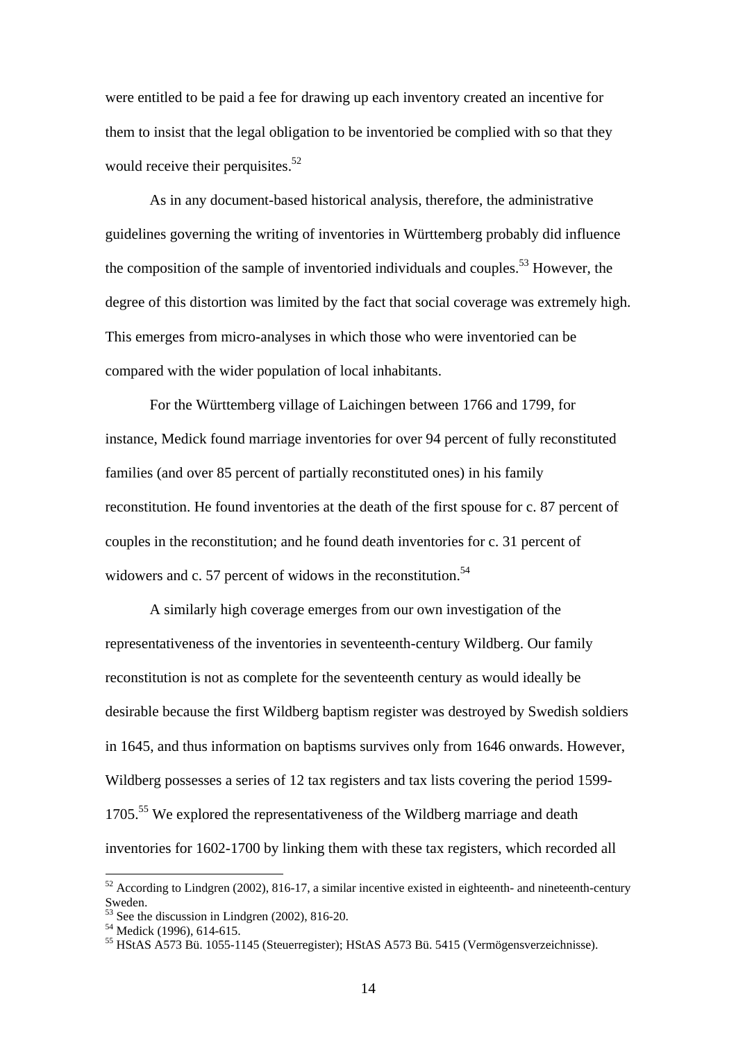were entitled to be paid a fee for drawing up each inventory created an incentive for them to insist that the legal obligation to be inventoried be complied with so that they would receive their perquisites.[52]

As in any document-based historical analysis, therefore, the administrative guidelines governing the writing of inventories in Württemberg probably did influence the composition of the sample of inventoried individuals and couples.[53] However, the degree of this distortion was limited by the fact that social coverage was extremely high. This emerges from micro-analyses in which those who were inventoried can be compared with the wider population of local inhabitants.

For the Württemberg village of Laichingen between 1766 and 1799, for instance, Medick found marriage inventories for over 94 percent of fully reconstituted families (and over 85 percent of partially reconstituted ones) in his family reconstitution. He found inventories at the death of the first spouse for c. 87 percent of couples in the reconstitution; and he found death inventories for c. 31 percent of widowers and c. 57 percent of widows in the reconstitution.[54]

A similarly high coverage emerges from our own investigation of the representativeness of the inventories in seventeenth-century Wildberg. Our family reconstitution is not as complete for the seventeenth century as would ideally be desirable because the first Wildberg baptism register was destroyed by Swedish soldiers in 1645, and thus information on baptisms survives only from 1646 onwards. However, Wildberg possesses a series of 12 tax registers and tax lists covering the period 1599-1705.[55] We explored the representativeness of the Wildberg marriage and death inventories for 1602-1700 by linking them with these tax registers, which recorded all

---

[52] According to Lindgren (2002), 816-17, a similar incentive existed in eighteenth- and nineteenth-century Sweden.

[53] See the discussion in Lindgren (2002), 816-20.

[54] Medick (1996), 614-615.

[55] HStAS A573 Bü. 1055-1145 (Steuerregister); HStAS A573 Bü. 5415 (Vermögensverzeichnisse).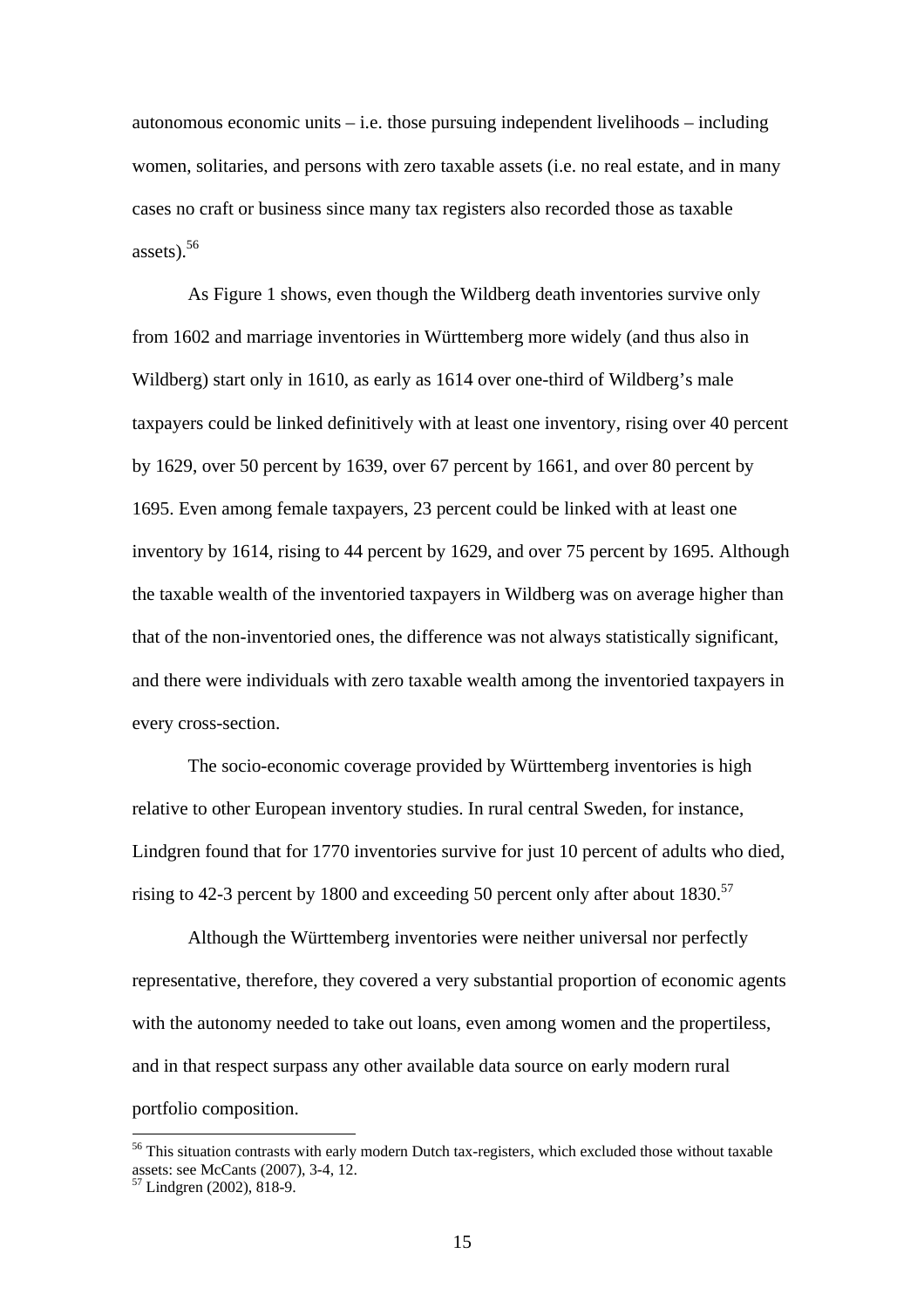autonomous economic units – i.e. those pursuing independent livelihoods – including women, solitaries, and persons with zero taxable assets (i.e. no real estate, and in many cases no craft or business since many tax registers also recorded those as taxable assets).[56]

As Figure 1 shows, even though the Wildberg death inventories survive only from 1602 and marriage inventories in Württemberg more widely (and thus also in Wildberg) start only in 1610, as early as 1614 over one-third of Wildberg's male taxpayers could be linked definitively with at least one inventory, rising over 40 percent by 1629, over 50 percent by 1639, over 67 percent by 1661, and over 80 percent by 1695. Even among female taxpayers, 23 percent could be linked with at least one inventory by 1614, rising to 44 percent by 1629, and over 75 percent by 1695. Although the taxable wealth of the inventoried taxpayers in Wildberg was on average higher than that of the non-inventoried ones, the difference was not always statistically significant, and there were individuals with zero taxable wealth among the inventoried taxpayers in every cross-section.

The socio-economic coverage provided by Württemberg inventories is high relative to other European inventory studies. In rural central Sweden, for instance, Lindgren found that for 1770 inventories survive for just 10 percent of adults who died, rising to 42-3 percent by 1800 and exceeding 50 percent only after about 1830.[57]

Although the Württemberg inventories were neither universal nor perfectly representative, therefore, they covered a very substantial proportion of economic agents with the autonomy needed to take out loans, even among women and the propertiless, and in that respect surpass any other available data source on early modern rural portfolio composition.

[56] This situation contrasts with early modern Dutch tax-registers, which excluded those without taxable assets: see McCants (2007), 3-4, 12.

[57] Lindgren (2002), 818-9.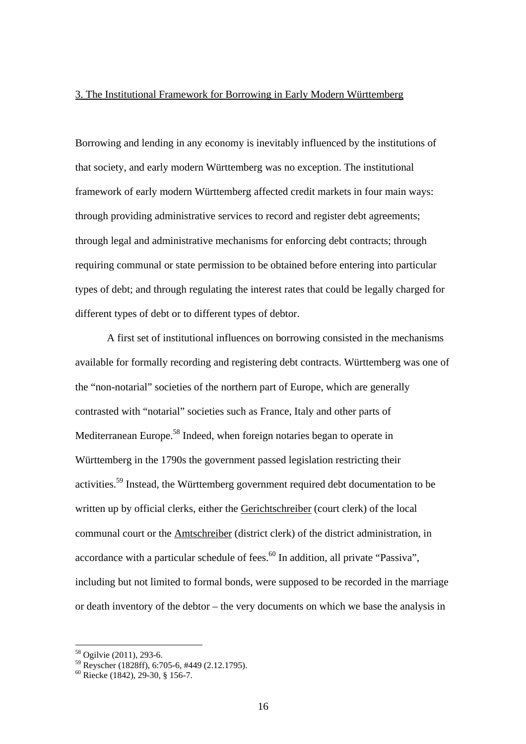## 3. The Institutional Framework for Borrowing in Early Modern Württemberg

Borrowing and lending in any economy is inevitably influenced by the institutions of that society, and early modern Württemberg was no exception. The institutional framework of early modern Württemberg affected credit markets in four main ways: through providing administrative services to record and register debt agreements; through legal and administrative mechanisms for enforcing debt contracts; through requiring communal or state permission to be obtained before entering into particular types of debt; and through regulating the interest rates that could be legally charged for different types of debt or to different types of debtor.

A first set of institutional influences on borrowing consisted in the mechanisms available for formally recording and registering debt contracts. Württemberg was one of the "non-notarial" societies of the northern part of Europe, which are generally contrasted with "notarial" societies such as France, Italy and other parts of Mediterranean Europe.[58] Indeed, when foreign notaries began to operate in Württemberg in the 1790s the government passed legislation restricting their activities.[59] Instead, the Württemberg government required debt documentation to be written up by official clerks, either the Gerichtschreiber (court clerk) of the local communal court or the Amtschreiber (district clerk) of the district administration, in accordance with a particular schedule of fees.[60] In addition, all private "Passiva", including but not limited to formal bonds, were supposed to be recorded in the marriage or death inventory of the debtor – the very documents on which we base the analysis in

---

[58] Ogilvie (2011), 293-6.

[59] Reyscher (1828ff), 6:705-6, #449 (2.12.1795).

[60] Riecke (1842), 29-30, § 156-7.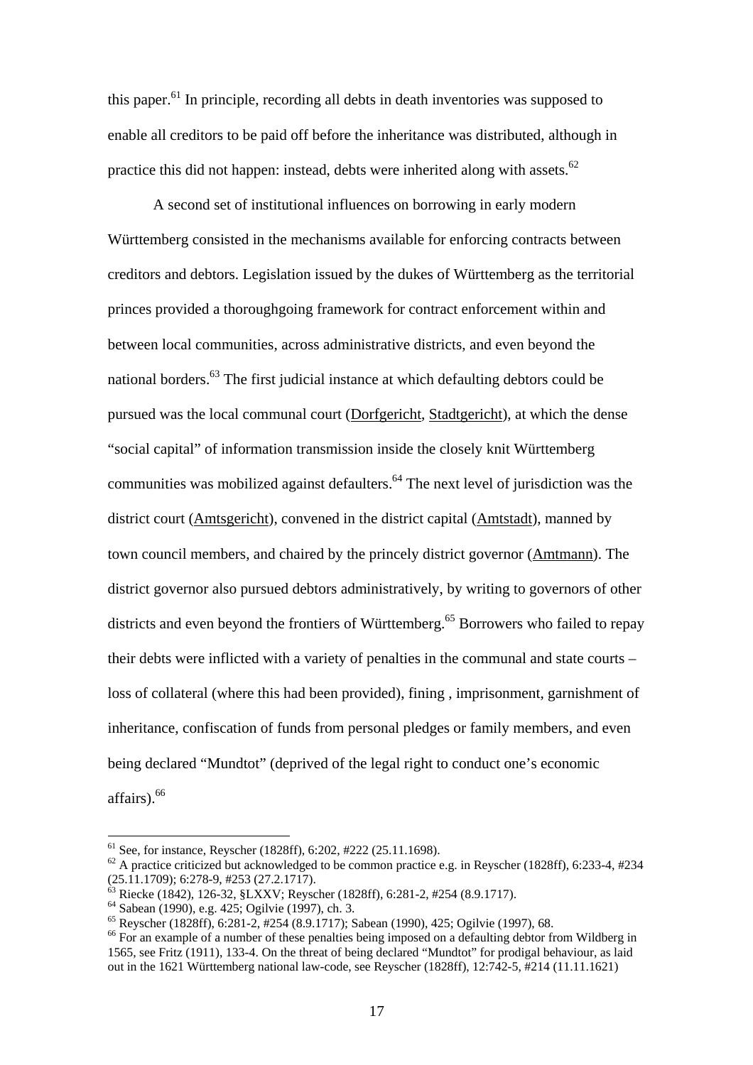this paper.[61] In principle, recording all debts in death inventories was supposed to enable all creditors to be paid off before the inheritance was distributed, although in practice this did not happen: instead, debts were inherited along with assets.[62]

A second set of institutional influences on borrowing in early modern Württemberg consisted in the mechanisms available for enforcing contracts between creditors and debtors. Legislation issued by the dukes of Württemberg as the territorial princes provided a thoroughgoing framework for contract enforcement within and between local communities, across administrative districts, and even beyond the national borders.[63] The first judicial instance at which defaulting debtors could be pursued was the local communal court (Dorfgericht, Stadtgericht), at which the dense "social capital" of information transmission inside the closely knit Württemberg communities was mobilized against defaulters.[64] The next level of jurisdiction was the district court (Amtsgericht), convened in the district capital (Amtstadt), manned by town council members, and chaired by the princely district governor (Amtmann). The district governor also pursued debtors administratively, by writing to governors of other districts and even beyond the frontiers of Württemberg.[65] Borrowers who failed to repay their debts were inflicted with a variety of penalties in the communal and state courts – loss of collateral (where this had been provided), fining , imprisonment, garnishment of inheritance, confiscation of funds from personal pledges or family members, and even being declared "Mundtot" (deprived of the legal right to conduct one's economic affairs).[66]

---

[61] See, for instance, Reyscher (1828ff), 6:202, #222 (25.11.1698).

[62] A practice criticized but acknowledged to be common practice e.g. in Reyscher (1828ff), 6:233-4, #234 (25.11.1709); 6:278-9, #253 (27.2.1717).

[63] Riecke (1842), 126-32, §LXXV; Reyscher (1828ff), 6:281-2, #254 (8.9.1717).

[64] Sabean (1990), e.g. 425; Ogilvie (1997), ch. 3.

[65] Reyscher (1828ff), 6:281-2, #254 (8.9.1717); Sabean (1990), 425; Ogilvie (1997), 68.

[66] For an example of a number of these penalties being imposed on a defaulting debtor from Wildberg in 1565, see Fritz (1911), 133-4. On the threat of being declared "Mundtot" for prodigal behaviour, as laid out in the 1621 Württemberg national law-code, see Reyscher (1828ff), 12:742-5, #214 (11.11.1621)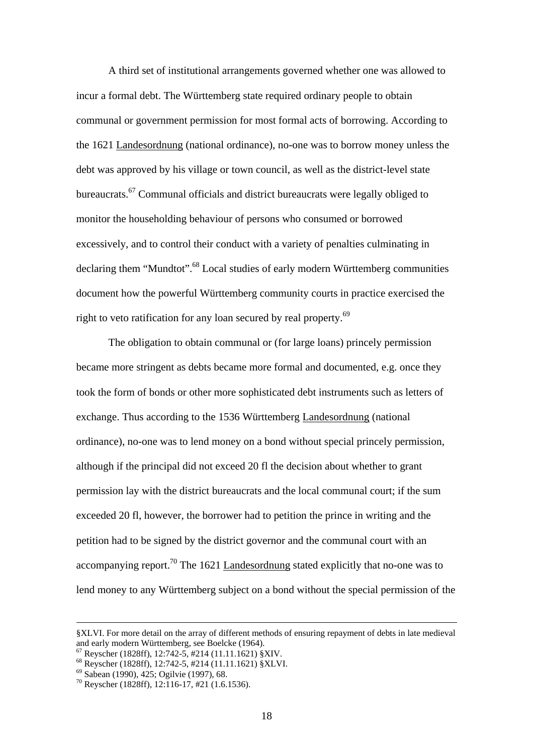A third set of institutional arrangements governed whether one was allowed to incur a formal debt. The Württemberg state required ordinary people to obtain communal or government permission for most formal acts of borrowing. According to the 1621 Landesordnung (national ordinance), no-one was to borrow money unless the debt was approved by his village or town council, as well as the district-level state bureaucrats.[67] Communal officials and district bureaucrats were legally obliged to monitor the householding behaviour of persons who consumed or borrowed excessively, and to control their conduct with a variety of penalties culminating in declaring them "Mundtot".[68] Local studies of early modern Württemberg communities document how the powerful Württemberg community courts in practice exercised the right to veto ratification for any loan secured by real property.[69]

The obligation to obtain communal or (for large loans) princely permission became more stringent as debts became more formal and documented, e.g. once they took the form of bonds or other more sophisticated debt instruments such as letters of exchange. Thus according to the 1536 Württemberg Landesordnung (national ordinance), no-one was to lend money on a bond without special princely permission, although if the principal did not exceed 20 fl the decision about whether to grant permission lay with the district bureaucrats and the local communal court; if the sum exceeded 20 fl, however, the borrower had to petition the prince in writing and the petition had to be signed by the district governor and the communal court with an accompanying report.[70] The 1621 Landesordnung stated explicitly that no-one was to lend money to any Württemberg subject on a bond without the special permission of the

---

§XLVI. For more detail on the array of different methods of ensuring repayment of debts in late medieval and early modern Württemberg, see Boelcke (1964).

[67] Reyscher (1828ff), 12:742-5, #214 (11.11.1621) §XIV.

[68] Reyscher (1828ff), 12:742-5, #214 (11.11.1621) §XLVI.

[69] Sabean (1990), 425; Ogilvie (1997), 68.

[70] Reyscher (1828ff), 12:116-17, #21 (1.6.1536).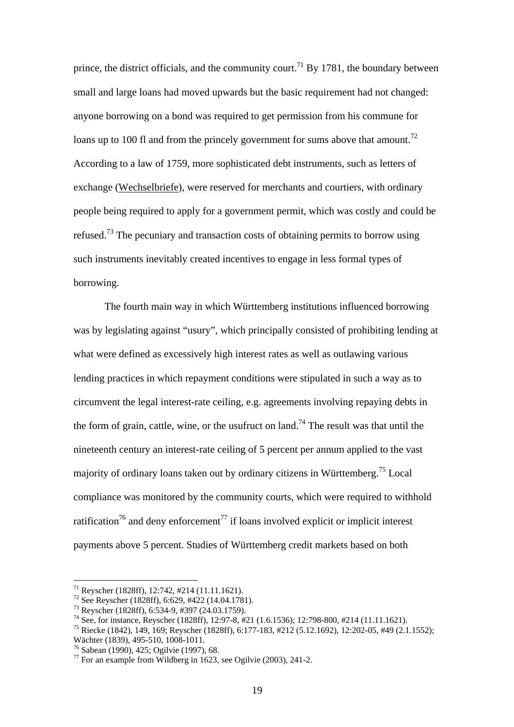prince, the district officials, and the community court.[71] By 1781, the boundary between small and large loans had moved upwards but the basic requirement had not changed: anyone borrowing on a bond was required to get permission from his commune for loans up to 100 fl and from the princely government for sums above that amount.[72] According to a law of 1759, more sophisticated debt instruments, such as letters of exchange (Wechselbriefe), were reserved for merchants and courtiers, with ordinary people being required to apply for a government permit, which was costly and could be refused.[73] The pecuniary and transaction costs of obtaining permits to borrow using such instruments inevitably created incentives to engage in less formal types of borrowing.

The fourth main way in which Württemberg institutions influenced borrowing was by legislating against "usury", which principally consisted of prohibiting lending at what were defined as excessively high interest rates as well as outlawing various lending practices in which repayment conditions were stipulated in such a way as to circumvent the legal interest-rate ceiling, e.g. agreements involving repaying debts in the form of grain, cattle, wine, or the usufruct on land.[74] The result was that until the nineteenth century an interest-rate ceiling of 5 percent per annum applied to the vast majority of ordinary loans taken out by ordinary citizens in Württemberg.[75] Local compliance was monitored by the community courts, which were required to withhold ratification[76] and deny enforcement[77] if loans involved explicit or implicit interest payments above 5 percent. Studies of Württemberg credit markets based on both

---

[71] Reyscher (1828ff), 12:742, #214 (11.11.1621).
[72] See Reyscher (1828ff), 6:629, #422 (14.04.1781).
[73] Reyscher (1828ff), 6:534-9, #397 (24.03.1759).
[74] See, for instance, Reyscher (1828ff), 12:97-8, #21 (1.6.1536); 12:798-800, #214 (11.11.1621).
[75] Riecke (1842), 149, 169; Reyscher (1828ff), 6:177-183, #212 (5.12.1692), 12:202-05, #49 (2.1.1552); Wächter (1839), 495-510, 1008-1011.
[76] Sabean (1990), 425; Ogilvie (1997), 68.
[77] For an example from Wildberg in 1623, see Ogilvie (2003), 241-2.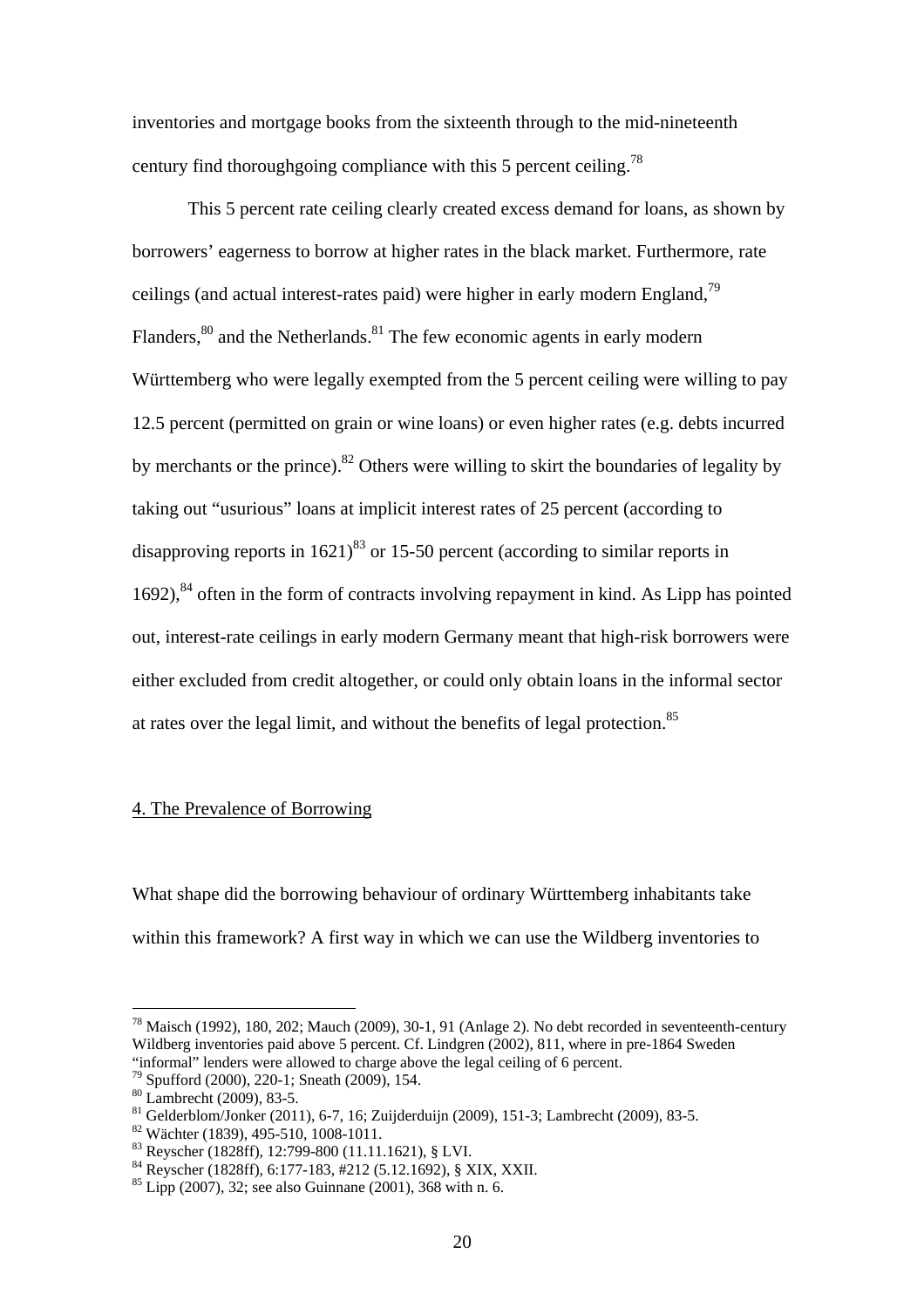inventories and mortgage books from the sixteenth through to the mid-nineteenth century find thoroughgoing compliance with this 5 percent ceiling.[78]

This 5 percent rate ceiling clearly created excess demand for loans, as shown by borrowers' eagerness to borrow at higher rates in the black market. Furthermore, rate ceilings (and actual interest-rates paid) were higher in early modern England,[79] Flanders,[80] and the Netherlands.[81] The few economic agents in early modern Württemberg who were legally exempted from the 5 percent ceiling were willing to pay 12.5 percent (permitted on grain or wine loans) or even higher rates (e.g. debts incurred by merchants or the prince).[82] Others were willing to skirt the boundaries of legality by taking out "usurious" loans at implicit interest rates of 25 percent (according to disapproving reports in 1621)[83] or 15-50 percent (according to similar reports in 1692),[84] often in the form of contracts involving repayment in kind. As Lipp has pointed out, interest-rate ceilings in early modern Germany meant that high-risk borrowers were either excluded from credit altogether, or could only obtain loans in the informal sector at rates over the legal limit, and without the benefits of legal protection.[85]

## 4. The Prevalence of Borrowing

What shape did the borrowing behaviour of ordinary Württemberg inhabitants take within this framework? A first way in which we can use the Wildberg inventories to

---

[78] Maisch (1992), 180, 202; Mauch (2009), 30-1, 91 (Anlage 2). No debt recorded in seventeenth-century Wildberg inventories paid above 5 percent. Cf. Lindgren (2002), 811, where in pre-1864 Sweden "informal" lenders were allowed to charge above the legal ceiling of 6 percent.

[79] Spufford (2000), 220-1; Sneath (2009), 154.

[80] Lambrecht (2009), 83-5.

[81] Gelderblom/Jonker (2011), 6-7, 16; Zuijderduijn (2009), 151-3; Lambrecht (2009), 83-5.

[82] Wächter (1839), 495-510, 1008-1011.

[83] Reyscher (1828ff), 12:799-800 (11.11.1621), § LVI.

[84] Reyscher (1828ff), 6:177-183, #212 (5.12.1692), § XIX, XXII.

[85] Lipp (2007), 32; see also Guinnane (2001), 368 with n. 6.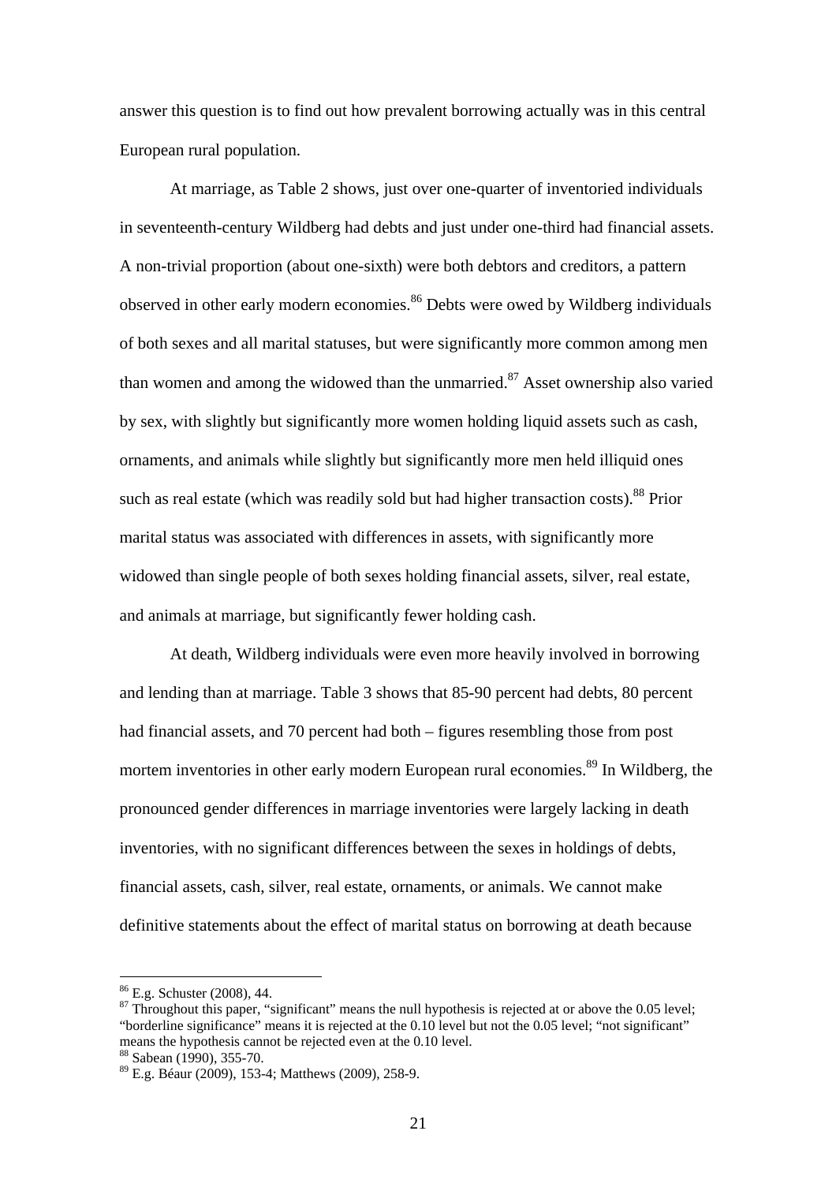answer this question is to find out how prevalent borrowing actually was in this central European rural population.

At marriage, as Table 2 shows, just over one-quarter of inventoried individuals in seventeenth-century Wildberg had debts and just under one-third had financial assets. A non-trivial proportion (about one-sixth) were both debtors and creditors, a pattern observed in other early modern economies.[86] Debts were owed by Wildberg individuals of both sexes and all marital statuses, but were significantly more common among men than women and among the widowed than the unmarried.[87] Asset ownership also varied by sex, with slightly but significantly more women holding liquid assets such as cash, ornaments, and animals while slightly but significantly more men held illiquid ones such as real estate (which was readily sold but had higher transaction costs).[88] Prior marital status was associated with differences in assets, with significantly more widowed than single people of both sexes holding financial assets, silver, real estate, and animals at marriage, but significantly fewer holding cash.

At death, Wildberg individuals were even more heavily involved in borrowing and lending than at marriage. Table 3 shows that 85-90 percent had debts, 80 percent had financial assets, and 70 percent had both – figures resembling those from post mortem inventories in other early modern European rural economies.[89] In Wildberg, the pronounced gender differences in marriage inventories were largely lacking in death inventories, with no significant differences between the sexes in holdings of debts, financial assets, cash, silver, real estate, ornaments, or animals. We cannot make definitive statements about the effect of marital status on borrowing at death because

---

[86] E.g. Schuster (2008), 44.

[87] Throughout this paper, "significant" means the null hypothesis is rejected at or above the 0.05 level; "borderline significance" means it is rejected at the 0.10 level but not the 0.05 level; "not significant" means the hypothesis cannot be rejected even at the 0.10 level.

[88] Sabean (1990), 355-70.

[89] E.g. Béaur (2009), 153-4; Matthews (2009), 258-9.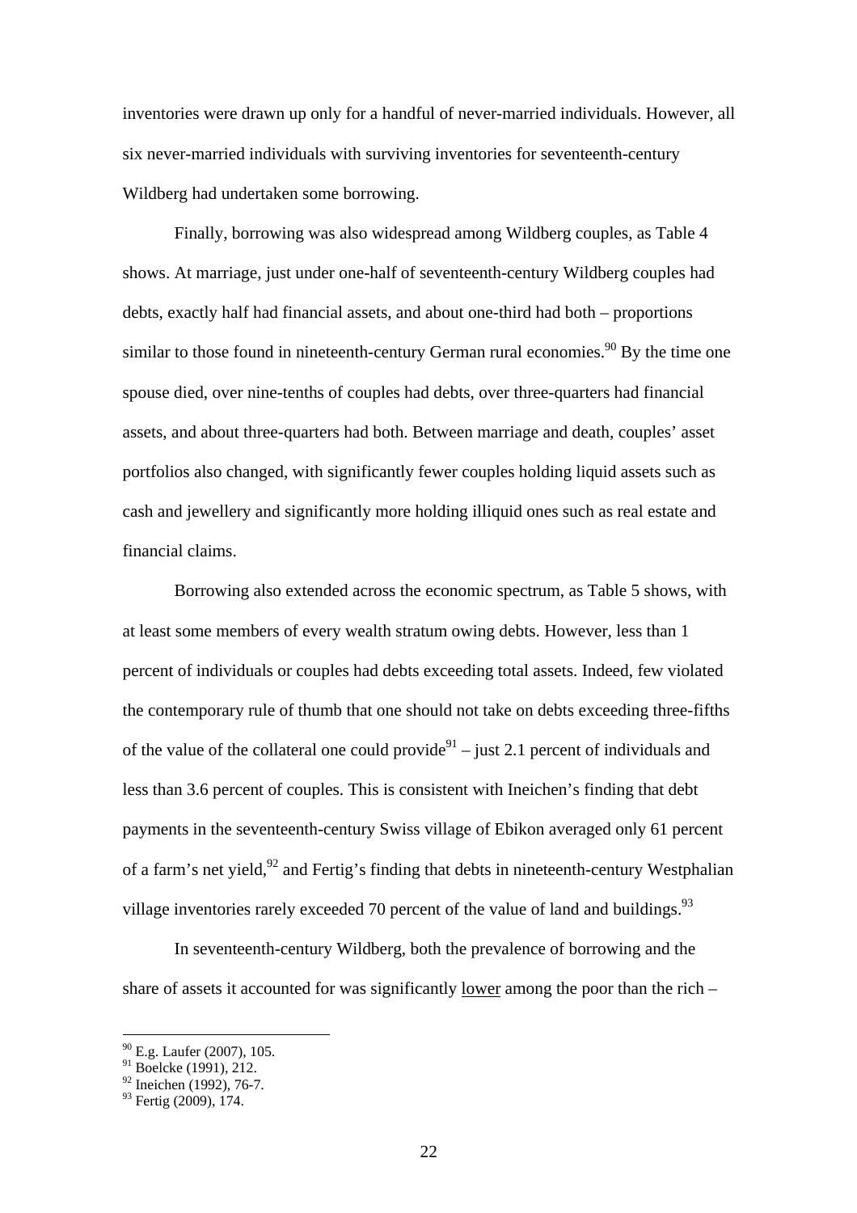inventories were drawn up only for a handful of never-married individuals. However, all six never-married individuals with surviving inventories for seventeenth-century Wildberg had undertaken some borrowing.

Finally, borrowing was also widespread among Wildberg couples, as Table 4 shows. At marriage, just under one-half of seventeenth-century Wildberg couples had debts, exactly half had financial assets, and about one-third had both – proportions similar to those found in nineteenth-century German rural economies.[90] By the time one spouse died, over nine-tenths of couples had debts, over three-quarters had financial assets, and about three-quarters had both. Between marriage and death, couples' asset portfolios also changed, with significantly fewer couples holding liquid assets such as cash and jewellery and significantly more holding illiquid ones such as real estate and financial claims.

Borrowing also extended across the economic spectrum, as Table 5 shows, with at least some members of every wealth stratum owing debts. However, less than 1 percent of individuals or couples had debts exceeding total assets. Indeed, few violated the contemporary rule of thumb that one should not take on debts exceeding three-fifths of the value of the collateral one could provide[91] – just 2.1 percent of individuals and less than 3.6 percent of couples. This is consistent with Ineichen's finding that debt payments in the seventeenth-century Swiss village of Ebikon averaged only 61 percent of a farm's net yield,[92] and Fertig's finding that debts in nineteenth-century Westphalian village inventories rarely exceeded 70 percent of the value of land and buildings.[93]

In seventeenth-century Wildberg, both the prevalence of borrowing and the share of assets it accounted for was significantly <u>lower</u> among the poor than the rich –

---

[90] E.g. Laufer (2007), 105.
[91] Boelcke (1991), 212.
[92] Ineichen (1992), 76-7.
[93] Fertig (2009), 174.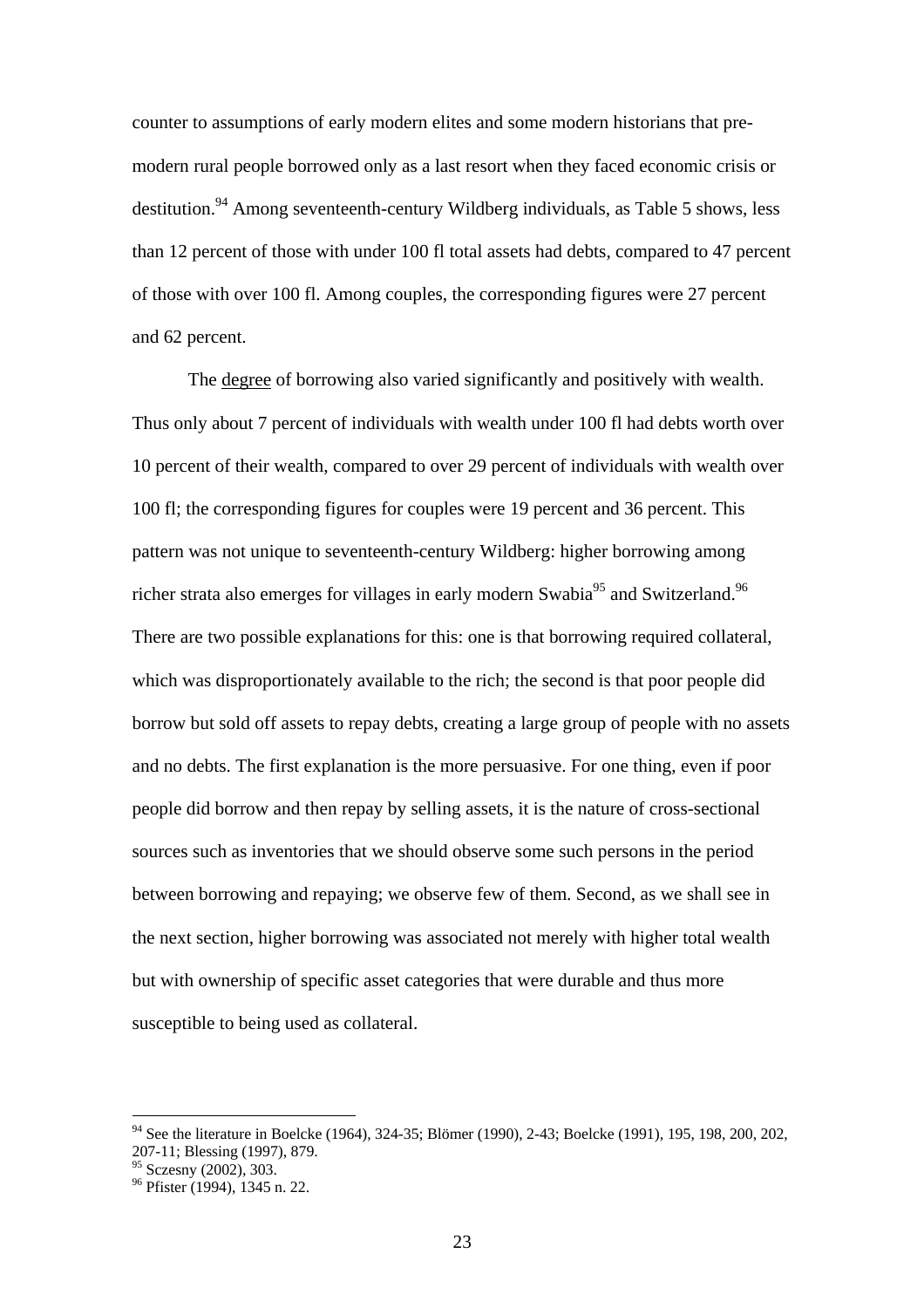counter to assumptions of early modern elites and some modern historians that pre-modern rural people borrowed only as a last resort when they faced economic crisis or destitution.[94] Among seventeenth-century Wildberg individuals, as Table 5 shows, less than 12 percent of those with under 100 fl total assets had debts, compared to 47 percent of those with over 100 fl. Among couples, the corresponding figures were 27 percent and 62 percent.

The degree of borrowing also varied significantly and positively with wealth. Thus only about 7 percent of individuals with wealth under 100 fl had debts worth over 10 percent of their wealth, compared to over 29 percent of individuals with wealth over 100 fl; the corresponding figures for couples were 19 percent and 36 percent. This pattern was not unique to seventeenth-century Wildberg: higher borrowing among richer strata also emerges for villages in early modern Swabia[95] and Switzerland.[96] There are two possible explanations for this: one is that borrowing required collateral, which was disproportionately available to the rich; the second is that poor people did borrow but sold off assets to repay debts, creating a large group of people with no assets and no debts. The first explanation is the more persuasive. For one thing, even if poor people did borrow and then repay by selling assets, it is the nature of cross-sectional sources such as inventories that we should observe some such persons in the period between borrowing and repaying; we observe few of them. Second, as we shall see in the next section, higher borrowing was associated not merely with higher total wealth but with ownership of specific asset categories that were durable and thus more susceptible to being used as collateral.

---

[94] See the literature in Boelcke (1964), 324-35; Blömer (1990), 2-43; Boelcke (1991), 195, 198, 200, 202, 207-11; Blessing (1997), 879.

[95] Sczesny (2002), 303.

[96] Pfister (1994), 1345 n. 22.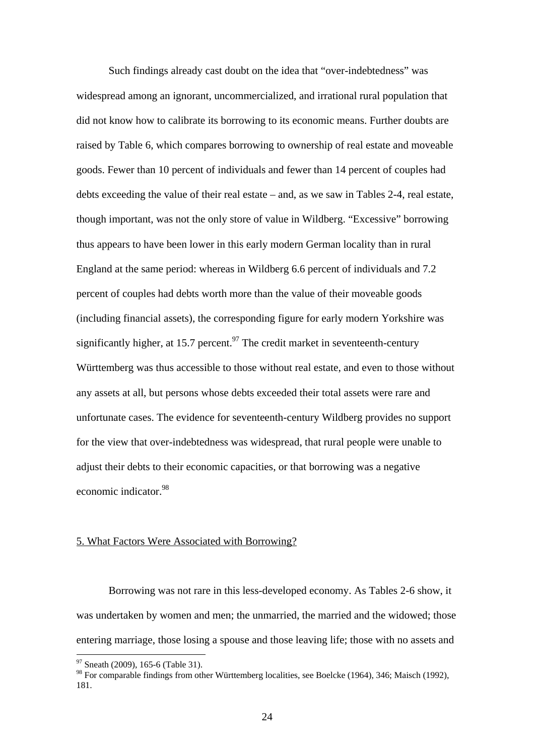Such findings already cast doubt on the idea that "over-indebtedness" was widespread among an ignorant, uncommercialized, and irrational rural population that did not know how to calibrate its borrowing to its economic means. Further doubts are raised by Table 6, which compares borrowing to ownership of real estate and moveable goods. Fewer than 10 percent of individuals and fewer than 14 percent of couples had debts exceeding the value of their real estate – and, as we saw in Tables 2-4, real estate, though important, was not the only store of value in Wildberg. "Excessive" borrowing thus appears to have been lower in this early modern German locality than in rural England at the same period: whereas in Wildberg 6.6 percent of individuals and 7.2 percent of couples had debts worth more than the value of their moveable goods (including financial assets), the corresponding figure for early modern Yorkshire was significantly higher, at 15.7 percent.[97] The credit market in seventeenth-century Württemberg was thus accessible to those without real estate, and even to those without any assets at all, but persons whose debts exceeded their total assets were rare and unfortunate cases. The evidence for seventeenth-century Wildberg provides no support for the view that over-indebtedness was widespread, that rural people were unable to adjust their debts to their economic capacities, or that borrowing was a negative economic indicator.[98]

## 5. What Factors Were Associated with Borrowing?

Borrowing was not rare in this less-developed economy. As Tables 2-6 show, it was undertaken by women and men; the unmarried, the married and the widowed; those entering marriage, those losing a spouse and those leaving life; those with no assets and

---

[97] Sneath (2009), 165-6 (Table 31).

[98] For comparable findings from other Württemberg localities, see Boelcke (1964), 346; Maisch (1992), 181.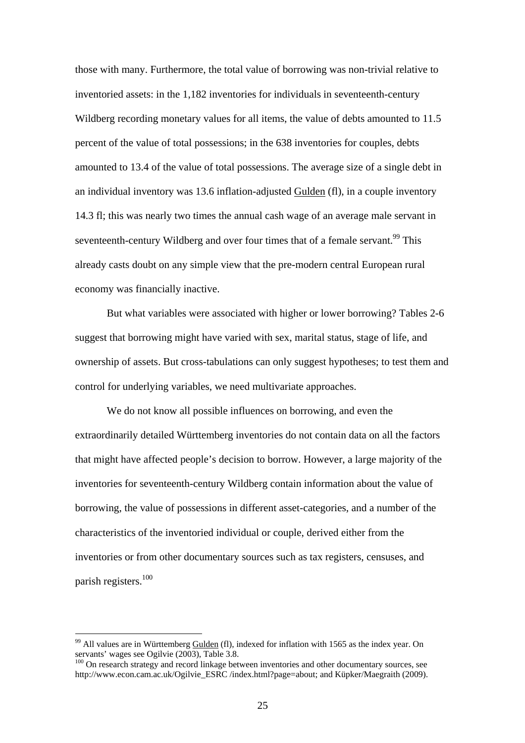those with many. Furthermore, the total value of borrowing was non-trivial relative to inventoried assets: in the 1,182 inventories for individuals in seventeenth-century Wildberg recording monetary values for all items, the value of debts amounted to 11.5 percent of the value of total possessions; in the 638 inventories for couples, debts amounted to 13.4 of the value of total possessions. The average size of a single debt in an individual inventory was 13.6 inflation-adjusted Gulden (fl), in a couple inventory 14.3 fl; this was nearly two times the annual cash wage of an average male servant in seventeenth-century Wildberg and over four times that of a female servant.[99] This already casts doubt on any simple view that the pre-modern central European rural economy was financially inactive.

But what variables were associated with higher or lower borrowing? Tables 2-6 suggest that borrowing might have varied with sex, marital status, stage of life, and ownership of assets. But cross-tabulations can only suggest hypotheses; to test them and control for underlying variables, we need multivariate approaches.

We do not know all possible influences on borrowing, and even the extraordinarily detailed Württemberg inventories do not contain data on all the factors that might have affected people's decision to borrow. However, a large majority of the inventories for seventeenth-century Wildberg contain information about the value of borrowing, the value of possessions in different asset-categories, and a number of the characteristics of the inventoried individual or couple, derived either from the inventories or from other documentary sources such as tax registers, censuses, and parish registers.[100]

---

[99] All values are in Württemberg Gulden (fl), indexed for inflation with 1565 as the index year. On servants' wages see Ogilvie (2003), Table 3.8.

[100] On research strategy and record linkage between inventories and other documentary sources, see http://www.econ.cam.ac.uk/Ogilvie_ESRC /index.html?page=about; and Küpker/Maegraith (2009).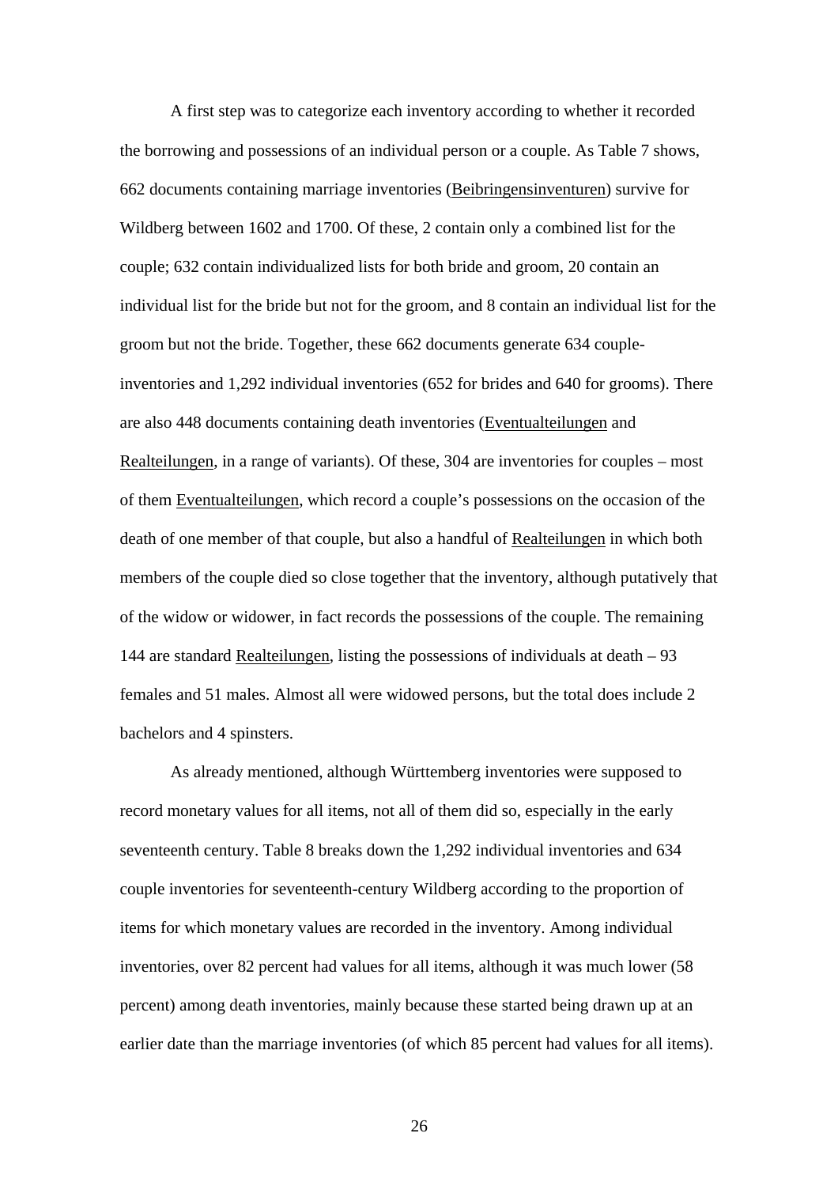A first step was to categorize each inventory according to whether it recorded the borrowing and possessions of an individual person or a couple. As Table 7 shows, 662 documents containing marriage inventories (Beibringensinventuren) survive for Wildberg between 1602 and 1700. Of these, 2 contain only a combined list for the couple; 632 contain individualized lists for both bride and groom, 20 contain an individual list for the bride but not for the groom, and 8 contain an individual list for the groom but not the bride. Together, these 662 documents generate 634 couple-inventories and 1,292 individual inventories (652 for brides and 640 for grooms). There are also 448 documents containing death inventories (Eventualteilungen and Realteilungen, in a range of variants). Of these, 304 are inventories for couples – most of them Eventualteilungen, which record a couple's possessions on the occasion of the death of one member of that couple, but also a handful of Realteilungen in which both members of the couple died so close together that the inventory, although putatively that of the widow or widower, in fact records the possessions of the couple. The remaining 144 are standard Realteilungen, listing the possessions of individuals at death – 93 females and 51 males. Almost all were widowed persons, but the total does include 2 bachelors and 4 spinsters.

As already mentioned, although Württemberg inventories were supposed to record monetary values for all items, not all of them did so, especially in the early seventeenth century. Table 8 breaks down the 1,292 individual inventories and 634 couple inventories for seventeenth-century Wildberg according to the proportion of items for which monetary values are recorded in the inventory. Among individual inventories, over 82 percent had values for all items, although it was much lower (58 percent) among death inventories, mainly because these started being drawn up at an earlier date than the marriage inventories (of which 85 percent had values for all items).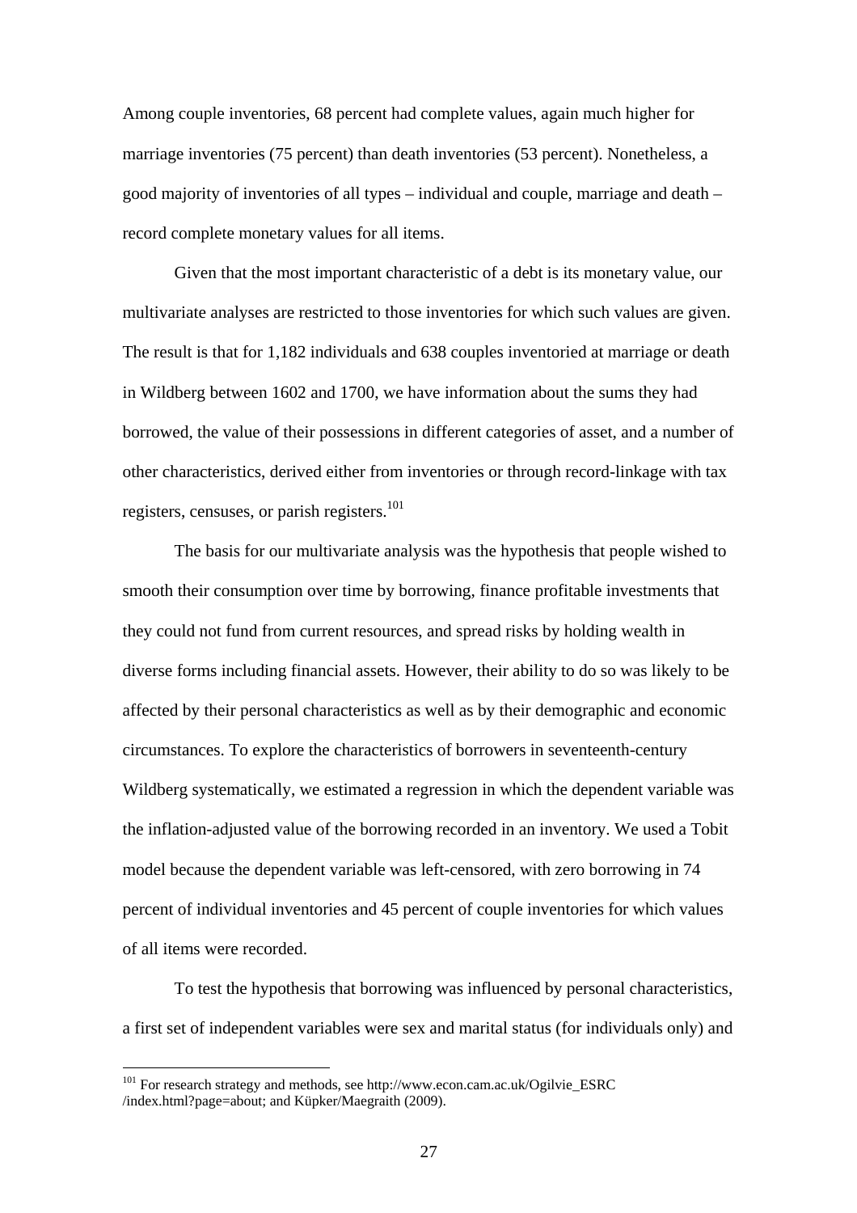Among couple inventories, 68 percent had complete values, again much higher for marriage inventories (75 percent) than death inventories (53 percent). Nonetheless, a good majority of inventories of all types – individual and couple, marriage and death – record complete monetary values for all items.

Given that the most important characteristic of a debt is its monetary value, our multivariate analyses are restricted to those inventories for which such values are given. The result is that for 1,182 individuals and 638 couples inventoried at marriage or death in Wildberg between 1602 and 1700, we have information about the sums they had borrowed, the value of their possessions in different categories of asset, and a number of other characteristics, derived either from inventories or through record-linkage with tax registers, censuses, or parish registers.[101]

The basis for our multivariate analysis was the hypothesis that people wished to smooth their consumption over time by borrowing, finance profitable investments that they could not fund from current resources, and spread risks by holding wealth in diverse forms including financial assets. However, their ability to do so was likely to be affected by their personal characteristics as well as by their demographic and economic circumstances. To explore the characteristics of borrowers in seventeenth-century Wildberg systematically, we estimated a regression in which the dependent variable was the inflation-adjusted value of the borrowing recorded in an inventory. We used a Tobit model because the dependent variable was left-censored, with zero borrowing in 74 percent of individual inventories and 45 percent of couple inventories for which values of all items were recorded.

To test the hypothesis that borrowing was influenced by personal characteristics, a first set of independent variables were sex and marital status (for individuals only) and

[101] For research strategy and methods, see http://www.econ.cam.ac.uk/Ogilvie_ESRC /index.html?page=about; and Küpker/Maegraith (2009).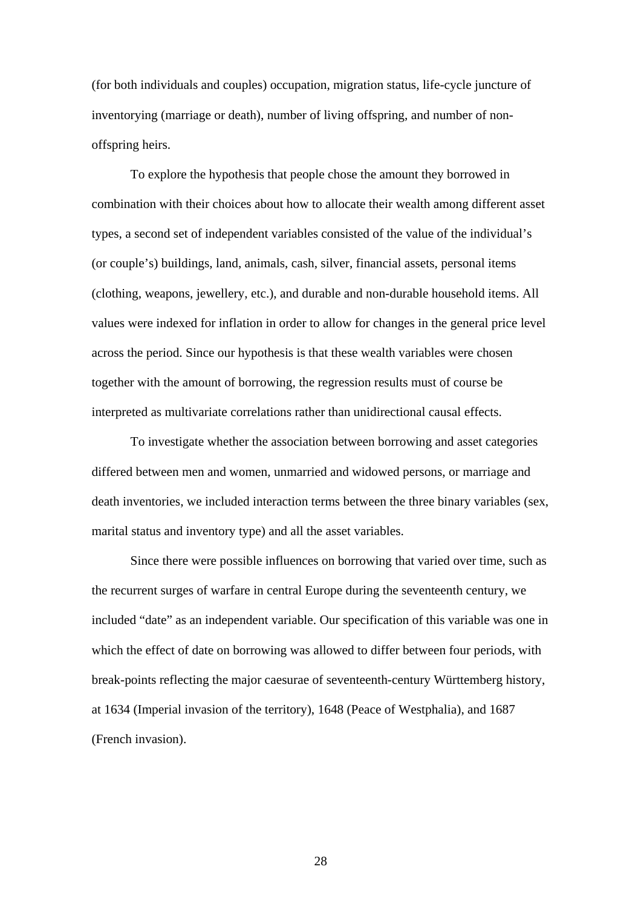(for both individuals and couples) occupation, migration status, life-cycle juncture of inventorying (marriage or death), number of living offspring, and number of non-offspring heirs.

To explore the hypothesis that people chose the amount they borrowed in combination with their choices about how to allocate their wealth among different asset types, a second set of independent variables consisted of the value of the individual's (or couple's) buildings, land, animals, cash, silver, financial assets, personal items (clothing, weapons, jewellery, etc.), and durable and non-durable household items. All values were indexed for inflation in order to allow for changes in the general price level across the period. Since our hypothesis is that these wealth variables were chosen together with the amount of borrowing, the regression results must of course be interpreted as multivariate correlations rather than unidirectional causal effects.

To investigate whether the association between borrowing and asset categories differed between men and women, unmarried and widowed persons, or marriage and death inventories, we included interaction terms between the three binary variables (sex, marital status and inventory type) and all the asset variables.

Since there were possible influences on borrowing that varied over time, such as the recurrent surges of warfare in central Europe during the seventeenth century, we included "date" as an independent variable. Our specification of this variable was one in which the effect of date on borrowing was allowed to differ between four periods, with break-points reflecting the major caesurae of seventeenth-century Württemberg history, at 1634 (Imperial invasion of the territory), 1648 (Peace of Westphalia), and 1687 (French invasion).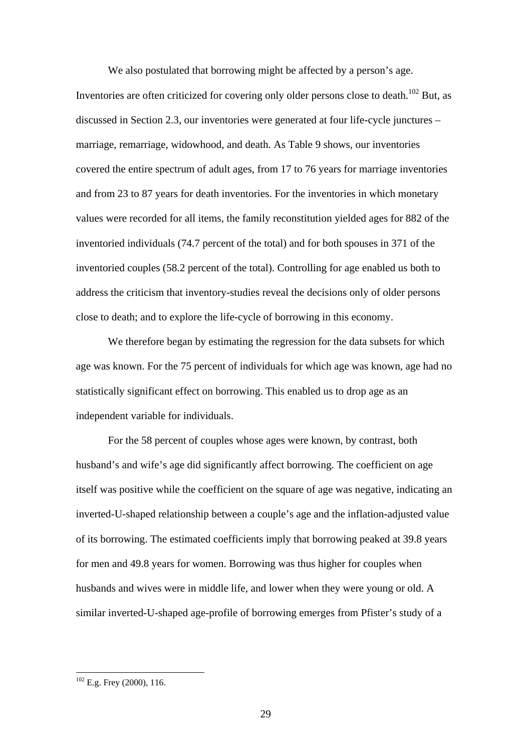We also postulated that borrowing might be affected by a person's age. Inventories are often criticized for covering only older persons close to death.[102] But, as discussed in Section 2.3, our inventories were generated at four life-cycle junctures – marriage, remarriage, widowhood, and death. As Table 9 shows, our inventories covered the entire spectrum of adult ages, from 17 to 76 years for marriage inventories and from 23 to 87 years for death inventories. For the inventories in which monetary values were recorded for all items, the family reconstitution yielded ages for 882 of the inventoried individuals (74.7 percent of the total) and for both spouses in 371 of the inventoried couples (58.2 percent of the total). Controlling for age enabled us both to address the criticism that inventory-studies reveal the decisions only of older persons close to death; and to explore the life-cycle of borrowing in this economy.

We therefore began by estimating the regression for the data subsets for which age was known. For the 75 percent of individuals for which age was known, age had no statistically significant effect on borrowing. This enabled us to drop age as an independent variable for individuals.

For the 58 percent of couples whose ages were known, by contrast, both husband's and wife's age did significantly affect borrowing. The coefficient on age itself was positive while the coefficient on the square of age was negative, indicating an inverted-U-shaped relationship between a couple's age and the inflation-adjusted value of its borrowing. The estimated coefficients imply that borrowing peaked at 39.8 years for men and 49.8 years for women. Borrowing was thus higher for couples when husbands and wives were in middle life, and lower when they were young or old. A similar inverted-U-shaped age-profile of borrowing emerges from Pfister's study of a

---

[102] E.g. Frey (2000), 116.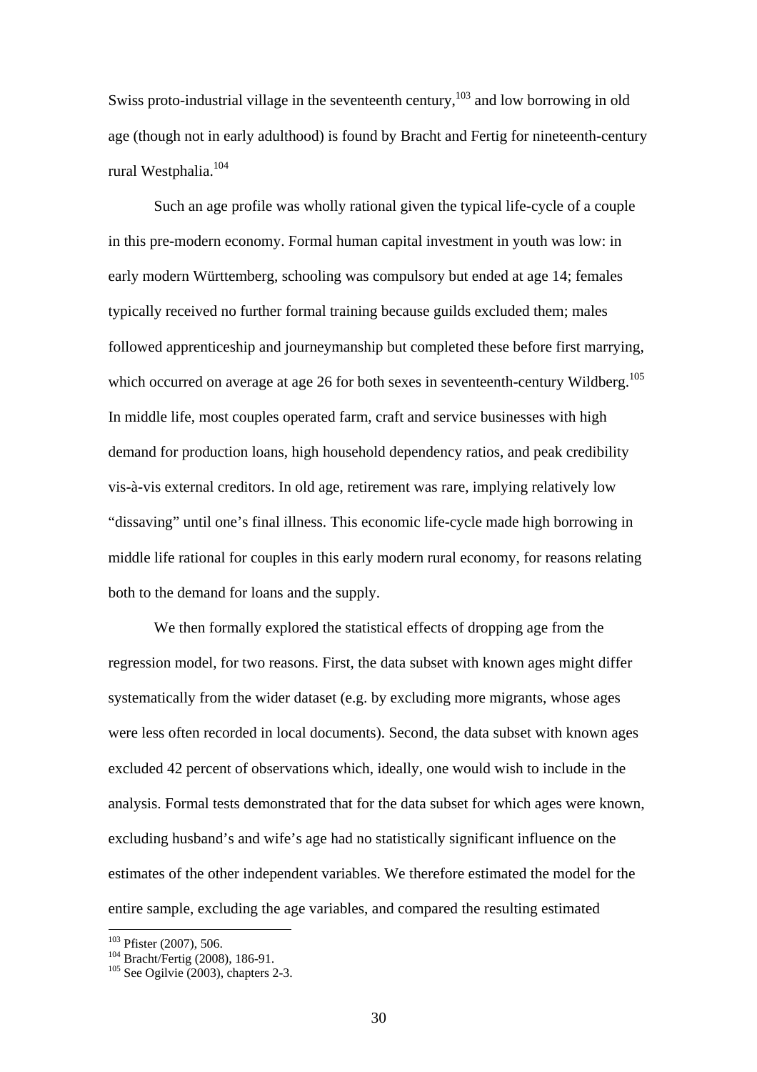Swiss proto-industrial village in the seventeenth century,[103] and low borrowing in old age (though not in early adulthood) is found by Bracht and Fertig for nineteenth-century rural Westphalia.[104]

Such an age profile was wholly rational given the typical life-cycle of a couple in this pre-modern economy. Formal human capital investment in youth was low: in early modern Württemberg, schooling was compulsory but ended at age 14; females typically received no further formal training because guilds excluded them; males followed apprenticeship and journeymanship but completed these before first marrying, which occurred on average at age 26 for both sexes in seventeenth-century Wildberg.[105] In middle life, most couples operated farm, craft and service businesses with high demand for production loans, high household dependency ratios, and peak credibility vis-à-vis external creditors. In old age, retirement was rare, implying relatively low "dissaving" until one's final illness. This economic life-cycle made high borrowing in middle life rational for couples in this early modern rural economy, for reasons relating both to the demand for loans and the supply.

We then formally explored the statistical effects of dropping age from the regression model, for two reasons. First, the data subset with known ages might differ systematically from the wider dataset (e.g. by excluding more migrants, whose ages were less often recorded in local documents). Second, the data subset with known ages excluded 42 percent of observations which, ideally, one would wish to include in the analysis. Formal tests demonstrated that for the data subset for which ages were known, excluding husband's and wife's age had no statistically significant influence on the estimates of the other independent variables. We therefore estimated the model for the entire sample, excluding the age variables, and compared the resulting estimated

[103] Pfister (2007), 506.

[104] Bracht/Fertig (2008), 186-91.

[105] See Ogilvie (2003), chapters 2-3.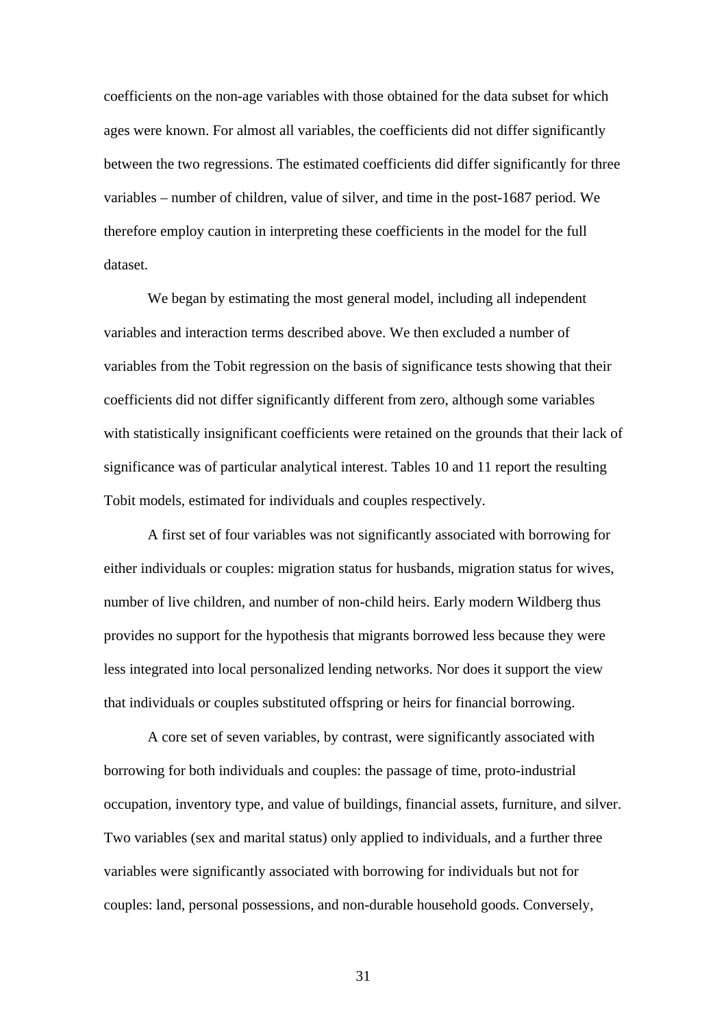coefficients on the non-age variables with those obtained for the data subset for which ages were known. For almost all variables, the coefficients did not differ significantly between the two regressions. The estimated coefficients did differ significantly for three variables – number of children, value of silver, and time in the post-1687 period. We therefore employ caution in interpreting these coefficients in the model for the full dataset.

We began by estimating the most general model, including all independent variables and interaction terms described above. We then excluded a number of variables from the Tobit regression on the basis of significance tests showing that their coefficients did not differ significantly different from zero, although some variables with statistically insignificant coefficients were retained on the grounds that their lack of significance was of particular analytical interest. Tables 10 and 11 report the resulting Tobit models, estimated for individuals and couples respectively.

A first set of four variables was not significantly associated with borrowing for either individuals or couples: migration status for husbands, migration status for wives, number of live children, and number of non-child heirs. Early modern Wildberg thus provides no support for the hypothesis that migrants borrowed less because they were less integrated into local personalized lending networks. Nor does it support the view that individuals or couples substituted offspring or heirs for financial borrowing.

A core set of seven variables, by contrast, were significantly associated with borrowing for both individuals and couples: the passage of time, proto-industrial occupation, inventory type, and value of buildings, financial assets, furniture, and silver. Two variables (sex and marital status) only applied to individuals, and a further three variables were significantly associated with borrowing for individuals but not for couples: land, personal possessions, and non-durable household goods. Conversely,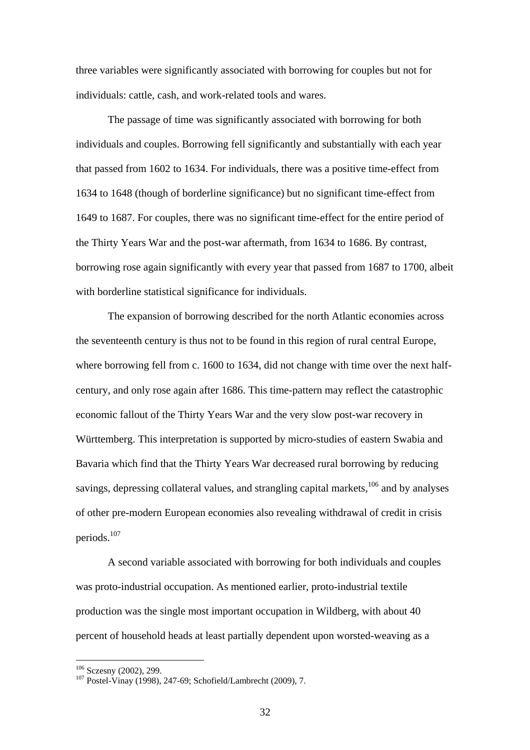three variables were significantly associated with borrowing for couples but not for individuals: cattle, cash, and work-related tools and wares.

The passage of time was significantly associated with borrowing for both individuals and couples. Borrowing fell significantly and substantially with each year that passed from 1602 to 1634. For individuals, there was a positive time-effect from 1634 to 1648 (though of borderline significance) but no significant time-effect from 1649 to 1687. For couples, there was no significant time-effect for the entire period of the Thirty Years War and the post-war aftermath, from 1634 to 1686. By contrast, borrowing rose again significantly with every year that passed from 1687 to 1700, albeit with borderline statistical significance for individuals.

The expansion of borrowing described for the north Atlantic economies across the seventeenth century is thus not to be found in this region of rural central Europe, where borrowing fell from c. 1600 to 1634, did not change with time over the next half-century, and only rose again after 1686. This time-pattern may reflect the catastrophic economic fallout of the Thirty Years War and the very slow post-war recovery in Württemberg. This interpretation is supported by micro-studies of eastern Swabia and Bavaria which find that the Thirty Years War decreased rural borrowing by reducing savings, depressing collateral values, and strangling capital markets,[106] and by analyses of other pre-modern European economies also revealing withdrawal of credit in crisis periods.[107]

A second variable associated with borrowing for both individuals and couples was proto-industrial occupation. As mentioned earlier, proto-industrial textile production was the single most important occupation in Wildberg, with about 40 percent of household heads at least partially dependent upon worsted-weaving as a

[106] Sczesny (2002), 299.

[107] Postel-Vinay (1998), 247-69; Schofield/Lambrecht (2009), 7.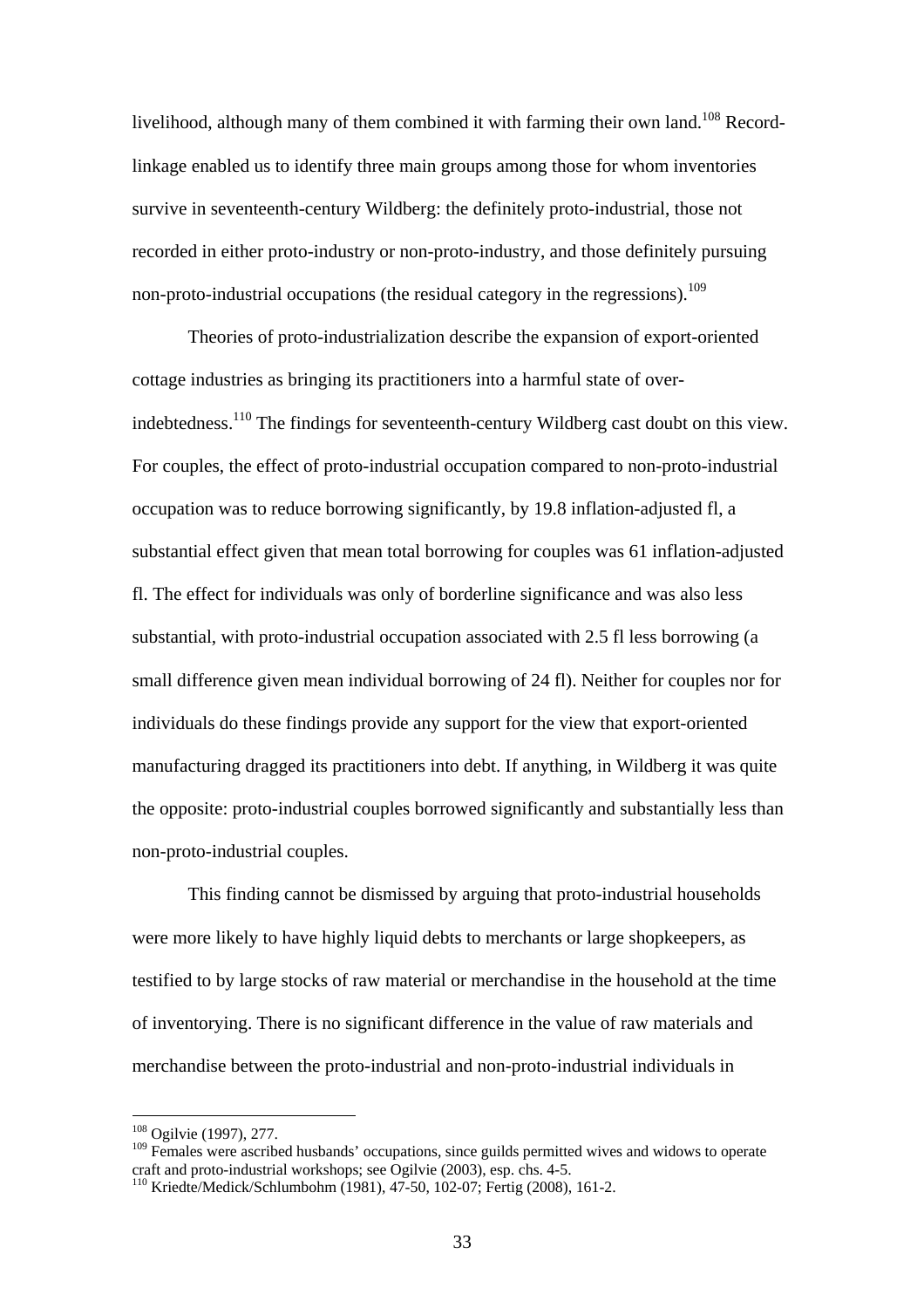livelihood, although many of them combined it with farming their own land.[108] Record-linkage enabled us to identify three main groups among those for whom inventories survive in seventeenth-century Wildberg: the definitely proto-industrial, those not recorded in either proto-industry or non-proto-industry, and those definitely pursuing non-proto-industrial occupations (the residual category in the regressions).[109]

Theories of proto-industrialization describe the expansion of export-oriented cottage industries as bringing its practitioners into a harmful state of over-indebtedness.[110] The findings for seventeenth-century Wildberg cast doubt on this view. For couples, the effect of proto-industrial occupation compared to non-proto-industrial occupation was to reduce borrowing significantly, by 19.8 inflation-adjusted fl, a substantial effect given that mean total borrowing for couples was 61 inflation-adjusted fl. The effect for individuals was only of borderline significance and was also less substantial, with proto-industrial occupation associated with 2.5 fl less borrowing (a small difference given mean individual borrowing of 24 fl). Neither for couples nor for individuals do these findings provide any support for the view that export-oriented manufacturing dragged its practitioners into debt. If anything, in Wildberg it was quite the opposite: proto-industrial couples borrowed significantly and substantially less than non-proto-industrial couples.

This finding cannot be dismissed by arguing that proto-industrial households were more likely to have highly liquid debts to merchants or large shopkeepers, as testified to by large stocks of raw material or merchandise in the household at the time of inventorying. There is no significant difference in the value of raw materials and merchandise between the proto-industrial and non-proto-industrial individuals in

[108] Ogilvie (1997), 277.

[109] Females were ascribed husbands' occupations, since guilds permitted wives and widows to operate craft and proto-industrial workshops; see Ogilvie (2003), esp. chs. 4-5.

[110] Kriedte/Medick/Schlumbohm (1981), 47-50, 102-07; Fertig (2008), 161-2.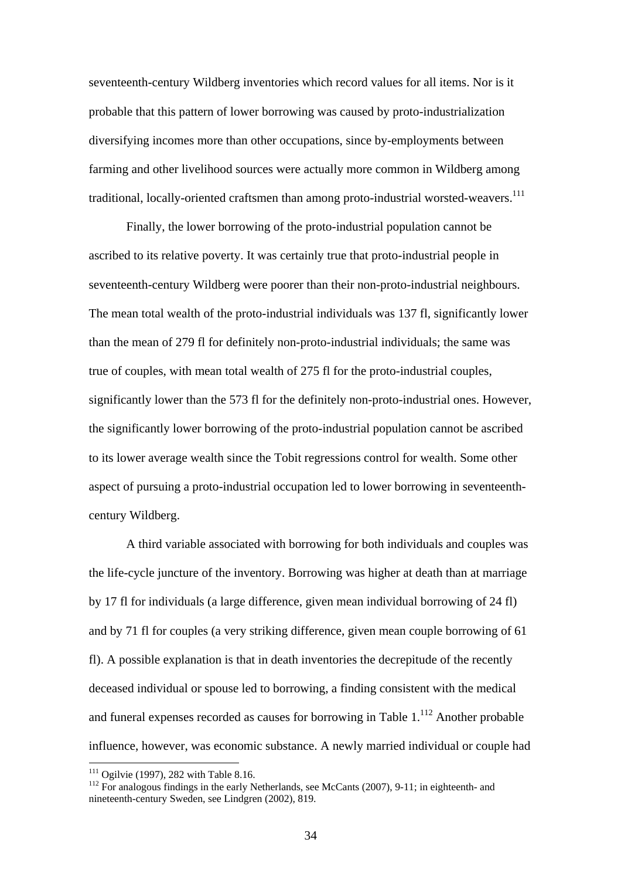seventeenth-century Wildberg inventories which record values for all items. Nor is it probable that this pattern of lower borrowing was caused by proto-industrialization diversifying incomes more than other occupations, since by-employments between farming and other livelihood sources were actually more common in Wildberg among traditional, locally-oriented craftsmen than among proto-industrial worsted-weavers.[111]

Finally, the lower borrowing of the proto-industrial population cannot be ascribed to its relative poverty. It was certainly true that proto-industrial people in seventeenth-century Wildberg were poorer than their non-proto-industrial neighbours. The mean total wealth of the proto-industrial individuals was 137 fl, significantly lower than the mean of 279 fl for definitely non-proto-industrial individuals; the same was true of couples, with mean total wealth of 275 fl for the proto-industrial couples, significantly lower than the 573 fl for the definitely non-proto-industrial ones. However, the significantly lower borrowing of the proto-industrial population cannot be ascribed to its lower average wealth since the Tobit regressions control for wealth. Some other aspect of pursuing a proto-industrial occupation led to lower borrowing in seventeenth-century Wildberg.

A third variable associated with borrowing for both individuals and couples was the life-cycle juncture of the inventory. Borrowing was higher at death than at marriage by 17 fl for individuals (a large difference, given mean individual borrowing of 24 fl) and by 71 fl for couples (a very striking difference, given mean couple borrowing of 61 fl). A possible explanation is that in death inventories the decrepitude of the recently deceased individual or spouse led to borrowing, a finding consistent with the medical and funeral expenses recorded as causes for borrowing in Table 1.[112] Another probable influence, however, was economic substance. A newly married individual or couple had

[111] Ogilvie (1997), 282 with Table 8.16.

[112] For analogous findings in the early Netherlands, see McCants (2007), 9-11; in eighteenth- and nineteenth-century Sweden, see Lindgren (2002), 819.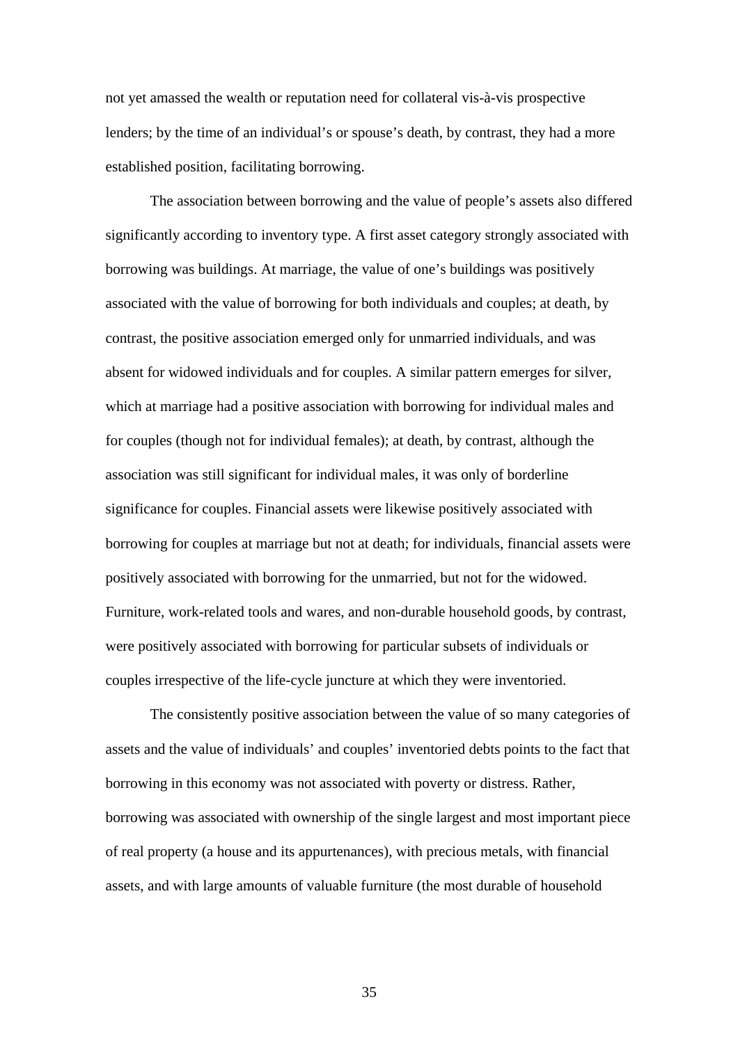not yet amassed the wealth or reputation need for collateral vis-à-vis prospective lenders; by the time of an individual's or spouse's death, by contrast, they had a more established position, facilitating borrowing.

The association between borrowing and the value of people's assets also differed significantly according to inventory type. A first asset category strongly associated with borrowing was buildings. At marriage, the value of one's buildings was positively associated with the value of borrowing for both individuals and couples; at death, by contrast, the positive association emerged only for unmarried individuals, and was absent for widowed individuals and for couples. A similar pattern emerges for silver, which at marriage had a positive association with borrowing for individual males and for couples (though not for individual females); at death, by contrast, although the association was still significant for individual males, it was only of borderline significance for couples. Financial assets were likewise positively associated with borrowing for couples at marriage but not at death; for individuals, financial assets were positively associated with borrowing for the unmarried, but not for the widowed. Furniture, work-related tools and wares, and non-durable household goods, by contrast, were positively associated with borrowing for particular subsets of individuals or couples irrespective of the life-cycle juncture at which they were inventoried.

The consistently positive association between the value of so many categories of assets and the value of individuals' and couples' inventoried debts points to the fact that borrowing in this economy was not associated with poverty or distress. Rather, borrowing was associated with ownership of the single largest and most important piece of real property (a house and its appurtenances), with precious metals, with financial assets, and with large amounts of valuable furniture (the most durable of household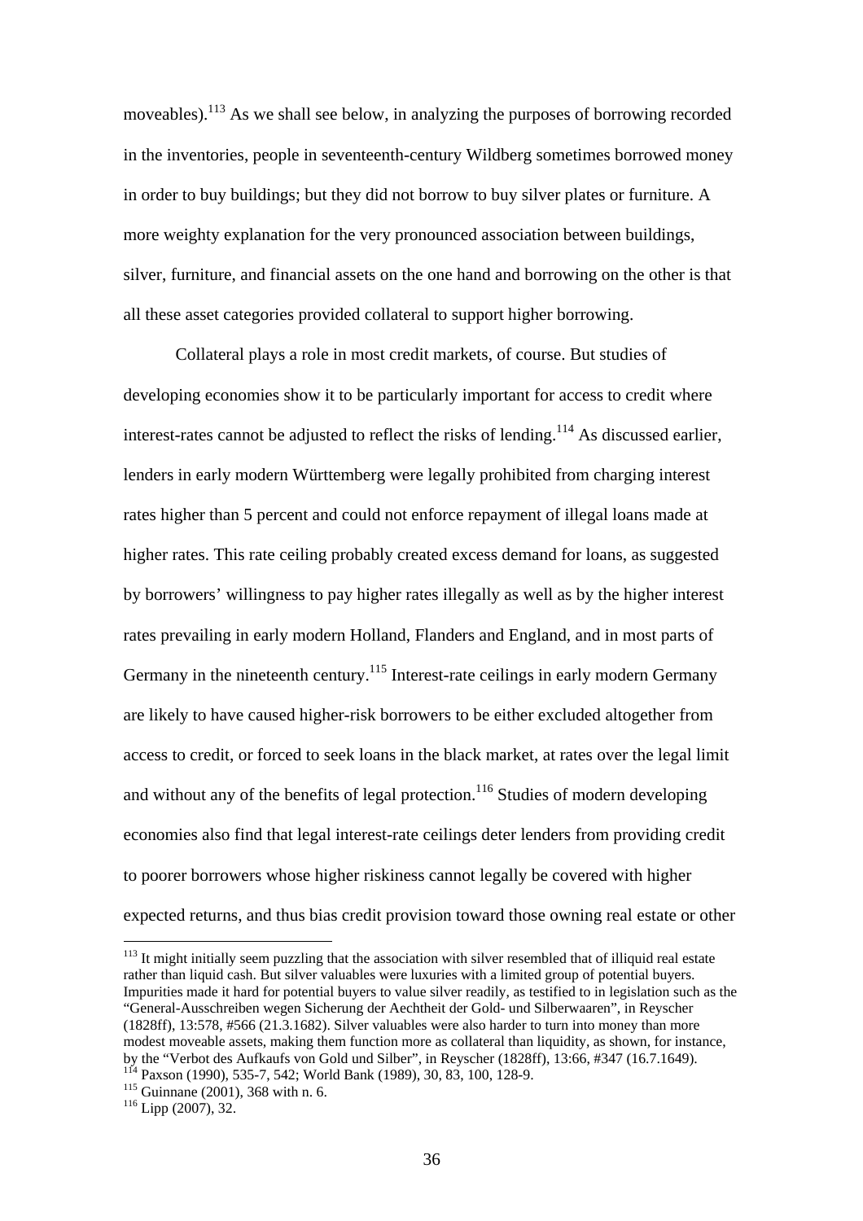moveables).[113] As we shall see below, in analyzing the purposes of borrowing recorded in the inventories, people in seventeenth-century Wildberg sometimes borrowed money in order to buy buildings; but they did not borrow to buy silver plates or furniture. A more weighty explanation for the very pronounced association between buildings, silver, furniture, and financial assets on the one hand and borrowing on the other is that all these asset categories provided collateral to support higher borrowing.

Collateral plays a role in most credit markets, of course. But studies of developing economies show it to be particularly important for access to credit where interest-rates cannot be adjusted to reflect the risks of lending.[114] As discussed earlier, lenders in early modern Württemberg were legally prohibited from charging interest rates higher than 5 percent and could not enforce repayment of illegal loans made at higher rates. This rate ceiling probably created excess demand for loans, as suggested by borrowers' willingness to pay higher rates illegally as well as by the higher interest rates prevailing in early modern Holland, Flanders and England, and in most parts of Germany in the nineteenth century.[115] Interest-rate ceilings in early modern Germany are likely to have caused higher-risk borrowers to be either excluded altogether from access to credit, or forced to seek loans in the black market, at rates over the legal limit and without any of the benefits of legal protection.[116] Studies of modern developing economies also find that legal interest-rate ceilings deter lenders from providing credit to poorer borrowers whose higher riskiness cannot legally be covered with higher expected returns, and thus bias credit provision toward those owning real estate or other

[113] It might initially seem puzzling that the association with silver resembled that of illiquid real estate rather than liquid cash. But silver valuables were luxuries with a limited group of potential buyers. Impurities made it hard for potential buyers to value silver readily, as testified to in legislation such as the "General-Ausschreiben wegen Sicherung der Aechtheit der Gold- und Silberwaaren", in Reyscher (1828ff), 13:578, #566 (21.3.1682). Silver valuables were also harder to turn into money than more modest moveable assets, making them function more as collateral than liquidity, as shown, for instance, by the "Verbot des Aufkaufs von Gold und Silber", in Reyscher (1828ff), 13:66, #347 (16.7.1649).

[114] Paxson (1990), 535-7, 542; World Bank (1989), 30, 83, 100, 128-9.

[115] Guinnane (2001), 368 with n. 6.

[116] Lipp (2007), 32.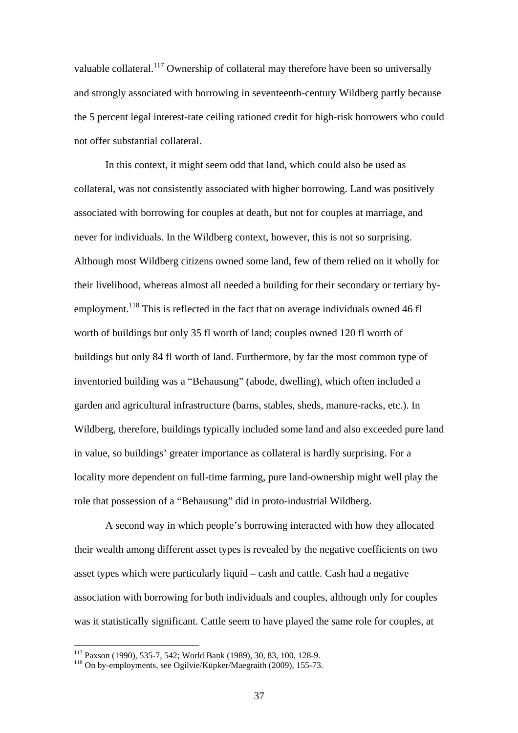valuable collateral.[117] Ownership of collateral may therefore have been so universally and strongly associated with borrowing in seventeenth-century Wildberg partly because the 5 percent legal interest-rate ceiling rationed credit for high-risk borrowers who could not offer substantial collateral.

In this context, it might seem odd that land, which could also be used as collateral, was not consistently associated with higher borrowing. Land was positively associated with borrowing for couples at death, but not for couples at marriage, and never for individuals. In the Wildberg context, however, this is not so surprising. Although most Wildberg citizens owned some land, few of them relied on it wholly for their livelihood, whereas almost all needed a building for their secondary or tertiary by-employment.[118] This is reflected in the fact that on average individuals owned 46 fl worth of buildings but only 35 fl worth of land; couples owned 120 fl worth of buildings but only 84 fl worth of land. Furthermore, by far the most common type of inventoried building was a "Behausung" (abode, dwelling), which often included a garden and agricultural infrastructure (barns, stables, sheds, manure-racks, etc.). In Wildberg, therefore, buildings typically included some land and also exceeded pure land in value, so buildings' greater importance as collateral is hardly surprising. For a locality more dependent on full-time farming, pure land-ownership might well play the role that possession of a "Behausung" did in proto-industrial Wildberg.

A second way in which people's borrowing interacted with how they allocated their wealth among different asset types is revealed by the negative coefficients on two asset types which were particularly liquid – cash and cattle. Cash had a negative association with borrowing for both individuals and couples, although only for couples was it statistically significant. Cattle seem to have played the same role for couples, at

[117] Paxson (1990), 535-7, 542; World Bank (1989), 30, 83, 100, 128-9.

[118] On by-employments, see Ogilvie/Küpker/Maegraith (2009), 155-73.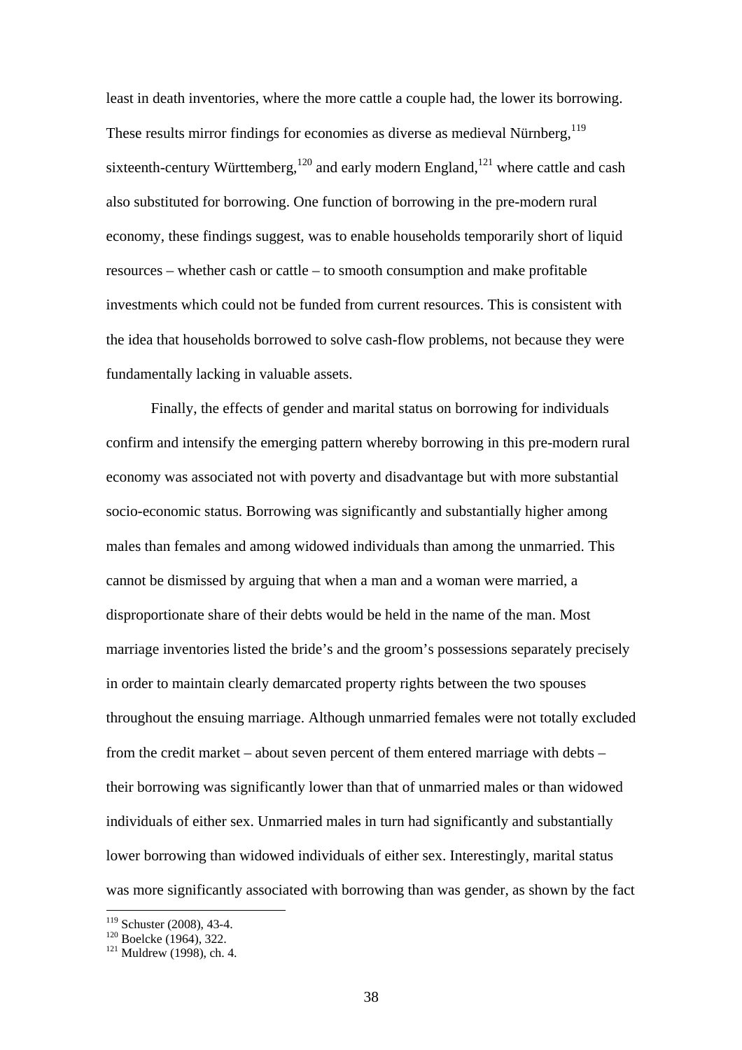least in death inventories, where the more cattle a couple had, the lower its borrowing. These results mirror findings for economies as diverse as medieval Nürnberg,[119] sixteenth-century Württemberg,[120] and early modern England,[121] where cattle and cash also substituted for borrowing. One function of borrowing in the pre-modern rural economy, these findings suggest, was to enable households temporarily short of liquid resources – whether cash or cattle – to smooth consumption and make profitable investments which could not be funded from current resources. This is consistent with the idea that households borrowed to solve cash-flow problems, not because they were fundamentally lacking in valuable assets.

Finally, the effects of gender and marital status on borrowing for individuals confirm and intensify the emerging pattern whereby borrowing in this pre-modern rural economy was associated not with poverty and disadvantage but with more substantial socio-economic status. Borrowing was significantly and substantially higher among males than females and among widowed individuals than among the unmarried. This cannot be dismissed by arguing that when a man and a woman were married, a disproportionate share of their debts would be held in the name of the man. Most marriage inventories listed the bride's and the groom's possessions separately precisely in order to maintain clearly demarcated property rights between the two spouses throughout the ensuing marriage. Although unmarried females were not totally excluded from the credit market – about seven percent of them entered marriage with debts – their borrowing was significantly lower than that of unmarried males or than widowed individuals of either sex. Unmarried males in turn had significantly and substantially lower borrowing than widowed individuals of either sex. Interestingly, marital status was more significantly associated with borrowing than was gender, as shown by the fact

[119] Schuster (2008), 43-4.
[120] Boelcke (1964), 322.
[121] Muldrew (1998), ch. 4.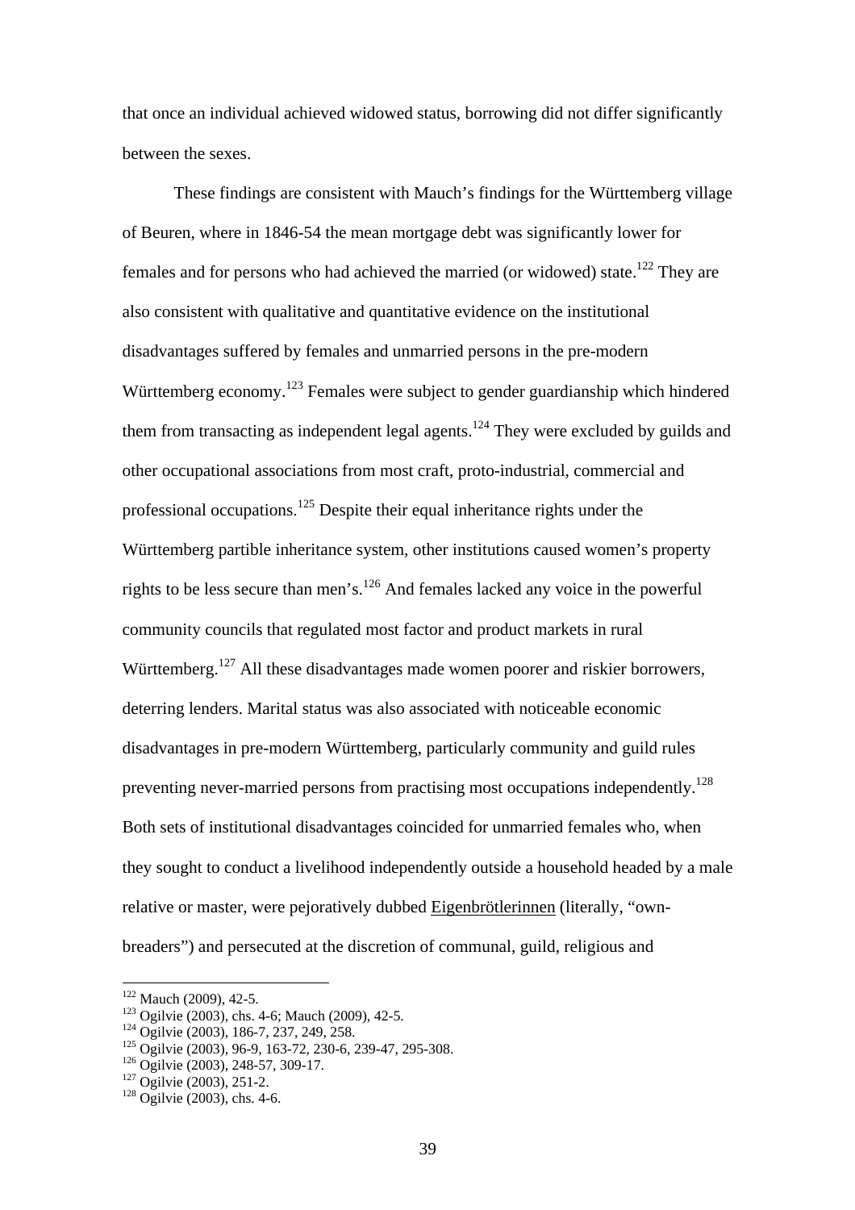that once an individual achieved widowed status, borrowing did not differ significantly between the sexes.

These findings are consistent with Mauch's findings for the Württemberg village of Beuren, where in 1846-54 the mean mortgage debt was significantly lower for females and for persons who had achieved the married (or widowed) state.[122] They are also consistent with qualitative and quantitative evidence on the institutional disadvantages suffered by females and unmarried persons in the pre-modern Württemberg economy.[123] Females were subject to gender guardianship which hindered them from transacting as independent legal agents.[124] They were excluded by guilds and other occupational associations from most craft, proto-industrial, commercial and professional occupations.[125] Despite their equal inheritance rights under the Württemberg partible inheritance system, other institutions caused women's property rights to be less secure than men's.[126] And females lacked any voice in the powerful community councils that regulated most factor and product markets in rural Württemberg.[127] All these disadvantages made women poorer and riskier borrowers, deterring lenders. Marital status was also associated with noticeable economic disadvantages in pre-modern Württemberg, particularly community and guild rules preventing never-married persons from practising most occupations independently.[128] Both sets of institutional disadvantages coincided for unmarried females who, when they sought to conduct a livelihood independently outside a household headed by a male relative or master, were pejoratively dubbed Eigenbrötlerinnen (literally, "own-breaders") and persecuted at the discretion of communal, guild, religious and

---

[122] Mauch (2009), 42-5.

[123] Ogilvie (2003), chs. 4-6; Mauch (2009), 42-5.

[124] Ogilvie (2003), 186-7, 237, 249, 258.

[125] Ogilvie (2003), 96-9, 163-72, 230-6, 239-47, 295-308.

[126] Ogilvie (2003), 248-57, 309-17.

[127] Ogilvie (2003), 251-2.

[128] Ogilvie (2003), chs. 4-6.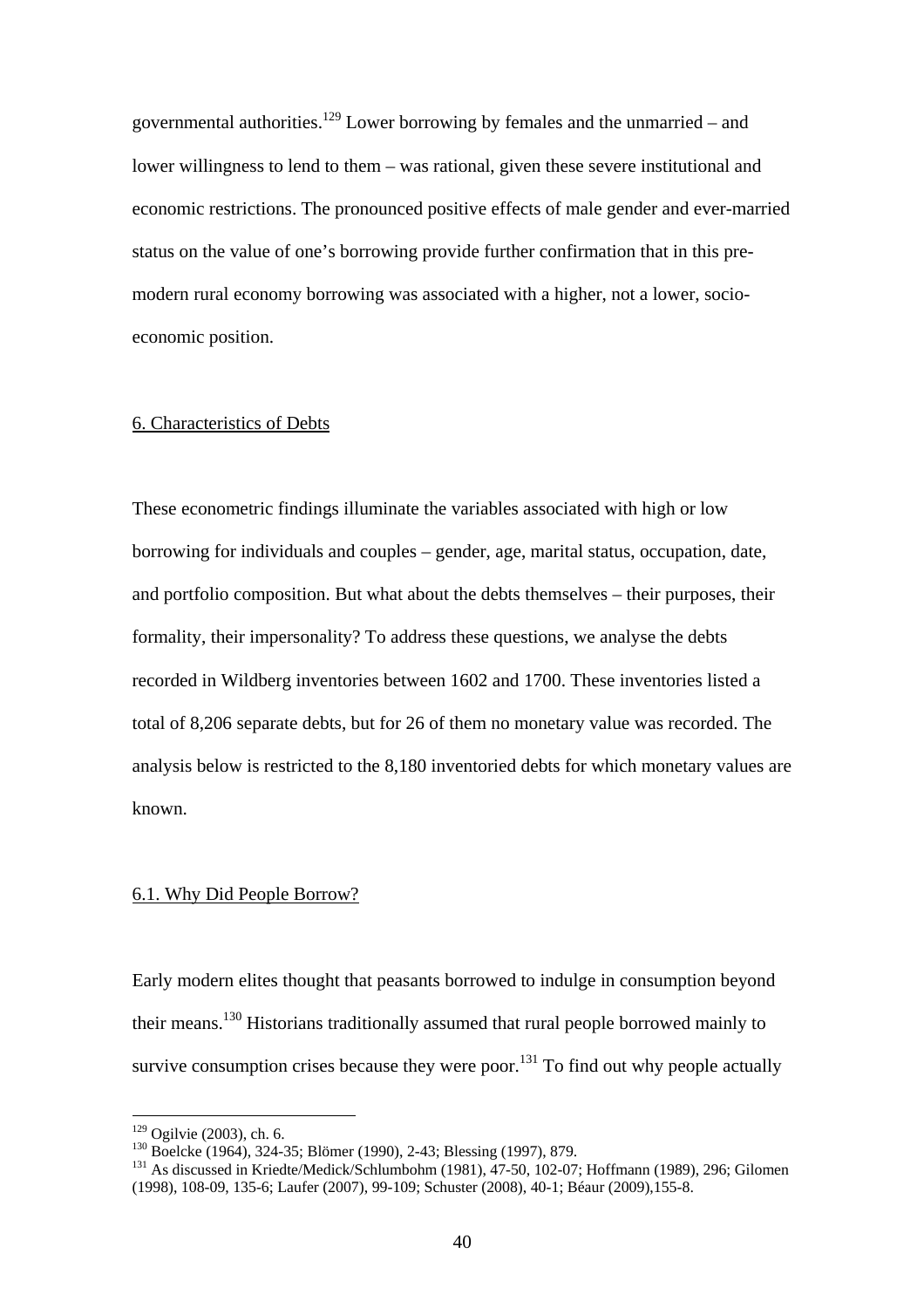governmental authorities.[129] Lower borrowing by females and the unmarried – and lower willingness to lend to them – was rational, given these severe institutional and economic restrictions. The pronounced positive effects of male gender and ever-married status on the value of one's borrowing provide further confirmation that in this pre-modern rural economy borrowing was associated with a higher, not a lower, socio-economic position.

## 6. Characteristics of Debts

These econometric findings illuminate the variables associated with high or low borrowing for individuals and couples – gender, age, marital status, occupation, date, and portfolio composition. But what about the debts themselves – their purposes, their formality, their impersonality? To address these questions, we analyse the debts recorded in Wildberg inventories between 1602 and 1700. These inventories listed a total of 8,206 separate debts, but for 26 of them no monetary value was recorded. The analysis below is restricted to the 8,180 inventoried debts for which monetary values are known.

### 6.1. Why Did People Borrow?

Early modern elites thought that peasants borrowed to indulge in consumption beyond their means.[130] Historians traditionally assumed that rural people borrowed mainly to survive consumption crises because they were poor.[131] To find out why people actually

---

[129] Ogilvie (2003), ch. 6.

[130] Boelcke (1964), 324-35; Blömer (1990), 2-43; Blessing (1997), 879.

[131] As discussed in Kriedte/Medick/Schlumbohm (1981), 47-50, 102-07; Hoffmann (1989), 296; Gilomen (1998), 108-09, 135-6; Laufer (2007), 99-109; Schuster (2008), 40-1; Béaur (2009),155-8.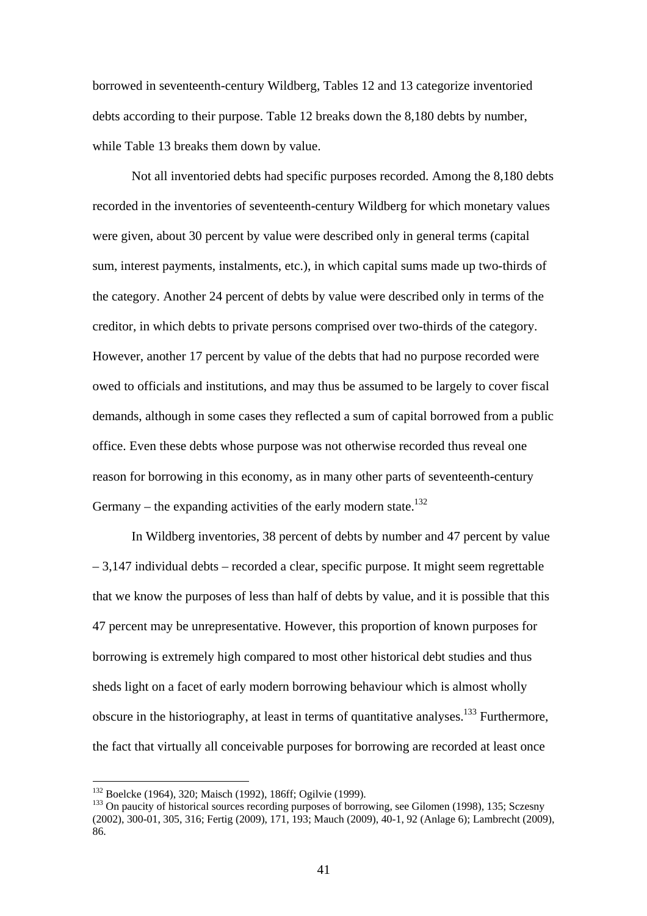borrowed in seventeenth-century Wildberg, Tables 12 and 13 categorize inventoried debts according to their purpose. Table 12 breaks down the 8,180 debts by number, while Table 13 breaks them down by value.

Not all inventoried debts had specific purposes recorded. Among the 8,180 debts recorded in the inventories of seventeenth-century Wildberg for which monetary values were given, about 30 percent by value were described only in general terms (capital sum, interest payments, instalments, etc.), in which capital sums made up two-thirds of the category. Another 24 percent of debts by value were described only in terms of the creditor, in which debts to private persons comprised over two-thirds of the category. However, another 17 percent by value of the debts that had no purpose recorded were owed to officials and institutions, and may thus be assumed to be largely to cover fiscal demands, although in some cases they reflected a sum of capital borrowed from a public office. Even these debts whose purpose was not otherwise recorded thus reveal one reason for borrowing in this economy, as in many other parts of seventeenth-century Germany – the expanding activities of the early modern state.[132]

In Wildberg inventories, 38 percent of debts by number and 47 percent by value – 3,147 individual debts – recorded a clear, specific purpose. It might seem regrettable that we know the purposes of less than half of debts by value, and it is possible that this 47 percent may be unrepresentative. However, this proportion of known purposes for borrowing is extremely high compared to most other historical debt studies and thus sheds light on a facet of early modern borrowing behaviour which is almost wholly obscure in the historiography, at least in terms of quantitative analyses.[133] Furthermore, the fact that virtually all conceivable purposes for borrowing are recorded at least once

[132] Boelcke (1964), 320; Maisch (1992), 186ff; Ogilvie (1999).

[133] On paucity of historical sources recording purposes of borrowing, see Gilomen (1998), 135; Sczesny (2002), 300-01, 305, 316; Fertig (2009), 171, 193; Mauch (2009), 40-1, 92 (Anlage 6); Lambrecht (2009), 86.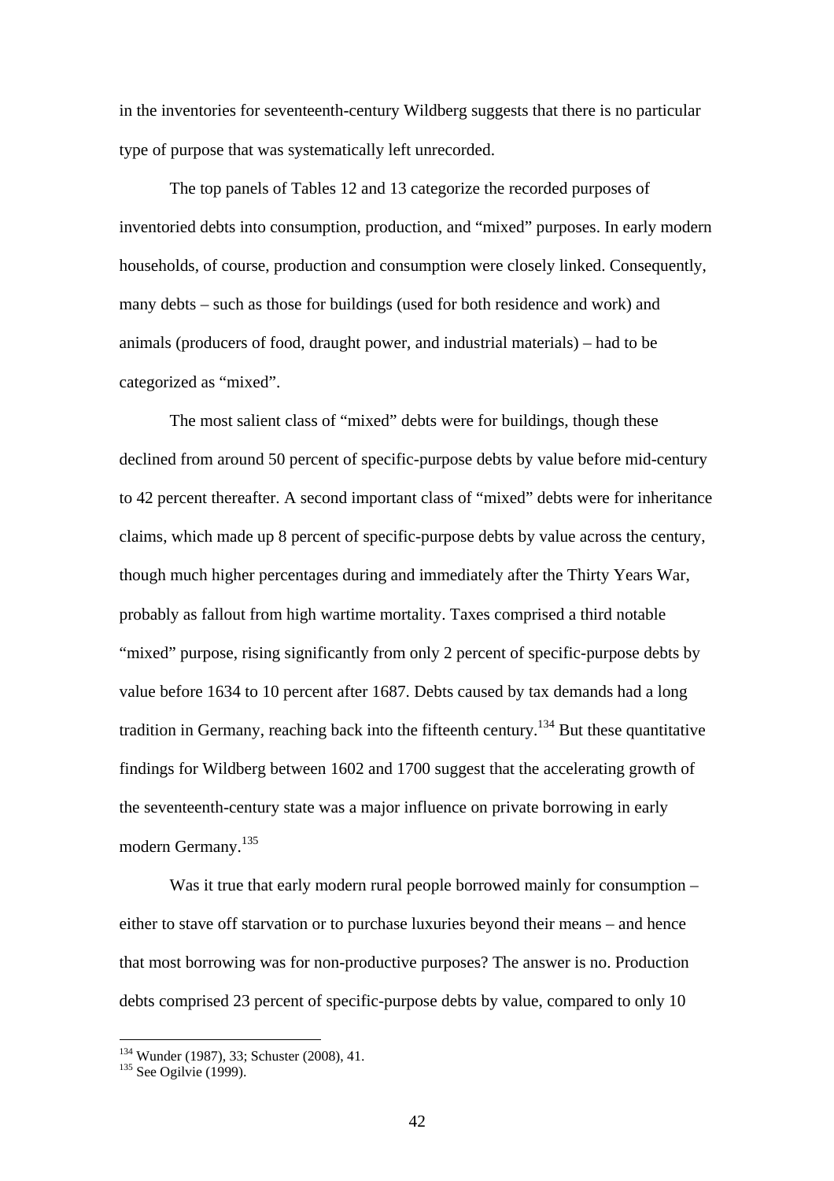in the inventories for seventeenth-century Wildberg suggests that there is no particular type of purpose that was systematically left unrecorded.

The top panels of Tables 12 and 13 categorize the recorded purposes of inventoried debts into consumption, production, and "mixed" purposes. In early modern households, of course, production and consumption were closely linked. Consequently, many debts – such as those for buildings (used for both residence and work) and animals (producers of food, draught power, and industrial materials) – had to be categorized as "mixed".

The most salient class of "mixed" debts were for buildings, though these declined from around 50 percent of specific-purpose debts by value before mid-century to 42 percent thereafter. A second important class of "mixed" debts were for inheritance claims, which made up 8 percent of specific-purpose debts by value across the century, though much higher percentages during and immediately after the Thirty Years War, probably as fallout from high wartime mortality. Taxes comprised a third notable "mixed" purpose, rising significantly from only 2 percent of specific-purpose debts by value before 1634 to 10 percent after 1687. Debts caused by tax demands had a long tradition in Germany, reaching back into the fifteenth century.[134] But these quantitative findings for Wildberg between 1602 and 1700 suggest that the accelerating growth of the seventeenth-century state was a major influence on private borrowing in early modern Germany.[135]

Was it true that early modern rural people borrowed mainly for consumption – either to stave off starvation or to purchase luxuries beyond their means – and hence that most borrowing was for non-productive purposes? The answer is no. Production debts comprised 23 percent of specific-purpose debts by value, compared to only 10

---

[134] Wunder (1987), 33; Schuster (2008), 41.

[135] See Ogilvie (1999).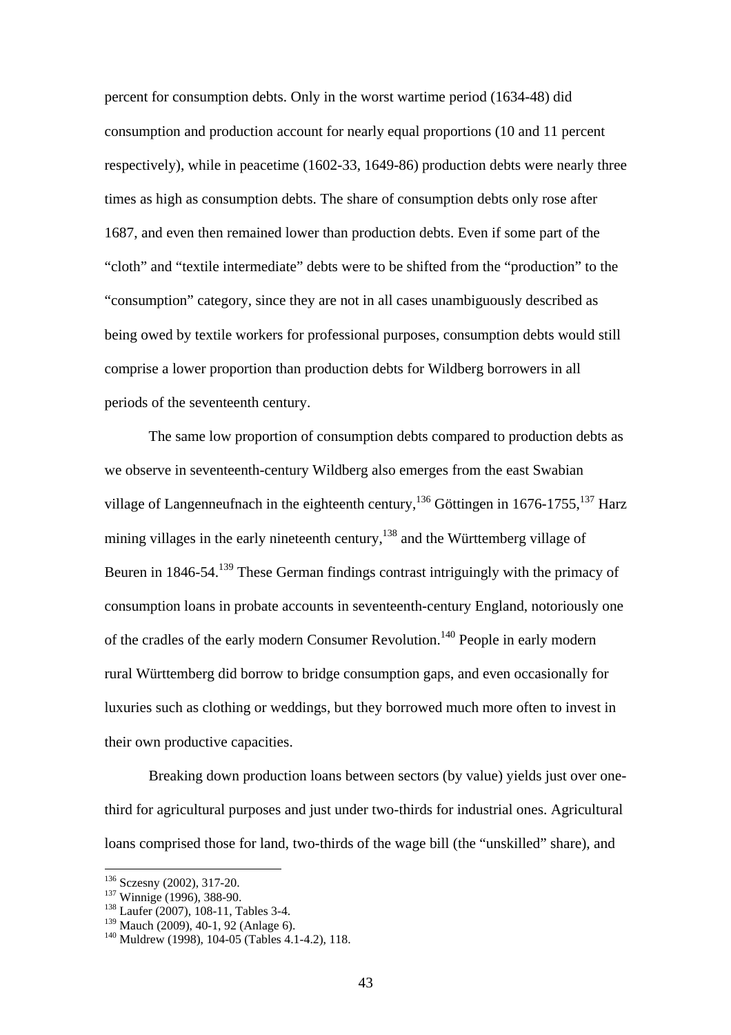percent for consumption debts. Only in the worst wartime period (1634-48) did consumption and production account for nearly equal proportions (10 and 11 percent respectively), while in peacetime (1602-33, 1649-86) production debts were nearly three times as high as consumption debts. The share of consumption debts only rose after 1687, and even then remained lower than production debts. Even if some part of the "cloth" and "textile intermediate" debts were to be shifted from the "production" to the "consumption" category, since they are not in all cases unambiguously described as being owed by textile workers for professional purposes, consumption debts would still comprise a lower proportion than production debts for Wildberg borrowers in all periods of the seventeenth century.

The same low proportion of consumption debts compared to production debts as we observe in seventeenth-century Wildberg also emerges from the east Swabian village of Langenneufnach in the eighteenth century,[136] Göttingen in 1676-1755,[137] Harz mining villages in the early nineteenth century,[138] and the Württemberg village of Beuren in 1846-54.[139] These German findings contrast intriguingly with the primacy of consumption loans in probate accounts in seventeenth-century England, notoriously one of the cradles of the early modern Consumer Revolution.[140] People in early modern rural Württemberg did borrow to bridge consumption gaps, and even occasionally for luxuries such as clothing or weddings, but they borrowed much more often to invest in their own productive capacities.

Breaking down production loans between sectors (by value) yields just over one-third for agricultural purposes and just under two-thirds for industrial ones. Agricultural loans comprised those for land, two-thirds of the wage bill (the "unskilled" share), and

---

[136] Sczesny (2002), 317-20.

[137] Winnige (1996), 388-90.

[138] Laufer (2007), 108-11, Tables 3-4.

[139] Mauch (2009), 40-1, 92 (Anlage 6).

[140] Muldrew (1998), 104-05 (Tables 4.1-4.2), 118.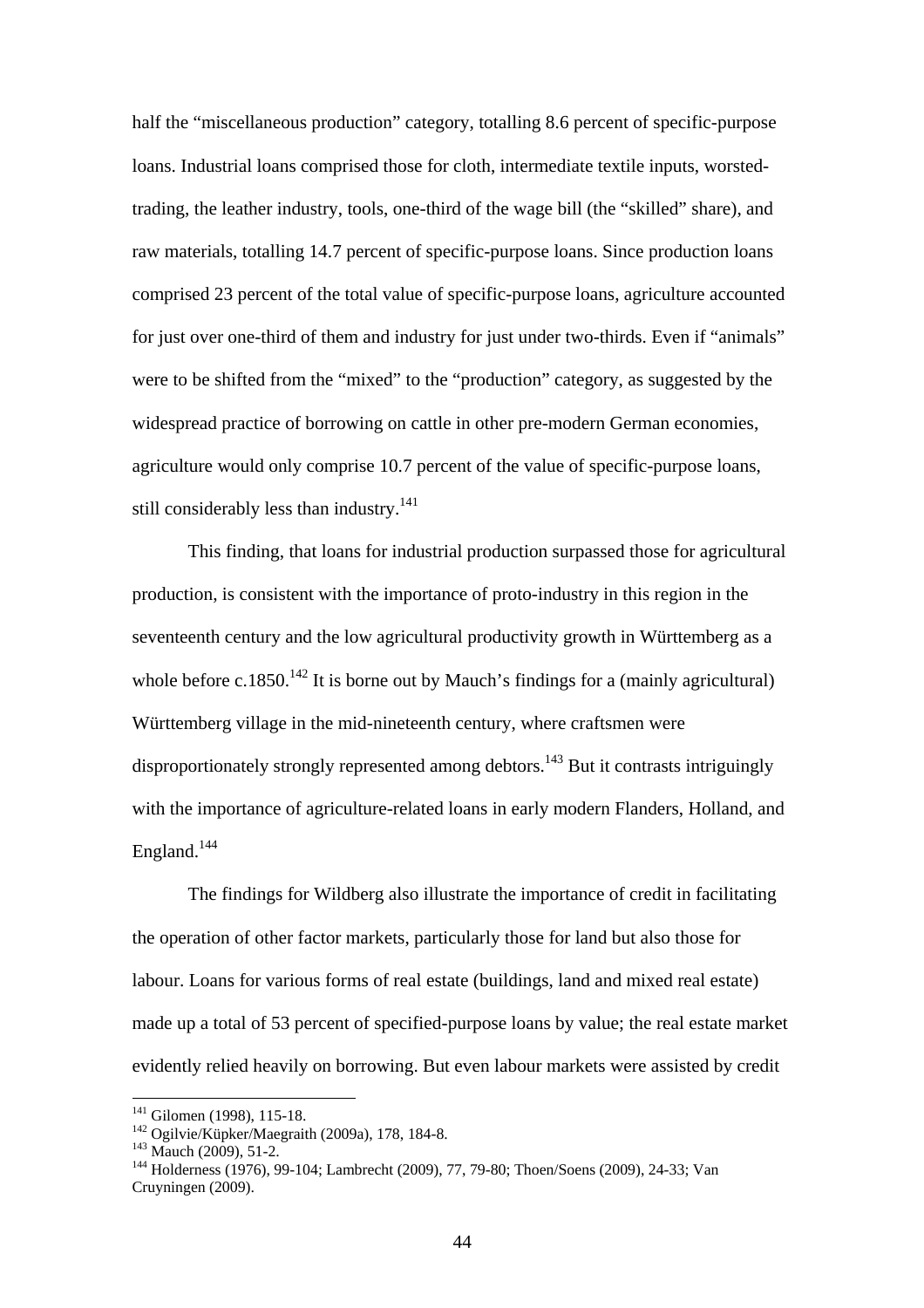half the "miscellaneous production" category, totalling 8.6 percent of specific-purpose loans. Industrial loans comprised those for cloth, intermediate textile inputs, worsted-trading, the leather industry, tools, one-third of the wage bill (the "skilled" share), and raw materials, totalling 14.7 percent of specific-purpose loans. Since production loans comprised 23 percent of the total value of specific-purpose loans, agriculture accounted for just over one-third of them and industry for just under two-thirds. Even if "animals" were to be shifted from the "mixed" to the "production" category, as suggested by the widespread practice of borrowing on cattle in other pre-modern German economies, agriculture would only comprise 10.7 percent of the value of specific-purpose loans, still considerably less than industry.[141]

This finding, that loans for industrial production surpassed those for agricultural production, is consistent with the importance of proto-industry in this region in the seventeenth century and the low agricultural productivity growth in Württemberg as a whole before c.1850.[142] It is borne out by Mauch's findings for a (mainly agricultural) Württemberg village in the mid-nineteenth century, where craftsmen were disproportionately strongly represented among debtors.[143] But it contrasts intriguingly with the importance of agriculture-related loans in early modern Flanders, Holland, and England.[144]

The findings for Wildberg also illustrate the importance of credit in facilitating the operation of other factor markets, particularly those for land but also those for labour. Loans for various forms of real estate (buildings, land and mixed real estate) made up a total of 53 percent of specified-purpose loans by value; the real estate market evidently relied heavily on borrowing. But even labour markets were assisted by credit

[141] Gilomen (1998), 115-18.
[142] Ogilvie/Küpker/Maegraith (2009a), 178, 184-8.
[143] Mauch (2009), 51-2.
[144] Holderness (1976), 99-104; Lambrecht (2009), 77, 79-80; Thoen/Soens (2009), 24-33; Van Cruyningen (2009).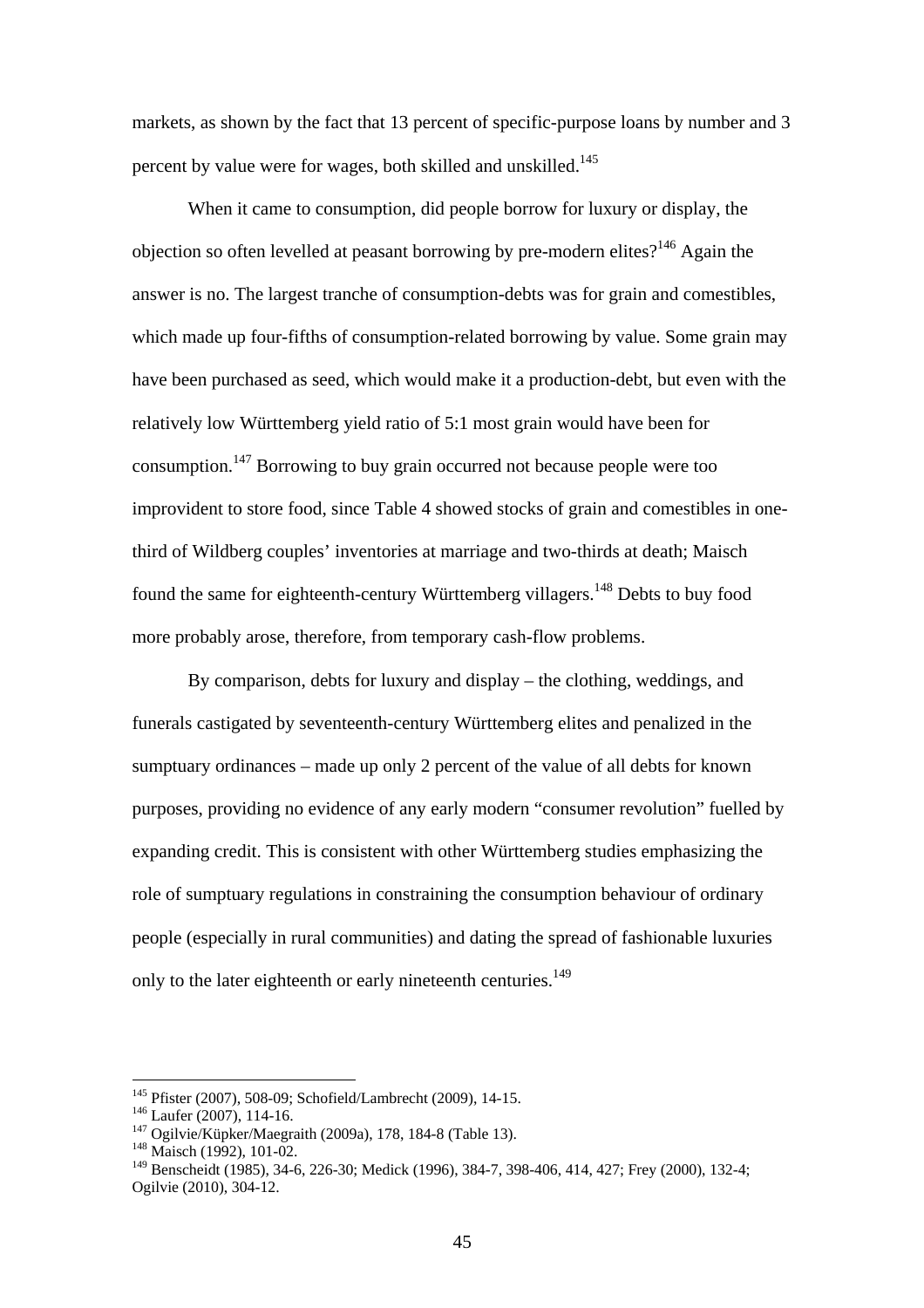markets, as shown by the fact that 13 percent of specific-purpose loans by number and 3 percent by value were for wages, both skilled and unskilled.[145]

When it came to consumption, did people borrow for luxury or display, the objection so often levelled at peasant borrowing by pre-modern elites?[146] Again the answer is no. The largest tranche of consumption-debts was for grain and comestibles, which made up four-fifths of consumption-related borrowing by value. Some grain may have been purchased as seed, which would make it a production-debt, but even with the relatively low Württemberg yield ratio of 5:1 most grain would have been for consumption.[147] Borrowing to buy grain occurred not because people were too improvident to store food, since Table 4 showed stocks of grain and comestibles in one-third of Wildberg couples' inventories at marriage and two-thirds at death; Maisch found the same for eighteenth-century Württemberg villagers.[148] Debts to buy food more probably arose, therefore, from temporary cash-flow problems.

By comparison, debts for luxury and display – the clothing, weddings, and funerals castigated by seventeenth-century Württemberg elites and penalized in the sumptuary ordinances – made up only 2 percent of the value of all debts for known purposes, providing no evidence of any early modern "consumer revolution" fuelled by expanding credit. This is consistent with other Württemberg studies emphasizing the role of sumptuary regulations in constraining the consumption behaviour of ordinary people (especially in rural communities) and dating the spread of fashionable luxuries only to the later eighteenth or early nineteenth centuries.[149]

---

[145] Pfister (2007), 508-09; Schofield/Lambrecht (2009), 14-15.
[146] Laufer (2007), 114-16.
[147] Ogilvie/Küpker/Maegraith (2009a), 178, 184-8 (Table 13).
[148] Maisch (1992), 101-02.
[149] Benscheidt (1985), 34-6, 226-30; Medick (1996), 384-7, 398-406, 414, 427; Frey (2000), 132-4; Ogilvie (2010), 304-12.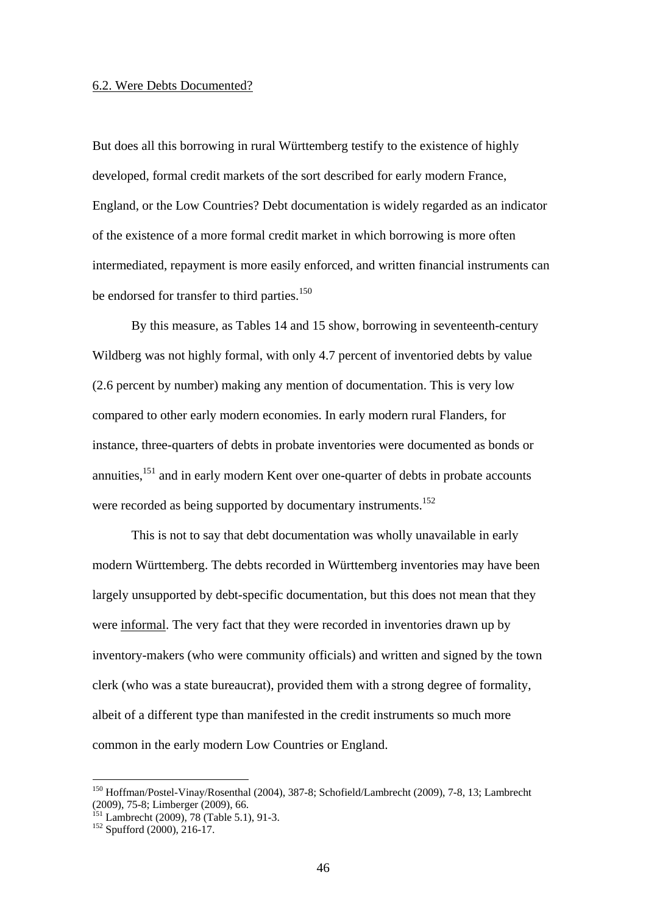6.2. Were Debts Documented?

But does all this borrowing in rural Württemberg testify to the existence of highly developed, formal credit markets of the sort described for early modern France, England, or the Low Countries? Debt documentation is widely regarded as an indicator of the existence of a more formal credit market in which borrowing is more often intermediated, repayment is more easily enforced, and written financial instruments can be endorsed for transfer to third parties.[150]

By this measure, as Tables 14 and 15 show, borrowing in seventeenth-century Wildberg was not highly formal, with only 4.7 percent of inventoried debts by value (2.6 percent by number) making any mention of documentation. This is very low compared to other early modern economies. In early modern rural Flanders, for instance, three-quarters of debts in probate inventories were documented as bonds or annuities,[151] and in early modern Kent over one-quarter of debts in probate accounts were recorded as being supported by documentary instruments.[152]

This is not to say that debt documentation was wholly unavailable in early modern Württemberg. The debts recorded in Württemberg inventories may have been largely unsupported by debt-specific documentation, but this does not mean that they were informal. The very fact that they were recorded in inventories drawn up by inventory-makers (who were community officials) and written and signed by the town clerk (who was a state bureaucrat), provided them with a strong degree of formality, albeit of a different type than manifested in the credit instruments so much more common in the early modern Low Countries or England.

---

[150] Hoffman/Postel-Vinay/Rosenthal (2004), 387-8; Schofield/Lambrecht (2009), 7-8, 13; Lambrecht (2009), 75-8; Limberger (2009), 66.

[151] Lambrecht (2009), 78 (Table 5.1), 91-3.

[152] Spufford (2000), 216-17.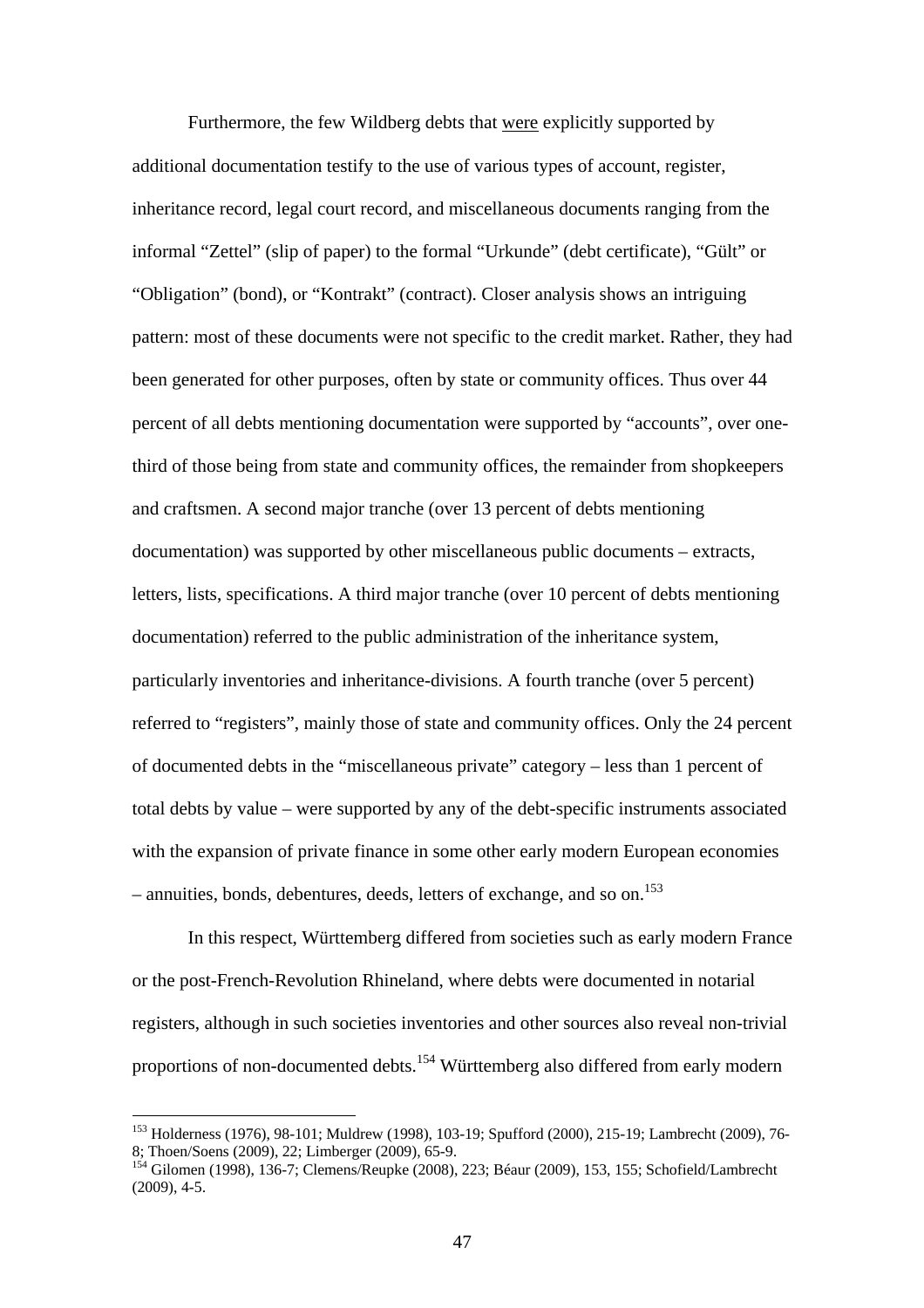Furthermore, the few Wildberg debts that were explicitly supported by additional documentation testify to the use of various types of account, register, inheritance record, legal court record, and miscellaneous documents ranging from the informal "Zettel" (slip of paper) to the formal "Urkunde" (debt certificate), "Gült" or "Obligation" (bond), or "Kontrakt" (contract). Closer analysis shows an intriguing pattern: most of these documents were not specific to the credit market. Rather, they had been generated for other purposes, often by state or community offices. Thus over 44 percent of all debts mentioning documentation were supported by "accounts", over one-third of those being from state and community offices, the remainder from shopkeepers and craftsmen. A second major tranche (over 13 percent of debts mentioning documentation) was supported by other miscellaneous public documents – extracts, letters, lists, specifications. A third major tranche (over 10 percent of debts mentioning documentation) referred to the public administration of the inheritance system, particularly inventories and inheritance-divisions. A fourth tranche (over 5 percent) referred to "registers", mainly those of state and community offices. Only the 24 percent of documented debts in the "miscellaneous private" category – less than 1 percent of total debts by value – were supported by any of the debt-specific instruments associated with the expansion of private finance in some other early modern European economies – annuities, bonds, debentures, deeds, letters of exchange, and so on.[153]

In this respect, Württemberg differed from societies such as early modern France or the post-French-Revolution Rhineland, where debts were documented in notarial registers, although in such societies inventories and other sources also reveal non-trivial proportions of non-documented debts.[154] Württemberg also differed from early modern

---

[153] Holderness (1976), 98-101; Muldrew (1998), 103-19; Spufford (2000), 215-19; Lambrecht (2009), 76-8; Thoen/Soens (2009), 22; Limberger (2009), 65-9.

[154] Gilomen (1998), 136-7; Clemens/Reupke (2008), 223; Béaur (2009), 153, 155; Schofield/Lambrecht (2009), 4-5.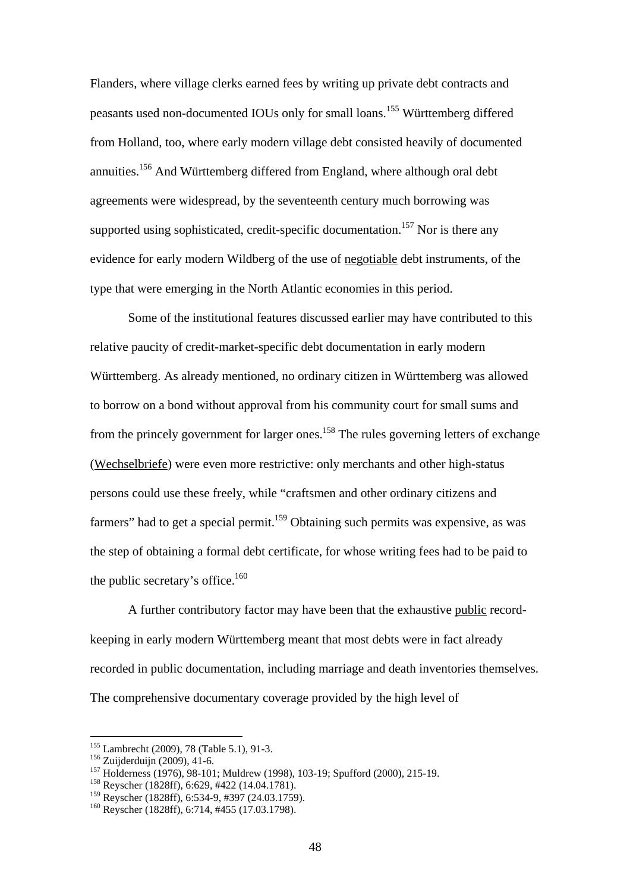Flanders, where village clerks earned fees by writing up private debt contracts and peasants used non-documented IOUs only for small loans.[155] Württemberg differed from Holland, too, where early modern village debt consisted heavily of documented annuities.[156] And Württemberg differed from England, where although oral debt agreements were widespread, by the seventeenth century much borrowing was supported using sophisticated, credit-specific documentation.[157] Nor is there any evidence for early modern Wildberg of the use of <u>negotiable</u> debt instruments, of the type that were emerging in the North Atlantic economies in this period.

Some of the institutional features discussed earlier may have contributed to this relative paucity of credit-market-specific debt documentation in early modern Württemberg. As already mentioned, no ordinary citizen in Württemberg was allowed to borrow on a bond without approval from his community court for small sums and from the princely government for larger ones.[158] The rules governing letters of exchange (<u>Wechselbriefe</u>) were even more restrictive: only merchants and other high-status persons could use these freely, while "craftsmen and other ordinary citizens and farmers" had to get a special permit.[159] Obtaining such permits was expensive, as was the step of obtaining a formal debt certificate, for whose writing fees had to be paid to the public secretary's office.[160]

A further contributory factor may have been that the exhaustive <u>public</u> record-keeping in early modern Württemberg meant that most debts were in fact already recorded in public documentation, including marriage and death inventories themselves. The comprehensive documentary coverage provided by the high level of

---

[155] Lambrecht (2009), 78 (Table 5.1), 91-3.

[156] Zuijderduijn (2009), 41-6.

[157] Holderness (1976), 98-101; Muldrew (1998), 103-19; Spufford (2000), 215-19.

[158] Reyscher (1828ff), 6:629, #422 (14.04.1781).

[159] Reyscher (1828ff), 6:534-9, #397 (24.03.1759).

[160] Reyscher (1828ff), 6:714, #455 (17.03.1798).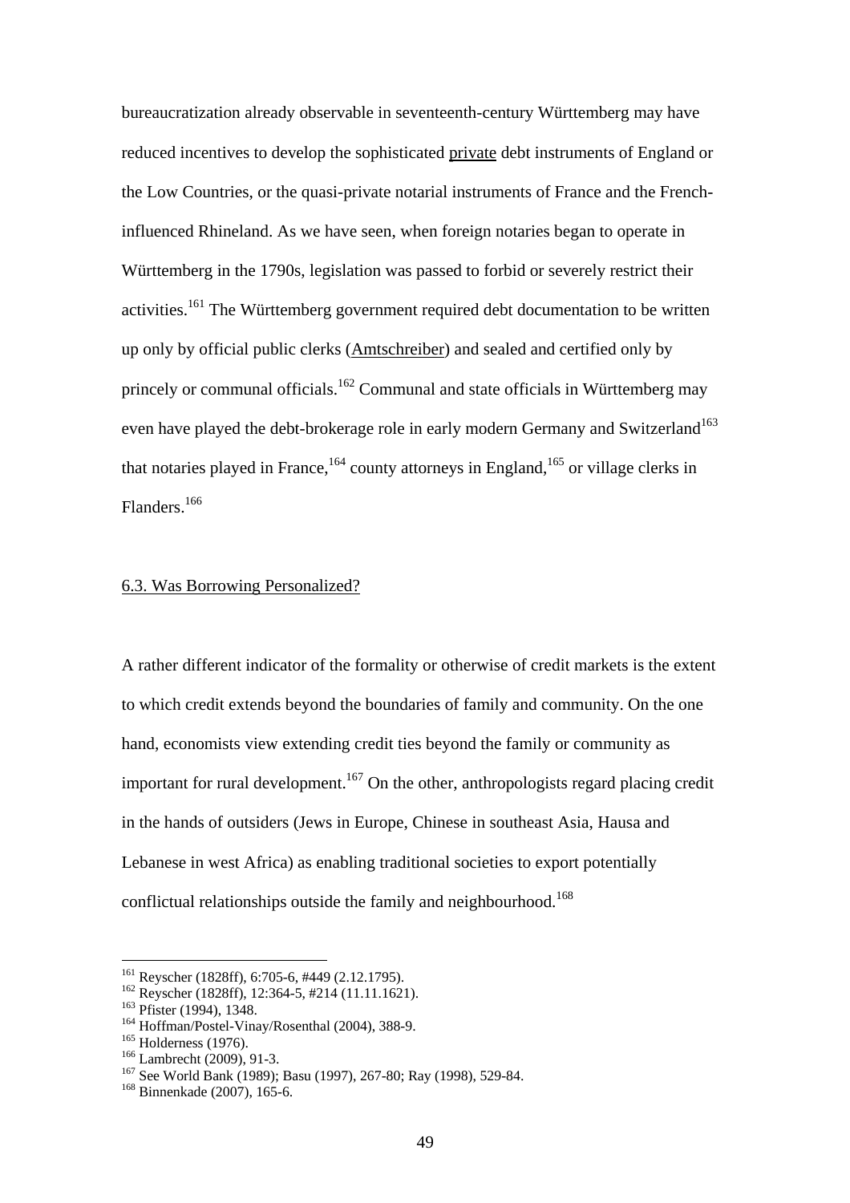bureaucratization already observable in seventeenth-century Württemberg may have reduced incentives to develop the sophisticated private debt instruments of England or the Low Countries, or the quasi-private notarial instruments of France and the French-influenced Rhineland. As we have seen, when foreign notaries began to operate in Württemberg in the 1790s, legislation was passed to forbid or severely restrict their activities.[161] The Württemberg government required debt documentation to be written up only by official public clerks (Amtschreiber) and sealed and certified only by princely or communal officials.[162] Communal and state officials in Württemberg may even have played the debt-brokerage role in early modern Germany and Switzerland[163] that notaries played in France,[164] county attorneys in England,[165] or village clerks in Flanders.[166]

## 6.3. Was Borrowing Personalized?

A rather different indicator of the formality or otherwise of credit markets is the extent to which credit extends beyond the boundaries of family and community. On the one hand, economists view extending credit ties beyond the family or community as important for rural development.[167] On the other, anthropologists regard placing credit in the hands of outsiders (Jews in Europe, Chinese in southeast Asia, Hausa and Lebanese in west Africa) as enabling traditional societies to export potentially conflictual relationships outside the family and neighbourhood.[168]

---

[161] Reyscher (1828ff), 6:705-6, #449 (2.12.1795).
[162] Reyscher (1828ff), 12:364-5, #214 (11.11.1621).
[163] Pfister (1994), 1348.
[164] Hoffman/Postel-Vinay/Rosenthal (2004), 388-9.
[165] Holderness (1976).
[166] Lambrecht (2009), 91-3.
[167] See World Bank (1989); Basu (1997), 267-80; Ray (1998), 529-84.
[168] Binnenkade (2007), 165-6.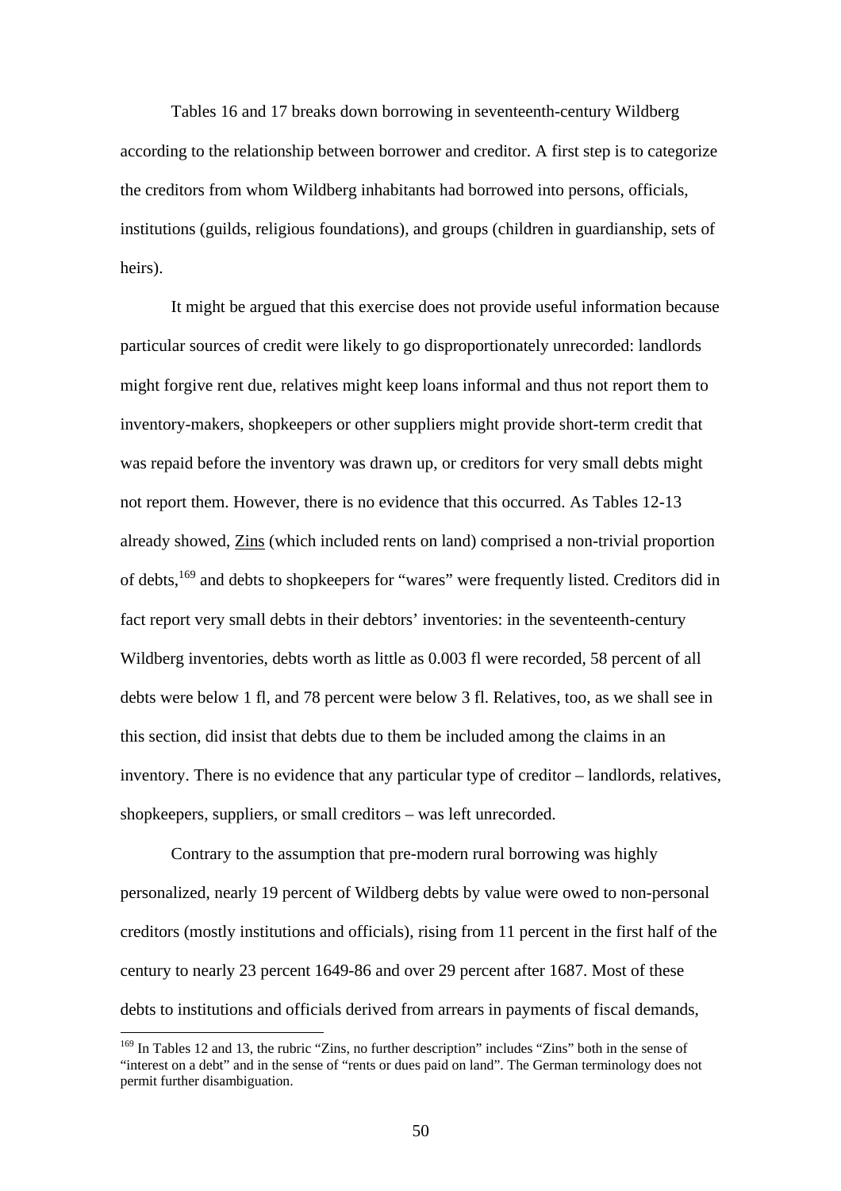Tables 16 and 17 breaks down borrowing in seventeenth-century Wildberg according to the relationship between borrower and creditor. A first step is to categorize the creditors from whom Wildberg inhabitants had borrowed into persons, officials, institutions (guilds, religious foundations), and groups (children in guardianship, sets of heirs).

It might be argued that this exercise does not provide useful information because particular sources of credit were likely to go disproportionately unrecorded: landlords might forgive rent due, relatives might keep loans informal and thus not report them to inventory-makers, shopkeepers or other suppliers might provide short-term credit that was repaid before the inventory was drawn up, or creditors for very small debts might not report them. However, there is no evidence that this occurred. As Tables 12-13 already showed, Zins (which included rents on land) comprised a non-trivial proportion of debts,[169] and debts to shopkeepers for "wares" were frequently listed. Creditors did in fact report very small debts in their debtors' inventories: in the seventeenth-century Wildberg inventories, debts worth as little as 0.003 fl were recorded, 58 percent of all debts were below 1 fl, and 78 percent were below 3 fl. Relatives, too, as we shall see in this section, did insist that debts due to them be included among the claims in an inventory. There is no evidence that any particular type of creditor – landlords, relatives, shopkeepers, suppliers, or small creditors – was left unrecorded.

Contrary to the assumption that pre-modern rural borrowing was highly personalized, nearly 19 percent of Wildberg debts by value were owed to non-personal creditors (mostly institutions and officials), rising from 11 percent in the first half of the century to nearly 23 percent 1649-86 and over 29 percent after 1687. Most of these debts to institutions and officials derived from arrears in payments of fiscal demands,

[169] In Tables 12 and 13, the rubric "Zins, no further description" includes "Zins" both in the sense of "interest on a debt" and in the sense of "rents or dues paid on land". The German terminology does not permit further disambiguation.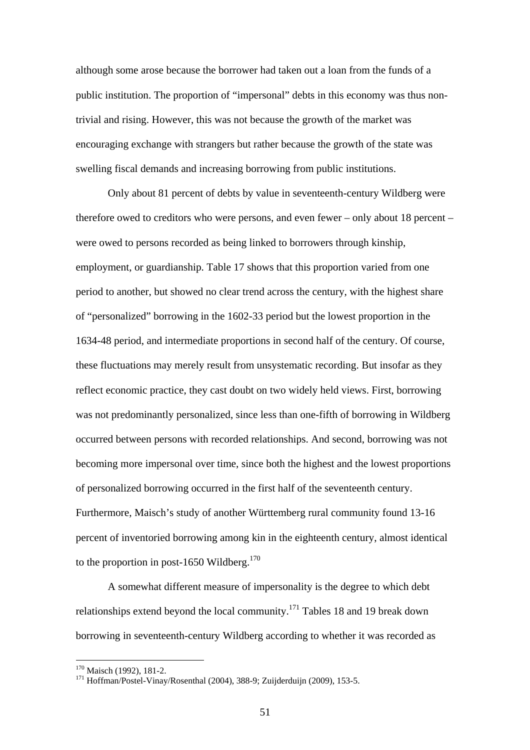although some arose because the borrower had taken out a loan from the funds of a public institution. The proportion of "impersonal" debts in this economy was thus non-trivial and rising. However, this was not because the growth of the market was encouraging exchange with strangers but rather because the growth of the state was swelling fiscal demands and increasing borrowing from public institutions.

Only about 81 percent of debts by value in seventeenth-century Wildberg were therefore owed to creditors who were persons, and even fewer – only about 18 percent – were owed to persons recorded as being linked to borrowers through kinship, employment, or guardianship. Table 17 shows that this proportion varied from one period to another, but showed no clear trend across the century, with the highest share of "personalized" borrowing in the 1602-33 period but the lowest proportion in the 1634-48 period, and intermediate proportions in second half of the century. Of course, these fluctuations may merely result from unsystematic recording. But insofar as they reflect economic practice, they cast doubt on two widely held views. First, borrowing was not predominantly personalized, since less than one-fifth of borrowing in Wildberg occurred between persons with recorded relationships. And second, borrowing was not becoming more impersonal over time, since both the highest and the lowest proportions of personalized borrowing occurred in the first half of the seventeenth century. Furthermore, Maisch's study of another Württemberg rural community found 13-16 percent of inventoried borrowing among kin in the eighteenth century, almost identical to the proportion in post-1650 Wildberg.[170]

A somewhat different measure of impersonality is the degree to which debt relationships extend beyond the local community.[171] Tables 18 and 19 break down borrowing in seventeenth-century Wildberg according to whether it was recorded as

[170] Maisch (1992), 181-2.

[171] Hoffman/Postel-Vinay/Rosenthal (2004), 388-9; Zuijderduijn (2009), 153-5.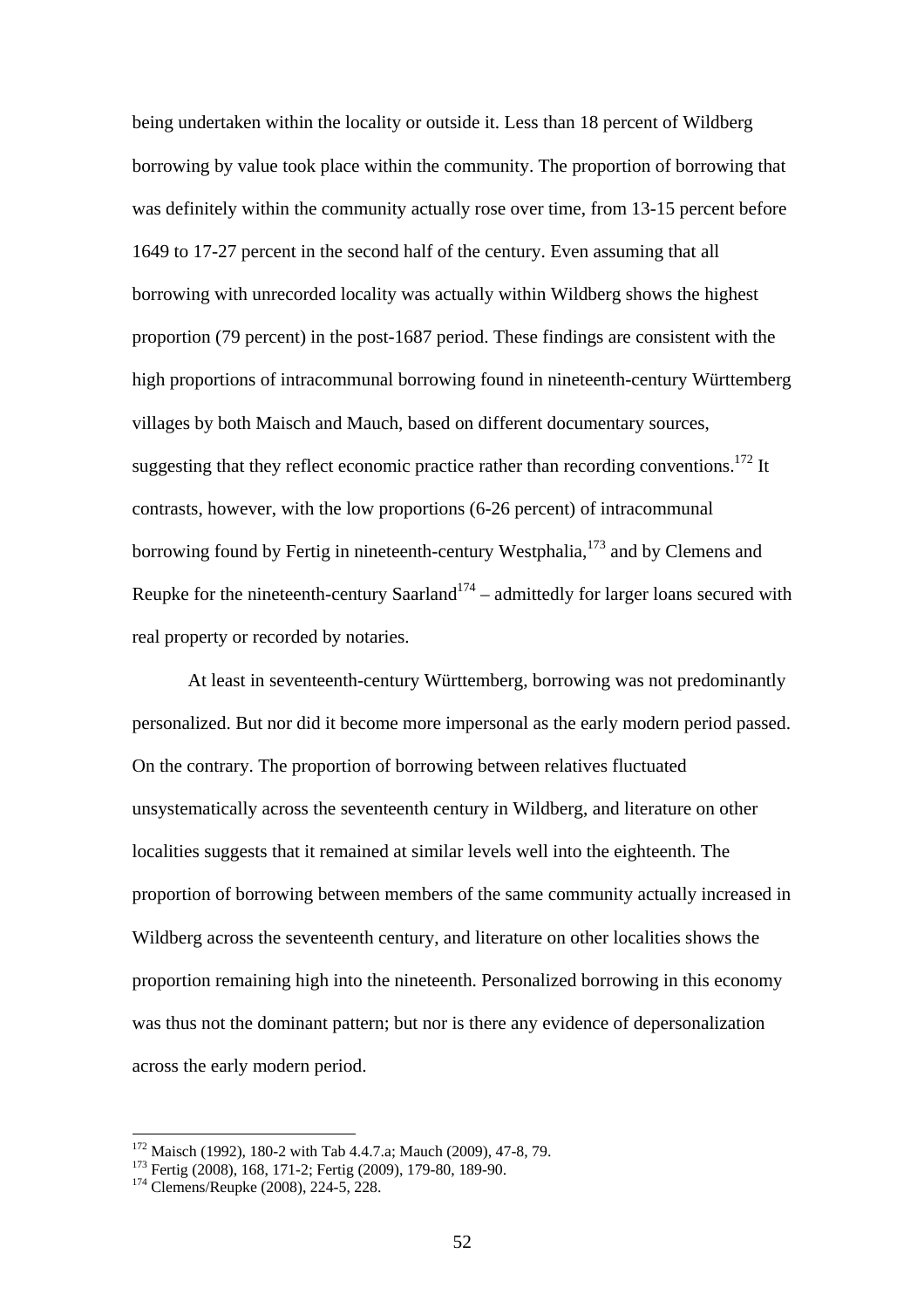being undertaken within the locality or outside it. Less than 18 percent of Wildberg borrowing by value took place within the community. The proportion of borrowing that was definitely within the community actually rose over time, from 13-15 percent before 1649 to 17-27 percent in the second half of the century. Even assuming that all borrowing with unrecorded locality was actually within Wildberg shows the highest proportion (79 percent) in the post-1687 period. These findings are consistent with the high proportions of intracommunal borrowing found in nineteenth-century Württemberg villages by both Maisch and Mauch, based on different documentary sources, suggesting that they reflect economic practice rather than recording conventions.[172] It contrasts, however, with the low proportions (6-26 percent) of intracommunal borrowing found by Fertig in nineteenth-century Westphalia,[173] and by Clemens and Reupke for the nineteenth-century Saarland[174] – admittedly for larger loans secured with real property or recorded by notaries.

At least in seventeenth-century Württemberg, borrowing was not predominantly personalized. But nor did it become more impersonal as the early modern period passed. On the contrary. The proportion of borrowing between relatives fluctuated unsystematically across the seventeenth century in Wildberg, and literature on other localities suggests that it remained at similar levels well into the eighteenth. The proportion of borrowing between members of the same community actually increased in Wildberg across the seventeenth century, and literature on other localities shows the proportion remaining high into the nineteenth. Personalized borrowing in this economy was thus not the dominant pattern; but nor is there any evidence of depersonalization across the early modern period.

---

[172] Maisch (1992), 180-2 with Tab 4.4.7.a; Mauch (2009), 47-8, 79.

[173] Fertig (2008), 168, 171-2; Fertig (2009), 179-80, 189-90.

[174] Clemens/Reupke (2008), 224-5, 228.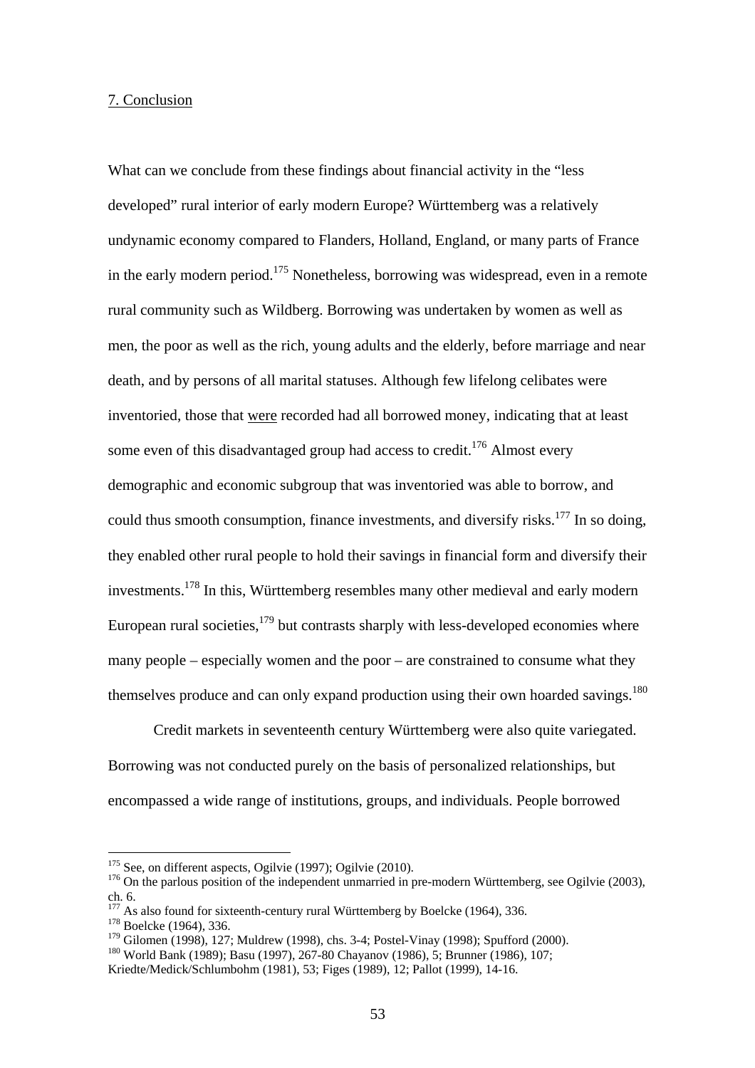## 7. Conclusion

What can we conclude from these findings about financial activity in the "less developed" rural interior of early modern Europe? Württemberg was a relatively undynamic economy compared to Flanders, Holland, England, or many parts of France in the early modern period.[175] Nonetheless, borrowing was widespread, even in a remote rural community such as Wildberg. Borrowing was undertaken by women as well as men, the poor as well as the rich, young adults and the elderly, before marriage and near death, and by persons of all marital statuses. Although few lifelong celibates were inventoried, those that were recorded had all borrowed money, indicating that at least some even of this disadvantaged group had access to credit.[176] Almost every demographic and economic subgroup that was inventoried was able to borrow, and could thus smooth consumption, finance investments, and diversify risks.[177] In so doing, they enabled other rural people to hold their savings in financial form and diversify their investments.[178] In this, Württemberg resembles many other medieval and early modern European rural societies,[179] but contrasts sharply with less-developed economies where many people – especially women and the poor – are constrained to consume what they themselves produce and can only expand production using their own hoarded savings.[180]

Credit markets in seventeenth century Württemberg were also quite variegated. Borrowing was not conducted purely on the basis of personalized relationships, but encompassed a wide range of institutions, groups, and individuals. People borrowed

---

[175] See, on different aspects, Ogilvie (1997); Ogilvie (2010).
[176] On the parlous position of the independent unmarried in pre-modern Württemberg, see Ogilvie (2003), ch. 6.
[177] As also found for sixteenth-century rural Württemberg by Boelcke (1964), 336.
[178] Boelcke (1964), 336.
[179] Gilomen (1998), 127; Muldrew (1998), chs. 3-4; Postel-Vinay (1998); Spufford (2000).
[180] World Bank (1989); Basu (1997), 267-80 Chayanov (1986), 5; Brunner (1986), 107; Kriedte/Medick/Schlumbohm (1981), 53; Figes (1989), 12; Pallot (1999), 14-16.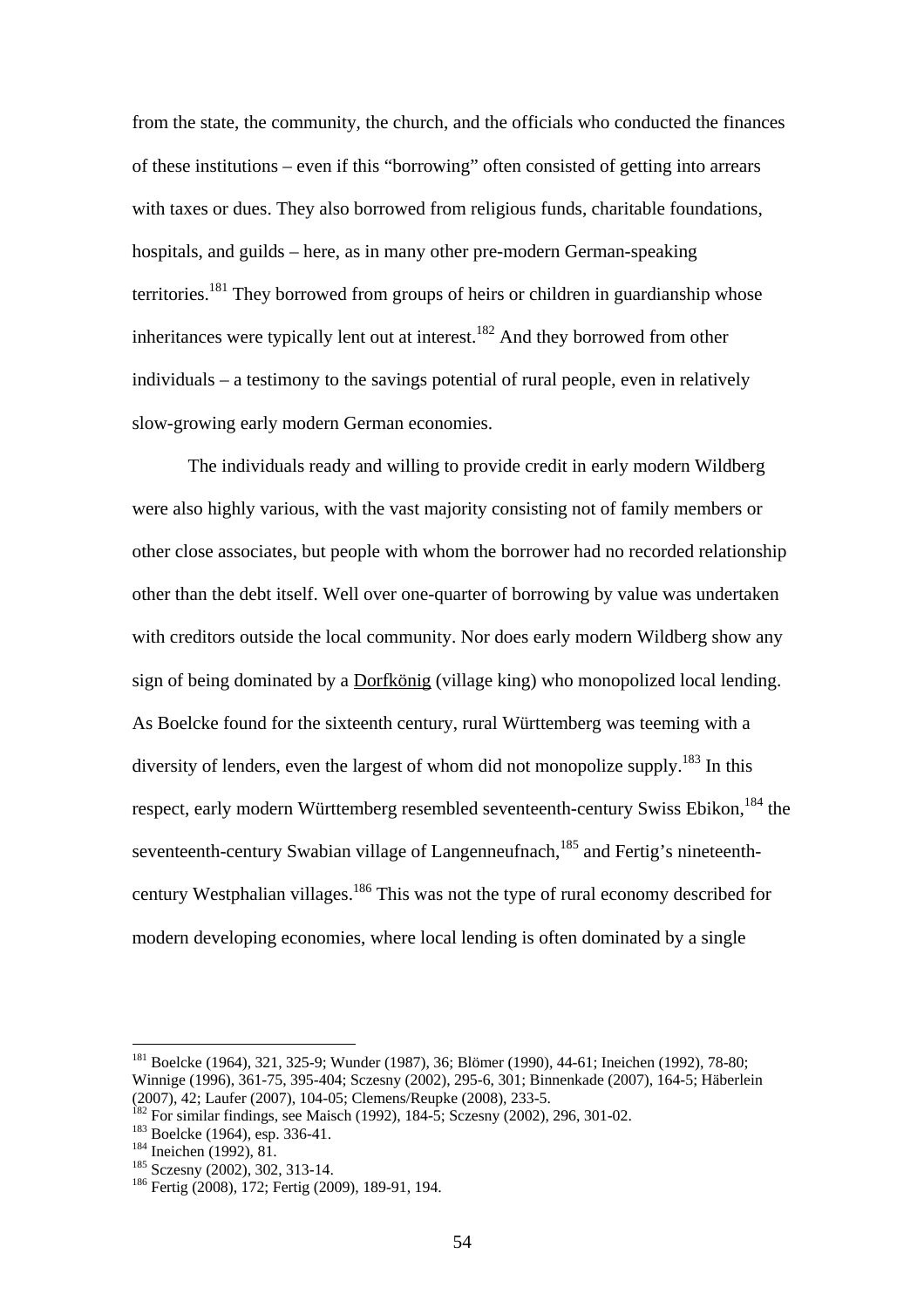from the state, the community, the church, and the officials who conducted the finances of these institutions – even if this "borrowing" often consisted of getting into arrears with taxes or dues. They also borrowed from religious funds, charitable foundations, hospitals, and guilds – here, as in many other pre-modern German-speaking territories.[181] They borrowed from groups of heirs or children in guardianship whose inheritances were typically lent out at interest.[182] And they borrowed from other individuals – a testimony to the savings potential of rural people, even in relatively slow-growing early modern German economies.

The individuals ready and willing to provide credit in early modern Wildberg were also highly various, with the vast majority consisting not of family members or other close associates, but people with whom the borrower had no recorded relationship other than the debt itself. Well over one-quarter of borrowing by value was undertaken with creditors outside the local community. Nor does early modern Wildberg show any sign of being dominated by a Dorfkönig (village king) who monopolized local lending. As Boelcke found for the sixteenth century, rural Württemberg was teeming with a diversity of lenders, even the largest of whom did not monopolize supply.[183] In this respect, early modern Württemberg resembled seventeenth-century Swiss Ebikon,[184] the seventeenth-century Swabian village of Langenneufnach,[185] and Fertig's nineteenth-century Westphalian villages.[186] This was not the type of rural economy described for modern developing economies, where local lending is often dominated by a single

[181] Boelcke (1964), 321, 325-9; Wunder (1987), 36; Blömer (1990), 44-61; Ineichen (1992), 78-80; Winnige (1996), 361-75, 395-404; Sczesny (2002), 295-6, 301; Binnenkade (2007), 164-5; Häberlein (2007), 42; Laufer (2007), 104-05; Clemens/Reupke (2008), 233-5.

[182] For similar findings, see Maisch (1992), 184-5; Sczesny (2002), 296, 301-02.

[183] Boelcke (1964), esp. 336-41.

[184] Ineichen (1992), 81.

[185] Sczesny (2002), 302, 313-14.

[186] Fertig (2008), 172; Fertig (2009), 189-91, 194.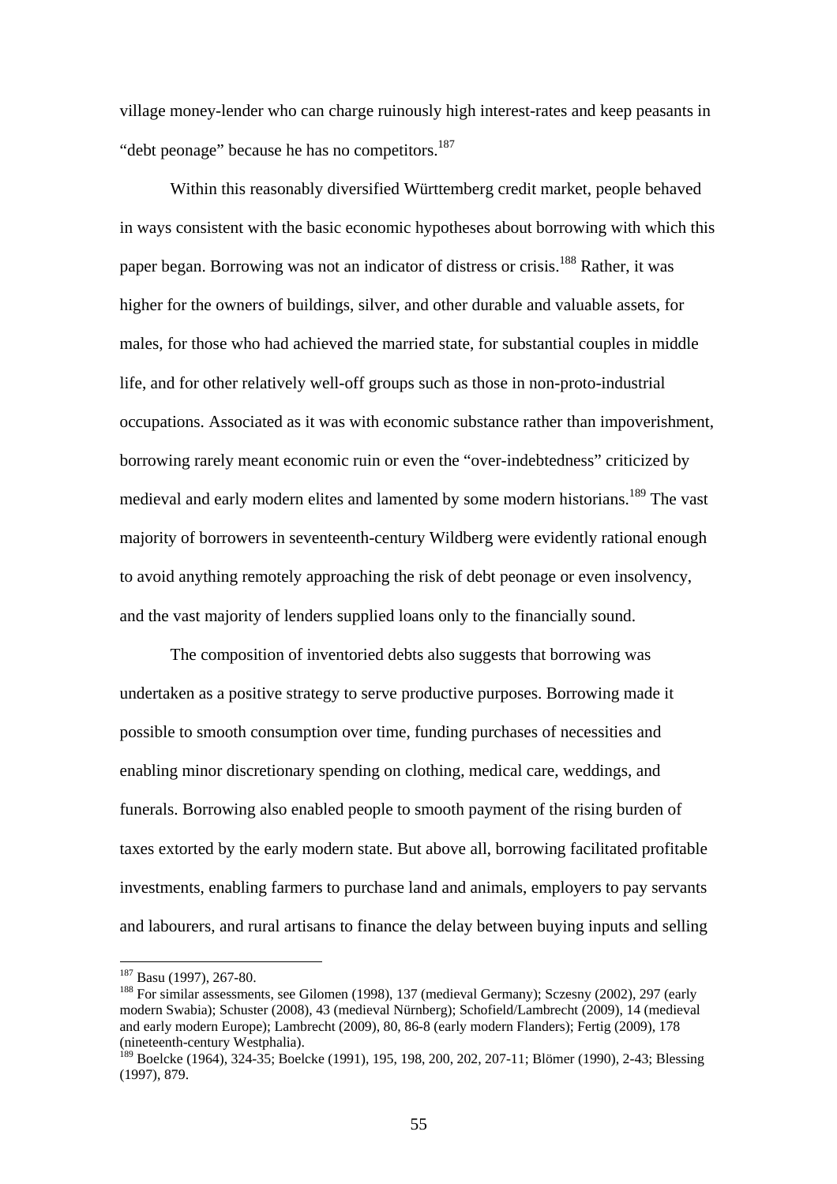village money-lender who can charge ruinously high interest-rates and keep peasants in "debt peonage" because he has no competitors.[187]

Within this reasonably diversified Württemberg credit market, people behaved in ways consistent with the basic economic hypotheses about borrowing with which this paper began. Borrowing was not an indicator of distress or crisis.[188] Rather, it was higher for the owners of buildings, silver, and other durable and valuable assets, for males, for those who had achieved the married state, for substantial couples in middle life, and for other relatively well-off groups such as those in non-proto-industrial occupations. Associated as it was with economic substance rather than impoverishment, borrowing rarely meant economic ruin or even the "over-indebtedness" criticized by medieval and early modern elites and lamented by some modern historians.[189] The vast majority of borrowers in seventeenth-century Wildberg were evidently rational enough to avoid anything remotely approaching the risk of debt peonage or even insolvency, and the vast majority of lenders supplied loans only to the financially sound.

The composition of inventoried debts also suggests that borrowing was undertaken as a positive strategy to serve productive purposes. Borrowing made it possible to smooth consumption over time, funding purchases of necessities and enabling minor discretionary spending on clothing, medical care, weddings, and funerals. Borrowing also enabled people to smooth payment of the rising burden of taxes extorted by the early modern state. But above all, borrowing facilitated profitable investments, enabling farmers to purchase land and animals, employers to pay servants and labourers, and rural artisans to finance the delay between buying inputs and selling

---

[187] Basu (1997), 267-80.

[188] For similar assessments, see Gilomen (1998), 137 (medieval Germany); Sczesny (2002), 297 (early modern Swabia); Schuster (2008), 43 (medieval Nürnberg); Schofield/Lambrecht (2009), 14 (medieval and early modern Europe); Lambrecht (2009), 80, 86-8 (early modern Flanders); Fertig (2009), 178 (nineteenth-century Westphalia).

[189] Boelcke (1964), 324-35; Boelcke (1991), 195, 198, 200, 202, 207-11; Blömer (1990), 2-43; Blessing (1997), 879.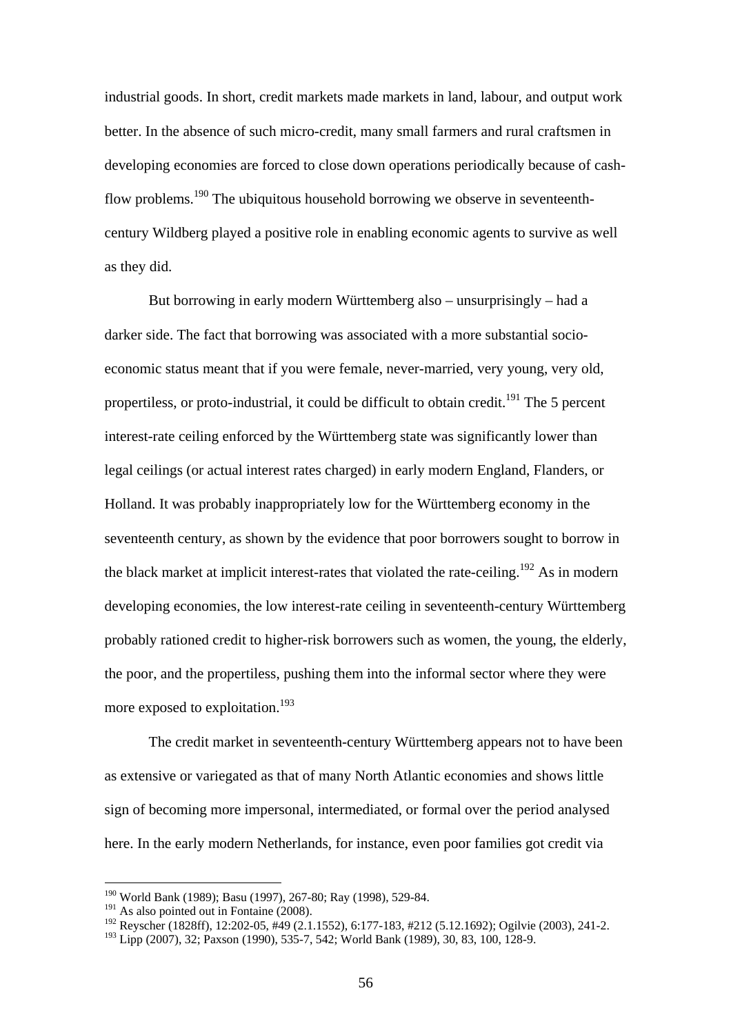industrial goods. In short, credit markets made markets in land, labour, and output work better. In the absence of such micro-credit, many small farmers and rural craftsmen in developing economies are forced to close down operations periodically because of cash-flow problems.[190] The ubiquitous household borrowing we observe in seventeenth-century Wildberg played a positive role in enabling economic agents to survive as well as they did.

But borrowing in early modern Württemberg also – unsurprisingly – had a darker side. The fact that borrowing was associated with a more substantial socio-economic status meant that if you were female, never-married, very young, very old, propertiless, or proto-industrial, it could be difficult to obtain credit.[191] The 5 percent interest-rate ceiling enforced by the Württemberg state was significantly lower than legal ceilings (or actual interest rates charged) in early modern England, Flanders, or Holland. It was probably inappropriately low for the Württemberg economy in the seventeenth century, as shown by the evidence that poor borrowers sought to borrow in the black market at implicit interest-rates that violated the rate-ceiling.[192] As in modern developing economies, the low interest-rate ceiling in seventeenth-century Württemberg probably rationed credit to higher-risk borrowers such as women, the young, the elderly, the poor, and the propertiless, pushing them into the informal sector where they were more exposed to exploitation.[193]

The credit market in seventeenth-century Württemberg appears not to have been as extensive or variegated as that of many North Atlantic economies and shows little sign of becoming more impersonal, intermediated, or formal over the period analysed here. In the early modern Netherlands, for instance, even poor families got credit via

---

[190] World Bank (1989); Basu (1997), 267-80; Ray (1998), 529-84.

[191] As also pointed out in Fontaine (2008).

[192] Reyscher (1828ff), 12:202-05, #49 (2.1.1552), 6:177-183, #212 (5.12.1692); Ogilvie (2003), 241-2.

[193] Lipp (2007), 32; Paxson (1990), 535-7, 542; World Bank (1989), 30, 83, 100, 128-9.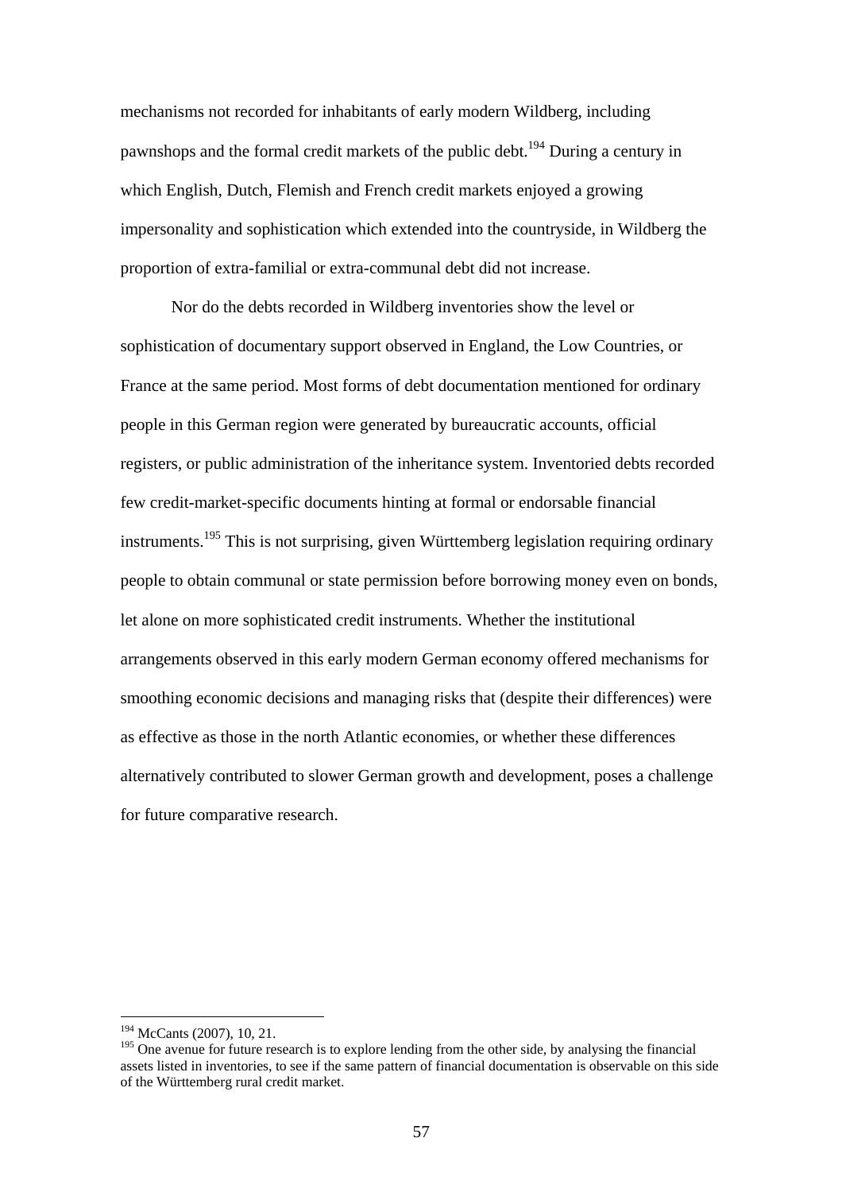mechanisms not recorded for inhabitants of early modern Wildberg, including pawnshops and the formal credit markets of the public debt.[194] During a century in which English, Dutch, Flemish and French credit markets enjoyed a growing impersonality and sophistication which extended into the countryside, in Wildberg the proportion of extra-familial or extra-communal debt did not increase.

Nor do the debts recorded in Wildberg inventories show the level or sophistication of documentary support observed in England, the Low Countries, or France at the same period. Most forms of debt documentation mentioned for ordinary people in this German region were generated by bureaucratic accounts, official registers, or public administration of the inheritance system. Inventoried debts recorded few credit-market-specific documents hinting at formal or endorsable financial instruments.[195] This is not surprising, given Württemberg legislation requiring ordinary people to obtain communal or state permission before borrowing money even on bonds, let alone on more sophisticated credit instruments. Whether the institutional arrangements observed in this early modern German economy offered mechanisms for smoothing economic decisions and managing risks that (despite their differences) were as effective as those in the north Atlantic economies, or whether these differences alternatively contributed to slower German growth and development, poses a challenge for future comparative research.

---

[194] McCants (2007), 10, 21.

[195] One avenue for future research is to explore lending from the other side, by analysing the financial assets listed in inventories, to see if the same pattern of financial documentation is observable on this side of the Württemberg rural credit market.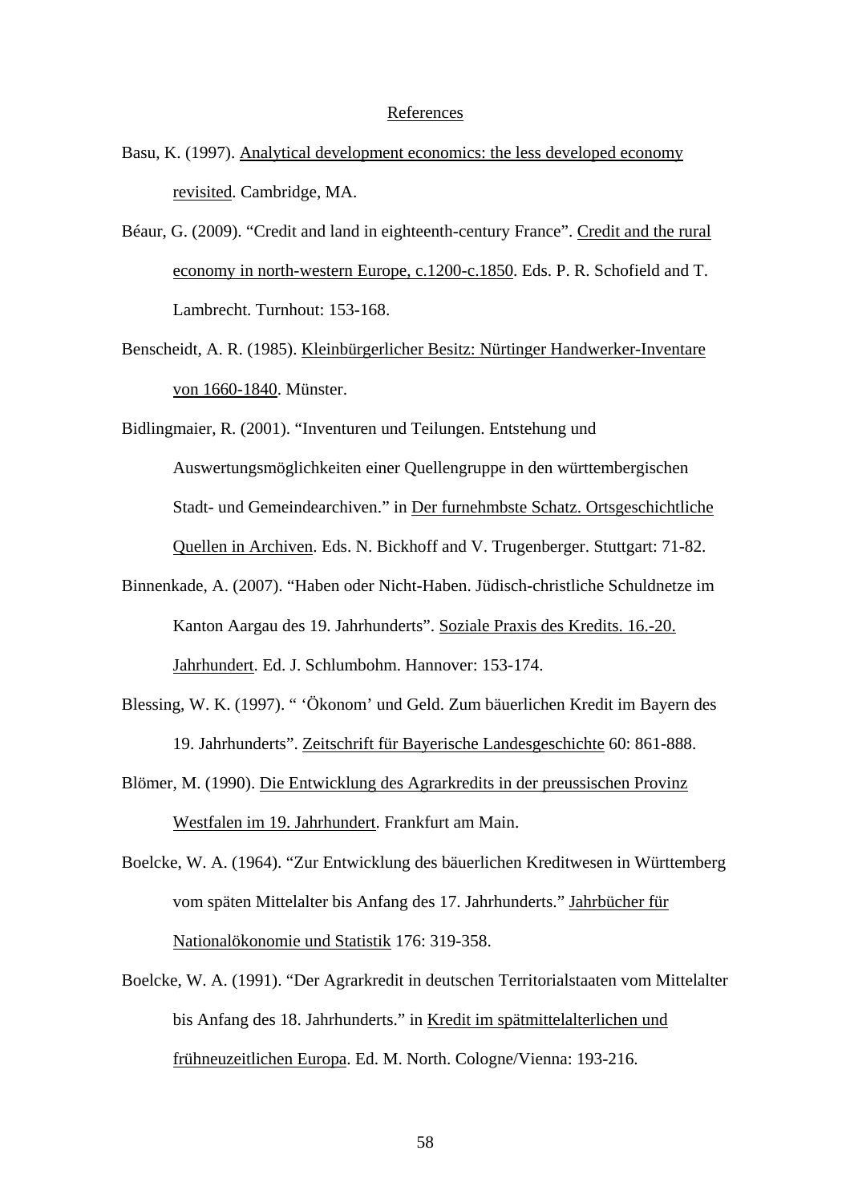# References

Basu, K. (1997). Analytical development economics: the less developed economy revisited. Cambridge, MA.

Béaur, G. (2009). "Credit and land in eighteenth-century France". Credit and the rural economy in north-western Europe, c.1200-c.1850. Eds. P. R. Schofield and T. Lambrecht. Turnhout: 153-168.

Benscheidt, A. R. (1985). Kleinbürgerlicher Besitz: Nürtinger Handwerker-Inventare von 1660-1840. Münster.

Bidlingmaier, R. (2001). "Inventuren und Teilungen. Entstehung und Auswertungsmöglichkeiten einer Quellengruppe in den württembergischen Stadt- und Gemeindearchiven." in Der furnehmbste Schatz. Ortsgeschichtliche Quellen in Archiven. Eds. N. Bickhoff and V. Trugenberger. Stuttgart: 71-82.

Binnenkade, A. (2007). "Haben oder Nicht-Haben. Jüdisch-christliche Schuldnetze im Kanton Aargau des 19. Jahrhunderts". Soziale Praxis des Kredits. 16.-20. Jahrhundert. Ed. J. Schlumbohm. Hannover: 153-174.

Blessing, W. K. (1997). " 'Ökonom' und Geld. Zum bäuerlichen Kredit im Bayern des 19. Jahrhunderts". Zeitschrift für Bayerische Landesgeschichte 60: 861-888.

Blömer, M. (1990). Die Entwicklung des Agrarkredits in der preussischen Provinz Westfalen im 19. Jahrhundert. Frankfurt am Main.

Boelcke, W. A. (1964). "Zur Entwicklung des bäuerlichen Kreditwesen in Württemberg vom späten Mittelalter bis Anfang des 17. Jahrhunderts." Jahrbücher für Nationalökonomie und Statistik 176: 319-358.

Boelcke, W. A. (1991). "Der Agrarkredit in deutschen Territorialstaaten vom Mittelalter bis Anfang des 18. Jahrhunderts." in Kredit im spätmittelalterlichen und frühneuzeitlichen Europa. Ed. M. North. Cologne/Vienna: 193-216.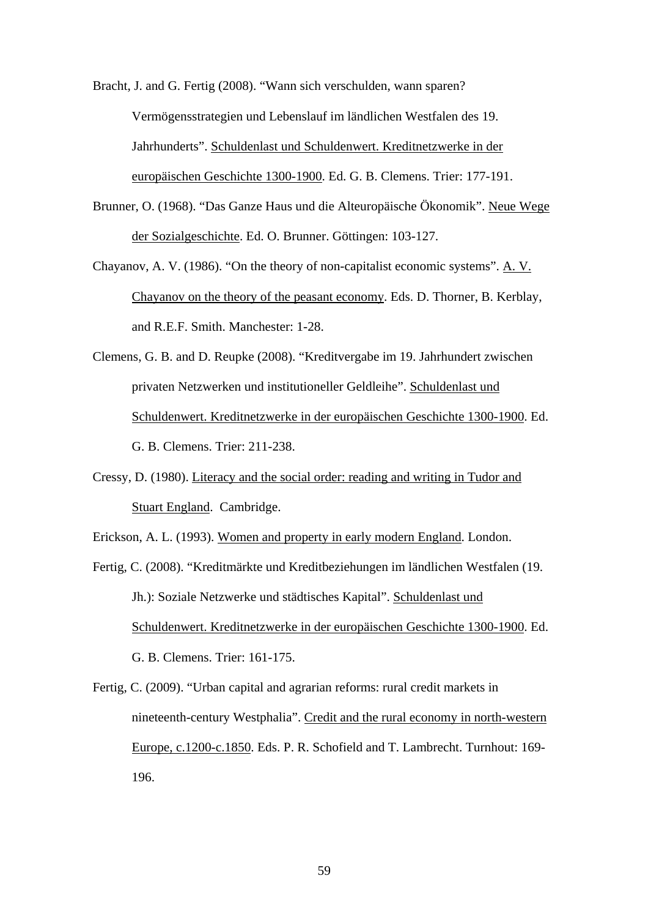Bracht, J. and G. Fertig (2008). “Wann sich verschulden, wann sparen? Vermögensstrategien und Lebenslauf im ländlichen Westfalen des 19. Jahrhunderts”. Schuldenlast und Schuldenwert. Kreditnetzwerke in der europäischen Geschichte 1300-1900. Ed. G. B. Clemens. Trier: 177-191.

Brunner, O. (1968). “Das Ganze Haus und die Alteuropäische Ökonomik”. Neue Wege der Sozialgeschichte. Ed. O. Brunner. Göttingen: 103-127.

Chayanov, A. V. (1986). “On the theory of non-capitalist economic systems”. A. V. Chayanov on the theory of the peasant economy. Eds. D. Thorner, B. Kerblay, and R.E.F. Smith. Manchester: 1-28.

Clemens, G. B. and D. Reupke (2008). “Kreditvergabe im 19. Jahrhundert zwischen privaten Netzwerken und institutioneller Geldleihe”. Schuldenlast und Schuldenwert. Kreditnetzwerke in der europäischen Geschichte 1300-1900. Ed. G. B. Clemens. Trier: 211-238.

Cressy, D. (1980). Literacy and the social order: reading and writing in Tudor and Stuart England. Cambridge.

Erickson, A. L. (1993). Women and property in early modern England. London.

Fertig, C. (2008). “Kreditmärkte und Kreditbeziehungen im ländlichen Westfalen (19. Jh.): Soziale Netzwerke und städtisches Kapital”. Schuldenlast und Schuldenwert. Kreditnetzwerke in der europäischen Geschichte 1300-1900. Ed. G. B. Clemens. Trier: 161-175.

Fertig, C. (2009). “Urban capital and agrarian reforms: rural credit markets in nineteenth-century Westphalia”. Credit and the rural economy in north-western Europe, c.1200-c.1850. Eds. P. R. Schofield and T. Lambrecht. Turnhout: 169-196.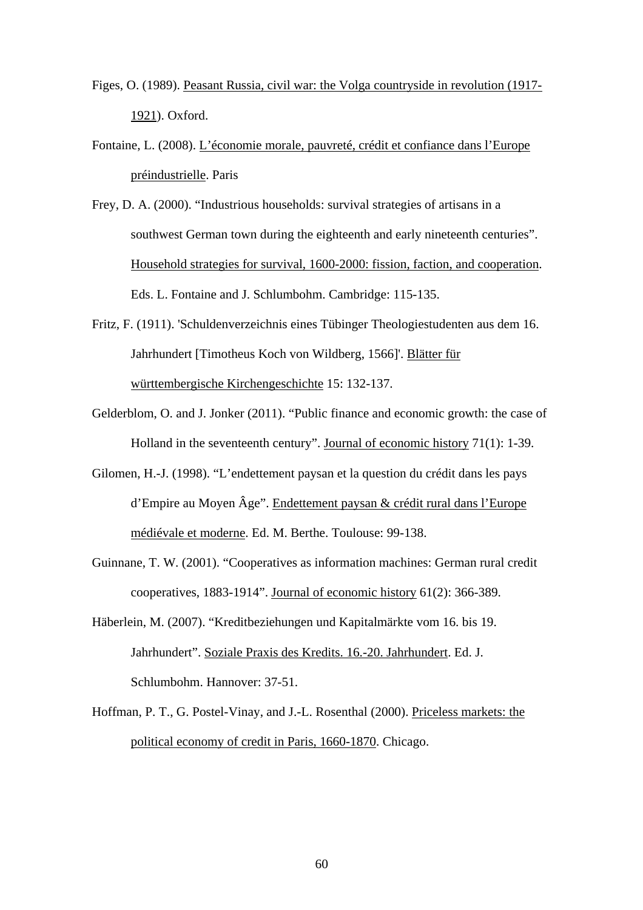Figes, O. (1989). Peasant Russia, civil war: the Volga countryside in revolution (1917-1921). Oxford.

Fontaine, L. (2008). L'économie morale, pauvreté, crédit et confiance dans l'Europe préindustrielle. Paris

Frey, D. A. (2000). "Industrious households: survival strategies of artisans in a southwest German town during the eighteenth and early nineteenth centuries". Household strategies for survival, 1600-2000: fission, faction, and cooperation. Eds. L. Fontaine and J. Schlumbohm. Cambridge: 115-135.

Fritz, F. (1911). 'Schuldenverzeichnis eines Tübinger Theologiestudenten aus dem 16. Jahrhundert [Timotheus Koch von Wildberg, 1566]'. Blätter für württembergische Kirchengeschichte 15: 132-137.

Gelderblom, O. and J. Jonker (2011). "Public finance and economic growth: the case of Holland in the seventeenth century". Journal of economic history 71(1): 1-39.

Gilomen, H.-J. (1998). "L'endettement paysan et la question du crédit dans les pays d'Empire au Moyen Âge". Endettement paysan & crédit rural dans l'Europe médiévale et moderne. Ed. M. Berthe. Toulouse: 99-138.

Guinnane, T. W. (2001). "Cooperatives as information machines: German rural credit cooperatives, 1883-1914". Journal of economic history 61(2): 366-389.

Häberlein, M. (2007). "Kreditbeziehungen und Kapitalmärkte vom 16. bis 19. Jahrhundert". Soziale Praxis des Kredits. 16.-20. Jahrhundert. Ed. J. Schlumbohm. Hannover: 37-51.

Hoffman, P. T., G. Postel-Vinay, and J.-L. Rosenthal (2000). Priceless markets: the political economy of credit in Paris, 1660-1870. Chicago.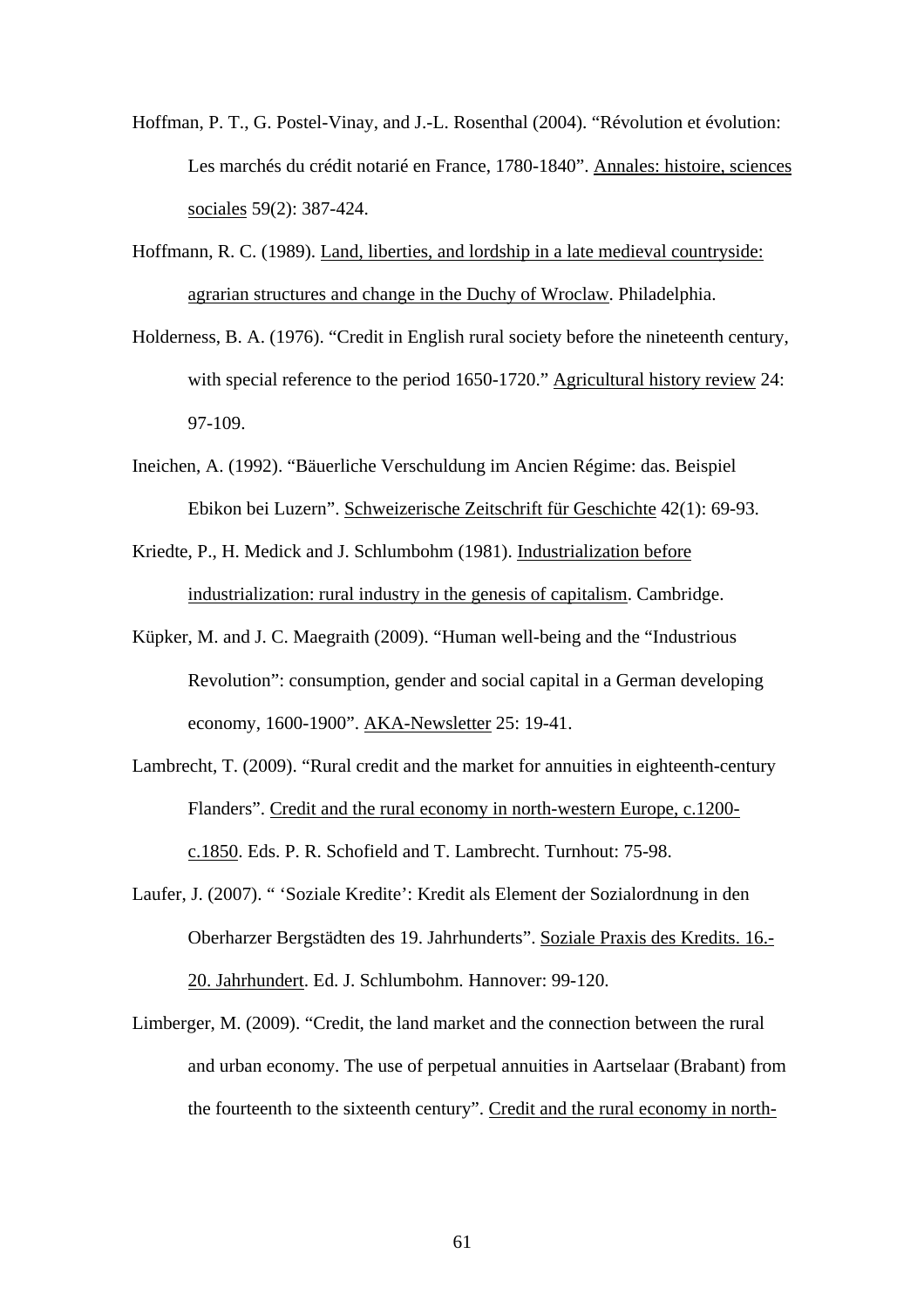Hoffman, P. T., G. Postel-Vinay, and J.-L. Rosenthal (2004). "Révolution et évolution: Les marchés du crédit notarié en France, 1780-1840". Annales: histoire, sciences sociales 59(2): 387-424.

Hoffmann, R. C. (1989). Land, liberties, and lordship in a late medieval countryside: agrarian structures and change in the Duchy of Wroclaw. Philadelphia.

Holderness, B. A. (1976). "Credit in English rural society before the nineteenth century, with special reference to the period 1650-1720." Agricultural history review 24: 97-109.

Ineichen, A. (1992). "Bäuerliche Verschuldung im Ancien Régime: das. Beispiel Ebikon bei Luzern". Schweizerische Zeitschrift für Geschichte 42(1): 69-93.

Kriedte, P., H. Medick and J. Schlumbohm (1981). Industrialization before industrialization: rural industry in the genesis of capitalism. Cambridge.

Küpker, M. and J. C. Maegraith (2009). "Human well-being and the "Industrious Revolution": consumption, gender and social capital in a German developing economy, 1600-1900". AKA-Newsletter 25: 19-41.

Lambrecht, T. (2009). "Rural credit and the market for annuities in eighteenth-century Flanders". Credit and the rural economy in north-western Europe, c.1200-c.1850. Eds. P. R. Schofield and T. Lambrecht. Turnhout: 75-98.

Laufer, J. (2007). " 'Soziale Kredite': Kredit als Element der Sozialordnung in den Oberharzer Bergstädten des 19. Jahrhunderts". Soziale Praxis des Kredits. 16.-20. Jahrhundert. Ed. J. Schlumbohm. Hannover: 99-120.

Limberger, M. (2009). "Credit, the land market and the connection between the rural and urban economy. The use of perpetual annuities in Aartselaar (Brabant) from the fourteenth to the sixteenth century". Credit and the rural economy in north-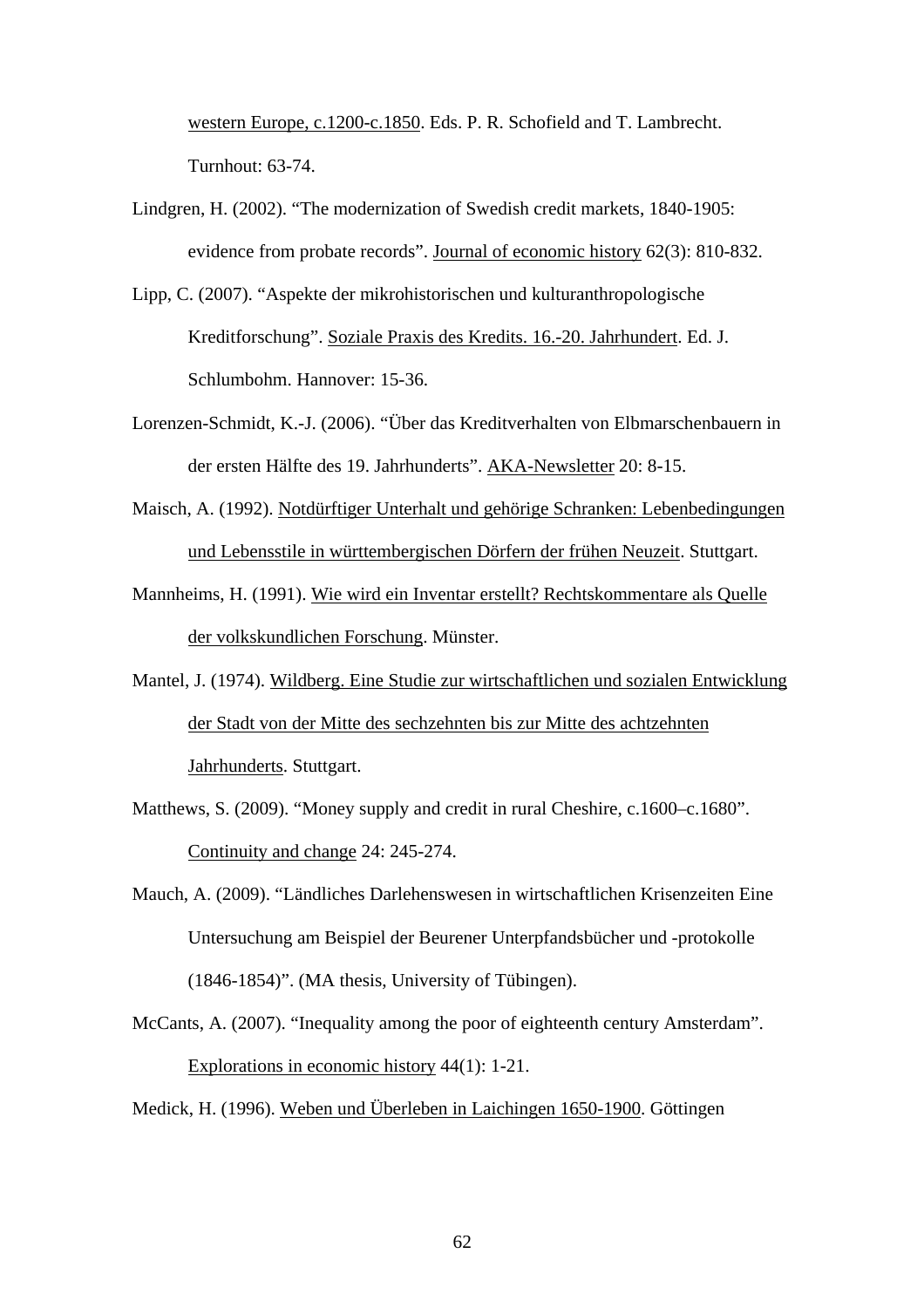western Europe, c.1200-c.1850. Eds. P. R. Schofield and T. Lambrecht. Turnhout: 63-74.

Lindgren, H. (2002). "The modernization of Swedish credit markets, 1840-1905: evidence from probate records". Journal of economic history 62(3): 810-832.

Lipp, C. (2007). "Aspekte der mikrohistorischen und kulturanthropologische Kreditforschung". Soziale Praxis des Kredits. 16.-20. Jahrhundert. Ed. J. Schlumbohm. Hannover: 15-36.

Lorenzen-Schmidt, K.-J. (2006). "Über das Kreditverhalten von Elbmarschenbauern in der ersten Hälfte des 19. Jahrhunderts". AKA-Newsletter 20: 8-15.

Maisch, A. (1992). Notdürftiger Unterhalt und gehörige Schranken: Lebenbedingungen und Lebensstile in württembergischen Dörfern der frühen Neuzeit. Stuttgart.

Mannheims, H. (1991). Wie wird ein Inventar erstellt? Rechtskommentare als Quelle der volkskundlichen Forschung. Münster.

Mantel, J. (1974). Wildberg. Eine Studie zur wirtschaftlichen und sozialen Entwicklung der Stadt von der Mitte des sechzehnten bis zur Mitte des achtzehnten Jahrhunderts. Stuttgart.

Matthews, S. (2009). "Money supply and credit in rural Cheshire, c.1600–c.1680". Continuity and change 24: 245-274.

Mauch, A. (2009). "Ländliches Darlehenswesen in wirtschaftlichen Krisenzeiten Eine Untersuchung am Beispiel der Beurener Unterpfandsbücher und -protokolle (1846-1854)". (MA thesis, University of Tübingen).

McCants, A. (2007). "Inequality among the poor of eighteenth century Amsterdam". Explorations in economic history 44(1): 1-21.

Medick, H. (1996). Weben und Überleben in Laichingen 1650-1900. Göttingen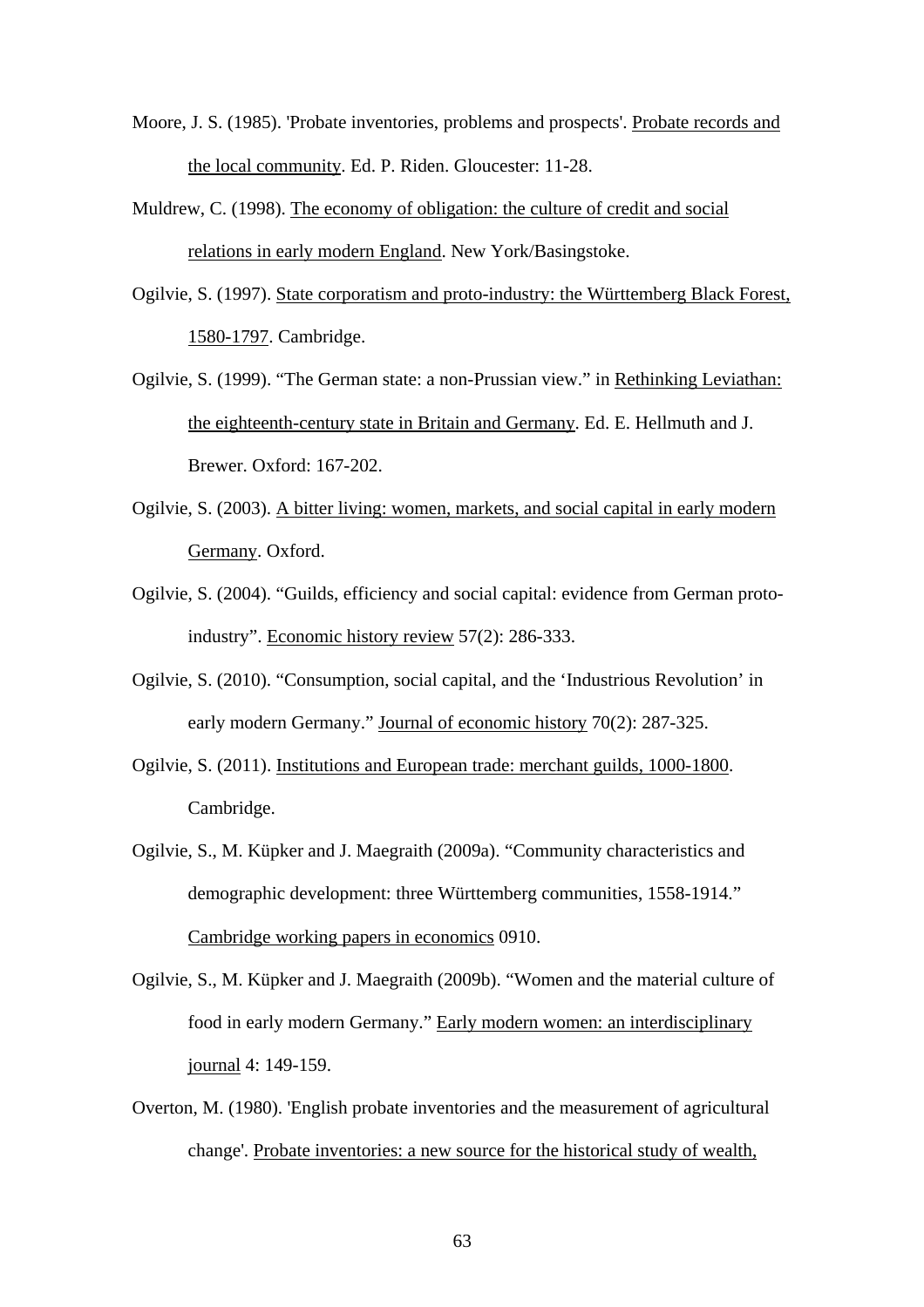Moore, J. S. (1985). 'Probate inventories, problems and prospects'. Probate records and the local community. Ed. P. Riden. Gloucester: 11-28.

Muldrew, C. (1998). The economy of obligation: the culture of credit and social relations in early modern England. New York/Basingstoke.

Ogilvie, S. (1997). State corporatism and proto-industry: the Württemberg Black Forest, 1580-1797. Cambridge.

Ogilvie, S. (1999). "The German state: a non-Prussian view." in Rethinking Leviathan: the eighteenth-century state in Britain and Germany. Ed. E. Hellmuth and J. Brewer. Oxford: 167-202.

Ogilvie, S. (2003). A bitter living: women, markets, and social capital in early modern Germany. Oxford.

Ogilvie, S. (2004). "Guilds, efficiency and social capital: evidence from German proto-industry". Economic history review 57(2): 286-333.

Ogilvie, S. (2010). "Consumption, social capital, and the 'Industrious Revolution' in early modern Germany." Journal of economic history 70(2): 287-325.

Ogilvie, S. (2011). Institutions and European trade: merchant guilds, 1000-1800. Cambridge.

Ogilvie, S., M. Küpker and J. Maegraith (2009a). "Community characteristics and demographic development: three Württemberg communities, 1558-1914." Cambridge working papers in economics 0910.

Ogilvie, S., M. Küpker and J. Maegraith (2009b). "Women and the material culture of food in early modern Germany." Early modern women: an interdisciplinary journal 4: 149-159.

Overton, M. (1980). 'English probate inventories and the measurement of agricultural change'. Probate inventories: a new source for the historical study of wealth,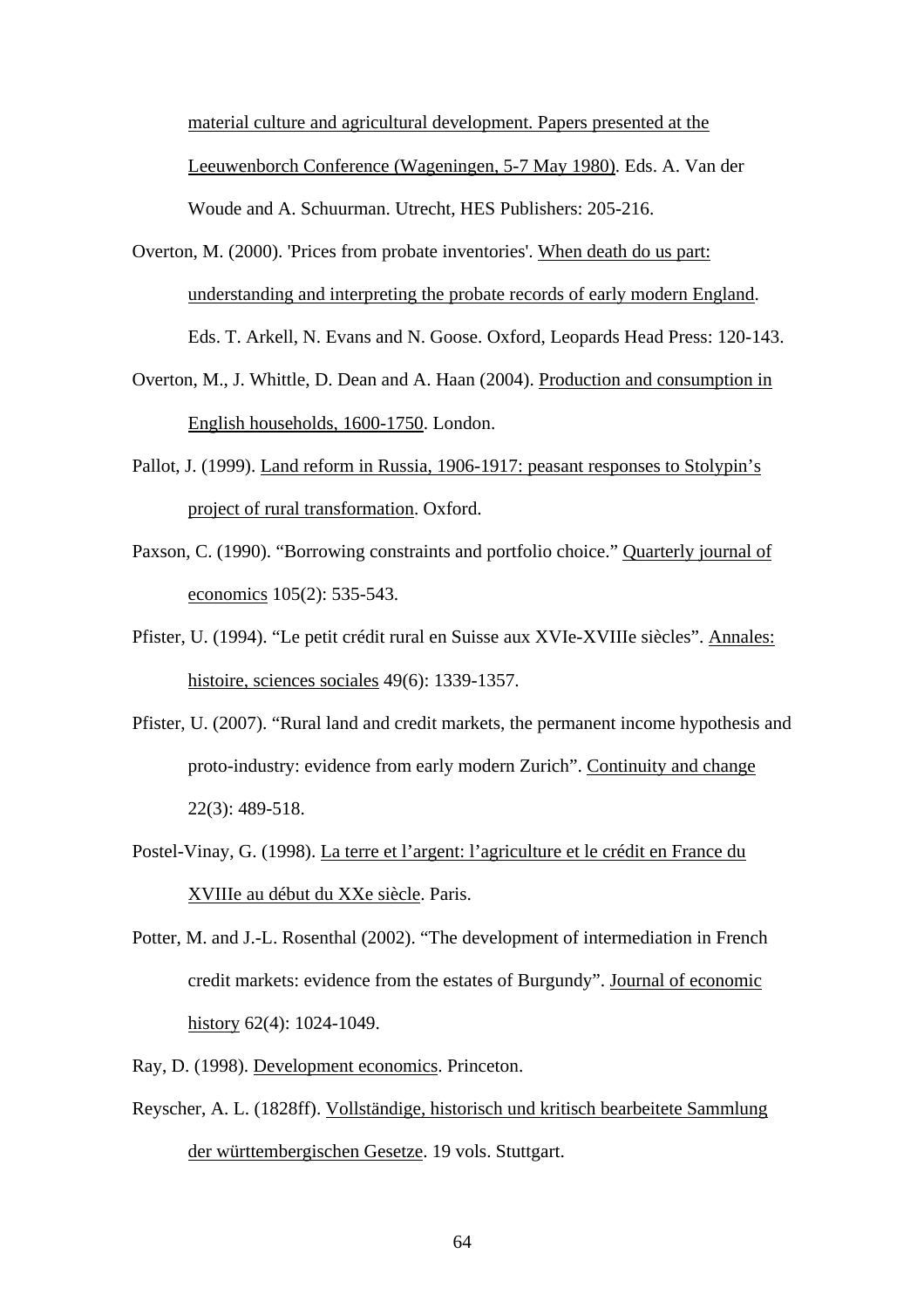material culture and agricultural development. Papers presented at the Leeuwenborch Conference (Wageningen, 5-7 May 1980). Eds. A. Van der Woude and A. Schuurman. Utrecht, HES Publishers: 205-216.

Overton, M. (2000). 'Prices from probate inventories'. When death do us part: understanding and interpreting the probate records of early modern England. Eds. T. Arkell, N. Evans and N. Goose. Oxford, Leopards Head Press: 120-143.

Overton, M., J. Whittle, D. Dean and A. Haan (2004). Production and consumption in English households, 1600-1750. London.

Pallot, J. (1999). Land reform in Russia, 1906-1917: peasant responses to Stolypin's project of rural transformation. Oxford.

Paxson, C. (1990). "Borrowing constraints and portfolio choice." Quarterly journal of economics 105(2): 535-543.

Pfister, U. (1994). "Le petit crédit rural en Suisse aux XVIe-XVIIIe siècles". Annales: histoire, sciences sociales 49(6): 1339-1357.

Pfister, U. (2007). "Rural land and credit markets, the permanent income hypothesis and proto-industry: evidence from early modern Zurich". Continuity and change 22(3): 489-518.

Postel-Vinay, G. (1998). La terre et l'argent: l'agriculture et le crédit en France du XVIIIe au début du XXe siècle. Paris.

Potter, M. and J.-L. Rosenthal (2002). "The development of intermediation in French credit markets: evidence from the estates of Burgundy". Journal of economic history 62(4): 1024-1049.

Ray, D. (1998). Development economics. Princeton.

Reyscher, A. L. (1828ff). Vollständige, historisch und kritisch bearbeitete Sammlung der württembergischen Gesetze. 19 vols. Stuttgart.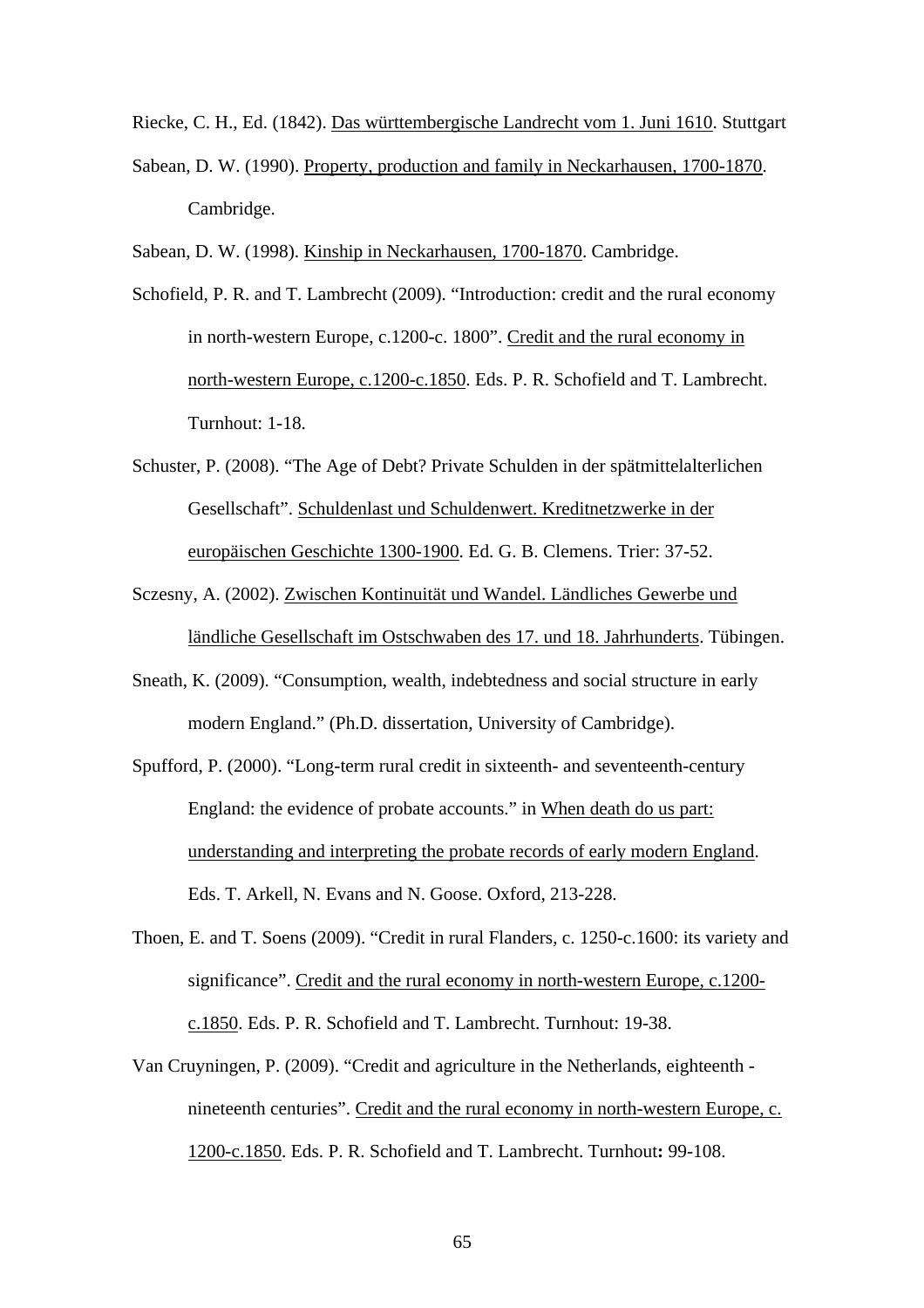Riecke, C. H., Ed. (1842). Das württembergische Landrecht vom 1. Juni 1610. Stuttgart

Sabean, D. W. (1990). Property, production and family in Neckarhausen, 1700-1870. Cambridge.

Sabean, D. W. (1998). Kinship in Neckarhausen, 1700-1870. Cambridge.

Schofield, P. R. and T. Lambrecht (2009). "Introduction: credit and the rural economy in north-western Europe, c.1200-c. 1800". Credit and the rural economy in north-western Europe, c.1200-c.1850. Eds. P. R. Schofield and T. Lambrecht. Turnhout: 1-18.

Schuster, P. (2008). "The Age of Debt? Private Schulden in der spätmittelalterlichen Gesellschaft". Schuldenlast und Schuldenwert. Kreditnetzwerke in der europäischen Geschichte 1300-1900. Ed. G. B. Clemens. Trier: 37-52.

Sczesny, A. (2002). Zwischen Kontinuität und Wandel. Ländliches Gewerbe und ländliche Gesellschaft im Ostschwaben des 17. und 18. Jahrhunderts. Tübingen.

Sneath, K. (2009). "Consumption, wealth, indebtedness and social structure in early modern England." (Ph.D. dissertation, University of Cambridge).

Spufford, P. (2000). "Long-term rural credit in sixteenth- and seventeenth-century England: the evidence of probate accounts." in When death do us part: understanding and interpreting the probate records of early modern England. Eds. T. Arkell, N. Evans and N. Goose. Oxford, 213-228.

Thoen, E. and T. Soens (2009). "Credit in rural Flanders, c. 1250-c.1600: its variety and significance". Credit and the rural economy in north-western Europe, c.1200-c.1850. Eds. P. R. Schofield and T. Lambrecht. Turnhout: 19-38.

Van Cruyningen, P. (2009). "Credit and agriculture in the Netherlands, eighteenth - nineteenth centuries". Credit and the rural economy in north-western Europe, c. 1200-c.1850. Eds. P. R. Schofield and T. Lambrecht. Turnhout**:** 99-108.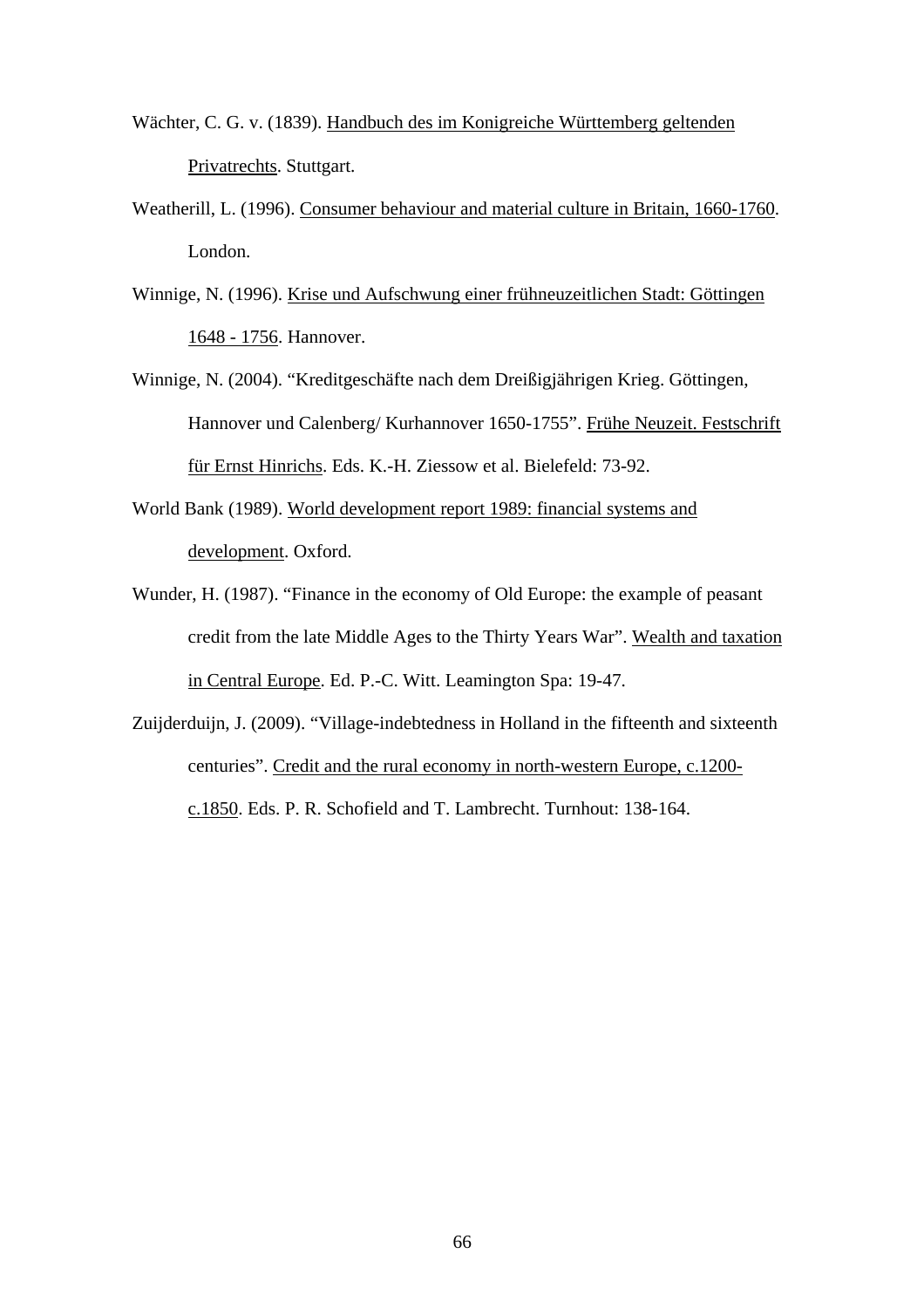Wächter, C. G. v. (1839). Handbuch des im Konigreiche Württemberg geltenden Privatrechts. Stuttgart.

Weatherill, L. (1996). Consumer behaviour and material culture in Britain, 1660-1760. London.

Winnige, N. (1996). Krise und Aufschwung einer frühneuzeitlichen Stadt: Göttingen 1648 - 1756. Hannover.

Winnige, N. (2004). "Kreditgeschäfte nach dem Dreißigjährigen Krieg. Göttingen, Hannover und Calenberg/ Kurhannover 1650-1755". Frühe Neuzeit. Festschrift für Ernst Hinrichs. Eds. K.-H. Ziessow et al. Bielefeld: 73-92.

World Bank (1989). World development report 1989: financial systems and development. Oxford.

Wunder, H. (1987). "Finance in the economy of Old Europe: the example of peasant credit from the late Middle Ages to the Thirty Years War". Wealth and taxation in Central Europe. Ed. P.-C. Witt. Leamington Spa: 19-47.

Zuijderduijn, J. (2009). "Village-indebtedness in Holland in the fifteenth and sixteenth centuries". Credit and the rural economy in north-western Europe, c.1200-c.1850. Eds. P. R. Schofield and T. Lambrecht. Turnhout: 138-164.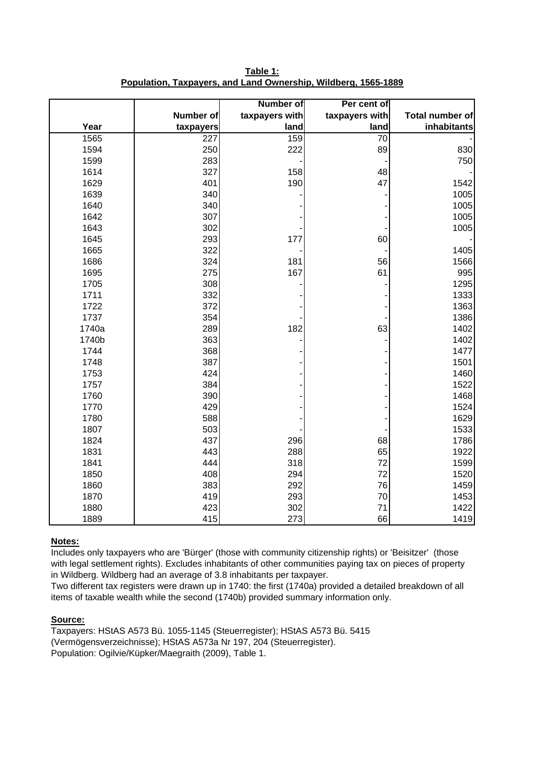**Table 1:**
**Population, Taxpayers, and Land Ownership, Wildberg, 1565-1889**

| Year | Number of taxpayers | Number of taxpayers with land | Per cent of taxpayers with land | Total number of inhabitants |
|---|---|---|---|---|
| 1565 | 227 | 159 | 70 | - |
| 1594 | 250 | 222 | 89 | 830 |
| 1599 | 283 | - | - | 750 |
| 1614 | 327 | 158 | 48 | - |
| 1629 | 401 | 190 | 47 | 1542 |
| 1639 | 340 | - | - | 1005 |
| 1640 | 340 | - | - | 1005 |
| 1642 | 307 | - | - | 1005 |
| 1643 | 302 | - | - | 1005 |
| 1645 | 293 | 177 | 60 | - |
| 1665 | 322 | - | - | 1405 |
| 1686 | 324 | 181 | 56 | 1566 |
| 1695 | 275 | 167 | 61 | 995 |
| 1705 | 308 | - | - | 1295 |
| 1711 | 332 | - | - | 1333 |
| 1722 | 372 | - | - | 1363 |
| 1737 | 354 | - | - | 1386 |
| 1740a | 289 | 182 | 63 | 1402 |
| 1740b | 363 | - | - | 1402 |
| 1744 | 368 | - | - | 1477 |
| 1748 | 387 | - | - | 1501 |
| 1753 | 424 | - | - | 1460 |
| 1757 | 384 | - | - | 1522 |
| 1760 | 390 | - | - | 1468 |
| 1770 | 429 | - | - | 1524 |
| 1780 | 588 | - | - | 1629 |
| 1807 | 503 | - | - | 1533 |
| 1824 | 437 | 296 | 68 | 1786 |
| 1831 | 443 | 288 | 65 | 1922 |
| 1841 | 444 | 318 | 72 | 1599 |
| 1850 | 408 | 294 | 72 | 1520 |
| 1860 | 383 | 292 | 76 | 1459 |
| 1870 | 419 | 293 | 70 | 1453 |
| 1880 | 423 | 302 | 71 | 1422 |
| 1889 | 415 | 273 | 66 | 1419 |

**Notes:**

Includes only taxpayers who are 'Bürger' (those with community citizenship rights) or 'Beisitzer' (those with legal settlement rights). Excludes inhabitants of other communities paying tax on pieces of property in Wildberg. Wildberg had an average of 3.8 inhabitants per taxpayer.

Two different tax registers were drawn up in 1740: the first (1740a) provided a detailed breakdown of all items of taxable wealth while the second (1740b) provided summary information only.

**Source:**

Taxpayers: HStAS A573 Bü. 1055-1145 (Steuerregister); HStAS A573 Bü. 5415 (Vermögensverzeichnisse); HStAS A573a Nr 197, 204 (Steuerregister).
Population: Ogilvie/Küpker/Maegraith (2009), Table 1.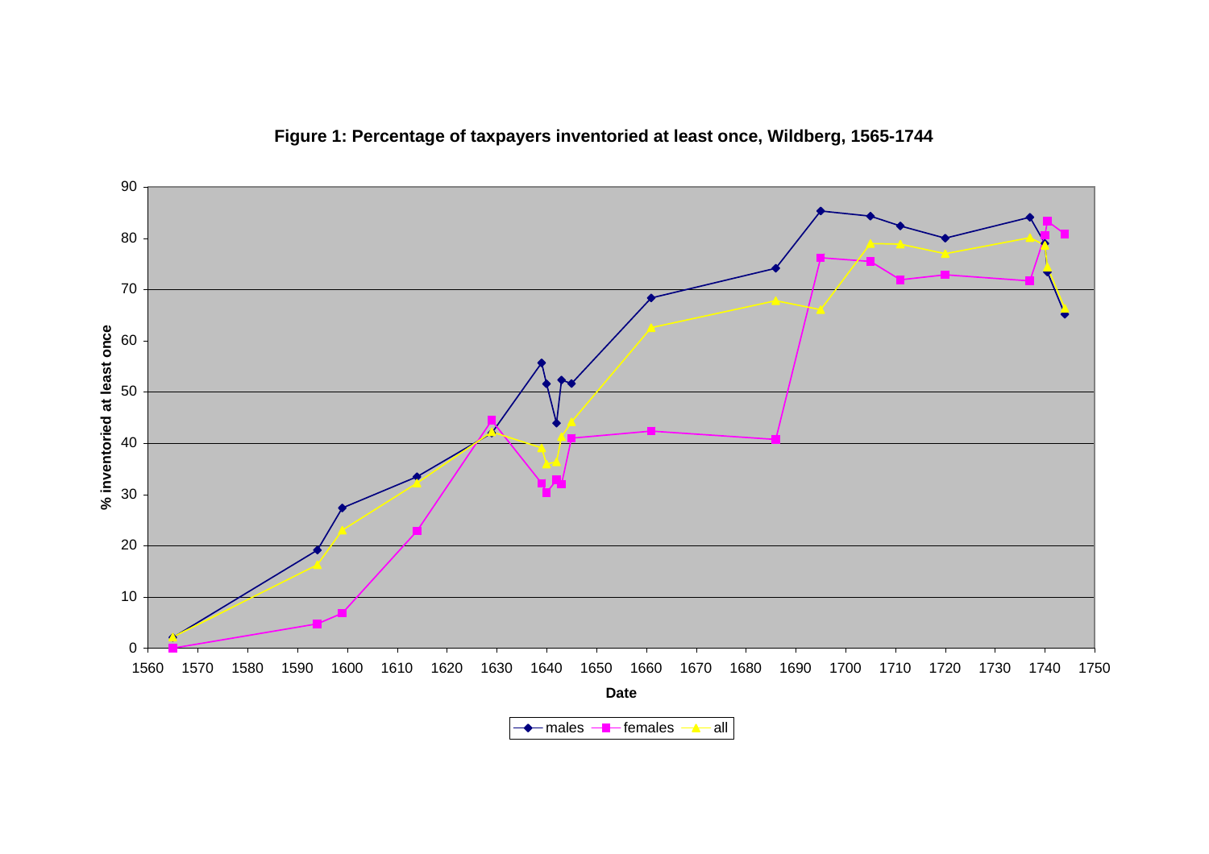**Figure 1: Percentage of taxpayers inventoried at least once, Wildberg, 1565-1744**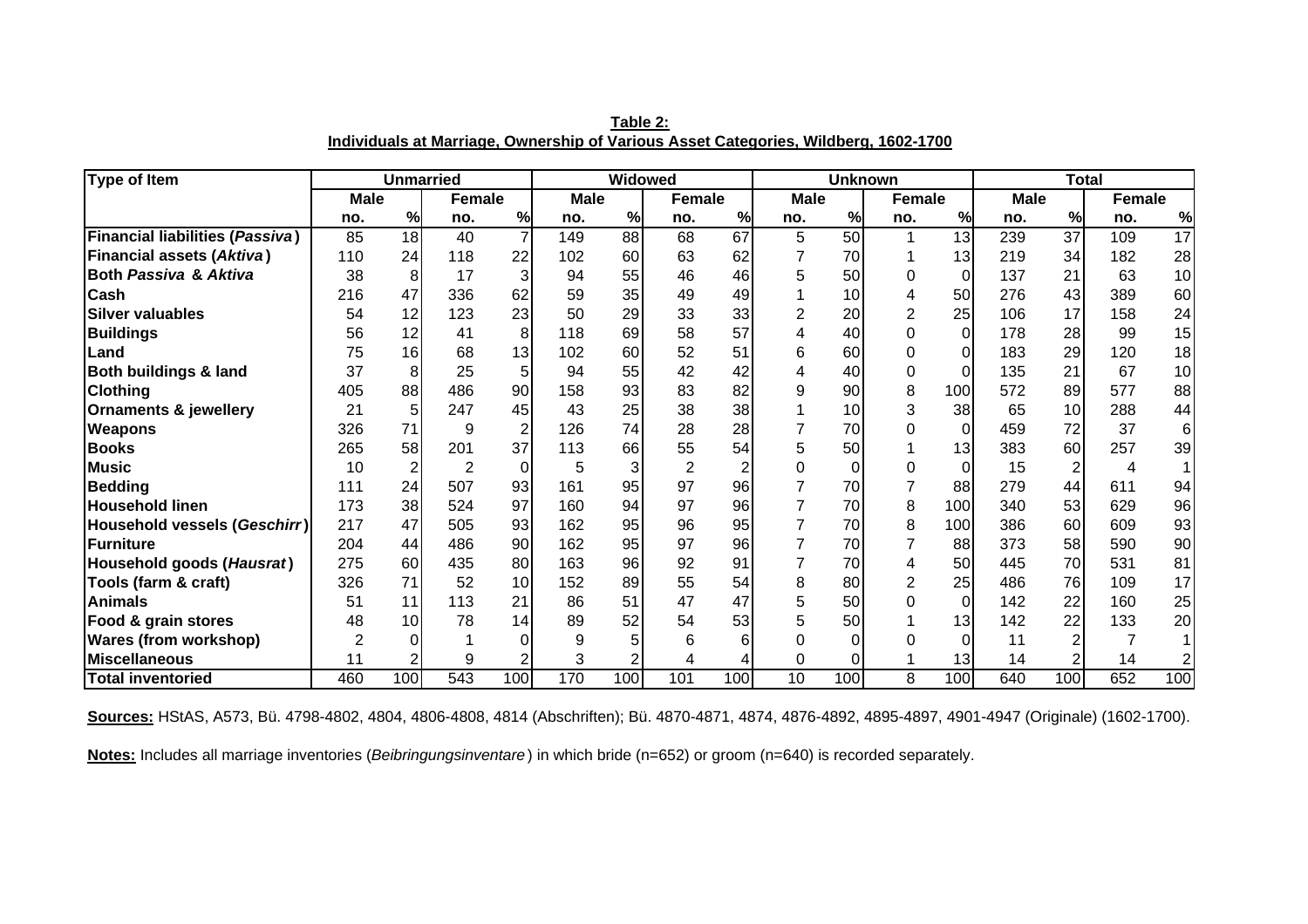**Table 2:**
**Individuals at Marriage, Ownership of Various Asset Categories, Wildberg, 1602-1700**

| Type of Item | Unmarried | | | | Widowed | | | | Unknown | | | | Total | | | |
|---|---|---|---|---|---|---|---|---|---|---|---|---|---|---|---|---|
| | Male | | Female | | Male | | Female | | Male | | Female | | Male | | Female | |
| | no. | % | no. | % | no. | % | no. | % | no. | % | no. | % | no. | % | no. | % |
| **Financial liabilities (*Passiva*)** | 85 | 18 | 40 | 7 | 149 | 88 | 68 | 67 | 5 | 50 | 1 | 13 | 239 | 37 | 109 | 17 |
| **Financial assets (*Aktiva*)** | 110 | 24 | 118 | 22 | 102 | 60 | 63 | 62 | 7 | 70 | 1 | 13 | 219 | 34 | 182 | 28 |
| **Both *Passiva* & *Aktiva*** | 38 | 8 | 17 | 3 | 94 | 55 | 46 | 46 | 5 | 50 | 0 | 0 | 137 | 21 | 63 | 10 |
| **Cash** | 216 | 47 | 336 | 62 | 59 | 35 | 49 | 49 | 1 | 10 | 4 | 50 | 276 | 43 | 389 | 60 |
| **Silver valuables** | 54 | 12 | 123 | 23 | 50 | 29 | 33 | 33 | 2 | 20 | 2 | 25 | 106 | 17 | 158 | 24 |
| **Buildings** | 56 | 12 | 41 | 8 | 118 | 69 | 58 | 57 | 4 | 40 | 0 | 0 | 178 | 28 | 99 | 15 |
| **Land** | 75 | 16 | 68 | 13 | 102 | 60 | 52 | 51 | 6 | 60 | 0 | 0 | 183 | 29 | 120 | 18 |
| **Both buildings & land** | 37 | 8 | 25 | 5 | 94 | 55 | 42 | 42 | 4 | 40 | 0 | 0 | 135 | 21 | 67 | 10 |
| **Clothing** | 405 | 88 | 486 | 90 | 158 | 93 | 83 | 82 | 9 | 90 | 8 | 100 | 572 | 89 | 577 | 88 |
| **Ornaments & jewellery** | 21 | 5 | 247 | 45 | 43 | 25 | 38 | 38 | 1 | 10 | 3 | 38 | 65 | 10 | 288 | 44 |
| **Weapons** | 326 | 71 | 9 | 2 | 126 | 74 | 28 | 28 | 7 | 70 | 0 | 0 | 459 | 72 | 37 | 6 |
| **Books** | 265 | 58 | 201 | 37 | 113 | 66 | 55 | 54 | 5 | 50 | 1 | 13 | 383 | 60 | 257 | 39 |
| **Music** | 10 | 2 | 2 | 0 | 5 | 3 | 2 | 2 | 0 | 0 | 0 | 0 | 15 | 2 | 4 | 1 |
| **Bedding** | 111 | 24 | 507 | 93 | 161 | 95 | 97 | 96 | 7 | 70 | 7 | 88 | 279 | 44 | 611 | 94 |
| **Household linen** | 173 | 38 | 524 | 97 | 160 | 94 | 97 | 96 | 7 | 70 | 8 | 100 | 340 | 53 | 629 | 96 |
| **Household vessels (*Geschirr*)** | 217 | 47 | 505 | 93 | 162 | 95 | 96 | 95 | 7 | 70 | 8 | 100 | 386 | 60 | 609 | 93 |
| **Furniture** | 204 | 44 | 486 | 90 | 162 | 95 | 97 | 96 | 7 | 70 | 7 | 88 | 373 | 58 | 590 | 90 |
| **Household goods (*Hausrat*)** | 275 | 60 | 435 | 80 | 163 | 96 | 92 | 91 | 7 | 70 | 4 | 50 | 445 | 70 | 531 | 81 |
| **Tools (farm & craft)** | 326 | 71 | 52 | 10 | 152 | 89 | 55 | 54 | 8 | 80 | 2 | 25 | 486 | 76 | 109 | 17 |
| **Animals** | 51 | 11 | 113 | 21 | 86 | 51 | 47 | 47 | 5 | 50 | 0 | 0 | 142 | 22 | 160 | 25 |
| **Food & grain stores** | 48 | 10 | 78 | 14 | 89 | 52 | 54 | 53 | 5 | 50 | 1 | 13 | 142 | 22 | 133 | 20 |
| **Wares (from workshop)** | 2 | 0 | 1 | 0 | 9 | 5 | 6 | 6 | 0 | 0 | 0 | 0 | 11 | 2 | 7 | 1 |
| **Miscellaneous** | 11 | 2 | 9 | 2 | 3 | 2 | 4 | 4 | 0 | 0 | 1 | 13 | 14 | 2 | 14 | 2 |
| **Total inventoried** | 460 | 100 | 543 | 100 | 170 | 100 | 101 | 100 | 10 | 100 | 8 | 100 | 640 | 100 | 652 | 100 |

**Sources:** HStAS, A573, Bü. 4798-4802, 4804, 4806-4808, 4814 (Abschriften); Bü. 4870-4871, 4874, 4876-4892, 4895-4897, 4901-4947 (Originale) (1602-1700).

**Notes:** Includes all marriage inventories (*Beibringungsinventare*) in which bride (n=652) or groom (n=640) is recorded separately.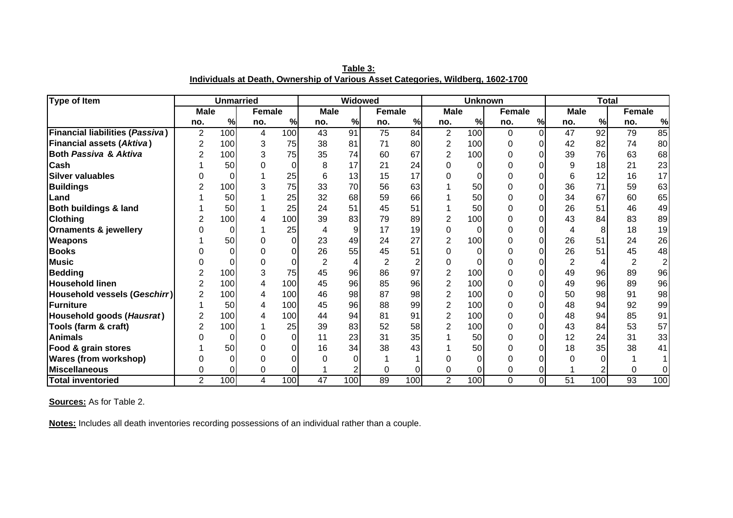**Table 3:**
**Individuals at Death, Ownership of Various Asset Categories, Wildberg, 1602-1700**

| Type of Item | Unmarried | | | | Widowed | | | | Unknown | | | | Total | | | |
|---|---|---|---|---|---|---|---|---|---|---|---|---|---|---|---|---|
| | Male | | Female | | Male | | Female | | Male | | Female | | Male | | Female | |
| | no. | % | no. | % | no. | % | no. | % | no. | % | no. | % | no. | % | no. | % |
| **Financial liabilities (*Passiva*)** | 2 | 100 | 4 | 100 | 43 | 91 | 75 | 84 | 2 | 100 | 0 | 0 | 47 | 92 | 79 | 85 |
| **Financial assets (*Aktiva*)** | 2 | 100 | 3 | 75 | 38 | 81 | 71 | 80 | 2 | 100 | 0 | 0 | 42 | 82 | 74 | 80 |
| **Both *Passiva* & *Aktiva*** | 2 | 100 | 3 | 75 | 35 | 74 | 60 | 67 | 2 | 100 | 0 | 0 | 39 | 76 | 63 | 68 |
| **Cash** | 1 | 50 | 0 | 0 | 8 | 17 | 21 | 24 | 0 | 0 | 0 | 0 | 9 | 18 | 21 | 23 |
| **Silver valuables** | 0 | 0 | 1 | 25 | 6 | 13 | 15 | 17 | 0 | 0 | 0 | 0 | 6 | 12 | 16 | 17 |
| **Buildings** | 2 | 100 | 3 | 75 | 33 | 70 | 56 | 63 | 1 | 50 | 0 | 0 | 36 | 71 | 59 | 63 |
| **Land** | 1 | 50 | 1 | 25 | 32 | 68 | 59 | 66 | 1 | 50 | 0 | 0 | 34 | 67 | 60 | 65 |
| **Both buildings & land** | 1 | 50 | 1 | 25 | 24 | 51 | 45 | 51 | 1 | 50 | 0 | 0 | 26 | 51 | 46 | 49 |
| **Clothing** | 2 | 100 | 4 | 100 | 39 | 83 | 79 | 89 | 2 | 100 | 0 | 0 | 43 | 84 | 83 | 89 |
| **Ornaments & jewellery** | 0 | 0 | 1 | 25 | 4 | 9 | 17 | 19 | 0 | 0 | 0 | 0 | 4 | 8 | 18 | 19 |
| **Weapons** | 1 | 50 | 0 | 0 | 23 | 49 | 24 | 27 | 2 | 100 | 0 | 0 | 26 | 51 | 24 | 26 |
| **Books** | 0 | 0 | 0 | 0 | 26 | 55 | 45 | 51 | 0 | 0 | 0 | 0 | 26 | 51 | 45 | 48 |
| **Music** | 0 | 0 | 0 | 0 | 2 | 4 | 2 | 2 | 0 | 0 | 0 | 0 | 2 | 4 | 2 | 2 |
| **Bedding** | 2 | 100 | 3 | 75 | 45 | 96 | 86 | 97 | 2 | 100 | 0 | 0 | 49 | 96 | 89 | 96 |
| **Household linen** | 2 | 100 | 4 | 100 | 45 | 96 | 85 | 96 | 2 | 100 | 0 | 0 | 49 | 96 | 89 | 96 |
| **Household vessels (*Geschirr*)** | 2 | 100 | 4 | 100 | 46 | 98 | 87 | 98 | 2 | 100 | 0 | 0 | 50 | 98 | 91 | 98 |
| **Furniture** | 1 | 50 | 4 | 100 | 45 | 96 | 88 | 99 | 2 | 100 | 0 | 0 | 48 | 94 | 92 | 99 |
| **Household goods (*Hausrat*)** | 2 | 100 | 4 | 100 | 44 | 94 | 81 | 91 | 2 | 100 | 0 | 0 | 48 | 94 | 85 | 91 |
| **Tools (farm & craft)** | 2 | 100 | 1 | 25 | 39 | 83 | 52 | 58 | 2 | 100 | 0 | 0 | 43 | 84 | 53 | 57 |
| **Animals** | 0 | 0 | 0 | 0 | 11 | 23 | 31 | 35 | 1 | 50 | 0 | 0 | 12 | 24 | 31 | 33 |
| **Food & grain stores** | 1 | 50 | 0 | 0 | 16 | 34 | 38 | 43 | 1 | 50 | 0 | 0 | 18 | 35 | 38 | 41 |
| **Wares (from workshop)** | 0 | 0 | 0 | 0 | 0 | 0 | 1 | 1 | 0 | 0 | 0 | 0 | 0 | 0 | 1 | 1 |
| **Miscellaneous** | 0 | 0 | 0 | 0 | 1 | 2 | 0 | 0 | 0 | 0 | 0 | 0 | 1 | 2 | 0 | 0 |
| **Total inventoried** | 2 | 100 | 4 | 100 | 47 | 100 | 89 | 100 | 2 | 100 | 0 | 0 | 51 | 100 | 93 | 100 |

**Sources:** As for Table 2.

**Notes:** Includes all death inventories recording possessions of an individual rather than a couple.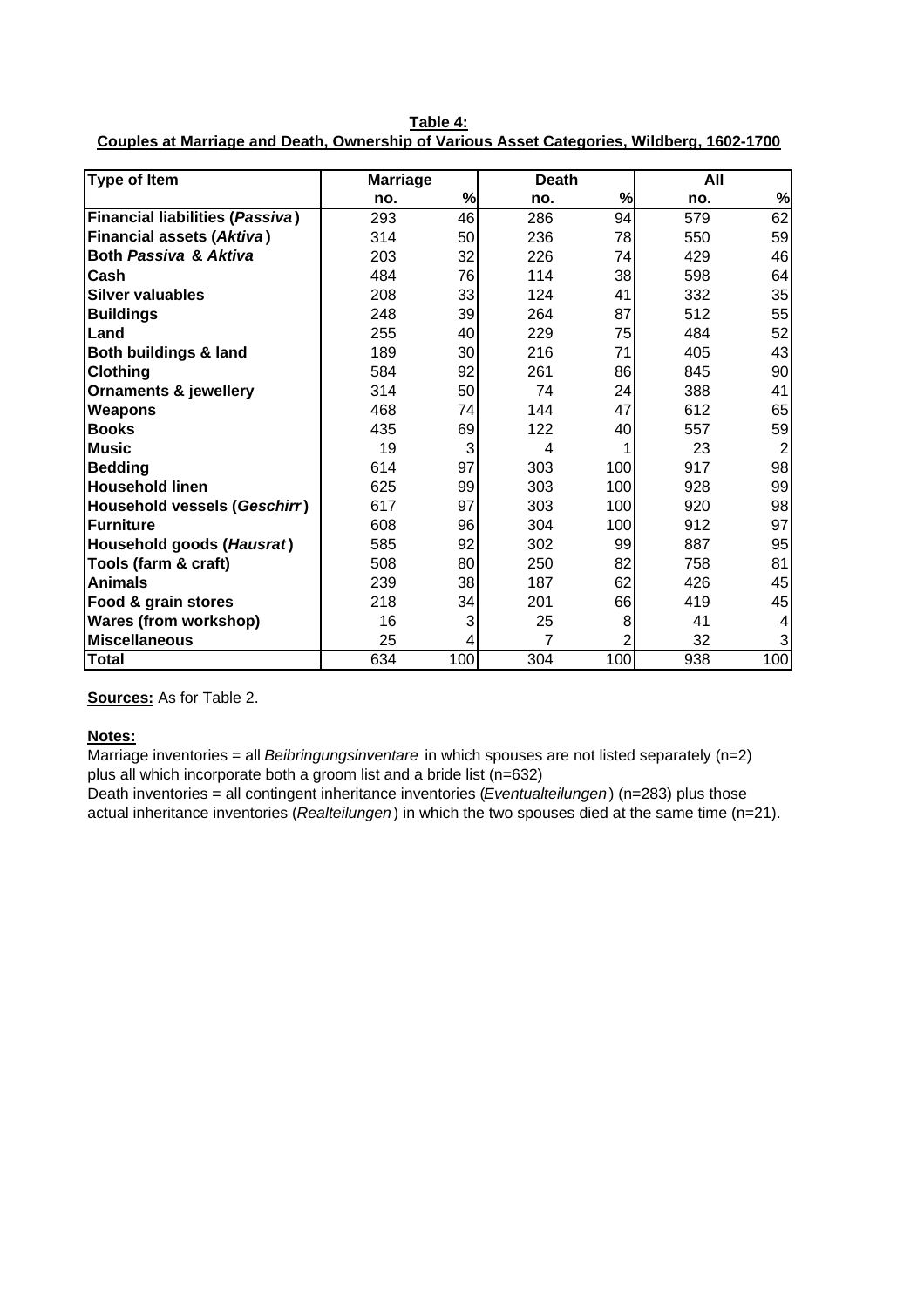**Table 4:**
**Couples at Marriage and Death, Ownership of Various Asset Categories, Wildberg, 1602-1700**

| Type of Item | Marriage | | Death | | All | |
|---|---|---|---|---|---|---|
| | no. | % | no. | % | no. | % |
| **Financial liabilities (*Passiva*)** | 293 | 46 | 286 | 94 | 579 | 62 |
| **Financial assets (*Aktiva*)** | 314 | 50 | 236 | 78 | 550 | 59 |
| **Both *Passiva* & *Aktiva*** | 203 | 32 | 226 | 74 | 429 | 46 |
| **Cash** | 484 | 76 | 114 | 38 | 598 | 64 |
| **Silver valuables** | 208 | 33 | 124 | 41 | 332 | 35 |
| **Buildings** | 248 | 39 | 264 | 87 | 512 | 55 |
| **Land** | 255 | 40 | 229 | 75 | 484 | 52 |
| **Both buildings & land** | 189 | 30 | 216 | 71 | 405 | 43 |
| **Clothing** | 584 | 92 | 261 | 86 | 845 | 90 |
| **Ornaments & jewellery** | 314 | 50 | 74 | 24 | 388 | 41 |
| **Weapons** | 468 | 74 | 144 | 47 | 612 | 65 |
| **Books** | 435 | 69 | 122 | 40 | 557 | 59 |
| **Music** | 19 | 3 | 4 | 1 | 23 | 2 |
| **Bedding** | 614 | 97 | 303 | 100 | 917 | 98 |
| **Household linen** | 625 | 99 | 303 | 100 | 928 | 99 |
| **Household vessels (*Geschirr*)** | 617 | 97 | 303 | 100 | 920 | 98 |
| **Furniture** | 608 | 96 | 304 | 100 | 912 | 97 |
| **Household goods (*Hausrat*)** | 585 | 92 | 302 | 99 | 887 | 95 |
| **Tools (farm & craft)** | 508 | 80 | 250 | 82 | 758 | 81 |
| **Animals** | 239 | 38 | 187 | 62 | 426 | 45 |
| **Food & grain stores** | 218 | 34 | 201 | 66 | 419 | 45 |
| **Wares (from workshop)** | 16 | 3 | 25 | 8 | 41 | 4 |
| **Miscellaneous** | 25 | 4 | 7 | 2 | 32 | 3 |
| **Total** | 634 | 100 | 304 | 100 | 938 | 100 |

**Sources:** As for Table 2.

**Notes:**
Marriage inventories = all *Beibringungsinventare* in which spouses are not listed separately (n=2) plus all which incorporate both a groom list and a bride list (n=632)
Death inventories = all contingent inheritance inventories (*Eventualteilungen*) (n=283) plus those actual inheritance inventories (*Realteilungen*) in which the two spouses died at the same time (n=21).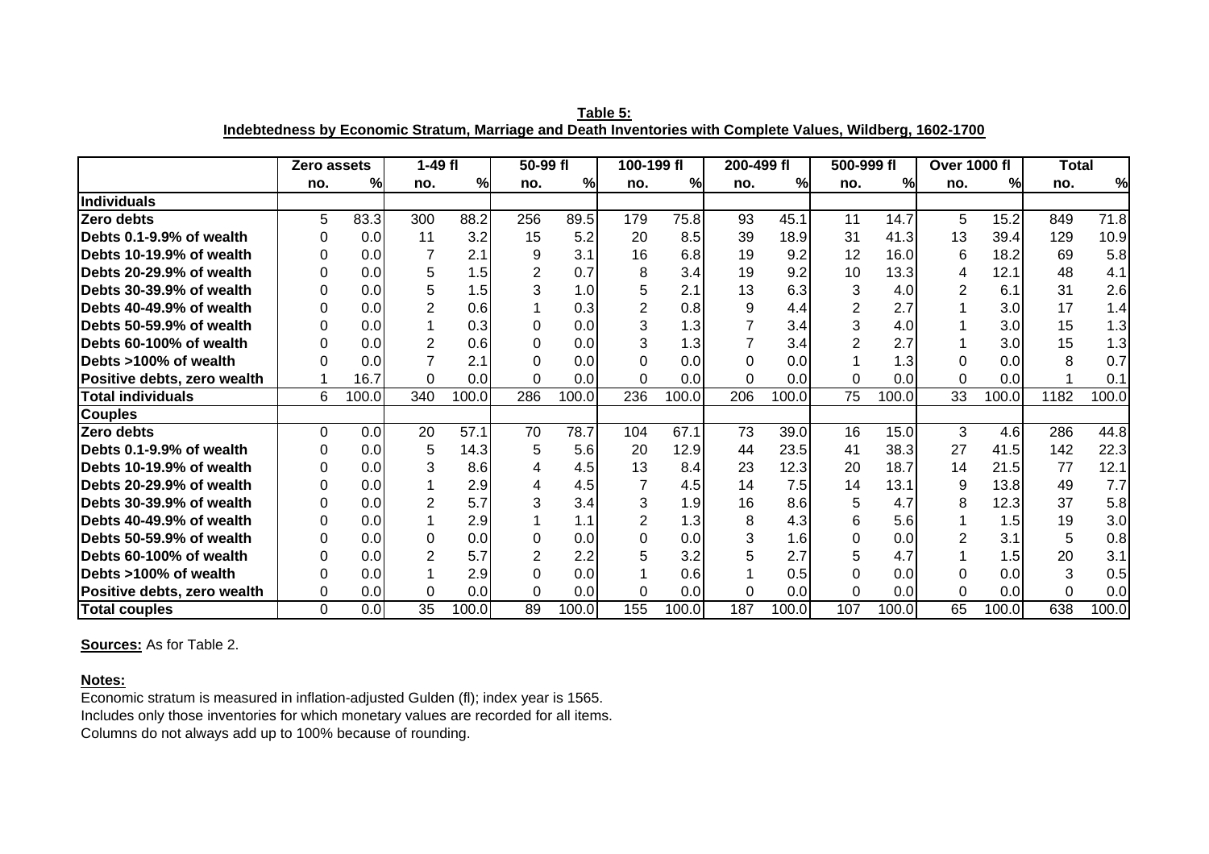**Table 5:**
**Indebtedness by Economic Stratum, Marriage and Death Inventories with Complete Values, Wildberg, 1602-1700**

| | Zero assets | | 1-49 fl | | 50-99 fl | | 100-199 fl | | 200-499 fl | | 500-999 fl | | Over 1000 fl | | Total | |
|---|---|---|---|---|---|---|---|---|---|---|---|---|---|---|---|---|
| | no. | % | no. | % | no. | % | no. | % | no. | % | no. | % | no. | % | no. | % |
| **Individuals** | | | | | | | | | | | | | | | | |
| **Zero debts** | 5 | 83.3 | 300 | 88.2 | 256 | 89.5 | 179 | 75.8 | 93 | 45.1 | 11 | 14.7 | 5 | 15.2 | 849 | 71.8 |
| **Debts 0.1-9.9% of wealth** | 0 | 0.0 | 11 | 3.2 | 15 | 5.2 | 20 | 8.5 | 39 | 18.9 | 31 | 41.3 | 13 | 39.4 | 129 | 10.9 |
| **Debts 10-19.9% of wealth** | 0 | 0.0 | 7 | 2.1 | 9 | 3.1 | 16 | 6.8 | 19 | 9.2 | 12 | 16.0 | 6 | 18.2 | 69 | 5.8 |
| **Debts 20-29.9% of wealth** | 0 | 0.0 | 5 | 1.5 | 2 | 0.7 | 8 | 3.4 | 19 | 9.2 | 10 | 13.3 | 4 | 12.1 | 48 | 4.1 |
| **Debts 30-39.9% of wealth** | 0 | 0.0 | 5 | 1.5 | 3 | 1.0 | 5 | 2.1 | 13 | 6.3 | 3 | 4.0 | 2 | 6.1 | 31 | 2.6 |
| **Debts 40-49.9% of wealth** | 0 | 0.0 | 2 | 0.6 | 1 | 0.3 | 2 | 0.8 | 9 | 4.4 | 2 | 2.7 | 1 | 3.0 | 17 | 1.4 |
| **Debts 50-59.9% of wealth** | 0 | 0.0 | 1 | 0.3 | 0 | 0.0 | 3 | 1.3 | 7 | 3.4 | 3 | 4.0 | 1 | 3.0 | 15 | 1.3 |
| **Debts 60-100% of wealth** | 0 | 0.0 | 2 | 0.6 | 0 | 0.0 | 3 | 1.3 | 7 | 3.4 | 2 | 2.7 | 1 | 3.0 | 15 | 1.3 |
| **Debts >100% of wealth** | 0 | 0.0 | 7 | 2.1 | 0 | 0.0 | 0 | 0.0 | 0 | 0.0 | 1 | 1.3 | 0 | 0.0 | 8 | 0.7 |
| **Positive debts, zero wealth** | 1 | 16.7 | 0 | 0.0 | 0 | 0.0 | 0 | 0.0 | 0 | 0.0 | 0 | 0.0 | 0 | 0.0 | 1 | 0.1 |
| **Total individuals** | 6 | 100.0 | 340 | 100.0 | 286 | 100.0 | 236 | 100.0 | 206 | 100.0 | 75 | 100.0 | 33 | 100.0 | 1182 | 100.0 |
| **Couples** | | | | | | | | | | | | | | | | |
| **Zero debts** | 0 | 0.0 | 20 | 57.1 | 70 | 78.7 | 104 | 67.1 | 73 | 39.0 | 16 | 15.0 | 3 | 4.6 | 286 | 44.8 |
| **Debts 0.1-9.9% of wealth** | 0 | 0.0 | 5 | 14.3 | 5 | 5.6 | 20 | 12.9 | 44 | 23.5 | 41 | 38.3 | 27 | 41.5 | 142 | 22.3 |
| **Debts 10-19.9% of wealth** | 0 | 0.0 | 3 | 8.6 | 4 | 4.5 | 13 | 8.4 | 23 | 12.3 | 20 | 18.7 | 14 | 21.5 | 77 | 12.1 |
| **Debts 20-29.9% of wealth** | 0 | 0.0 | 1 | 2.9 | 4 | 4.5 | 7 | 4.5 | 14 | 7.5 | 14 | 13.1 | 9 | 13.8 | 49 | 7.7 |
| **Debts 30-39.9% of wealth** | 0 | 0.0 | 2 | 5.7 | 3 | 3.4 | 3 | 1.9 | 16 | 8.6 | 5 | 4.7 | 8 | 12.3 | 37 | 5.8 |
| **Debts 40-49.9% of wealth** | 0 | 0.0 | 1 | 2.9 | 1 | 1.1 | 2 | 1.3 | 8 | 4.3 | 6 | 5.6 | 1 | 1.5 | 19 | 3.0 |
| **Debts 50-59.9% of wealth** | 0 | 0.0 | 0 | 0.0 | 0 | 0.0 | 0 | 0.0 | 3 | 1.6 | 0 | 0.0 | 2 | 3.1 | 5 | 0.8 |
| **Debts 60-100% of wealth** | 0 | 0.0 | 2 | 5.7 | 2 | 2.2 | 5 | 3.2 | 5 | 2.7 | 5 | 4.7 | 1 | 1.5 | 20 | 3.1 |
| **Debts >100% of wealth** | 0 | 0.0 | 1 | 2.9 | 0 | 0.0 | 1 | 0.6 | 1 | 0.5 | 0 | 0.0 | 0 | 0.0 | 3 | 0.5 |
| **Positive debts, zero wealth** | 0 | 0.0 | 0 | 0.0 | 0 | 0.0 | 0 | 0.0 | 0 | 0.0 | 0 | 0.0 | 0 | 0.0 | 0 | 0.0 |
| **Total couples** | 0 | 0.0 | 35 | 100.0 | 89 | 100.0 | 155 | 100.0 | 187 | 100.0 | 107 | 100.0 | 65 | 100.0 | 638 | 100.0 |

**Sources:** As for Table 2.

**Notes:**
Economic stratum is measured in inflation-adjusted Gulden (fl); index year is 1565.
Includes only those inventories for which monetary values are recorded for all items.
Columns do not always add up to 100% because of rounding.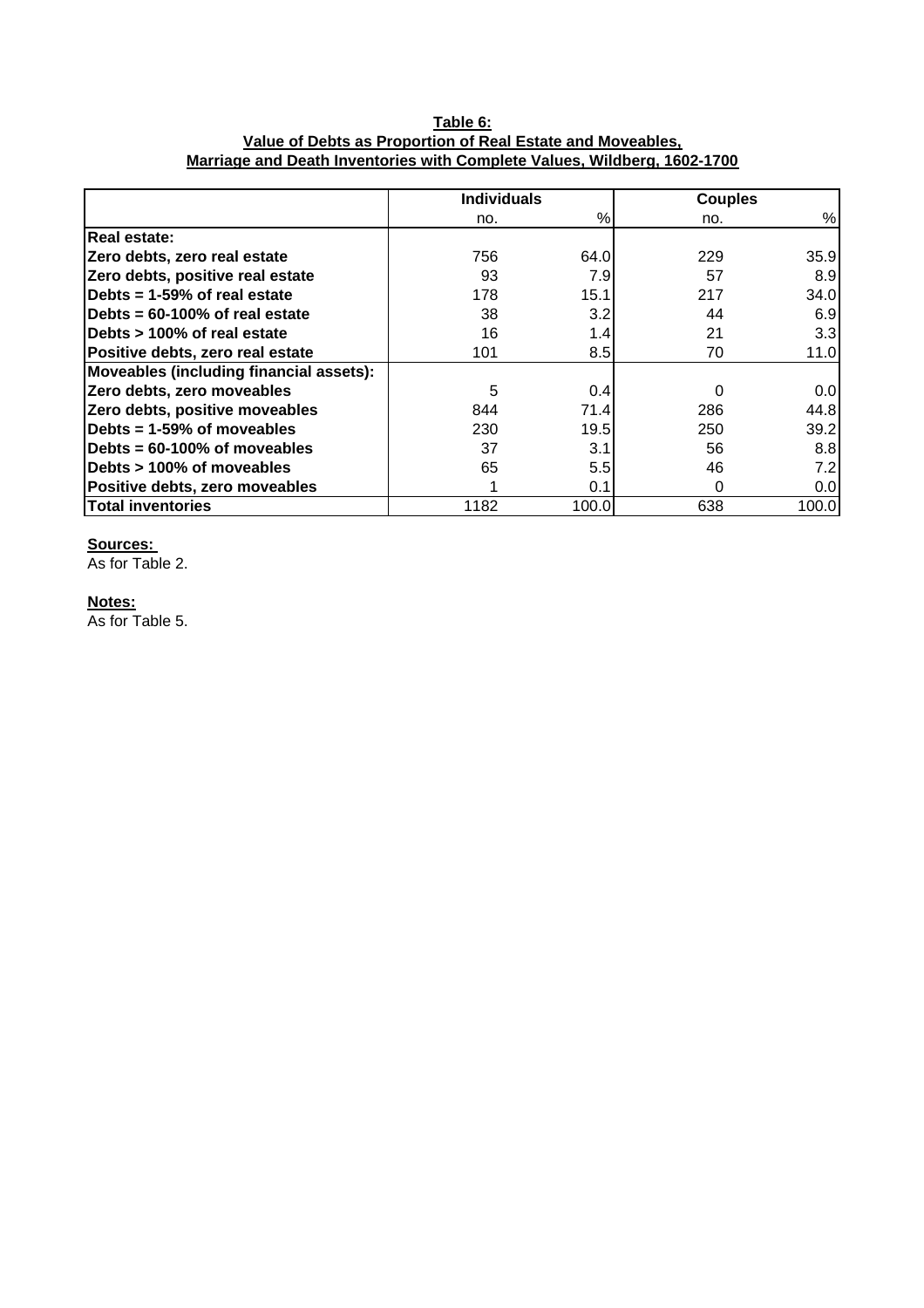**Table 6:**
**Value of Debts as Proportion of Real Estate and Moveables,**
**Marriage and Death Inventories with Complete Values, Wildberg, 1602-1700**

| | Individuals | | Couples | |
|---|---|---|---|---|
| | no. | % | no. | % |
| **Real estate:** | | | | |
| **Zero debts, zero real estate** | 756 | 64.0 | 229 | 35.9 |
| **Zero debts, positive real estate** | 93 | 7.9 | 57 | 8.9 |
| **Debts = 1-59% of real estate** | 178 | 15.1 | 217 | 34.0 |
| **Debts = 60-100% of real estate** | 38 | 3.2 | 44 | 6.9 |
| **Debts > 100% of real estate** | 16 | 1.4 | 21 | 3.3 |
| **Positive debts, zero real estate** | 101 | 8.5 | 70 | 11.0 |
| **Moveables (including financial assets):** | | | | |
| **Zero debts, zero moveables** | 5 | 0.4 | 0 | 0.0 |
| **Zero debts, positive moveables** | 844 | 71.4 | 286 | 44.8 |
| **Debts = 1-59% of moveables** | 230 | 19.5 | 250 | 39.2 |
| **Debts = 60-100% of moveables** | 37 | 3.1 | 56 | 8.8 |
| **Debts > 100% of moveables** | 65 | 5.5 | 46 | 7.2 |
| **Positive debts, zero moveables** | 1 | 0.1 | 0 | 0.0 |
| **Total inventories** | 1182 | 100.0 | 638 | 100.0 |

**Sources:**
As for Table 2.

**Notes:**
As for Table 5.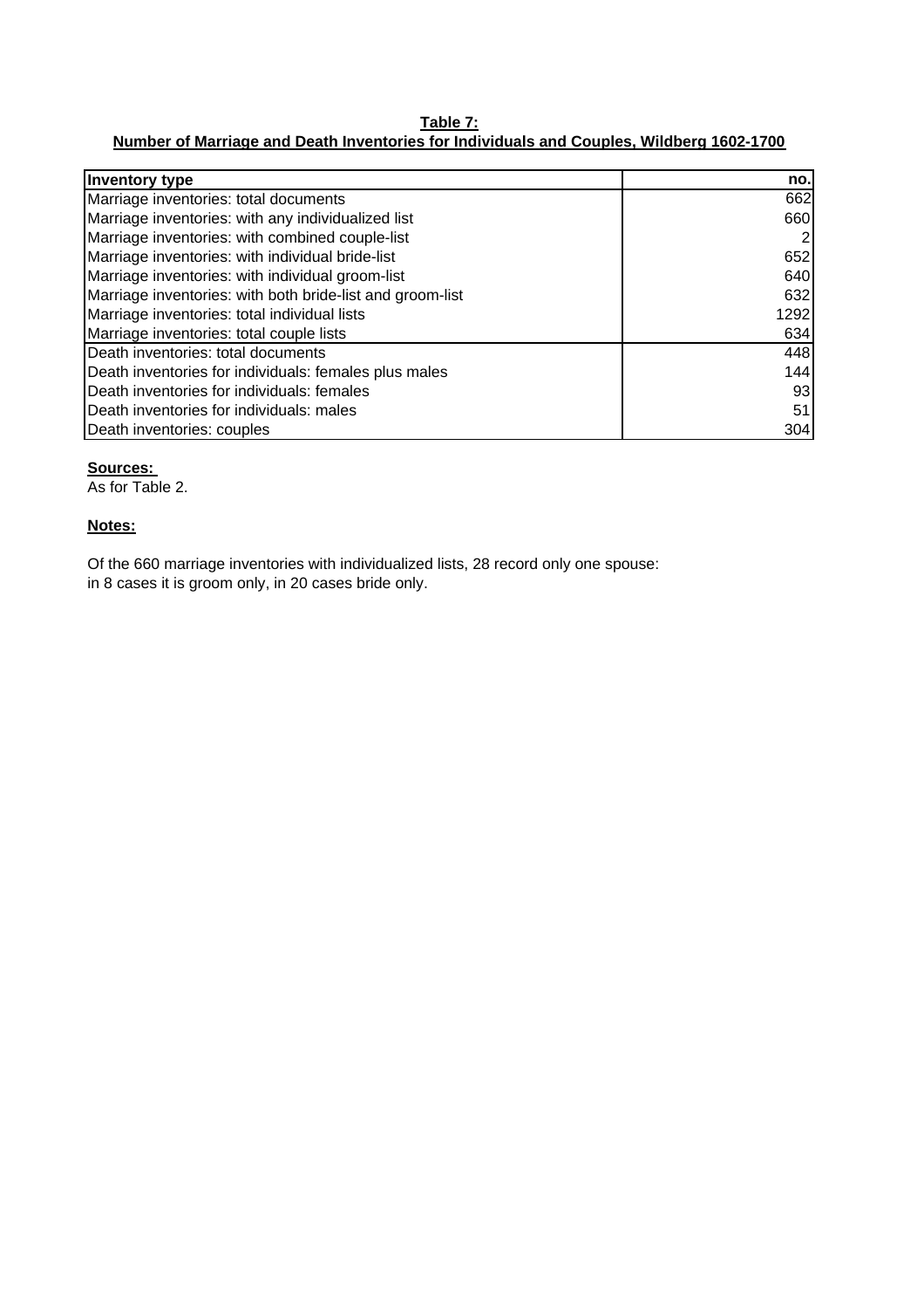**Table 7:**
**Number of Marriage and Death Inventories for Individuals and Couples, Wildberg 1602-1700**

| Inventory type | no. |
|---|---|
| Marriage inventories: total documents | 662 |
| Marriage inventories: with any individualized list | 660 |
| Marriage inventories: with combined couple-list | 2 |
| Marriage inventories: with individual bride-list | 652 |
| Marriage inventories: with individual groom-list | 640 |
| Marriage inventories: with both bride-list and groom-list | 632 |
| Marriage inventories: total individual lists | 1292 |
| Marriage inventories: total couple lists | 634 |
| Death inventories: total documents | 448 |
| Death inventories for individuals: females plus males | 144 |
| Death inventories for individuals: females | 93 |
| Death inventories for individuals: males | 51 |
| Death inventories: couples | 304 |

**Sources:**
As for Table 2.

**Notes:**

Of the 660 marriage inventories with individualized lists, 28 record only one spouse:
in 8 cases it is groom only, in 20 cases bride only.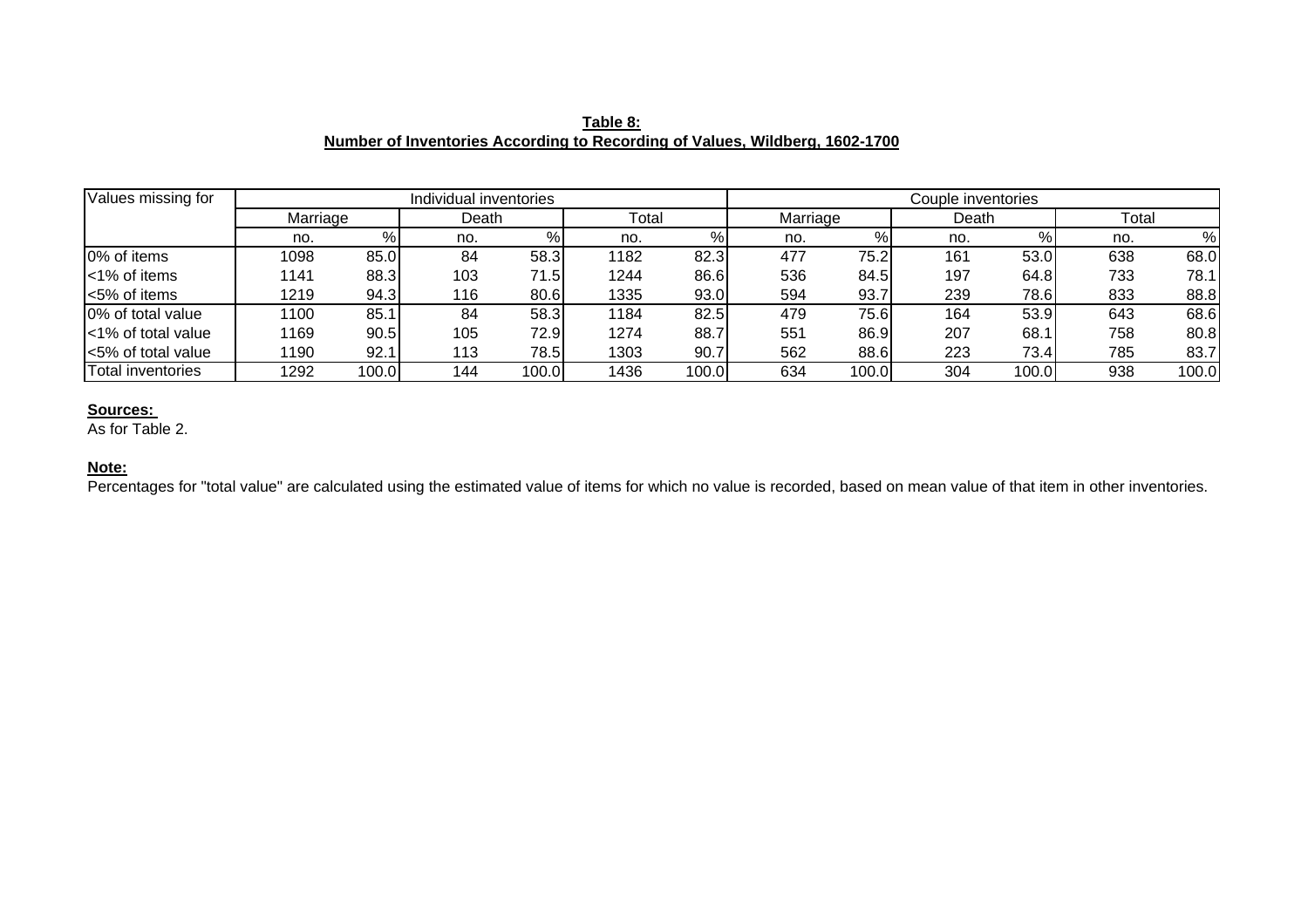**Table 8:**
**Number of Inventories According to Recording of Values, Wildberg, 1602-1700**

| Values missing for | Individual inventories | | | | | | Couple inventories | | | | | |
|---|---|---|---|---|---|---|---|---|---|---|---|---|
| | Marriage | | Death | | Total | | Marriage | | Death | | Total | |
| | no. | % | no. | % | no. | % | no. | % | no. | % | no. | % |
| 0% of items | 1098 | 85.0 | 84 | 58.3 | 1182 | 82.3 | 477 | 75.2 | 161 | 53.0 | 638 | 68.0 |
| <1% of items | 1141 | 88.3 | 103 | 71.5 | 1244 | 86.6 | 536 | 84.5 | 197 | 64.8 | 733 | 78.1 |
| <5% of items | 1219 | 94.3 | 116 | 80.6 | 1335 | 93.0 | 594 | 93.7 | 239 | 78.6 | 833 | 88.8 |
| 0% of total value | 1100 | 85.1 | 84 | 58.3 | 1184 | 82.5 | 479 | 75.6 | 164 | 53.9 | 643 | 68.6 |
| <1% of total value | 1169 | 90.5 | 105 | 72.9 | 1274 | 88.7 | 551 | 86.9 | 207 | 68.1 | 758 | 80.8 |
| <5% of total value | 1190 | 92.1 | 113 | 78.5 | 1303 | 90.7 | 562 | 88.6 | 223 | 73.4 | 785 | 83.7 |
| Total inventories | 1292 | 100.0 | 144 | 100.0 | 1436 | 100.0 | 634 | 100.0 | 304 | 100.0 | 938 | 100.0 |

**Sources:**
As for Table 2.

**Note:**
Percentages for "total value" are calculated using the estimated value of items for which no value is recorded, based on mean value of that item in other inventories.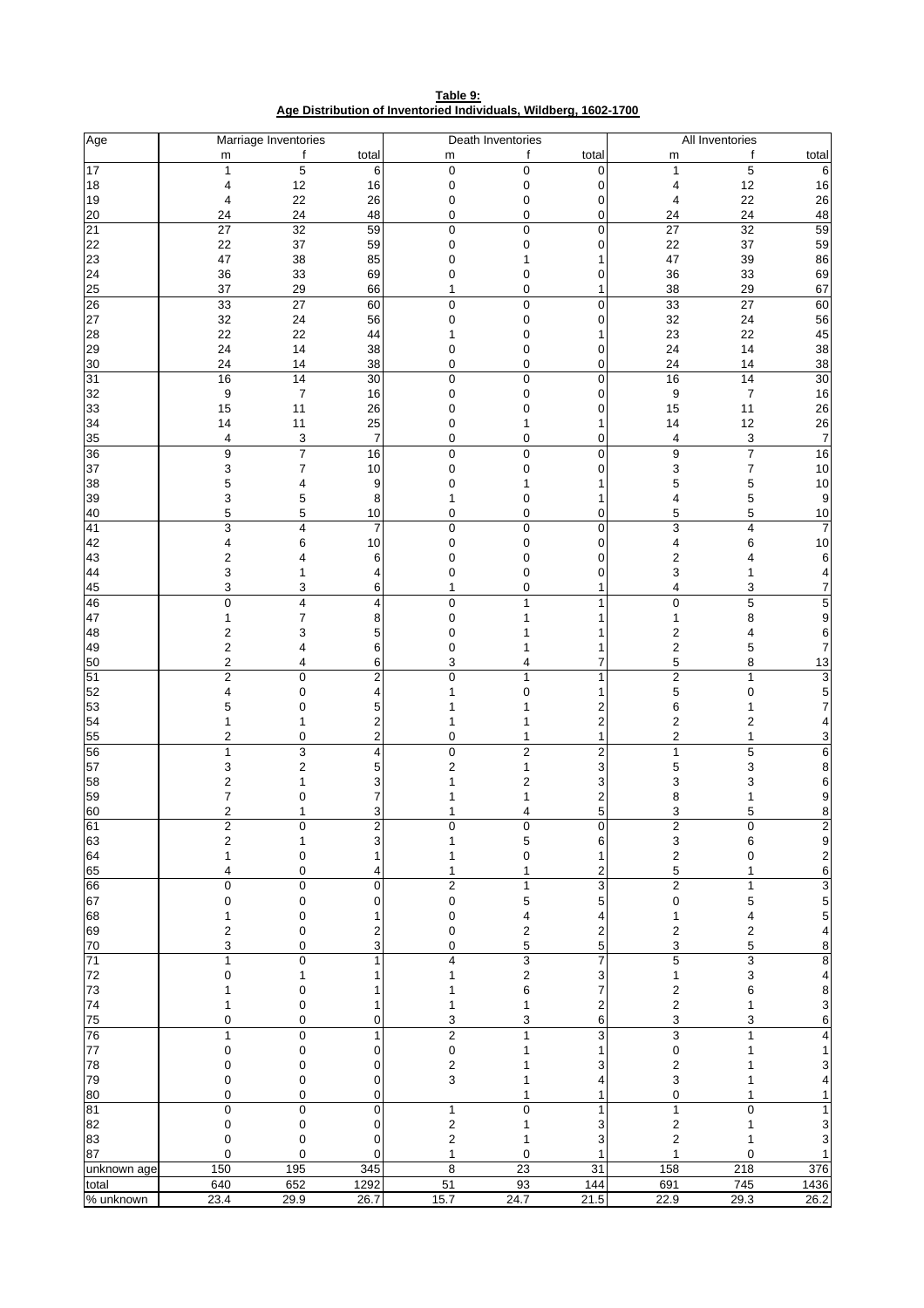**Table 9:**
**Age Distribution of Inventoried Individuals, Wildberg, 1602-1700**

| Age | Marriage Inventories | | | Death Inventories | | | All Inventories | | |
|---|---|---|---|---|---|---|---|---|---|
| | m | f | total | m | f | total | m | f | total |
| 17 | 1 | 5 | 6 | 0 | 0 | 0 | 1 | 5 | 6 |
| 18 | 4 | 12 | 16 | 0 | 0 | 0 | 4 | 12 | 16 |
| 19 | 4 | 22 | 26 | 0 | 0 | 0 | 4 | 22 | 26 |
| 20 | 24 | 24 | 48 | 0 | 0 | 0 | 24 | 24 | 48 |
| 21 | 27 | 32 | 59 | 0 | 0 | 0 | 27 | 32 | 59 |
| 22 | 22 | 37 | 59 | 0 | 0 | 0 | 22 | 37 | 59 |
| 23 | 47 | 38 | 85 | 0 | 1 | 1 | 47 | 39 | 86 |
| 24 | 36 | 33 | 69 | 0 | 0 | 0 | 36 | 33 | 69 |
| 25 | 37 | 29 | 66 | 1 | 0 | 1 | 38 | 29 | 67 |
| 26 | 33 | 27 | 60 | 0 | 0 | 0 | 33 | 27 | 60 |
| 27 | 32 | 24 | 56 | 0 | 0 | 0 | 32 | 24 | 56 |
| 28 | 22 | 22 | 44 | 1 | 0 | 1 | 23 | 22 | 45 |
| 29 | 24 | 14 | 38 | 0 | 0 | 0 | 24 | 14 | 38 |
| 30 | 24 | 14 | 38 | 0 | 0 | 0 | 24 | 14 | 38 |
| 31 | 16 | 14 | 30 | 0 | 0 | 0 | 16 | 14 | 30 |
| 32 | 9 | 7 | 16 | 0 | 0 | 0 | 9 | 7 | 16 |
| 33 | 15 | 11 | 26 | 0 | 0 | 0 | 15 | 11 | 26 |
| 34 | 14 | 11 | 25 | 0 | 1 | 1 | 14 | 12 | 26 |
| 35 | 4 | 3 | 7 | 0 | 0 | 0 | 4 | 3 | 7 |
| 36 | 9 | 7 | 16 | 0 | 0 | 0 | 9 | 7 | 16 |
| 37 | 3 | 7 | 10 | 0 | 0 | 0 | 3 | 7 | 10 |
| 38 | 5 | 4 | 9 | 0 | 1 | 1 | 5 | 5 | 10 |
| 39 | 3 | 5 | 8 | 1 | 0 | 1 | 4 | 5 | 9 |
| 40 | 5 | 5 | 10 | 0 | 0 | 0 | 5 | 5 | 10 |
| 41 | 3 | 4 | 7 | 0 | 0 | 0 | 3 | 4 | 7 |
| 42 | 4 | 6 | 10 | 0 | 0 | 0 | 4 | 6 | 10 |
| 43 | 2 | 4 | 6 | 0 | 0 | 0 | 2 | 4 | 6 |
| 44 | 3 | 1 | 4 | 0 | 0 | 0 | 3 | 1 | 4 |
| 45 | 3 | 3 | 6 | 1 | 0 | 1 | 4 | 3 | 7 |
| 46 | 0 | 4 | 4 | 0 | 1 | 1 | 0 | 5 | 5 |
| 47 | 1 | 7 | 8 | 0 | 1 | 1 | 1 | 8 | 9 |
| 48 | 2 | 3 | 5 | 0 | 1 | 1 | 2 | 4 | 6 |
| 49 | 2 | 4 | 6 | 0 | 1 | 1 | 2 | 5 | 7 |
| 50 | 2 | 4 | 6 | 3 | 4 | 7 | 5 | 8 | 13 |
| 51 | 2 | 0 | 2 | 0 | 1 | 1 | 2 | 1 | 3 |
| 52 | 4 | 0 | 4 | 1 | 0 | 1 | 5 | 0 | 5 |
| 53 | 5 | 0 | 5 | 1 | 1 | 2 | 6 | 1 | 7 |
| 54 | 1 | 1 | 2 | 1 | 1 | 2 | 2 | 2 | 4 |
| 55 | 2 | 0 | 2 | 0 | 1 | 1 | 2 | 1 | 3 |
| 56 | 1 | 3 | 4 | 0 | 2 | 2 | 1 | 5 | 6 |
| 57 | 3 | 2 | 5 | 2 | 1 | 3 | 5 | 3 | 8 |
| 58 | 2 | 1 | 3 | 1 | 2 | 3 | 3 | 3 | 6 |
| 59 | 7 | 0 | 7 | 1 | 1 | 2 | 8 | 1 | 9 |
| 60 | 2 | 1 | 3 | 1 | 4 | 5 | 3 | 5 | 8 |
| 61 | 2 | 0 | 2 | 0 | 0 | 0 | 2 | 0 | 2 |
| 63 | 2 | 1 | 3 | 1 | 5 | 6 | 3 | 6 | 9 |
| 64 | 1 | 0 | 1 | 1 | 0 | 1 | 2 | 0 | 2 |
| 65 | 4 | 0 | 4 | 1 | 1 | 2 | 5 | 1 | 6 |
| 66 | 0 | 0 | 0 | 2 | 1 | 3 | 2 | 1 | 3 |
| 67 | 0 | 0 | 0 | 0 | 5 | 5 | 0 | 5 | 5 |
| 68 | 1 | 0 | 1 | 0 | 4 | 4 | 1 | 4 | 5 |
| 69 | 2 | 0 | 2 | 0 | 2 | 2 | 2 | 2 | 4 |
| 70 | 3 | 0 | 3 | 0 | 5 | 5 | 3 | 5 | 8 |
| 71 | 1 | 0 | 1 | 4 | 3 | 7 | 5 | 3 | 8 |
| 72 | 0 | 1 | 1 | 1 | 2 | 3 | 1 | 3 | 4 |
| 73 | 1 | 0 | 1 | 1 | 6 | 7 | 2 | 6 | 8 |
| 74 | 1 | 0 | 1 | 1 | 1 | 2 | 2 | 1 | 3 |
| 75 | 0 | 0 | 0 | 3 | 3 | 6 | 3 | 3 | 6 |
| 76 | 1 | 0 | 1 | 2 | 1 | 3 | 3 | 1 | 4 |
| 77 | 0 | 0 | 0 | 0 | 1 | 1 | 0 | 1 | 1 |
| 78 | 0 | 0 | 0 | 2 | 1 | 3 | 2 | 1 | 3 |
| 79 | 0 | 0 | 0 | 3 | 1 | 4 | 3 | 1 | 4 |
| 80 | 0 | 0 | 0 | | 1 | 1 | 0 | 1 | 1 |
| 81 | 0 | 0 | 0 | 1 | 0 | 1 | 1 | 0 | 1 |
| 82 | 0 | 0 | 0 | 2 | 1 | 3 | 2 | 1 | 3 |
| 83 | 0 | 0 | 0 | 2 | 1 | 3 | 2 | 1 | 3 |
| 87 | 0 | 0 | 0 | 1 | 0 | 1 | 1 | 0 | 1 |
| unknown age | 150 | 195 | 345 | 8 | 23 | 31 | 158 | 218 | 376 |
| total | 640 | 652 | 1292 | 51 | 93 | 144 | 691 | 745 | 1436 |
| % unknown | 23.4 | 29.9 | 26.7 | 15.7 | 24.7 | 21.5 | 22.9 | 29.3 | 26.2 |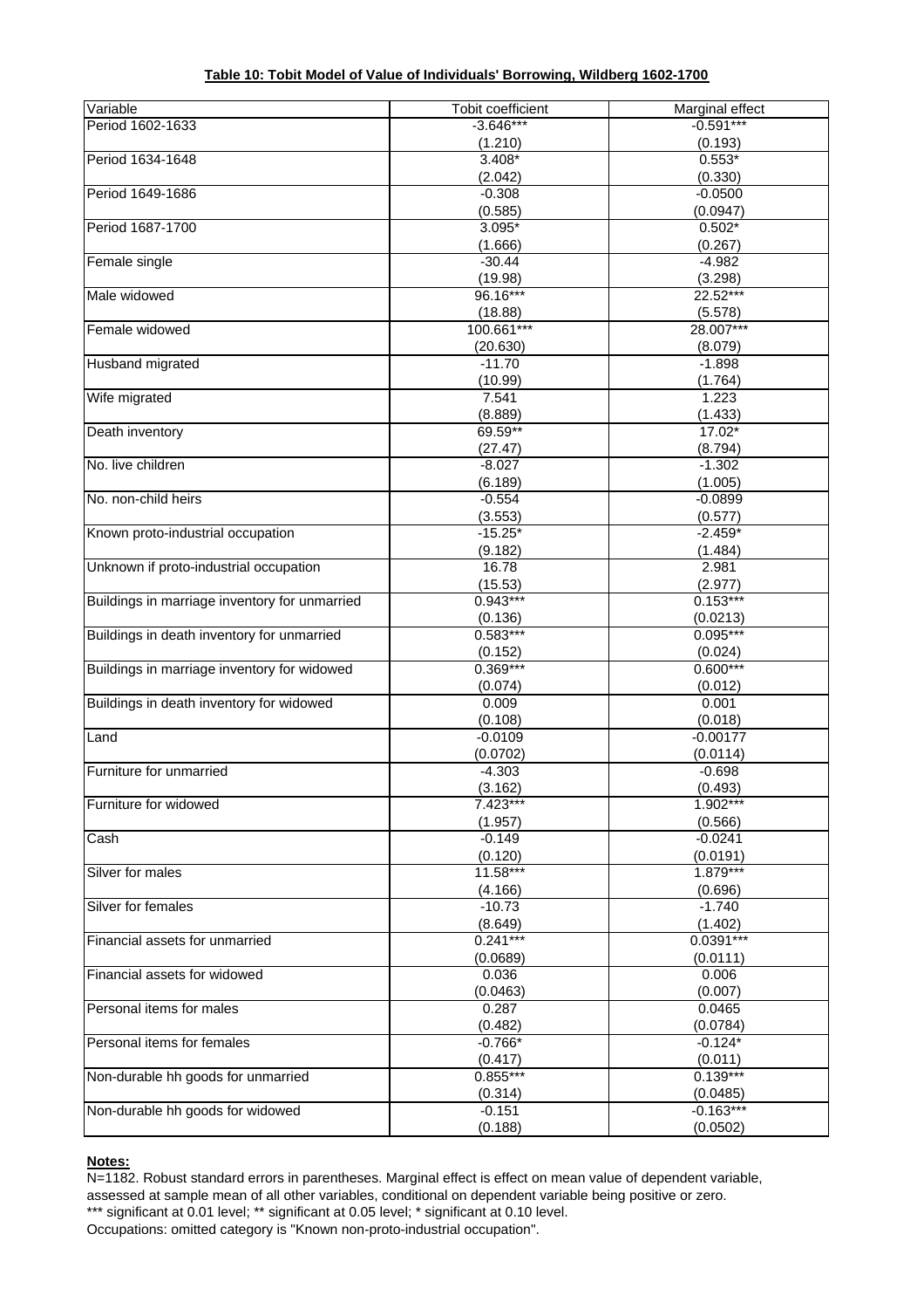**Table 10: Tobit Model of Value of Individuals' Borrowing, Wildberg 1602-1700**

| Variable | Tobit coefficient | Marginal effect |
|---|---|---|
| Period 1602-1633 | -3.646*** | -0.591*** |
| | (1.210) | (0.193) |
| Period 1634-1648 | 3.408* | 0.553* |
| | (2.042) | (0.330) |
| Period 1649-1686 | -0.308 | -0.0500 |
| | (0.585) | (0.0947) |
| Period 1687-1700 | 3.095* | 0.502* |
| | (1.666) | (0.267) |
| Female single | -30.44 | -4.982 |
| | (19.98) | (3.298) |
| Male widowed | 96.16*** | 22.52*** |
| | (18.88) | (5.578) |
| Female widowed | 100.661*** | 28.007*** |
| | (20.630) | (8.079) |
| Husband migrated | -11.70 | -1.898 |
| | (10.99) | (1.764) |
| Wife migrated | 7.541 | 1.223 |
| | (8.889) | (1.433) |
| Death inventory | 69.59** | 17.02* |
| | (27.47) | (8.794) |
| No. live children | -8.027 | -1.302 |
| | (6.189) | (1.005) |
| No. non-child heirs | -0.554 | -0.0899 |
| | (3.553) | (0.577) |
| Known proto-industrial occupation | -15.25* | -2.459* |
| | (9.182) | (1.484) |
| Unknown if proto-industrial occupation | 16.78 | 2.981 |
| | (15.53) | (2.977) |
| Buildings in marriage inventory for unmarried | 0.943*** | 0.153*** |
| | (0.136) | (0.0213) |
| Buildings in death inventory for unmarried | 0.583*** | 0.095*** |
| | (0.152) | (0.024) |
| Buildings in marriage inventory for widowed | 0.369*** | 0.600*** |
| | (0.074) | (0.012) |
| Buildings in death inventory for widowed | 0.009 | 0.001 |
| | (0.108) | (0.018) |
| Land | -0.0109 | -0.00177 |
| | (0.0702) | (0.0114) |
| Furniture for unmarried | -4.303 | -0.698 |
| | (3.162) | (0.493) |
| Furniture for widowed | 7.423*** | 1.902*** |
| | (1.957) | (0.566) |
| Cash | -0.149 | -0.0241 |
| | (0.120) | (0.0191) |
| Silver for males | 11.58*** | 1.879*** |
| | (4.166) | (0.696) |
| Silver for females | -10.73 | -1.740 |
| | (8.649) | (1.402) |
| Financial assets for unmarried | 0.241*** | 0.0391*** |
| | (0.0689) | (0.0111) |
| Financial assets for widowed | 0.036 | 0.006 |
| | (0.0463) | (0.007) |
| Personal items for males | 0.287 | 0.0465 |
| | (0.482) | (0.0784) |
| Personal items for females | -0.766* | -0.124* |
| | (0.417) | (0.011) |
| Non-durable hh goods for unmarried | 0.855*** | 0.139*** |
| | (0.314) | (0.0485) |
| Non-durable hh goods for widowed | -0.151 | -0.163*** |
| | (0.188) | (0.0502) |

**Notes:**

N=1182. Robust standard errors in parentheses. Marginal effect is effect on mean value of dependent variable, assessed at sample mean of all other variables, conditional on dependent variable being positive or zero.

*** significant at 0.01 level; ** significant at 0.05 level; * significant at 0.10 level.

Occupations: omitted category is "Known non-proto-industrial occupation".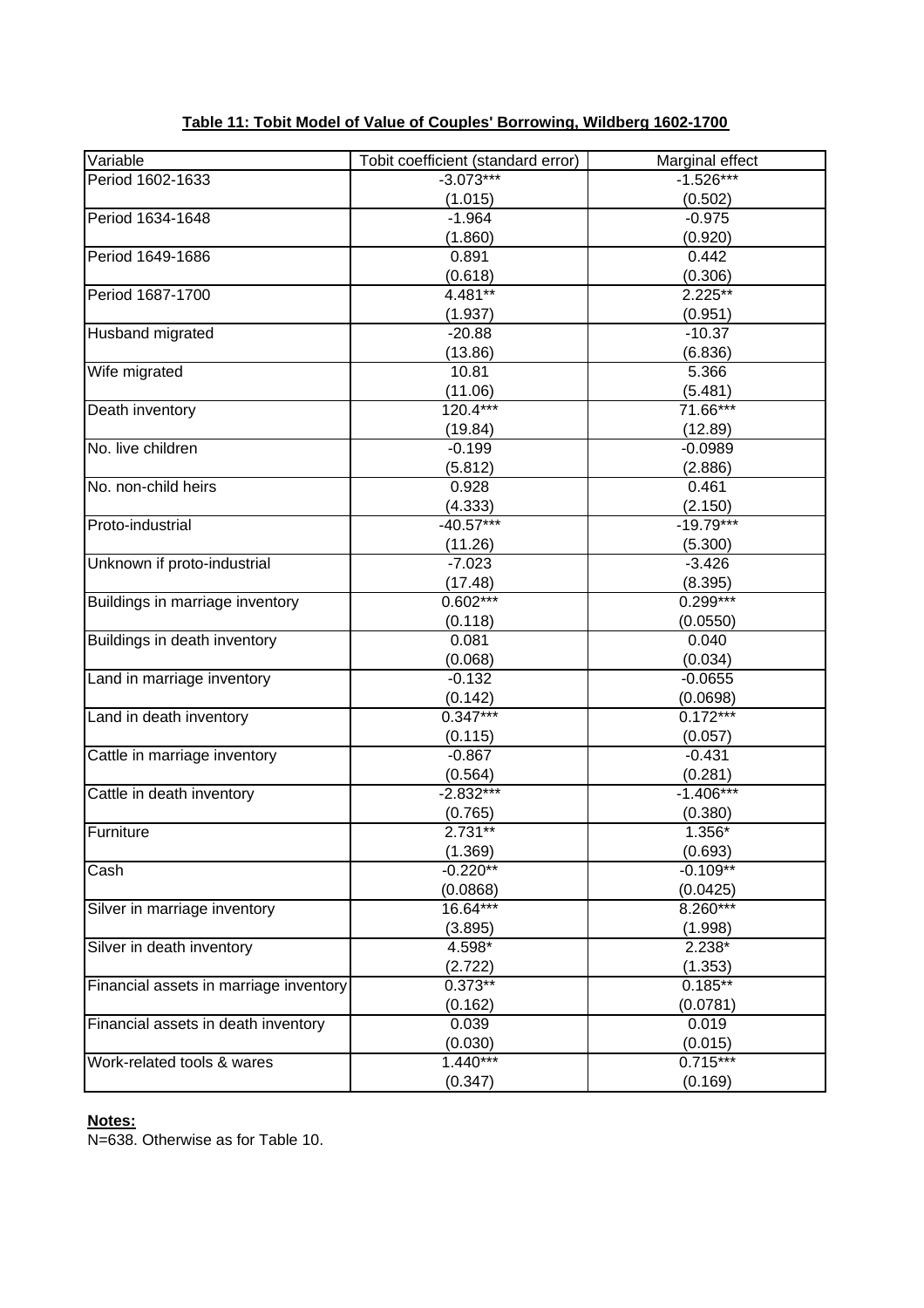**Table 11: Tobit Model of Value of Couples' Borrowing, Wildberg 1602-1700**

| Variable | Tobit coefficient (standard error) | Marginal effect |
|---|---|---|
| Period 1602-1633 | -3.073*** | -1.526*** |
| | (1.015) | (0.502) |
| Period 1634-1648 | -1.964 | -0.975 |
| | (1.860) | (0.920) |
| Period 1649-1686 | 0.891 | 0.442 |
| | (0.618) | (0.306) |
| Period 1687-1700 | 4.481** | 2.225** |
| | (1.937) | (0.951) |
| Husband migrated | -20.88 | -10.37 |
| | (13.86) | (6.836) |
| Wife migrated | 10.81 | 5.366 |
| | (11.06) | (5.481) |
| Death inventory | 120.4*** | 71.66*** |
| | (19.84) | (12.89) |
| No. live children | -0.199 | -0.0989 |
| | (5.812) | (2.886) |
| No. non-child heirs | 0.928 | 0.461 |
| | (4.333) | (2.150) |
| Proto-industrial | -40.57*** | -19.79*** |
| | (11.26) | (5.300) |
| Unknown if proto-industrial | -7.023 | -3.426 |
| | (17.48) | (8.395) |
| Buildings in marriage inventory | 0.602*** | 0.299*** |
| | (0.118) | (0.0550) |
| Buildings in death inventory | 0.081 | 0.040 |
| | (0.068) | (0.034) |
| Land in marriage inventory | -0.132 | -0.0655 |
| | (0.142) | (0.0698) |
| Land in death inventory | 0.347*** | 0.172*** |
| | (0.115) | (0.057) |
| Cattle in marriage inventory | -0.867 | -0.431 |
| | (0.564) | (0.281) |
| Cattle in death inventory | -2.832*** | -1.406*** |
| | (0.765) | (0.380) |
| Furniture | 2.731** | 1.356* |
| | (1.369) | (0.693) |
| Cash | -0.220** | -0.109** |
| | (0.0868) | (0.0425) |
| Silver in marriage inventory | 16.64*** | 8.260*** |
| | (3.895) | (1.998) |
| Silver in death inventory | 4.598* | 2.238* |
| | (2.722) | (1.353) |
| Financial assets in marriage inventory | 0.373** | 0.185** |
| | (0.162) | (0.0781) |
| Financial assets in death inventory | 0.039 | 0.019 |
| | (0.030) | (0.015) |
| Work-related tools & wares | 1.440*** | 0.715*** |
| | (0.347) | (0.169) |

**Notes:**
N=638. Otherwise as for Table 10.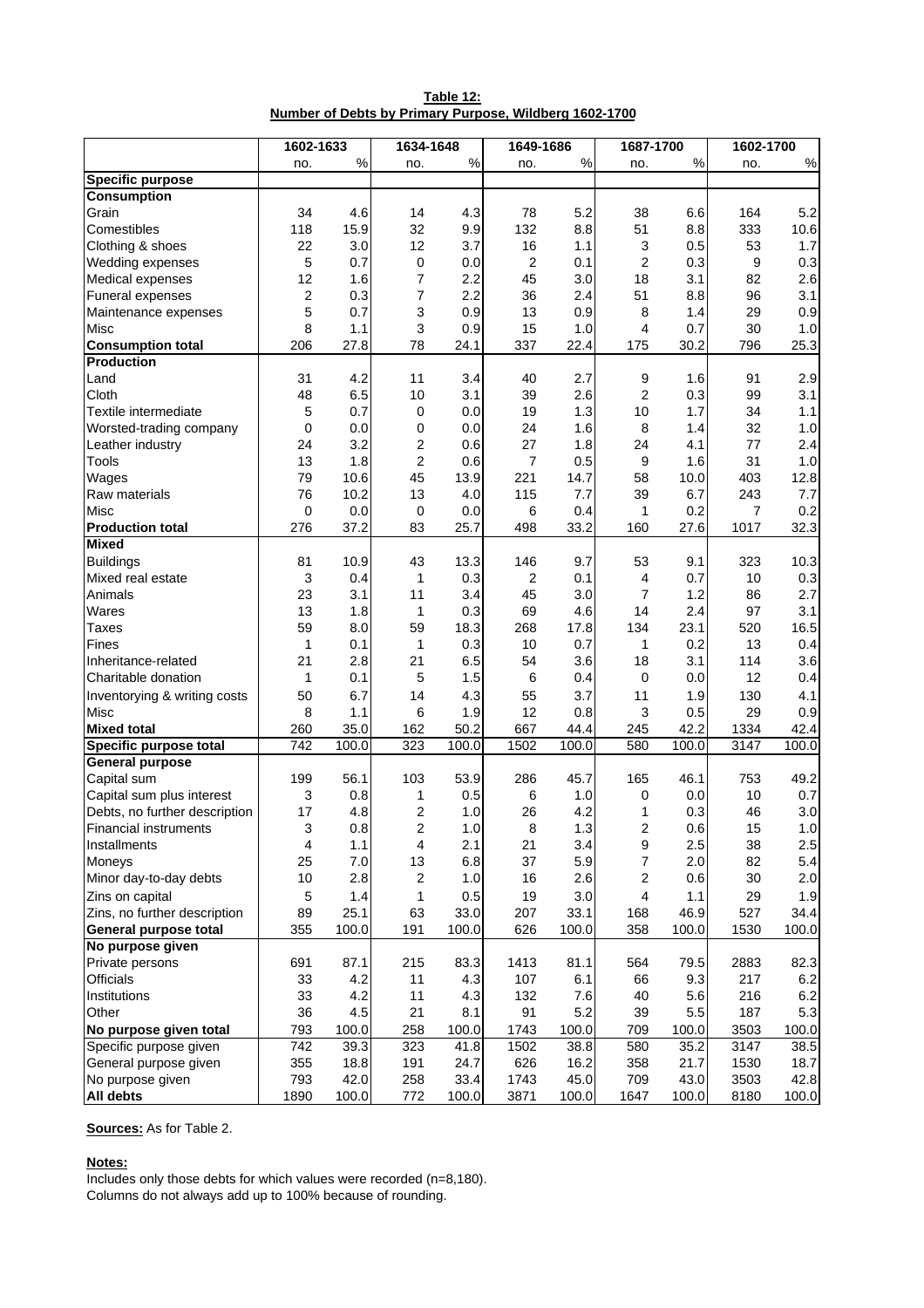**Table 12:**
**Number of Debts by Primary Purpose, Wildberg 1602-1700**

| | 1602-1633 | | 1634-1648 | | 1649-1686 | | 1687-1700 | | 1602-1700 | |
|---|---|---|---|---|---|---|---|---|---|---|
| | no. | % | no. | % | no. | % | no. | % | no. | % |
| **Specific purpose** | | | | | | | | | | |
| **Consumption** | | | | | | | | | | |
| Grain | 34 | 4.6 | 14 | 4.3 | 78 | 5.2 | 38 | 6.6 | 164 | 5.2 |
| Comestibles | 118 | 15.9 | 32 | 9.9 | 132 | 8.8 | 51 | 8.8 | 333 | 10.6 |
| Clothing & shoes | 22 | 3.0 | 12 | 3.7 | 16 | 1.1 | 3 | 0.5 | 53 | 1.7 |
| Wedding expenses | 5 | 0.7 | 0 | 0.0 | 2 | 0.1 | 2 | 0.3 | 9 | 0.3 |
| Medical expenses | 12 | 1.6 | 7 | 2.2 | 45 | 3.0 | 18 | 3.1 | 82 | 2.6 |
| Funeral expenses | 2 | 0.3 | 7 | 2.2 | 36 | 2.4 | 51 | 8.8 | 96 | 3.1 |
| Maintenance expenses | 5 | 0.7 | 3 | 0.9 | 13 | 0.9 | 8 | 1.4 | 29 | 0.9 |
| Misc | 8 | 1.1 | 3 | 0.9 | 15 | 1.0 | 4 | 0.7 | 30 | 1.0 |
| **Consumption total** | 206 | 27.8 | 78 | 24.1 | 337 | 22.4 | 175 | 30.2 | 796 | 25.3 |
| **Production** | | | | | | | | | | |
| Land | 31 | 4.2 | 11 | 3.4 | 40 | 2.7 | 9 | 1.6 | 91 | 2.9 |
| Cloth | 48 | 6.5 | 10 | 3.1 | 39 | 2.6 | 2 | 0.3 | 99 | 3.1 |
| Textile intermediate | 5 | 0.7 | 0 | 0.0 | 19 | 1.3 | 10 | 1.7 | 34 | 1.1 |
| Worsted-trading company | 0 | 0.0 | 0 | 0.0 | 24 | 1.6 | 8 | 1.4 | 32 | 1.0 |
| Leather industry | 24 | 3.2 | 2 | 0.6 | 27 | 1.8 | 24 | 4.1 | 77 | 2.4 |
| Tools | 13 | 1.8 | 2 | 0.6 | 7 | 0.5 | 9 | 1.6 | 31 | 1.0 |
| Wages | 79 | 10.6 | 45 | 13.9 | 221 | 14.7 | 58 | 10.0 | 403 | 12.8 |
| Raw materials | 76 | 10.2 | 13 | 4.0 | 115 | 7.7 | 39 | 6.7 | 243 | 7.7 |
| Misc | 0 | 0.0 | 0 | 0.0 | 6 | 0.4 | 1 | 0.2 | 7 | 0.2 |
| **Production total** | 276 | 37.2 | 83 | 25.7 | 498 | 33.2 | 160 | 27.6 | 1017 | 32.3 |
| **Mixed** | | | | | | | | | | |
| Buildings | 81 | 10.9 | 43 | 13.3 | 146 | 9.7 | 53 | 9.1 | 323 | 10.3 |
| Mixed real estate | 3 | 0.4 | 1 | 0.3 | 2 | 0.1 | 4 | 0.7 | 10 | 0.3 |
| Animals | 23 | 3.1 | 11 | 3.4 | 45 | 3.0 | 7 | 1.2 | 86 | 2.7 |
| Wares | 13 | 1.8 | 1 | 0.3 | 69 | 4.6 | 14 | 2.4 | 97 | 3.1 |
| Taxes | 59 | 8.0 | 59 | 18.3 | 268 | 17.8 | 134 | 23.1 | 520 | 16.5 |
| Fines | 1 | 0.1 | 1 | 0.3 | 10 | 0.7 | 1 | 0.2 | 13 | 0.4 |
| Inheritance-related | 21 | 2.8 | 21 | 6.5 | 54 | 3.6 | 18 | 3.1 | 114 | 3.6 |
| Charitable donation | 1 | 0.1 | 5 | 1.5 | 6 | 0.4 | 0 | 0.0 | 12 | 0.4 |
| Inventorying & writing costs | 50 | 6.7 | 14 | 4.3 | 55 | 3.7 | 11 | 1.9 | 130 | 4.1 |
| Misc | 8 | 1.1 | 6 | 1.9 | 12 | 0.8 | 3 | 0.5 | 29 | 0.9 |
| **Mixed total** | 260 | 35.0 | 162 | 50.2 | 667 | 44.4 | 245 | 42.2 | 1334 | 42.4 |
| **Specific purpose total** | 742 | 100.0 | 323 | 100.0 | 1502 | 100.0 | 580 | 100.0 | 3147 | 100.0 |
| **General purpose** | | | | | | | | | | |
| Capital sum | 199 | 56.1 | 103 | 53.9 | 286 | 45.7 | 165 | 46.1 | 753 | 49.2 |
| Capital sum plus interest | 3 | 0.8 | 1 | 0.5 | 6 | 1.0 | 0 | 0.0 | 10 | 0.7 |
| Debts, no further description | 17 | 4.8 | 2 | 1.0 | 26 | 4.2 | 1 | 0.3 | 46 | 3.0 |
| Financial instruments | 3 | 0.8 | 2 | 1.0 | 8 | 1.3 | 2 | 0.6 | 15 | 1.0 |
| Installments | 4 | 1.1 | 4 | 2.1 | 21 | 3.4 | 9 | 2.5 | 38 | 2.5 |
| Moneys | 25 | 7.0 | 13 | 6.8 | 37 | 5.9 | 7 | 2.0 | 82 | 5.4 |
| Minor day-to-day debts | 10 | 2.8 | 2 | 1.0 | 16 | 2.6 | 2 | 0.6 | 30 | 2.0 |
| Zins on capital | 5 | 1.4 | 1 | 0.5 | 19 | 3.0 | 4 | 1.1 | 29 | 1.9 |
| Zins, no further description | 89 | 25.1 | 63 | 33.0 | 207 | 33.1 | 168 | 46.9 | 527 | 34.4 |
| **General purpose total** | 355 | 100.0 | 191 | 100.0 | 626 | 100.0 | 358 | 100.0 | 1530 | 100.0 |
| **No purpose given** | | | | | | | | | | |
| Private persons | 691 | 87.1 | 215 | 83.3 | 1413 | 81.1 | 564 | 79.5 | 2883 | 82.3 |
| Officials | 33 | 4.2 | 11 | 4.3 | 107 | 6.1 | 66 | 9.3 | 217 | 6.2 |
| Institutions | 33 | 4.2 | 11 | 4.3 | 132 | 7.6 | 40 | 5.6 | 216 | 6.2 |
| Other | 36 | 4.5 | 21 | 8.1 | 91 | 5.2 | 39 | 5.5 | 187 | 5.3 |
| **No purpose given total** | 793 | 100.0 | 258 | 100.0 | 1743 | 100.0 | 709 | 100.0 | 3503 | 100.0 |
| Specific purpose given | 742 | 39.3 | 323 | 41.8 | 1502 | 38.8 | 580 | 35.2 | 3147 | 38.5 |
| General purpose given | 355 | 18.8 | 191 | 24.7 | 626 | 16.2 | 358 | 21.7 | 1530 | 18.7 |
| No purpose given | 793 | 42.0 | 258 | 33.4 | 1743 | 45.0 | 709 | 43.0 | 3503 | 42.8 |
| **All debts** | 1890 | 100.0 | 772 | 100.0 | 3871 | 100.0 | 1647 | 100.0 | 8180 | 100.0 |

**Sources:** As for Table 2.

**Notes:**
Includes only those debts for which values were recorded (n=8,180).
Columns do not always add up to 100% because of rounding.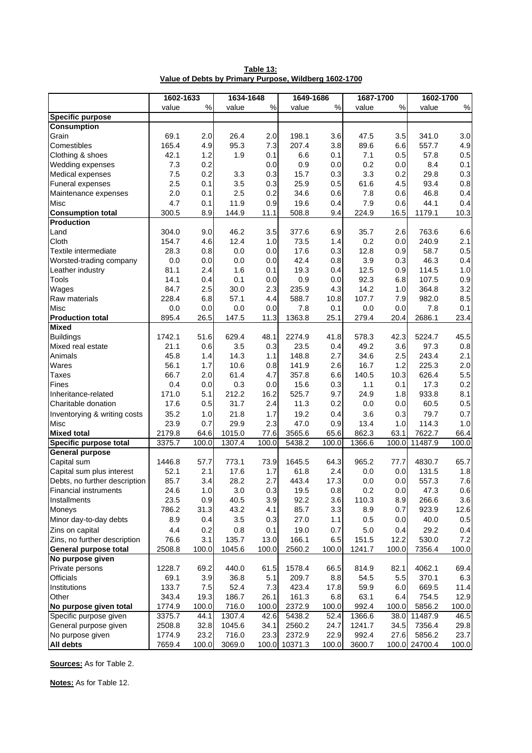**Table 13:**
**Value of Debts by Primary Purpose, Wildberg 1602-1700**

| | 1602-1633 | | 1634-1648 | | 1649-1686 | | 1687-1700 | | 1602-1700 | |
|---|---|---|---|---|---|---|---|---|---|---|
| | value | % | value | % | value | % | value | % | value | % |
| **Specific purpose** | | | | | | | | | | |
| **Consumption** | | | | | | | | | | |
| Grain | 69.1 | 2.0 | 26.4 | 2.0 | 198.1 | 3.6 | 47.5 | 3.5 | 341.0 | 3.0 |
| Comestibles | 165.4 | 4.9 | 95.3 | 7.3 | 207.4 | 3.8 | 89.6 | 6.6 | 557.7 | 4.9 |
| Clothing & shoes | 42.1 | 1.2 | 1.9 | 0.1 | 6.6 | 0.1 | 7.1 | 0.5 | 57.8 | 0.5 |
| Wedding expenses | 7.3 | 0.2 | | 0.0 | 0.9 | 0.0 | 0.2 | 0.0 | 8.4 | 0.1 |
| Medical expenses | 7.5 | 0.2 | 3.3 | 0.3 | 15.7 | 0.3 | 3.3 | 0.2 | 29.8 | 0.3 |
| Funeral expenses | 2.5 | 0.1 | 3.5 | 0.3 | 25.9 | 0.5 | 61.6 | 4.5 | 93.4 | 0.8 |
| Maintenance expenses | 2.0 | 0.1 | 2.5 | 0.2 | 34.6 | 0.6 | 7.8 | 0.6 | 46.8 | 0.4 |
| Misc | 4.7 | 0.1 | 11.9 | 0.9 | 19.6 | 0.4 | 7.9 | 0.6 | 44.1 | 0.4 |
| **Consumption total** | 300.5 | 8.9 | 144.9 | 11.1 | 508.8 | 9.4 | 224.9 | 16.5 | 1179.1 | 10.3 |
| **Production** | | | | | | | | | | |
| Land | 304.0 | 9.0 | 46.2 | 3.5 | 377.6 | 6.9 | 35.7 | 2.6 | 763.6 | 6.6 |
| Cloth | 154.7 | 4.6 | 12.4 | 1.0 | 73.5 | 1.4 | 0.2 | 0.0 | 240.9 | 2.1 |
| Textile intermediate | 28.3 | 0.8 | 0.0 | 0.0 | 17.6 | 0.3 | 12.8 | 0.9 | 58.7 | 0.5 |
| Worsted-trading company | 0.0 | 0.0 | 0.0 | 0.0 | 42.4 | 0.8 | 3.9 | 0.3 | 46.3 | 0.4 |
| Leather industry | 81.1 | 2.4 | 1.6 | 0.1 | 19.3 | 0.4 | 12.5 | 0.9 | 114.5 | 1.0 |
| Tools | 14.1 | 0.4 | 0.1 | 0.0 | 0.9 | 0.0 | 92.3 | 6.8 | 107.5 | 0.9 |
| Wages | 84.7 | 2.5 | 30.0 | 2.3 | 235.9 | 4.3 | 14.2 | 1.0 | 364.8 | 3.2 |
| Raw materials | 228.4 | 6.8 | 57.1 | 4.4 | 588.7 | 10.8 | 107.7 | 7.9 | 982.0 | 8.5 |
| Misc | 0.0 | 0.0 | 0.0 | 0.0 | 7.8 | 0.1 | 0.0 | 0.0 | 7.8 | 0.1 |
| **Production total** | 895.4 | 26.5 | 147.5 | 11.3 | 1363.8 | 25.1 | 279.4 | 20.4 | 2686.1 | 23.4 |
| **Mixed** | | | | | | | | | | |
| Buildings | 1742.1 | 51.6 | 629.4 | 48.1 | 2274.9 | 41.8 | 578.3 | 42.3 | 5224.7 | 45.5 |
| Mixed real estate | 21.1 | 0.6 | 3.5 | 0.3 | 23.5 | 0.4 | 49.2 | 3.6 | 97.3 | 0.8 |
| Animals | 45.8 | 1.4 | 14.3 | 1.1 | 148.8 | 2.7 | 34.6 | 2.5 | 243.4 | 2.1 |
| Wares | 56.1 | 1.7 | 10.6 | 0.8 | 141.9 | 2.6 | 16.7 | 1.2 | 225.3 | 2.0 |
| Taxes | 66.7 | 2.0 | 61.4 | 4.7 | 357.8 | 6.6 | 140.5 | 10.3 | 626.4 | 5.5 |
| Fines | 0.4 | 0.0 | 0.3 | 0.0 | 15.6 | 0.3 | 1.1 | 0.1 | 17.3 | 0.2 |
| Inheritance-related | 171.0 | 5.1 | 212.2 | 16.2 | 525.7 | 9.7 | 24.9 | 1.8 | 933.8 | 8.1 |
| Charitable donation | 17.6 | 0.5 | 31.7 | 2.4 | 11.3 | 0.2 | 0.0 | 0.0 | 60.5 | 0.5 |
| Inventorying & writing costs | 35.2 | 1.0 | 21.8 | 1.7 | 19.2 | 0.4 | 3.6 | 0.3 | 79.7 | 0.7 |
| Misc | 23.9 | 0.7 | 29.9 | 2.3 | 47.0 | 0.9 | 13.4 | 1.0 | 114.3 | 1.0 |
| **Mixed total** | 2179.8 | 64.6 | 1015.0 | 77.6 | 3565.6 | 65.6 | 862.3 | 63.1 | 7622.7 | 66.4 |
| **Specific purpose total** | 3375.7 | 100.0 | 1307.4 | 100.0 | 5438.2 | 100.0 | 1366.6 | 100.0 | 11487.9 | 100.0 |
| **General purpose** | | | | | | | | | | |
| Capital sum | 1446.8 | 57.7 | 773.1 | 73.9 | 1645.5 | 64.3 | 965.2 | 77.7 | 4830.7 | 65.7 |
| Capital sum plus interest | 52.1 | 2.1 | 17.6 | 1.7 | 61.8 | 2.4 | 0.0 | 0.0 | 131.5 | 1.8 |
| Debts, no further description | 85.7 | 3.4 | 28.2 | 2.7 | 443.4 | 17.3 | 0.0 | 0.0 | 557.3 | 7.6 |
| Financial instruments | 24.6 | 1.0 | 3.0 | 0.3 | 19.5 | 0.8 | 0.2 | 0.0 | 47.3 | 0.6 |
| Installments | 23.5 | 0.9 | 40.5 | 3.9 | 92.2 | 3.6 | 110.3 | 8.9 | 266.6 | 3.6 |
| Moneys | 786.2 | 31.3 | 43.2 | 4.1 | 85.7 | 3.3 | 8.9 | 0.7 | 923.9 | 12.6 |
| Minor day-to-day debts | 8.9 | 0.4 | 3.5 | 0.3 | 27.0 | 1.1 | 0.5 | 0.0 | 40.0 | 0.5 |
| Zins on capital | 4.4 | 0.2 | 0.8 | 0.1 | 19.0 | 0.7 | 5.0 | 0.4 | 29.2 | 0.4 |
| Zins, no further description | 76.6 | 3.1 | 135.7 | 13.0 | 166.1 | 6.5 | 151.5 | 12.2 | 530.0 | 7.2 |
| **General purpose total** | 2508.8 | 100.0 | 1045.6 | 100.0 | 2560.2 | 100.0 | 1241.7 | 100.0 | 7356.4 | 100.0 |
| **No purpose given** | | | | | | | | | | |
| Private persons | 1228.7 | 69.2 | 440.0 | 61.5 | 1578.4 | 66.5 | 814.9 | 82.1 | 4062.1 | 69.4 |
| Officials | 69.1 | 3.9 | 36.8 | 5.1 | 209.7 | 8.8 | 54.5 | 5.5 | 370.1 | 6.3 |
| Institutions | 133.7 | 7.5 | 52.4 | 7.3 | 423.4 | 17.8 | 59.9 | 6.0 | 669.5 | 11.4 |
| Other | 343.4 | 19.3 | 186.7 | 26.1 | 161.3 | 6.8 | 63.1 | 6.4 | 754.5 | 12.9 |
| **No purpose given total** | 1774.9 | 100.0 | 716.0 | 100.0 | 2372.9 | 100.0 | 992.4 | 100.0 | 5856.2 | 100.0 |
| Specific purpose given | 3375.7 | 44.1 | 1307.4 | 42.6 | 5438.2 | 52.4 | 1366.6 | 38.0 | 11487.9 | 46.5 |
| General purpose given | 2508.8 | 32.8 | 1045.6 | 34.1 | 2560.2 | 24.7 | 1241.7 | 34.5 | 7356.4 | 29.8 |
| No purpose given | 1774.9 | 23.2 | 716.0 | 23.3 | 2372.9 | 22.9 | 992.4 | 27.6 | 5856.2 | 23.7 |
| **All debts** | 7659.4 | 100.0 | 3069.0 | 100.0 | 10371.3 | 100.0 | 3600.7 | 100.0 | 24700.4 | 100.0 |

**Sources:** As for Table 2.

**Notes:** As for Table 12.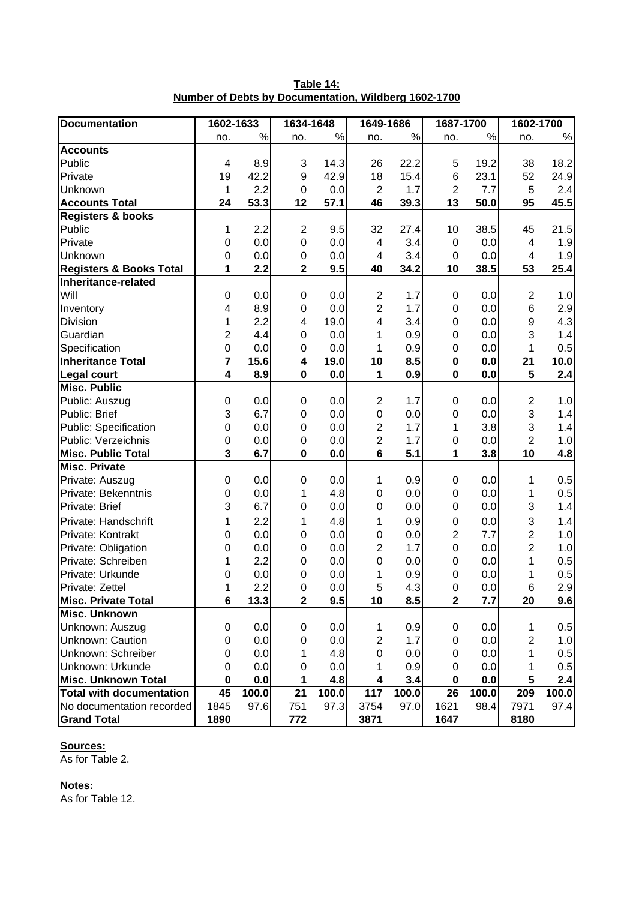**Table 14:**
**Number of Debts by Documentation, Wildberg 1602-1700**

| Documentation | 1602-1633 | | 1634-1648 | | 1649-1686 | | 1687-1700 | | 1602-1700 | |
|---|---|---|---|---|---|---|---|---|---|---|
| | no. | % | no. | % | no. | % | no. | % | no. | % |
| **Accounts** | | | | | | | | | | |
| Public | 4 | 8.9 | 3 | 14.3 | 26 | 22.2 | 5 | 19.2 | 38 | 18.2 |
| Private | 19 | 42.2 | 9 | 42.9 | 18 | 15.4 | 6 | 23.1 | 52 | 24.9 |
| Unknown | 1 | 2.2 | 0 | 0.0 | 2 | 1.7 | 2 | 7.7 | 5 | 2.4 |
| **Accounts Total** | **24** | **53.3** | **12** | **57.1** | **46** | **39.3** | **13** | **50.0** | **95** | **45.5** |
| **Registers & books** | | | | | | | | | | |
| Public | 1 | 2.2 | 2 | 9.5 | 32 | 27.4 | 10 | 38.5 | 45 | 21.5 |
| Private | 0 | 0.0 | 0 | 0.0 | 4 | 3.4 | 0 | 0.0 | 4 | 1.9 |
| Unknown | 0 | 0.0 | 0 | 0.0 | 4 | 3.4 | 0 | 0.0 | 4 | 1.9 |
| **Registers & Books Total** | **1** | **2.2** | **2** | **9.5** | **40** | **34.2** | **10** | **38.5** | **53** | **25.4** |
| **Inheritance-related** | | | | | | | | | | |
| Will | 0 | 0.0 | 0 | 0.0 | 2 | 1.7 | 0 | 0.0 | 2 | 1.0 |
| Inventory | 4 | 8.9 | 0 | 0.0 | 2 | 1.7 | 0 | 0.0 | 6 | 2.9 |
| Division | 1 | 2.2 | 4 | 19.0 | 4 | 3.4 | 0 | 0.0 | 9 | 4.3 |
| Guardian | 2 | 4.4 | 0 | 0.0 | 1 | 0.9 | 0 | 0.0 | 3 | 1.4 |
| Specification | 0 | 0.0 | 0 | 0.0 | 1 | 0.9 | 0 | 0.0 | 1 | 0.5 |
| **Inheritance Total** | **7** | **15.6** | **4** | **19.0** | **10** | **8.5** | **0** | **0.0** | **21** | **10.0** |
| **Legal court** | **4** | **8.9** | **0** | **0.0** | **1** | **0.9** | **0** | **0.0** | **5** | **2.4** |
| **Misc. Public** | | | | | | | | | | |
| Public: Auszug | 0 | 0.0 | 0 | 0.0 | 2 | 1.7 | 0 | 0.0 | 2 | 1.0 |
| Public: Brief | 3 | 6.7 | 0 | 0.0 | 0 | 0.0 | 0 | 0.0 | 3 | 1.4 |
| Public: Specification | 0 | 0.0 | 0 | 0.0 | 2 | 1.7 | 1 | 3.8 | 3 | 1.4 |
| Public: Verzeichnis | 0 | 0.0 | 0 | 0.0 | 2 | 1.7 | 0 | 0.0 | 2 | 1.0 |
| **Misc. Public Total** | **3** | **6.7** | **0** | **0.0** | **6** | **5.1** | **1** | **3.8** | **10** | **4.8** |
| **Misc. Private** | | | | | | | | | | |
| Private: Auszug | 0 | 0.0 | 0 | 0.0 | 1 | 0.9 | 0 | 0.0 | 1 | 0.5 |
| Private: Bekenntnis | 0 | 0.0 | 1 | 4.8 | 0 | 0.0 | 0 | 0.0 | 1 | 0.5 |
| Private: Brief | 3 | 6.7 | 0 | 0.0 | 0 | 0.0 | 0 | 0.0 | 3 | 1.4 |
| Private: Handschrift | 1 | 2.2 | 1 | 4.8 | 1 | 0.9 | 0 | 0.0 | 3 | 1.4 |
| Private: Kontrakt | 0 | 0.0 | 0 | 0.0 | 0 | 0.0 | 2 | 7.7 | 2 | 1.0 |
| Private: Obligation | 0 | 0.0 | 0 | 0.0 | 2 | 1.7 | 0 | 0.0 | 2 | 1.0 |
| Private: Schreiben | 1 | 2.2 | 0 | 0.0 | 0 | 0.0 | 0 | 0.0 | 1 | 0.5 |
| Private: Urkunde | 0 | 0.0 | 0 | 0.0 | 1 | 0.9 | 0 | 0.0 | 1 | 0.5 |
| Private: Zettel | 1 | 2.2 | 0 | 0.0 | 5 | 4.3 | 0 | 0.0 | 6 | 2.9 |
| **Misc. Private Total** | **6** | **13.3** | **2** | **9.5** | **10** | **8.5** | **2** | **7.7** | **20** | **9.6** |
| **Misc. Unknown** | | | | | | | | | | |
| Unknown: Auszug | 0 | 0.0 | 0 | 0.0 | 1 | 0.9 | 0 | 0.0 | 1 | 0.5 |
| Unknown: Caution | 0 | 0.0 | 0 | 0.0 | 2 | 1.7 | 0 | 0.0 | 2 | 1.0 |
| Unknown: Schreiber | 0 | 0.0 | 1 | 4.8 | 0 | 0.0 | 0 | 0.0 | 1 | 0.5 |
| Unknown: Urkunde | 0 | 0.0 | 0 | 0.0 | 1 | 0.9 | 0 | 0.0 | 1 | 0.5 |
| **Misc. Unknown Total** | **0** | **0.0** | **1** | **4.8** | **4** | **3.4** | **0** | **0.0** | **5** | **2.4** |
| **Total with documentation** | **45** | **100.0** | **21** | **100.0** | **117** | **100.0** | **26** | **100.0** | **209** | **100.0** |
| No documentation recorded | 1845 | 97.6 | 751 | 97.3 | 3754 | 97.0 | 1621 | 98.4 | 7971 | 97.4 |
| **Grand Total** | **1890** | | **772** | | **3871** | | **1647** | | **8180** | |

**Sources:**
As for Table 2.

**Notes:**
As for Table 12.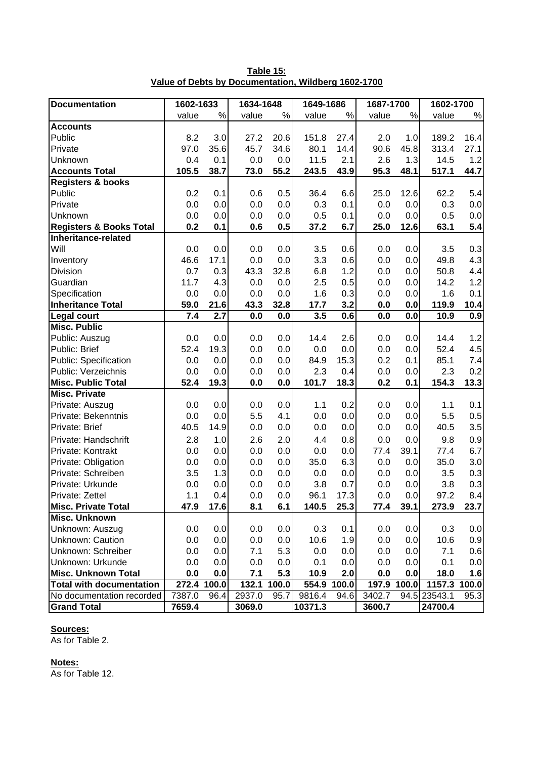**Table 15:**
**Value of Debts by Documentation, Wildberg 1602-1700**

| Documentation | 1602-1633 | | 1634-1648 | | 1649-1686 | | 1687-1700 | | 1602-1700 | |
|---|---|---|---|---|---|---|---|---|---|---|
| | value | % | value | % | value | % | value | % | value | % |
| **Accounts** | | | | | | | | | | |
| Public | 8.2 | 3.0 | 27.2 | 20.6 | 151.8 | 27.4 | 2.0 | 1.0 | 189.2 | 16.4 |
| Private | 97.0 | 35.6 | 45.7 | 34.6 | 80.1 | 14.4 | 90.6 | 45.8 | 313.4 | 27.1 |
| Unknown | 0.4 | 0.1 | 0.0 | 0.0 | 11.5 | 2.1 | 2.6 | 1.3 | 14.5 | 1.2 |
| **Accounts Total** | **105.5** | **38.7** | **73.0** | **55.2** | **243.5** | **43.9** | **95.3** | **48.1** | **517.1** | **44.7** |
| **Registers & books** | | | | | | | | | | |
| Public | 0.2 | 0.1 | 0.6 | 0.5 | 36.4 | 6.6 | 25.0 | 12.6 | 62.2 | 5.4 |
| Private | 0.0 | 0.0 | 0.0 | 0.0 | 0.3 | 0.1 | 0.0 | 0.0 | 0.3 | 0.0 |
| Unknown | 0.0 | 0.0 | 0.0 | 0.0 | 0.5 | 0.1 | 0.0 | 0.0 | 0.5 | 0.0 |
| **Registers & Books Total** | **0.2** | **0.1** | **0.6** | **0.5** | **37.2** | **6.7** | **25.0** | **12.6** | **63.1** | **5.4** |
| **Inheritance-related** | | | | | | | | | | |
| Will | 0.0 | 0.0 | 0.0 | 0.0 | 3.5 | 0.6 | 0.0 | 0.0 | 3.5 | 0.3 |
| Inventory | 46.6 | 17.1 | 0.0 | 0.0 | 3.3 | 0.6 | 0.0 | 0.0 | 49.8 | 4.3 |
| Division | 0.7 | 0.3 | 43.3 | 32.8 | 6.8 | 1.2 | 0.0 | 0.0 | 50.8 | 4.4 |
| Guardian | 11.7 | 4.3 | 0.0 | 0.0 | 2.5 | 0.5 | 0.0 | 0.0 | 14.2 | 1.2 |
| Specification | 0.0 | 0.0 | 0.0 | 0.0 | 1.6 | 0.3 | 0.0 | 0.0 | 1.6 | 0.1 |
| **Inheritance Total** | **59.0** | **21.6** | **43.3** | **32.8** | **17.7** | **3.2** | **0.0** | **0.0** | **119.9** | **10.4** |
| **Legal court** | **7.4** | **2.7** | **0.0** | **0.0** | **3.5** | **0.6** | **0.0** | **0.0** | **10.9** | **0.9** |
| **Misc. Public** | | | | | | | | | | |
| Public: Auszug | 0.0 | 0.0 | 0.0 | 0.0 | 14.4 | 2.6 | 0.0 | 0.0 | 14.4 | 1.2 |
| Public: Brief | 52.4 | 19.3 | 0.0 | 0.0 | 0.0 | 0.0 | 0.0 | 0.0 | 52.4 | 4.5 |
| Public: Specification | 0.0 | 0.0 | 0.0 | 0.0 | 84.9 | 15.3 | 0.2 | 0.1 | 85.1 | 7.4 |
| Public: Verzeichnis | 0.0 | 0.0 | 0.0 | 0.0 | 2.3 | 0.4 | 0.0 | 0.0 | 2.3 | 0.2 |
| **Misc. Public Total** | **52.4** | **19.3** | **0.0** | **0.0** | **101.7** | **18.3** | **0.2** | **0.1** | **154.3** | **13.3** |
| **Misc. Private** | | | | | | | | | | |
| Private: Auszug | 0.0 | 0.0 | 0.0 | 0.0 | 1.1 | 0.2 | 0.0 | 0.0 | 1.1 | 0.1 |
| Private: Bekenntnis | 0.0 | 0.0 | 5.5 | 4.1 | 0.0 | 0.0 | 0.0 | 0.0 | 5.5 | 0.5 |
| Private: Brief | 40.5 | 14.9 | 0.0 | 0.0 | 0.0 | 0.0 | 0.0 | 0.0 | 40.5 | 3.5 |
| Private: Handschrift | 2.8 | 1.0 | 2.6 | 2.0 | 4.4 | 0.8 | 0.0 | 0.0 | 9.8 | 0.9 |
| Private: Kontrakt | 0.0 | 0.0 | 0.0 | 0.0 | 0.0 | 0.0 | 77.4 | 39.1 | 77.4 | 6.7 |
| Private: Obligation | 0.0 | 0.0 | 0.0 | 0.0 | 35.0 | 6.3 | 0.0 | 0.0 | 35.0 | 3.0 |
| Private: Schreiben | 3.5 | 1.3 | 0.0 | 0.0 | 0.0 | 0.0 | 0.0 | 0.0 | 3.5 | 0.3 |
| Private: Urkunde | 0.0 | 0.0 | 0.0 | 0.0 | 3.8 | 0.7 | 0.0 | 0.0 | 3.8 | 0.3 |
| Private: Zettel | 1.1 | 0.4 | 0.0 | 0.0 | 96.1 | 17.3 | 0.0 | 0.0 | 97.2 | 8.4 |
| **Misc. Private Total** | **47.9** | **17.6** | **8.1** | **6.1** | **140.5** | **25.3** | **77.4** | **39.1** | **273.9** | **23.7** |
| **Misc. Unknown** | | | | | | | | | | |
| Unknown: Auszug | 0.0 | 0.0 | 0.0 | 0.0 | 0.3 | 0.1 | 0.0 | 0.0 | 0.3 | 0.0 |
| Unknown: Caution | 0.0 | 0.0 | 0.0 | 0.0 | 10.6 | 1.9 | 0.0 | 0.0 | 10.6 | 0.9 |
| Unknown: Schreiber | 0.0 | 0.0 | 7.1 | 5.3 | 0.0 | 0.0 | 0.0 | 0.0 | 7.1 | 0.6 |
| Unknown: Urkunde | 0.0 | 0.0 | 0.0 | 0.0 | 0.1 | 0.0 | 0.0 | 0.0 | 0.1 | 0.0 |
| **Misc. Unknown Total** | **0.0** | **0.0** | **7.1** | **5.3** | **10.9** | **2.0** | **0.0** | **0.0** | **18.0** | **1.6** |
| **Total with documentation** | **272.4** | **100.0** | **132.1** | **100.0** | **554.9** | **100.0** | **197.9** | **100.0** | **1157.3** | **100.0** |
| No documentation recorded | 7387.0 | 96.4 | 2937.0 | 95.7 | 9816.4 | 94.6 | 3402.7 | 94.5 | 23543.1 | 95.3 |
| **Grand Total** | **7659.4** | | **3069.0** | | **10371.3** | | **3600.7** | | **24700.4** | |

**Sources:**
As for Table 2.

**Notes:**
As for Table 12.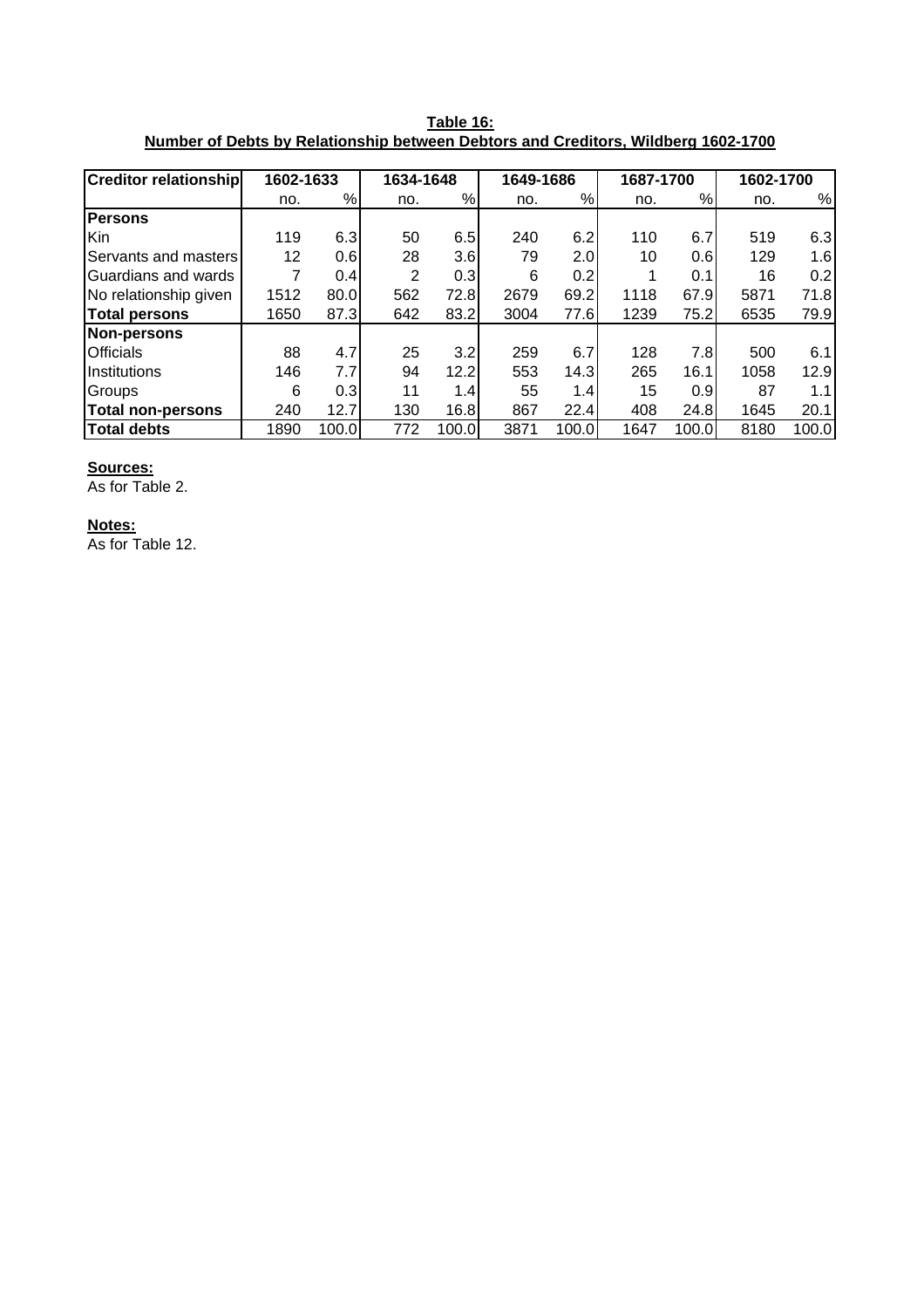**Table 16:**
**Number of Debts by Relationship between Debtors and Creditors, Wildberg 1602-1700**

| Creditor relationship | 1602-1633 | | 1634-1648 | | 1649-1686 | | 1687-1700 | | 1602-1700 | |
|---|---|---|---|---|---|---|---|---|---|---|
| | no. | % | no. | % | no. | % | no. | % | no. | % |
| **Persons** | | | | | | | | | | |
| Kin | 119 | 6.3 | 50 | 6.5 | 240 | 6.2 | 110 | 6.7 | 519 | 6.3 |
| Servants and masters | 12 | 0.6 | 28 | 3.6 | 79 | 2.0 | 10 | 0.6 | 129 | 1.6 |
| Guardians and wards | 7 | 0.4 | 2 | 0.3 | 6 | 0.2 | 1 | 0.1 | 16 | 0.2 |
| No relationship given | 1512 | 80.0 | 562 | 72.8 | 2679 | 69.2 | 1118 | 67.9 | 5871 | 71.8 |
| **Total persons** | 1650 | 87.3 | 642 | 83.2 | 3004 | 77.6 | 1239 | 75.2 | 6535 | 79.9 |
| **Non-persons** | | | | | | | | | | |
| Officials | 88 | 4.7 | 25 | 3.2 | 259 | 6.7 | 128 | 7.8 | 500 | 6.1 |
| Institutions | 146 | 7.7 | 94 | 12.2 | 553 | 14.3 | 265 | 16.1 | 1058 | 12.9 |
| Groups | 6 | 0.3 | 11 | 1.4 | 55 | 1.4 | 15 | 0.9 | 87 | 1.1 |
| **Total non-persons** | 240 | 12.7 | 130 | 16.8 | 867 | 22.4 | 408 | 24.8 | 1645 | 20.1 |
| **Total debts** | 1890 | 100.0 | 772 | 100.0 | 3871 | 100.0 | 1647 | 100.0 | 8180 | 100.0 |

**Sources:**
As for Table 2.

**Notes:**
As for Table 12.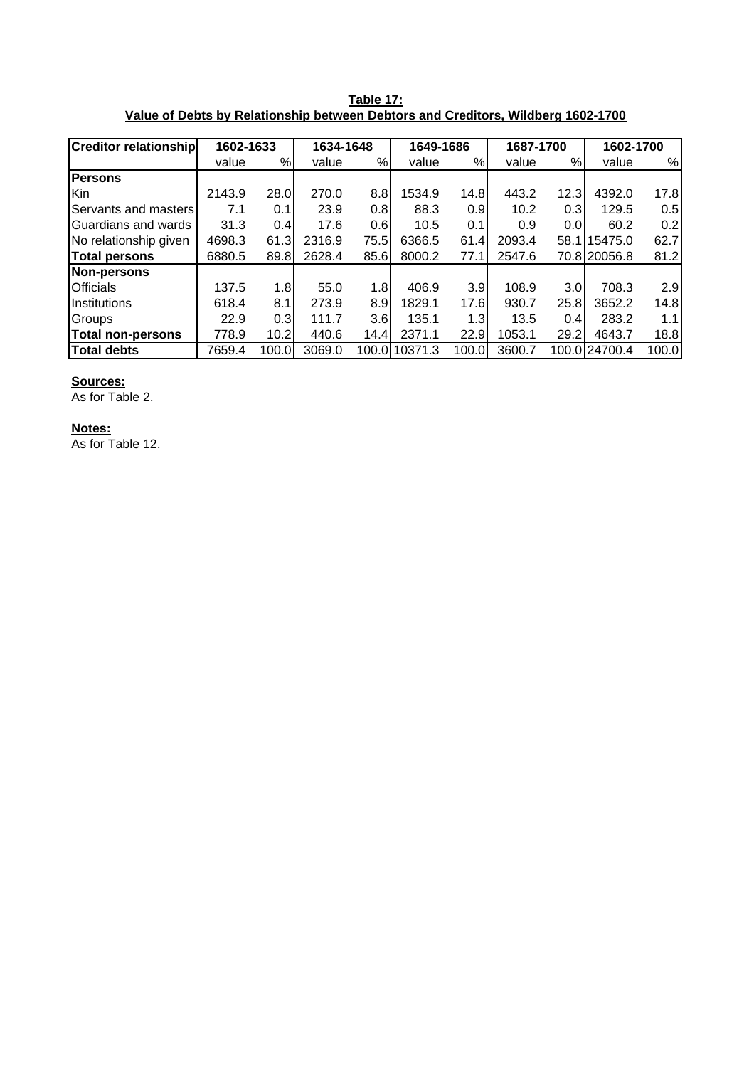**Table 17:**
**Value of Debts by Relationship between Debtors and Creditors, Wildberg 1602-1700**

| Creditor relationship | 1602-1633 | | 1634-1648 | | 1649-1686 | | 1687-1700 | | 1602-1700 | |
|---|---|---|---|---|---|---|---|---|---|---|
| | value | % | value | % | value | % | value | % | value | % |
| **Persons** | | | | | | | | | | |
| Kin | 2143.9 | 28.0 | 270.0 | 8.8 | 1534.9 | 14.8 | 443.2 | 12.3 | 4392.0 | 17.8 |
| Servants and masters | 7.1 | 0.1 | 23.9 | 0.8 | 88.3 | 0.9 | 10.2 | 0.3 | 129.5 | 0.5 |
| Guardians and wards | 31.3 | 0.4 | 17.6 | 0.6 | 10.5 | 0.1 | 0.9 | 0.0 | 60.2 | 0.2 |
| No relationship given | 4698.3 | 61.3 | 2316.9 | 75.5 | 6366.5 | 61.4 | 2093.4 | 58.1 | 15475.0 | 62.7 |
| **Total persons** | 6880.5 | 89.8 | 2628.4 | 85.6 | 8000.2 | 77.1 | 2547.6 | 70.8 | 20056.8 | 81.2 |
| **Non-persons** | | | | | | | | | | |
| Officials | 137.5 | 1.8 | 55.0 | 1.8 | 406.9 | 3.9 | 108.9 | 3.0 | 708.3 | 2.9 |
| Institutions | 618.4 | 8.1 | 273.9 | 8.9 | 1829.1 | 17.6 | 930.7 | 25.8 | 3652.2 | 14.8 |
| Groups | 22.9 | 0.3 | 111.7 | 3.6 | 135.1 | 1.3 | 13.5 | 0.4 | 283.2 | 1.1 |
| **Total non-persons** | 778.9 | 10.2 | 440.6 | 14.4 | 2371.1 | 22.9 | 1053.1 | 29.2 | 4643.7 | 18.8 |
| **Total debts** | 7659.4 | 100.0 | 3069.0 | 100.0 | 10371.3 | 100.0 | 3600.7 | 100.0 | 24700.4 | 100.0 |

**Sources:**
As for Table 2.

**Notes:**
As for Table 12.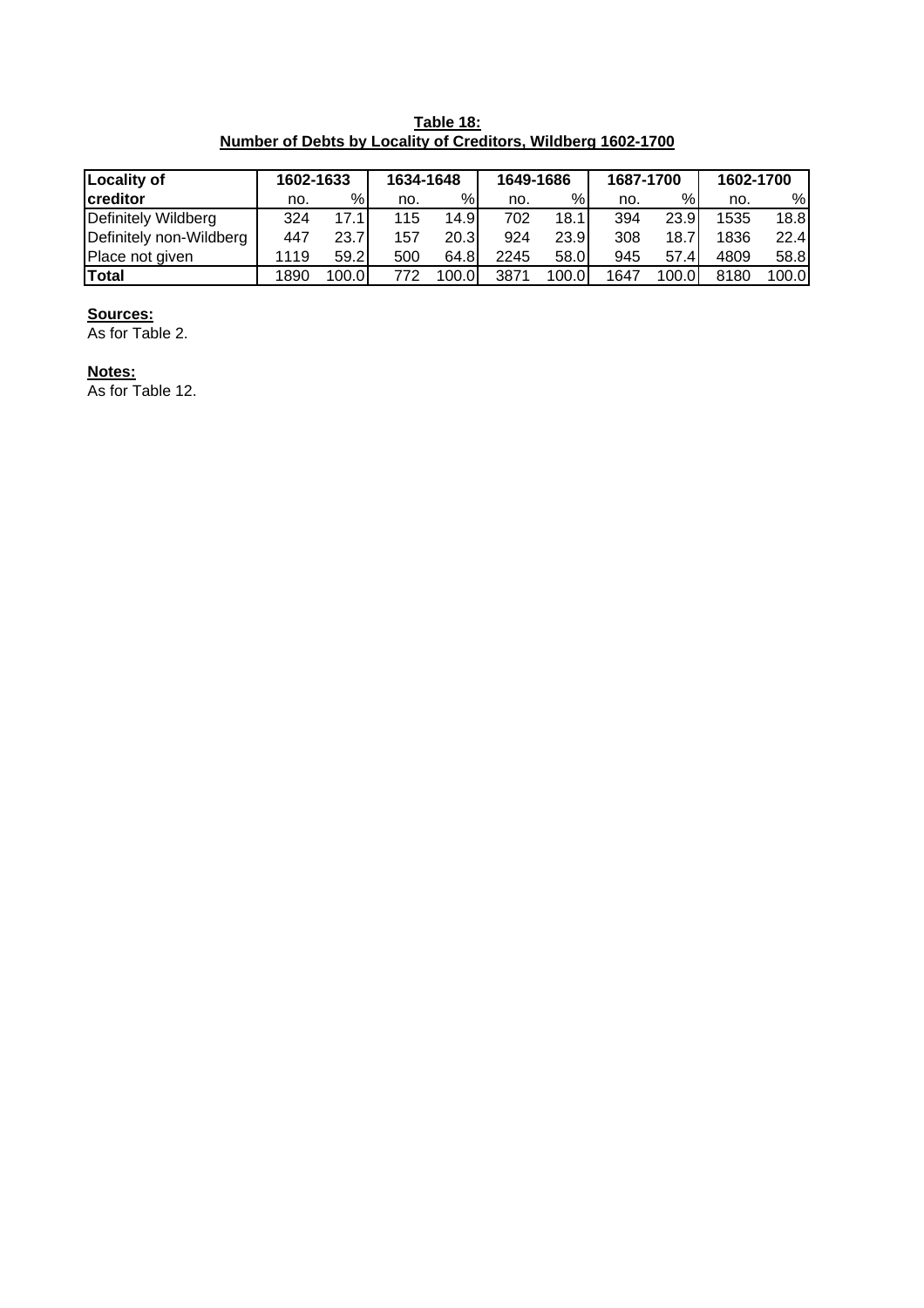**Table 18:**
**Number of Debts by Locality of Creditors, Wildberg 1602-1700**

| Locality of creditor | 1602-1633 | | 1634-1648 | | 1649-1686 | | 1687-1700 | | 1602-1700 | |
|---|---|---|---|---|---|---|---|---|---|---|
| | no. | % | no. | % | no. | % | no. | % | no. | % |
| Definitely Wildberg | 324 | 17.1 | 115 | 14.9 | 702 | 18.1 | 394 | 23.9 | 1535 | 18.8 |
| Definitely non-Wildberg | 447 | 23.7 | 157 | 20.3 | 924 | 23.9 | 308 | 18.7 | 1836 | 22.4 |
| Place not given | 1119 | 59.2 | 500 | 64.8 | 2245 | 58.0 | 945 | 57.4 | 4809 | 58.8 |
| **Total** | 1890 | 100.0 | 772 | 100.0 | 3871 | 100.0 | 1647 | 100.0 | 8180 | 100.0 |

**Sources:**
As for Table 2.

**Notes:**
As for Table 12.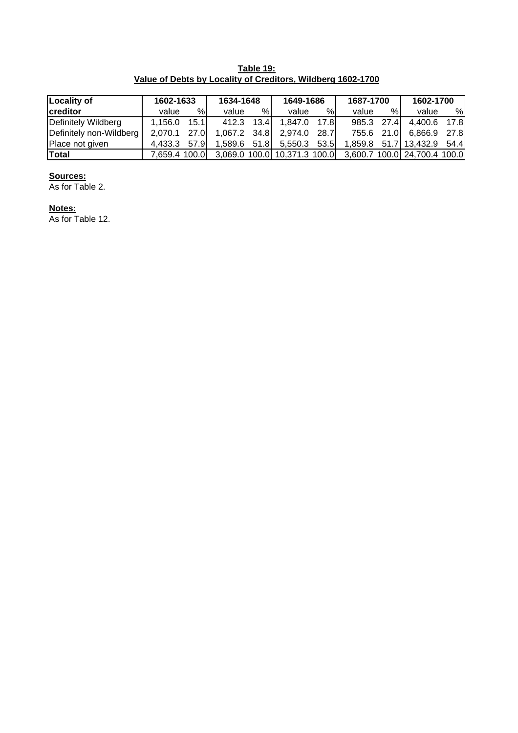**Table 19:**
**Value of Debts by Locality of Creditors, Wildberg 1602-1700**

| Locality of creditor | 1602-1633 | | 1634-1648 | | 1649-1686 | | 1687-1700 | | 1602-1700 | |
|---|---|---|---|---|---|---|---|---|---|---|
| | value | % | value | % | value | % | value | % | value | % |
| Definitely Wildberg | 1,156.0 | 15.1 | 412.3 | 13.4 | 1,847.0 | 17.8 | 985.3 | 27.4 | 4,400.6 | 17.8 |
| Definitely non-Wildberg | 2,070.1 | 27.0 | 1,067.2 | 34.8 | 2,974.0 | 28.7 | 755.6 | 21.0 | 6,866.9 | 27.8 |
| Place not given | 4,433.3 | 57.9 | 1,589.6 | 51.8 | 5,550.3 | 53.5 | 1,859.8 | 51.7 | 13,432.9 | 54.4 |
| **Total** | 7,659.4 | 100.0 | 3,069.0 | 100.0 | 10,371.3 | 100.0 | 3,600.7 | 100.0 | 24,700.4 | 100.0 |

**Sources:**
As for Table 2.

**Notes:**
As for Table 12.